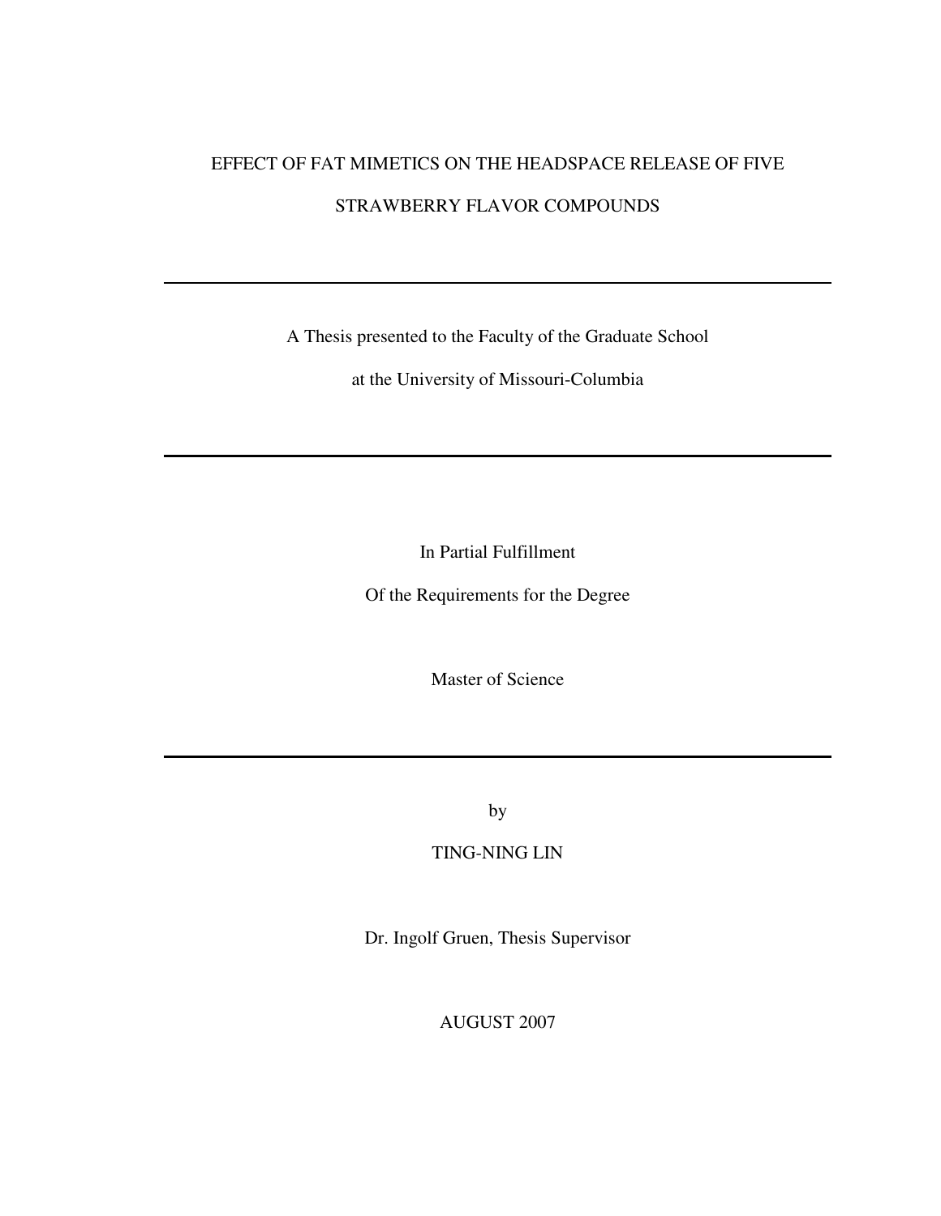# EFFECT OF FAT MIMETICS ON THE HEADSPACE RELEASE OF FIVE STRAWBERRY FLAVOR COMPOUNDS

---

A Thesis presented to the Faculty of the Graduate School

at the University of Missouri-Columbia

---

In Partial Fulfillment

Of the Requirements for the Degree

Master of Science

---

by

TING-NING LIN

Dr. Ingolf Gruen, Thesis Supervisor

AUGUST 2007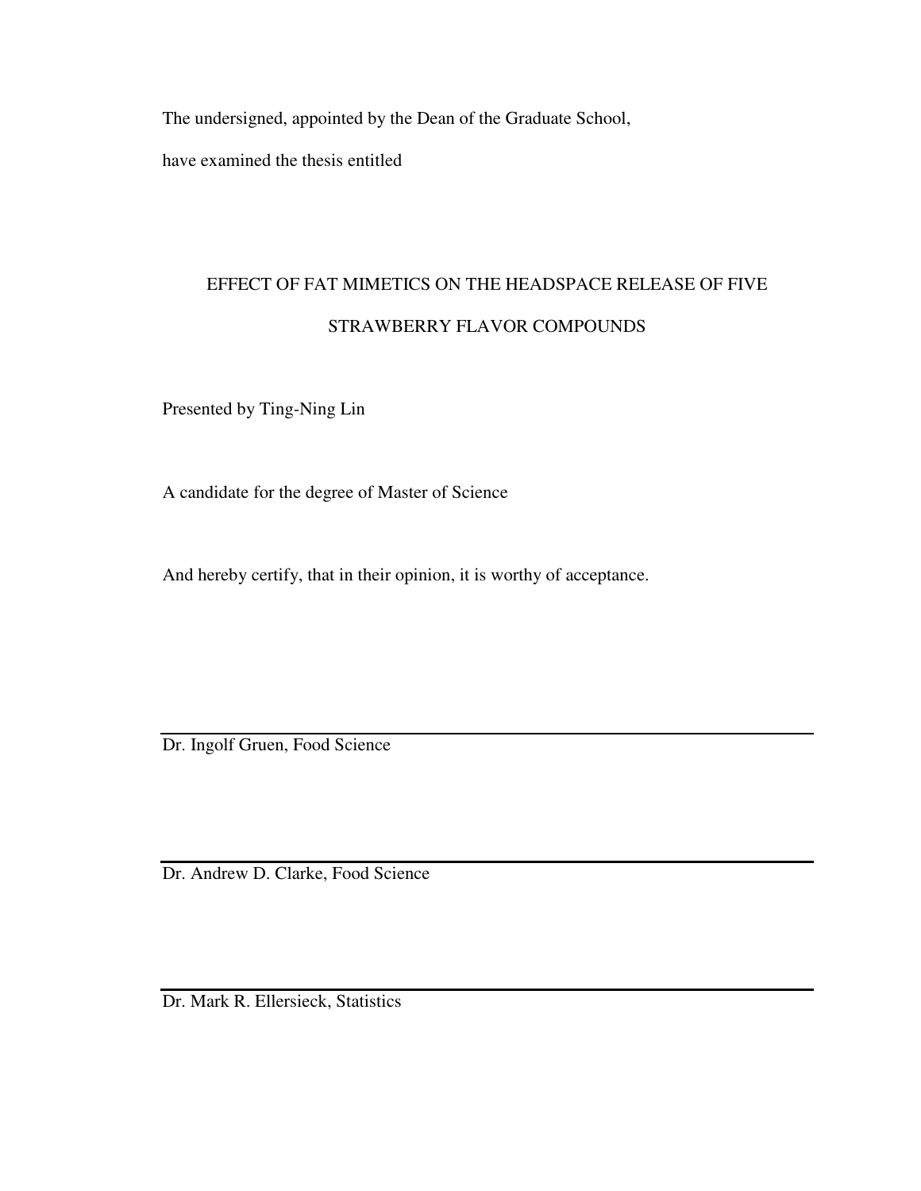The undersigned, appointed by the Dean of the Graduate School,

have examined the thesis entitled

EFFECT OF FAT MIMETICS ON THE HEADSPACE RELEASE OF FIVE STRAWBERRY FLAVOR COMPOUNDS

Presented by Ting-Ning Lin

A candidate for the degree of Master of Science

And hereby certify, that in their opinion, it is worthy of acceptance.

---

Dr. Ingolf Gruen, Food Science

---

Dr. Andrew D. Clarke, Food Science

---

Dr. Mark R. Ellersieck, Statistics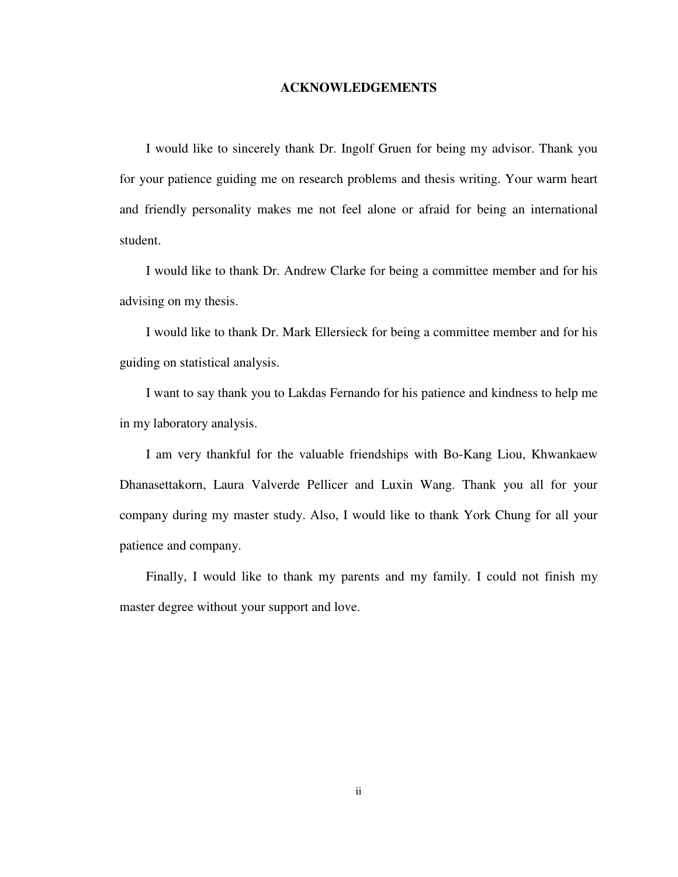# ACKNOWLEDGEMENTS

I would like to sincerely thank Dr. Ingolf Gruen for being my advisor. Thank you for your patience guiding me on research problems and thesis writing. Your warm heart and friendly personality makes me not feel alone or afraid for being an international student.

I would like to thank Dr. Andrew Clarke for being a committee member and for his advising on my thesis.

I would like to thank Dr. Mark Ellersieck for being a committee member and for his guiding on statistical analysis.

I want to say thank you to Lakdas Fernando for his patience and kindness to help me in my laboratory analysis.

I am very thankful for the valuable friendships with Bo-Kang Liou, Khwankaew Dhanasettakorn, Laura Valverde Pellicer and Luxin Wang. Thank you all for your company during my master study. Also, I would like to thank York Chung for all your patience and company.

Finally, I would like to thank my parents and my family. I could not finish my master degree without your support and love.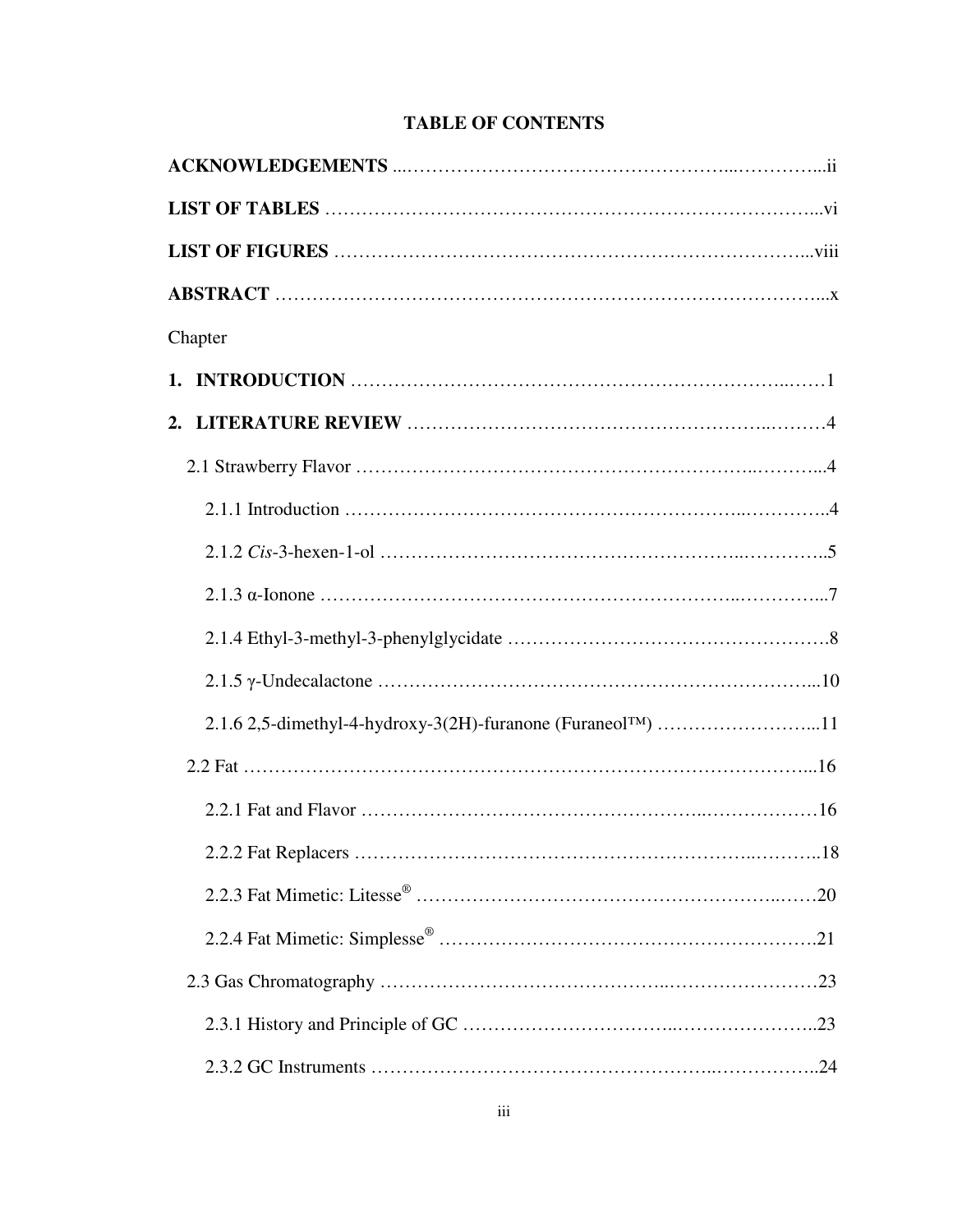# TABLE OF CONTENTS

**ACKNOWLEDGEMENTS** ....................................................................ii

**LIST OF TABLES** ....................................................................vi

**LIST OF FIGURES** ....................................................................viii

**ABSTRACT** ....................................................................x

Chapter

1. **INTRODUCTION** ....................................................................1

2. **LITERATURE REVIEW** ....................................................................4

   2.1 Strawberry Flavor ....................................................................4

      2.1.1 Introduction ....................................................................4

      2.1.2 *Cis*-3-hexen-1-ol ....................................................................5

      2.1.3 α-Ionone ....................................................................7

      2.1.4 Ethyl-3-methyl-3-phenylglycidate ....................................................................8

      2.1.5 γ-Undecalactone ....................................................................10

      2.1.6 2,5-dimethyl-4-hydroxy-3(2H)-furanone (Furaneol™) ....................................................................11

   2.2 Fat ....................................................................16

      2.2.1 Fat and Flavor ....................................................................16

      2.2.2 Fat Replacers ....................................................................18

      2.2.3 Fat Mimetic: Litesse® ....................................................................20

      2.2.4 Fat Mimetic: Simplesse® ....................................................................21

   2.3 Gas Chromatography ....................................................................23

      2.3.1 History and Principle of GC ....................................................................23

      2.3.2 GC Instruments ....................................................................24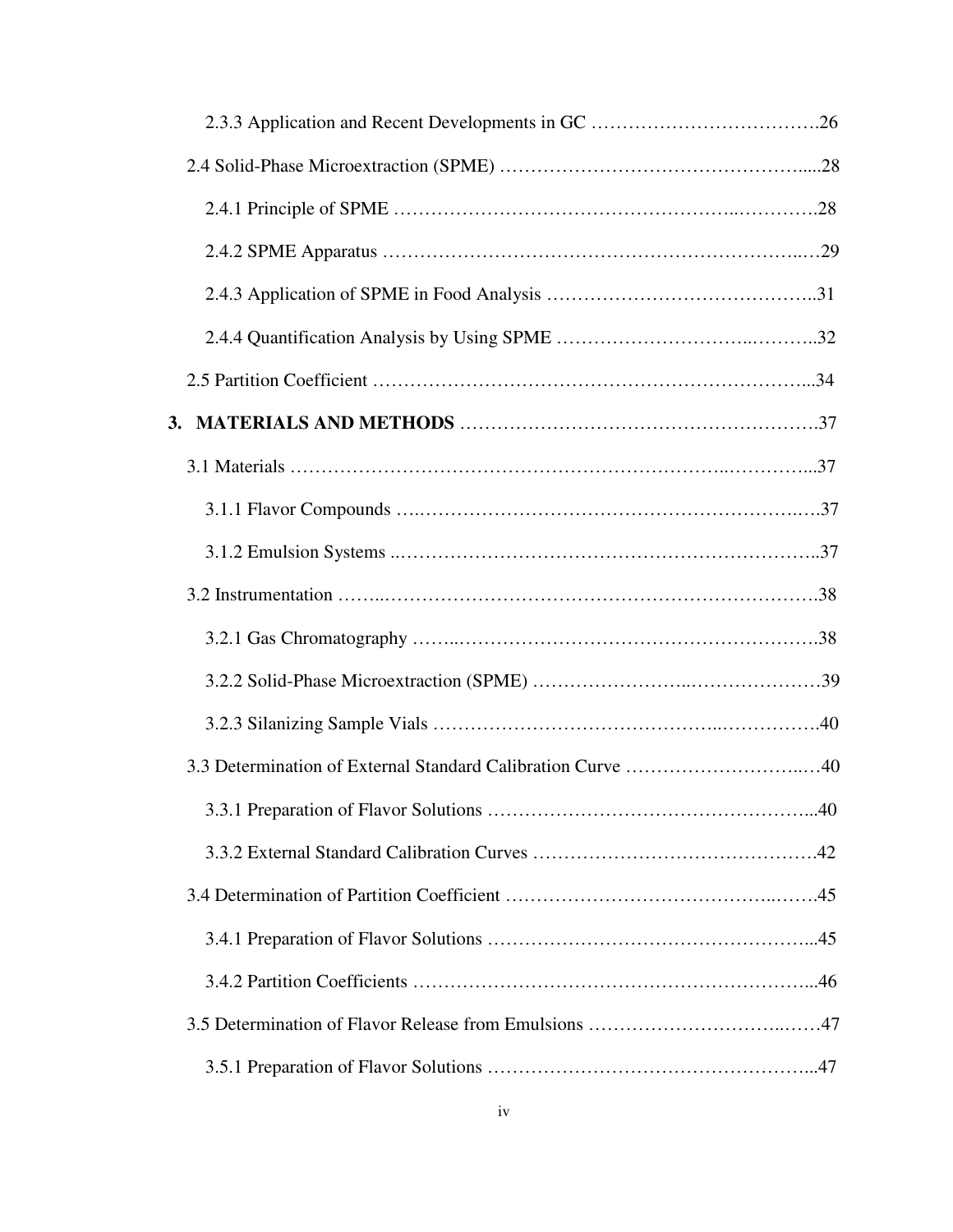2.3.3 Application and Recent Developments in GC ……………………………….26

2.4 Solid-Phase Microextraction (SPME) …………………………………………....28

2.4.1 Principle of SPME ……………………………………………..………….28

2.4.2 SPME Apparatus ………………………………………………………..…29

2.4.3 Application of SPME in Food Analysis …………………………………..31

2.4.4 Quantification Analysis by Using SPME ………………………..………..32

2.5 Partition Coefficient ………………………………………………………...34

**3. MATERIALS AND METHODS** ……………………………………………….37

3.1 Materials ………………………………………………………..…………...37

3.1.1 Flavor Compounds ….…………………………………………………….37

3.1.2 Emulsion Systems ..………………………………………………………..37

3.2 Instrumentation ……..……………………………………………………….38

3.2.1 Gas Chromatography ……..……………………………………………….38

3.2.2 Solid-Phase Microextraction (SPME) ……………………..…………………39

3.2.3 Silanizing Sample Vials ……………………………………..…………….40

3.3 Determination of External Standard Calibration Curve ………………………..…40

3.3.1 Preparation of Flavor Solutions …………………………………………...40

3.3.2 External Standard Calibration Curves …………………………………….42

3.4 Determination of Partition Coefficient ……………………………………..…….45

3.4.1 Preparation of Flavor Solutions …………………………………………...45

3.4.2 Partition Coefficients ……………………………………………………...46

3.5 Determination of Flavor Release from Emulsions ………………………..……47

3.5.1 Preparation of Flavor Solutions …………………………………………...47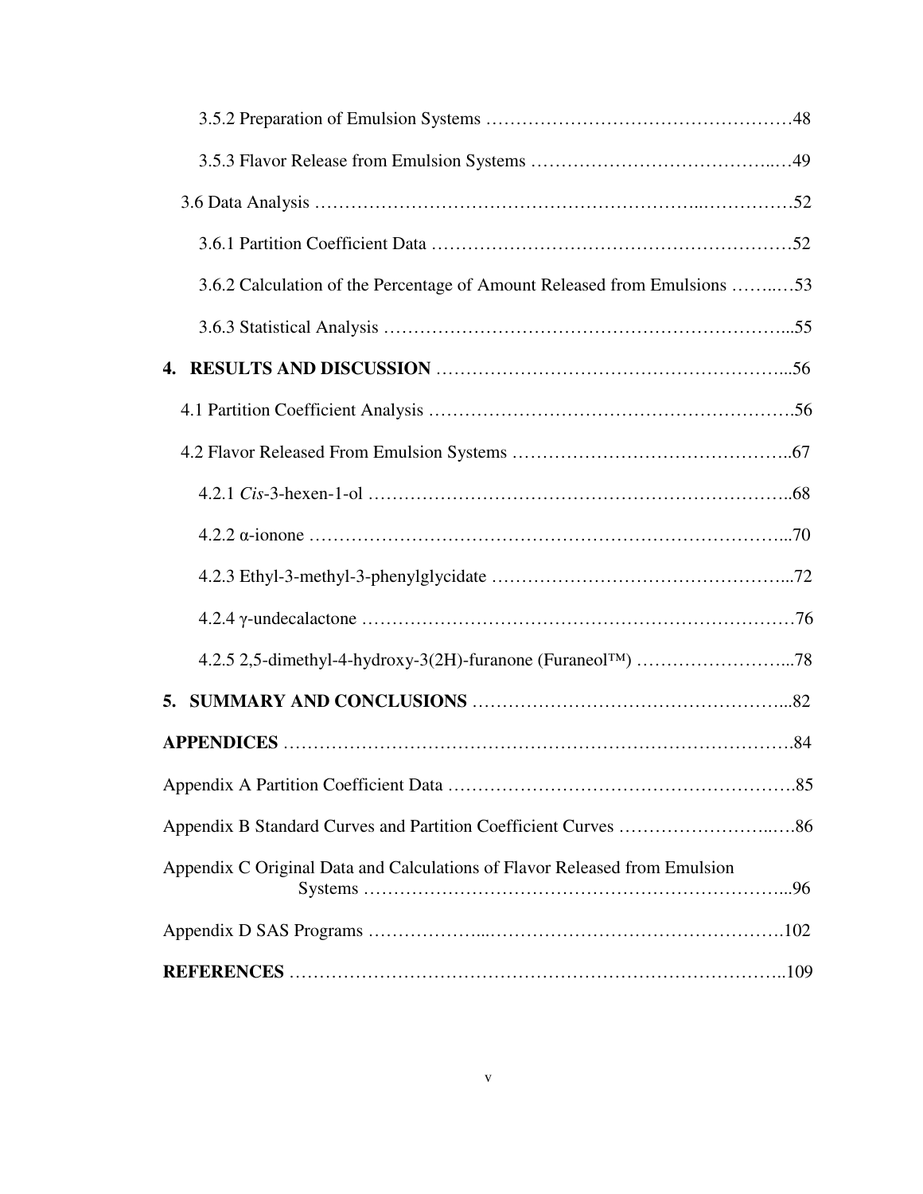3.5.2 Preparation of Emulsion Systems ……………………………………………48

3.5.3 Flavor Release from Emulsion Systems ……………………………………49

3.6 Data Analysis ……………………………………………………………………52

3.6.1 Partition Coefficient Data …………………………………………………52

3.6.2 Calculation of the Percentage of Amount Released from Emulsions ………53

3.6.3 Statistical Analysis …………………………………………………………55

**4. RESULTS AND DISCUSSION** ……………………………………………………56

4.1 Partition Coefficient Analysis ……………………………………………………56

4.2 Flavor Released From Emulsion Systems ………………………………………67

4.2.1 *Cis*-3-hexen-1-ol ……………………………………………………………68

4.2.2 α-ionone ……………………………………………………………………70

4.2.3 Ethyl-3-methyl-3-phenylglycidate …………………………………………72

4.2.4 γ-undecalactone ……………………………………………………………76

4.2.5 2,5-dimethyl-4-hydroxy-3(2H)-furanone (Furaneol™) ……………………78

**5. SUMMARY AND CONCLUSIONS** ………………………………………………82

**APPENDICES** ……………………………………………………………………………84

Appendix A Partition Coefficient Data …………………………………………………85

Appendix B Standard Curves and Partition Coefficient Curves ………………………86

Appendix C Original Data and Calculations of Flavor Released from Emulsion Systems ……………………………………………………………96

Appendix D SAS Programs ……………………………………………………………102

**REFERENCES** …………………………………………………………………………109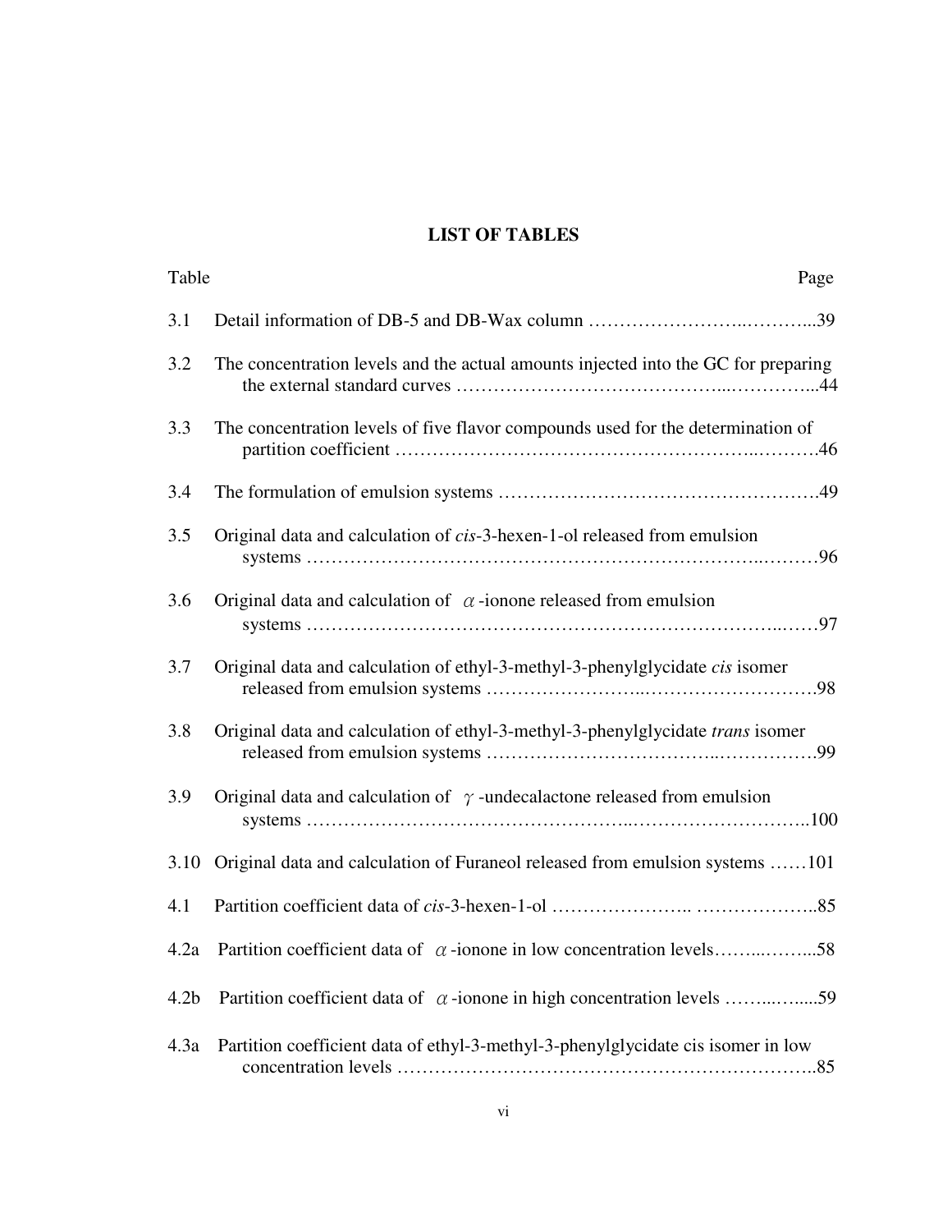## LIST OF TABLES

| Table | | Page |
|---|---|---|
| 3.1 | Detail information of DB-5 and DB-Wax column | 39 |
| 3.2 | The concentration levels and the actual amounts injected into the GC for preparing the external standard curves | 44 |
| 3.3 | The concentration levels of five flavor compounds used for the determination of partition coefficient | 46 |
| 3.4 | The formulation of emulsion systems | 49 |
| 3.5 | Original data and calculation of *cis*-3-hexen-1-ol released from emulsion systems | 96 |
| 3.6 | Original data and calculation of $\alpha$-ionone released from emulsion systems | 97 |
| 3.7 | Original data and calculation of ethyl-3-methyl-3-phenylglycidate *cis* isomer released from emulsion systems | 98 |
| 3.8 | Original data and calculation of ethyl-3-methyl-3-phenylglycidate *trans* isomer released from emulsion systems | 99 |
| 3.9 | Original data and calculation of $\gamma$-undecalactone released from emulsion systems | 100 |
| 3.10 | Original data and calculation of Furaneol released from emulsion systems | 101 |
| 4.1 | Partition coefficient data of *cis*-3-hexen-1-ol | 85 |
| 4.2a | Partition coefficient data of $\alpha$-ionone in low concentration levels | 58 |
| 4.2b | Partition coefficient data of $\alpha$-ionone in high concentration levels | 59 |
| 4.3a | Partition coefficient data of ethyl-3-methyl-3-phenylglycidate cis isomer in low concentration levels | 85 |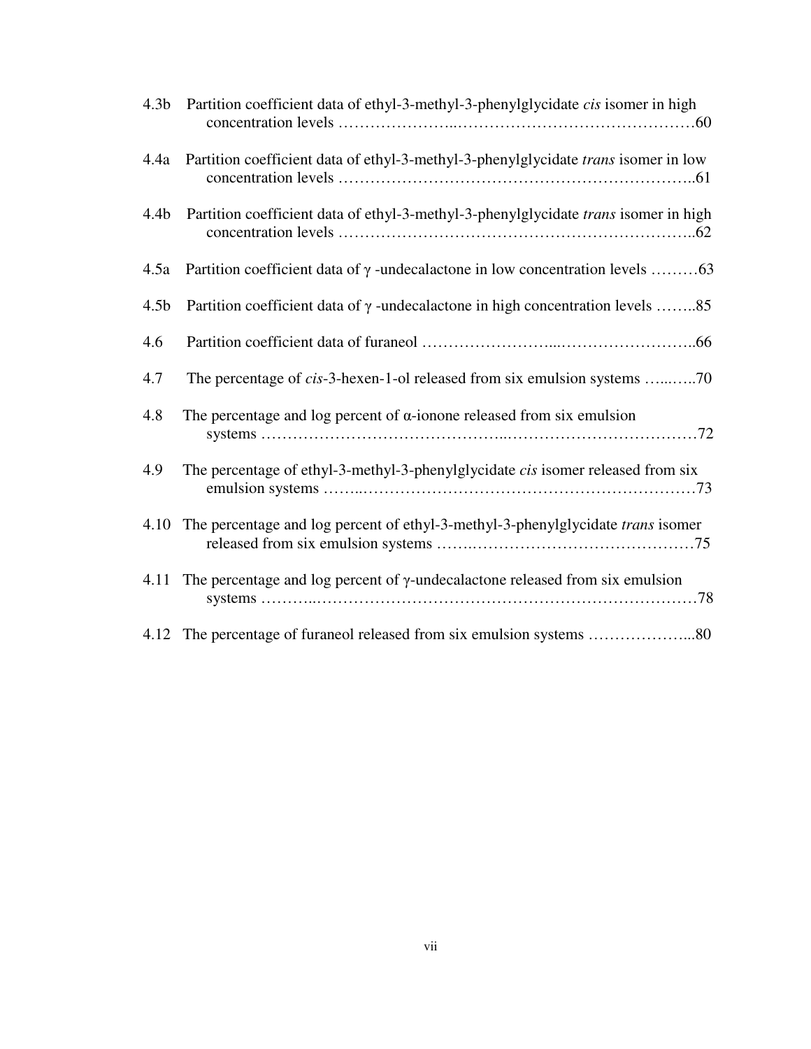4.3b Partition coefficient data of ethyl-3-methyl-3-phenylglycidate *cis* isomer in high concentration levels ……………………..……………………………………………60

4.4a Partition coefficient data of ethyl-3-methyl-3-phenylglycidate *trans* isomer in low concentration levels …………………………………………………………..61

4.4b Partition coefficient data of ethyl-3-methyl-3-phenylglycidate *trans* isomer in high concentration levels …………………………………………………………..62

4.5a Partition coefficient data of γ -undecalactone in low concentration levels ………63

4.5b Partition coefficient data of γ -undecalactone in high concentration levels ……..85

4.6 Partition coefficient data of furaneol …………………….....……………………..66

4.7 The percentage of *cis*-3-hexen-1-ol released from six emulsion systems …...…..70

4.8 The percentage and log percent of α-ionone released from six emulsion systems ……………………………………..………………………………72

4.9 The percentage of ethyl-3-methyl-3-phenylglycidate *cis* isomer released from six emulsion systems ……..………………………………………………………73

4.10 The percentage and log percent of ethyl-3-methyl-3-phenylglycidate *trans* isomer released from six emulsion systems ……..……………………………………75

4.11 The percentage and log percent of γ-undecalactone released from six emulsion systems ………..……………………………………………………………78

4.12 The percentage of furaneol released from six emulsion systems ………………...80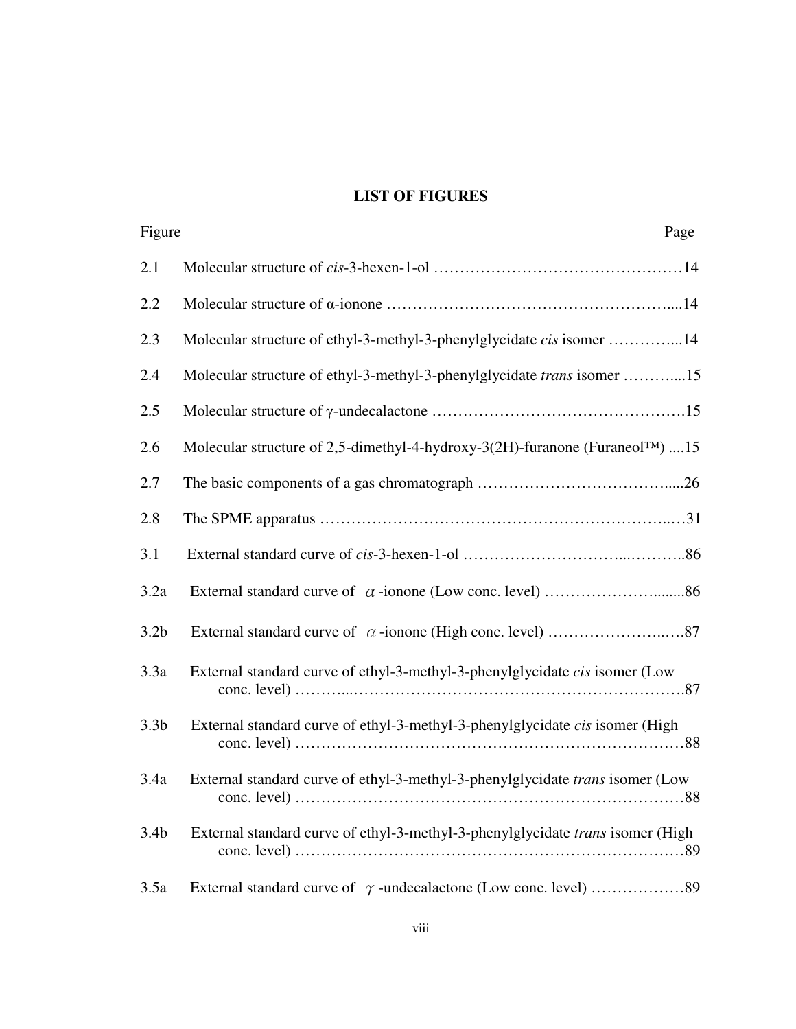## LIST OF FIGURES

| Figure | | Page |
|---|---|---|
| 2.1 | Molecular structure of *cis*-3-hexen-1-ol | 14 |
| 2.2 | Molecular structure of α-ionone | 14 |
| 2.3 | Molecular structure of ethyl-3-methyl-3-phenylglycidate *cis* isomer | 14 |
| 2.4 | Molecular structure of ethyl-3-methyl-3-phenylglycidate *trans* isomer | 15 |
| 2.5 | Molecular structure of γ-undecalactone | 15 |
| 2.6 | Molecular structure of 2,5-dimethyl-4-hydroxy-3(2H)-furanone (Furaneol™) | 15 |
| 2.7 | The basic components of a gas chromatograph | 26 |
| 2.8 | The SPME apparatus | 31 |
| 3.1 | External standard curve of *cis*-3-hexen-1-ol | 86 |
| 3.2a | External standard curve of $\alpha$-ionone (Low conc. level) | 86 |
| 3.2b | External standard curve of $\alpha$-ionone (High conc. level) | 87 |
| 3.3a | External standard curve of ethyl-3-methyl-3-phenylglycidate *cis* isomer (Low conc. level) | 87 |
| 3.3b | External standard curve of ethyl-3-methyl-3-phenylglycidate *cis* isomer (High conc. level) | 88 |
| 3.4a | External standard curve of ethyl-3-methyl-3-phenylglycidate *trans* isomer (Low conc. level) | 88 |
| 3.4b | External standard curve of ethyl-3-methyl-3-phenylglycidate *trans* isomer (High conc. level) | 89 |
| 3.5a | External standard curve of $\gamma$-undecalactone (Low conc. level) | 89 |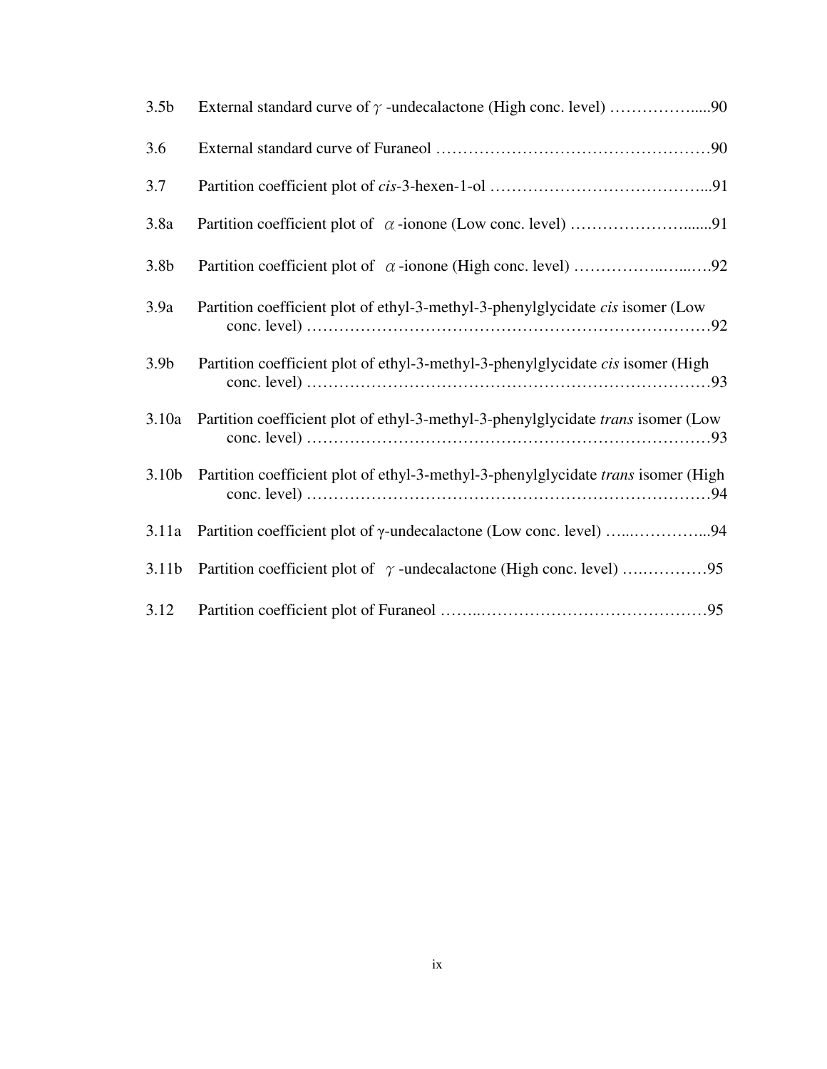3.5b External standard curve of $\gamma$ -undecalactone (High conc. level) …………….....90

3.6 External standard curve of Furaneol ……………………………………………90

3.7 Partition coefficient plot of *cis*-3-hexen-1-ol …………………………………...91

3.8a Partition coefficient plot of $\alpha$ -ionone (Low conc. level) ………………….......91

3.8b Partition coefficient plot of $\alpha$ -ionone (High conc. level) ……………..…...….92

3.9a Partition coefficient plot of ethyl-3-methyl-3-phenylglycidate *cis* isomer (Low conc. level) ……………………………………………………………….92

3.9b Partition coefficient plot of ethyl-3-methyl-3-phenylglycidate *cis* isomer (High conc. level) ……………………………………………………………….93

3.10a Partition coefficient plot of ethyl-3-methyl-3-phenylglycidate *trans* isomer (Low conc. level) ……………………………………………………………….93

3.10b Partition coefficient plot of ethyl-3-methyl-3-phenylglycidate *trans* isomer (High conc. level) ……………………………………………………………….94

3.11a Partition coefficient plot of γ-undecalactone (Low conc. level) …..…………...94

3.11b Partition coefficient plot of $\gamma$ -undecalactone (High conc. level) ….…………95

3.12 Partition coefficient plot of Furaneol ……..……………………………………95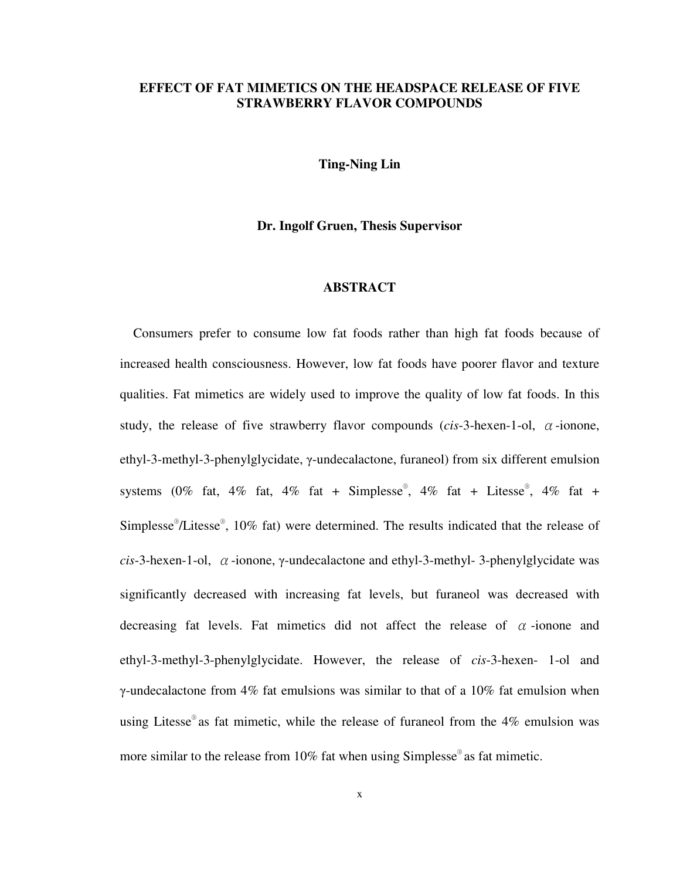**EFFECT OF FAT MIMETICS ON THE HEADSPACE RELEASE OF FIVE STRAWBERRY FLAVOR COMPOUNDS**

**Ting-Ning Lin**

**Dr. Ingolf Gruen, Thesis Supervisor**

## ABSTRACT

Consumers prefer to consume low fat foods rather than high fat foods because of increased health consciousness. However, low fat foods have poorer flavor and texture qualities. Fat mimetics are widely used to improve the quality of low fat foods. In this study, the release of five strawberry flavor compounds (*cis*-3-hexen-1-ol, $\alpha$-ionone, ethyl-3-methyl-3-phenylglycidate, γ-undecalactone, furaneol) from six different emulsion systems (0% fat, 4% fat, 4% fat + Simplesse®, 4% fat + Litesse®, 4% fat + Simplesse®/Litesse®, 10% fat) were determined. The results indicated that the release of *cis*-3-hexen-1-ol, $\alpha$-ionone, γ-undecalactone and ethyl-3-methyl- 3-phenylglycidate was significantly decreased with increasing fat levels, but furaneol was decreased with decreasing fat levels. Fat mimetics did not affect the release of $\alpha$-ionone and ethyl-3-methyl-3-phenylglycidate. However, the release of *cis*-3-hexen- 1-ol and γ-undecalactone from 4% fat emulsions was similar to that of a 10% fat emulsion when using Litesse® as fat mimetic, while the release of furaneol from the 4% emulsion was more similar to the release from 10% fat when using Simplesse® as fat mimetic.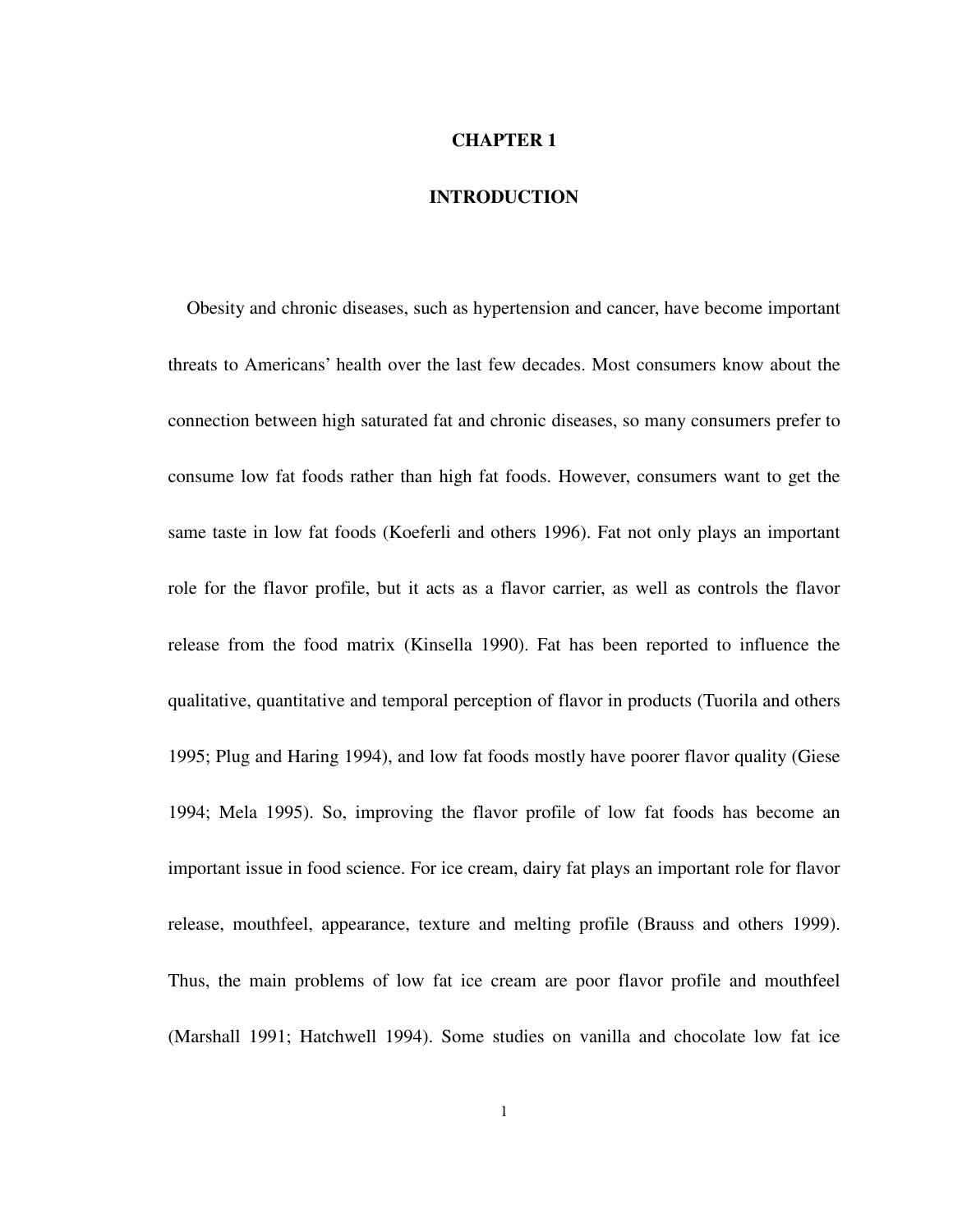# CHAPTER 1

# INTRODUCTION

Obesity and chronic diseases, such as hypertension and cancer, have become important threats to Americans' health over the last few decades. Most consumers know about the connection between high saturated fat and chronic diseases, so many consumers prefer to consume low fat foods rather than high fat foods. However, consumers want to get the same taste in low fat foods (Koeferli and others 1996). Fat not only plays an important role for the flavor profile, but it acts as a flavor carrier, as well as controls the flavor release from the food matrix (Kinsella 1990). Fat has been reported to influence the qualitative, quantitative and temporal perception of flavor in products (Tuorila and others 1995; Plug and Haring 1994), and low fat foods mostly have poorer flavor quality (Giese 1994; Mela 1995). So, improving the flavor profile of low fat foods has become an important issue in food science. For ice cream, dairy fat plays an important role for flavor release, mouthfeel, appearance, texture and melting profile (Brauss and others 1999). Thus, the main problems of low fat ice cream are poor flavor profile and mouthfeel (Marshall 1991; Hatchwell 1994). Some studies on vanilla and chocolate low fat ice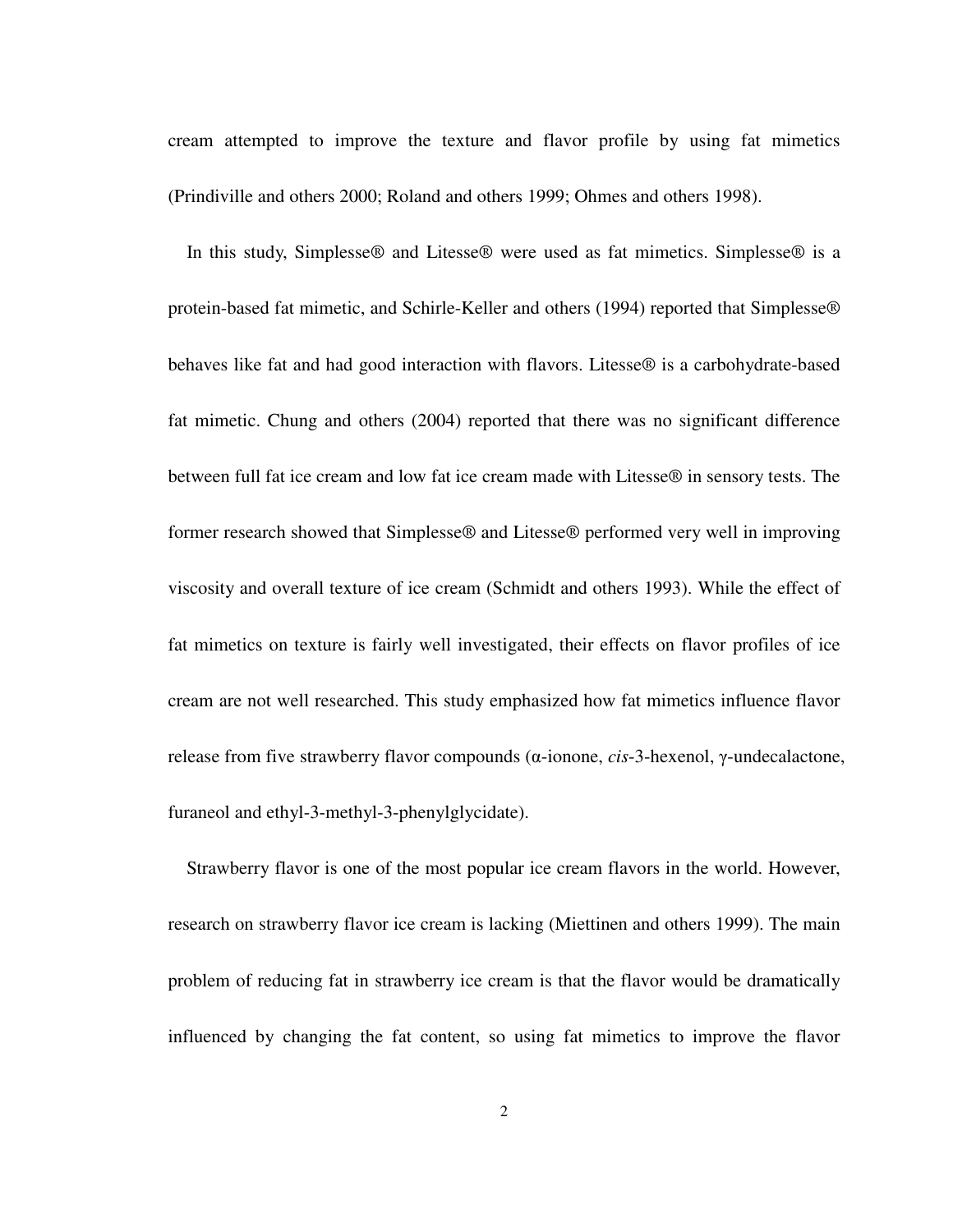cream attempted to improve the texture and flavor profile by using fat mimetics (Prindiville and others 2000; Roland and others 1999; Ohmes and others 1998).

In this study, Simplesse® and Litesse® were used as fat mimetics. Simplesse® is a protein-based fat mimetic, and Schirle-Keller and others (1994) reported that Simplesse® behaves like fat and had good interaction with flavors. Litesse® is a carbohydrate-based fat mimetic. Chung and others (2004) reported that there was no significant difference between full fat ice cream and low fat ice cream made with Litesse® in sensory tests. The former research showed that Simplesse® and Litesse® performed very well in improving viscosity and overall texture of ice cream (Schmidt and others 1993). While the effect of fat mimetics on texture is fairly well investigated, their effects on flavor profiles of ice cream are not well researched. This study emphasized how fat mimetics influence flavor release from five strawberry flavor compounds (α-ionone, *cis*-3-hexenol, γ-undecalactone, furaneol and ethyl-3-methyl-3-phenylglycidate).

Strawberry flavor is one of the most popular ice cream flavors in the world. However, research on strawberry flavor ice cream is lacking (Miettinen and others 1999). The main problem of reducing fat in strawberry ice cream is that the flavor would be dramatically influenced by changing the fat content, so using fat mimetics to improve the flavor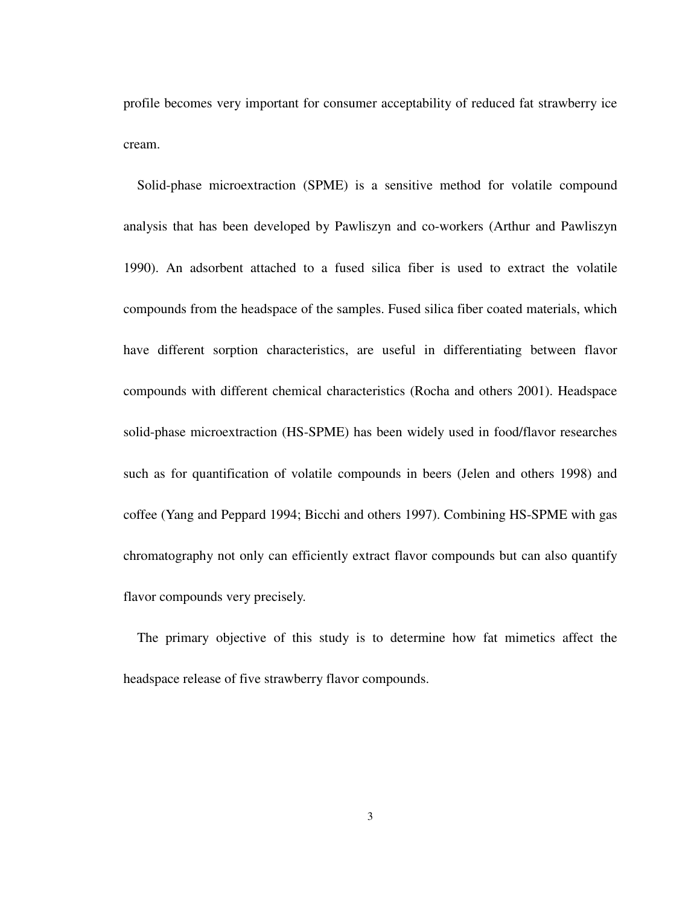profile becomes very important for consumer acceptability of reduced fat strawberry ice cream.

Solid-phase microextraction (SPME) is a sensitive method for volatile compound analysis that has been developed by Pawliszyn and co-workers (Arthur and Pawliszyn 1990). An adsorbent attached to a fused silica fiber is used to extract the volatile compounds from the headspace of the samples. Fused silica fiber coated materials, which have different sorption characteristics, are useful in differentiating between flavor compounds with different chemical characteristics (Rocha and others 2001). Headspace solid-phase microextraction (HS-SPME) has been widely used in food/flavor researches such as for quantification of volatile compounds in beers (Jelen and others 1998) and coffee (Yang and Peppard 1994; Bicchi and others 1997). Combining HS-SPME with gas chromatography not only can efficiently extract flavor compounds but can also quantify flavor compounds very precisely.

The primary objective of this study is to determine how fat mimetics affect the headspace release of five strawberry flavor compounds.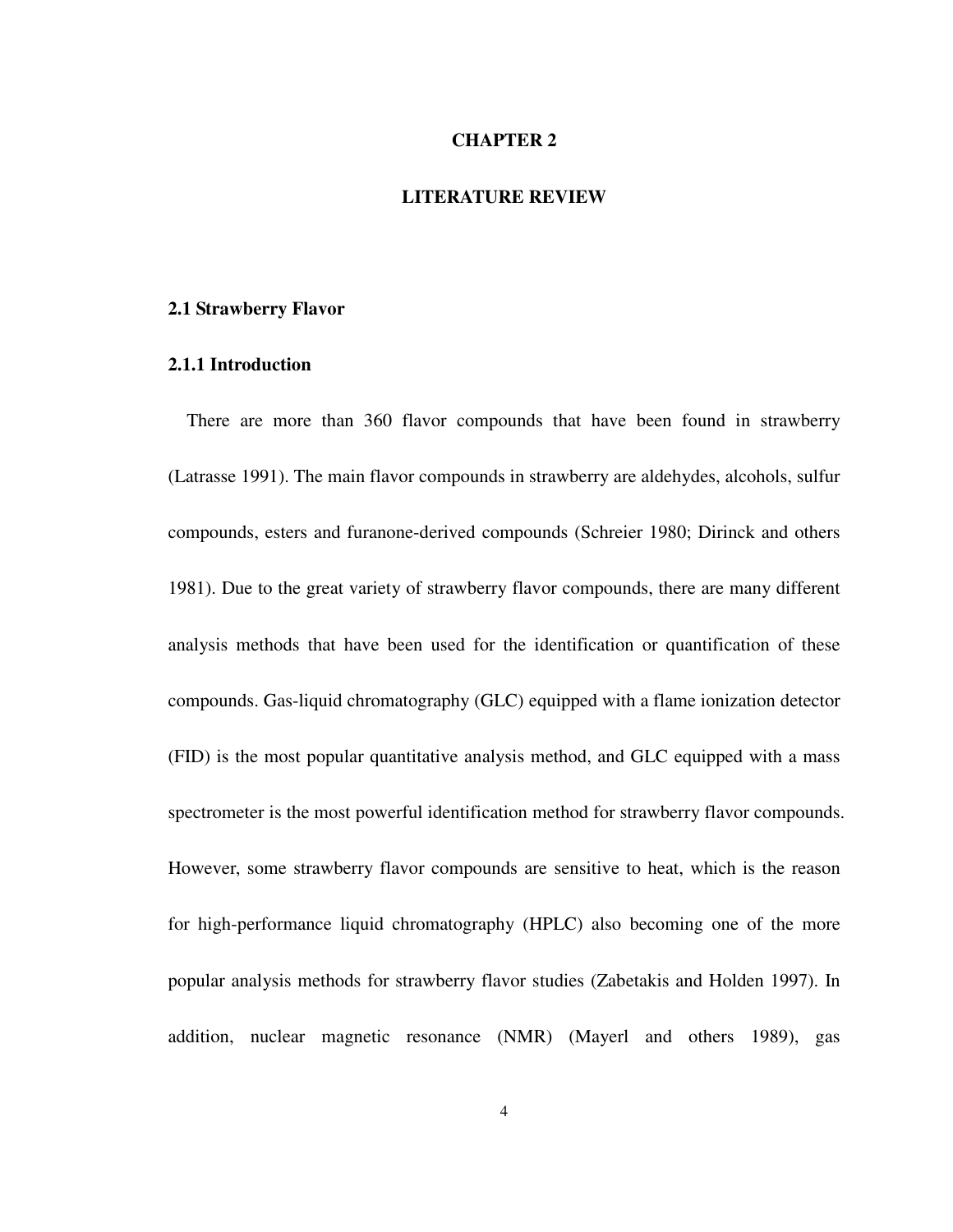# CHAPTER 2

# LITERATURE REVIEW

## 2.1 Strawberry Flavor

### 2.1.1 Introduction

There are more than 360 flavor compounds that have been found in strawberry (Latrasse 1991). The main flavor compounds in strawberry are aldehydes, alcohols, sulfur compounds, esters and furanone-derived compounds (Schreier 1980; Dirinck and others 1981). Due to the great variety of strawberry flavor compounds, there are many different analysis methods that have been used for the identification or quantification of these compounds. Gas-liquid chromatography (GLC) equipped with a flame ionization detector (FID) is the most popular quantitative analysis method, and GLC equipped with a mass spectrometer is the most powerful identification method for strawberry flavor compounds. However, some strawberry flavor compounds are sensitive to heat, which is the reason for high-performance liquid chromatography (HPLC) also becoming one of the more popular analysis methods for strawberry flavor studies (Zabetakis and Holden 1997). In addition, nuclear magnetic resonance (NMR) (Mayerl and others 1989), gas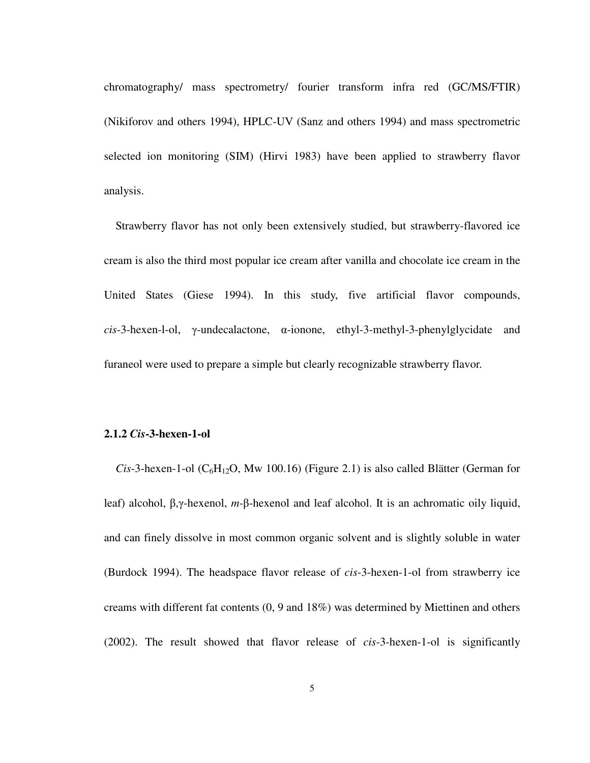chromatography/ mass spectrometry/ fourier transform infra red (GC/MS/FTIR) (Nikiforov and others 1994), HPLC-UV (Sanz and others 1994) and mass spectrometric selected ion monitoring (SIM) (Hirvi 1983) have been applied to strawberry flavor analysis.

Strawberry flavor has not only been extensively studied, but strawberry-flavored ice cream is also the third most popular ice cream after vanilla and chocolate ice cream in the United States (Giese 1994). In this study, five artificial flavor compounds, *cis*-3-hexen-l-ol, γ-undecalactone, α-ionone, ethyl-3-methyl-3-phenylglycidate and furaneol were used to prepare a simple but clearly recognizable strawberry flavor.

### 2.1.2 *Cis*-3-hexen-1-ol

*Cis*-3-hexen-1-ol ($C_6H_{12}O$, Mw 100.16) (Figure 2.1) is also called Blätter (German for leaf) alcohol, β,γ-hexenol, *m*-β-hexenol and leaf alcohol. It is an achromatic oily liquid, and can finely dissolve in most common organic solvent and is slightly soluble in water (Burdock 1994). The headspace flavor release of *cis*-3-hexen-1-ol from strawberry ice creams with different fat contents (0, 9 and 18%) was determined by Miettinen and others (2002). The result showed that flavor release of *cis*-3-hexen-1-ol is significantly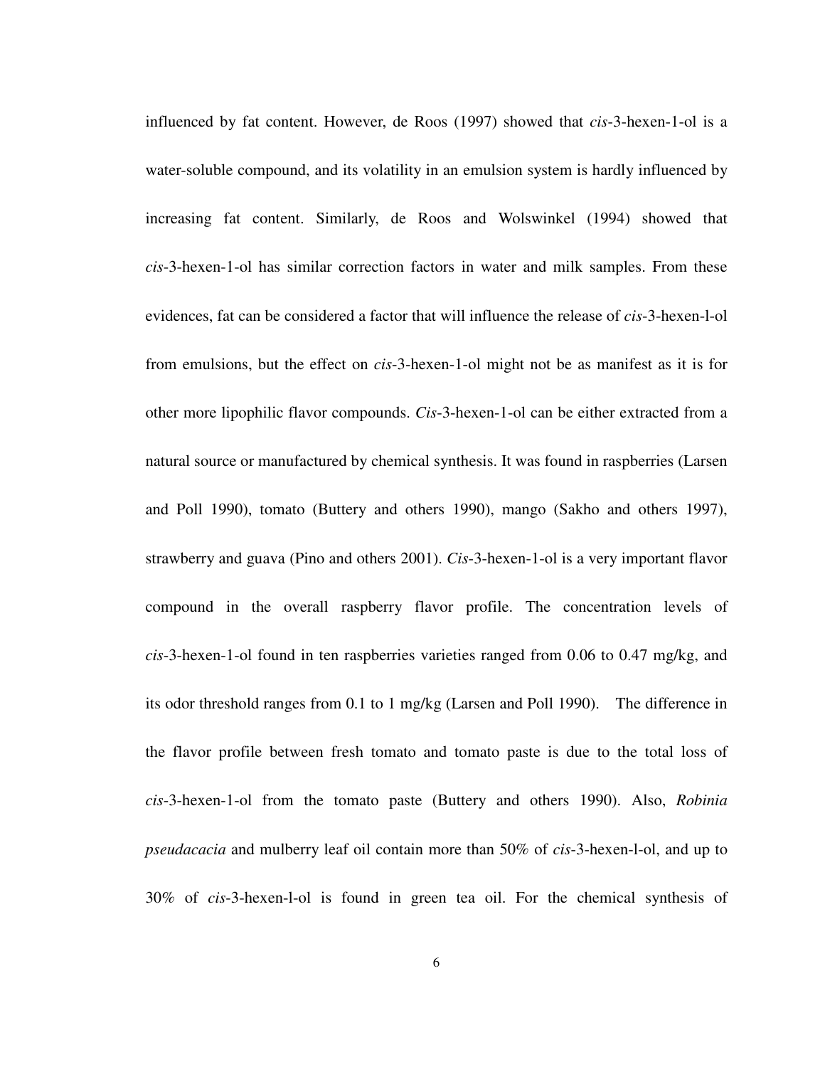influenced by fat content. However, de Roos (1997) showed that *cis*-3-hexen-1-ol is a water-soluble compound, and its volatility in an emulsion system is hardly influenced by increasing fat content. Similarly, de Roos and Wolswinkel (1994) showed that *cis*-3-hexen-1-ol has similar correction factors in water and milk samples. From these evidences, fat can be considered a factor that will influence the release of *cis*-3-hexen-l-ol from emulsions, but the effect on *cis*-3-hexen-1-ol might not be as manifest as it is for other more lipophilic flavor compounds. *Cis*-3-hexen-1-ol can be either extracted from a natural source or manufactured by chemical synthesis. It was found in raspberries (Larsen and Poll 1990), tomato (Buttery and others 1990), mango (Sakho and others 1997), strawberry and guava (Pino and others 2001). *Cis*-3-hexen-1-ol is a very important flavor compound in the overall raspberry flavor profile. The concentration levels of *cis*-3-hexen-1-ol found in ten raspberries varieties ranged from 0.06 to 0.47 mg/kg, and its odor threshold ranges from 0.1 to 1 mg/kg (Larsen and Poll 1990). The difference in the flavor profile between fresh tomato and tomato paste is due to the total loss of *cis*-3-hexen-1-ol from the tomato paste (Buttery and others 1990). Also, *Robinia pseudacacia* and mulberry leaf oil contain more than 50% of *cis*-3-hexen-l-ol, and up to 30% of *cis*-3-hexen-l-ol is found in green tea oil. For the chemical synthesis of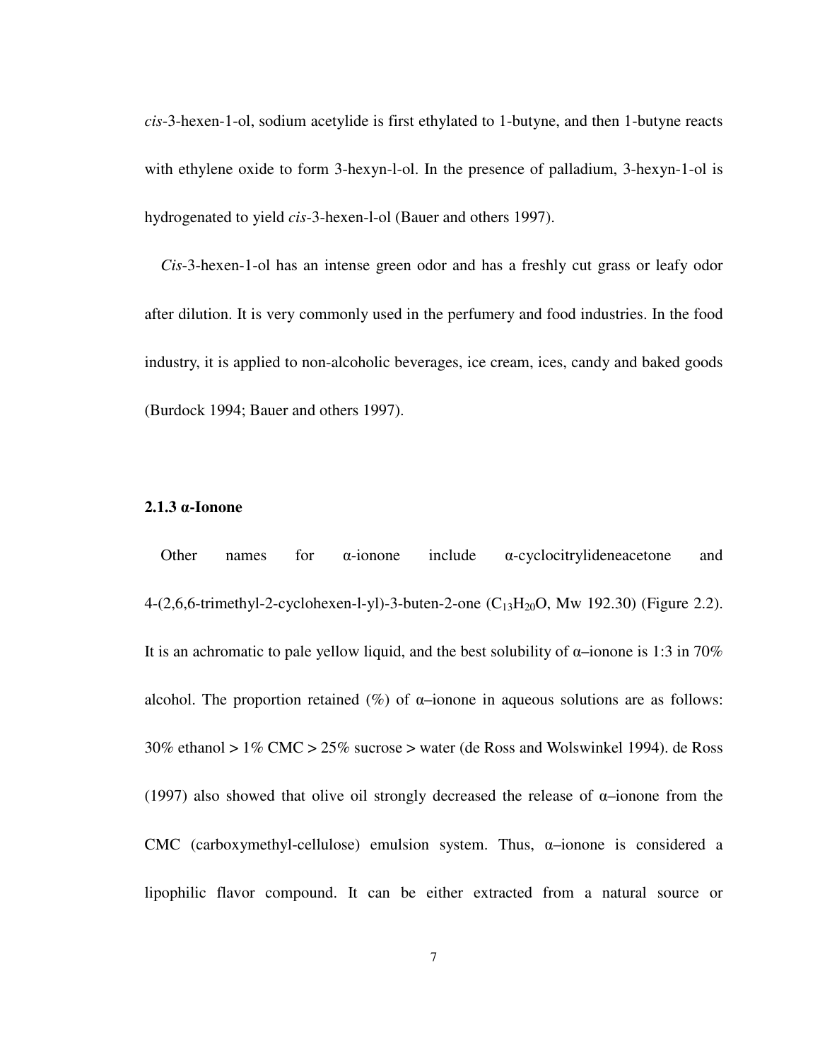*cis*-3-hexen-1-ol, sodium acetylide is first ethylated to 1-butyne, and then 1-butyne reacts with ethylene oxide to form 3-hexyn-l-ol. In the presence of palladium, 3-hexyn-1-ol is hydrogenated to yield *cis*-3-hexen-l-ol (Bauer and others 1997).

*Cis*-3-hexen-1-ol has an intense green odor and has a freshly cut grass or leafy odor after dilution. It is very commonly used in the perfumery and food industries. In the food industry, it is applied to non-alcoholic beverages, ice cream, ices, candy and baked goods (Burdock 1994; Bauer and others 1997).

### 2.1.3 α-Ionone

Other names for α-ionone include α-cyclocitrylideneacetone and 4-(2,6,6-trimethyl-2-cyclohexen-l-yl)-3-buten-2-one ($C_{13}H_{20}O$, Mw 192.30) (Figure 2.2). It is an achromatic to pale yellow liquid, and the best solubility of α–ionone is 1:3 in 70% alcohol. The proportion retained (%) of α–ionone in aqueous solutions are as follows: 30% ethanol > 1% CMC > 25% sucrose > water (de Ross and Wolswinkel 1994). de Ross (1997) also showed that olive oil strongly decreased the release of α–ionone from the CMC (carboxymethyl-cellulose) emulsion system. Thus, α–ionone is considered a lipophilic flavor compound. It can be either extracted from a natural source or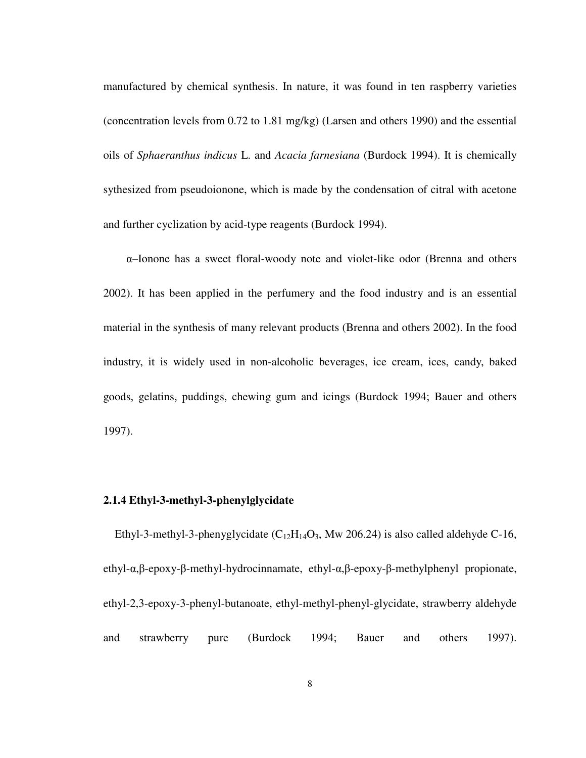manufactured by chemical synthesis. In nature, it was found in ten raspberry varieties (concentration levels from 0.72 to 1.81 mg/kg) (Larsen and others 1990) and the essential oils of *Sphaeranthus indicus* L. and *Acacia farnesiana* (Burdock 1994). It is chemically sythesized from pseudoionone, which is made by the condensation of citral with acetone and further cyclization by acid-type reagents (Burdock 1994).

α–Ionone has a sweet floral-woody note and violet-like odor (Brenna and others 2002). It has been applied in the perfumery and the food industry and is an essential material in the synthesis of many relevant products (Brenna and others 2002). In the food industry, it is widely used in non-alcoholic beverages, ice cream, ices, candy, baked goods, gelatins, puddings, chewing gum and icings (Burdock 1994; Bauer and others 1997).

### 2.1.4 Ethyl-3-methyl-3-phenylglycidate

Ethyl-3-methyl-3-phenyglycidate ($C_{12}H_{14}O_3$, Mw 206.24) is also called aldehyde C-16, ethyl-α,β-epoxy-β-methyl-hydrocinnamate, ethyl-α,β-epoxy-β-methylphenyl propionate, ethyl-2,3-epoxy-3-phenyl-butanoate, ethyl-methyl-phenyl-glycidate, strawberry aldehyde and strawberry pure (Burdock 1994; Bauer and others 1997).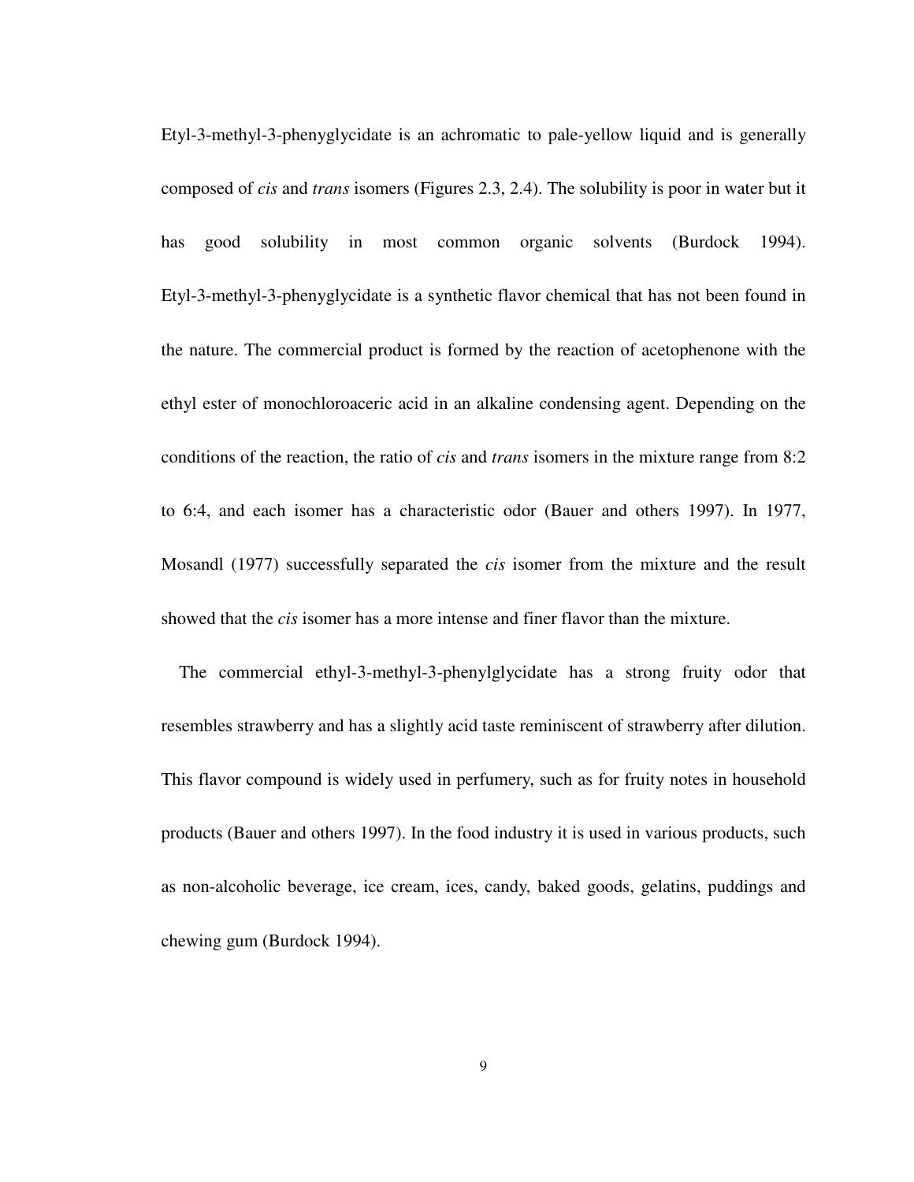Etyl-3-methyl-3-phenyglycidate is an achromatic to pale-yellow liquid and is generally composed of *cis* and *trans* isomers (Figures 2.3, 2.4). The solubility is poor in water but it has good solubility in most common organic solvents (Burdock 1994). Etyl-3-methyl-3-phenyglycidate is a synthetic flavor chemical that has not been found in the nature. The commercial product is formed by the reaction of acetophenone with the ethyl ester of monochloroaceric acid in an alkaline condensing agent. Depending on the conditions of the reaction, the ratio of *cis* and *trans* isomers in the mixture range from 8:2 to 6:4, and each isomer has a characteristic odor (Bauer and others 1997). In 1977, Mosandl (1977) successfully separated the *cis* isomer from the mixture and the result showed that the *cis* isomer has a more intense and finer flavor than the mixture.

The commercial ethyl-3-methyl-3-phenylglycidate has a strong fruity odor that resembles strawberry and has a slightly acid taste reminiscent of strawberry after dilution. This flavor compound is widely used in perfumery, such as for fruity notes in household products (Bauer and others 1997). In the food industry it is used in various products, such as non-alcoholic beverage, ice cream, ices, candy, baked goods, gelatins, puddings and chewing gum (Burdock 1994).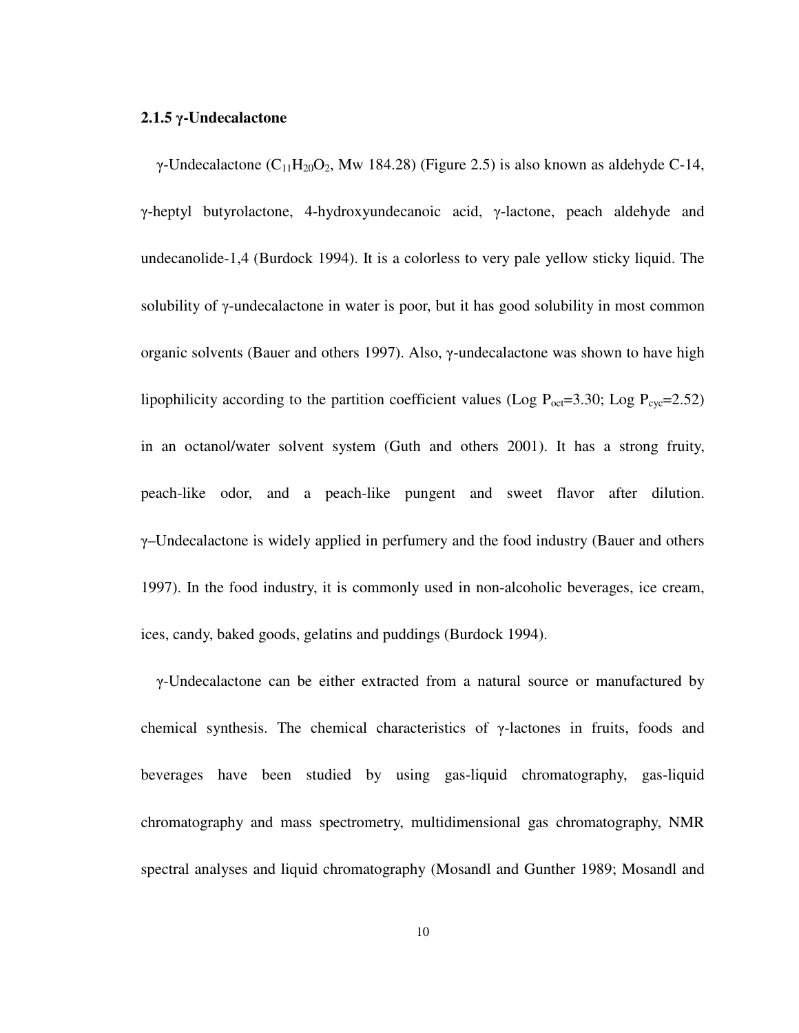### 2.1.5 γ-Undecalactone

γ-Undecalactone ($C_{11}H_{20}O_2$, Mw 184.28) (Figure 2.5) is also known as aldehyde C-14, γ-heptyl butyrolactone, 4-hydroxyundecanoic acid, γ-lactone, peach aldehyde and undecanolide-1,4 (Burdock 1994). It is a colorless to very pale yellow sticky liquid. The solubility of γ-undecalactone in water is poor, but it has good solubility in most common organic solvents (Bauer and others 1997). Also, γ-undecalactone was shown to have high lipophilicity according to the partition coefficient values (Log $P_{oct}$=3.30; Log $P_{cyc}$=2.52) in an octanol/water solvent system (Guth and others 2001). It has a strong fruity, peach-like odor, and a peach-like pungent and sweet flavor after dilution. γ–Undecalactone is widely applied in perfumery and the food industry (Bauer and others 1997). In the food industry, it is commonly used in non-alcoholic beverages, ice cream, ices, candy, baked goods, gelatins and puddings (Burdock 1994).

γ-Undecalactone can be either extracted from a natural source or manufactured by chemical synthesis. The chemical characteristics of γ-lactones in fruits, foods and beverages have been studied by using gas-liquid chromatography, gas-liquid chromatography and mass spectrometry, multidimensional gas chromatography, NMR spectral analyses and liquid chromatography (Mosandl and Gunther 1989; Mosandl and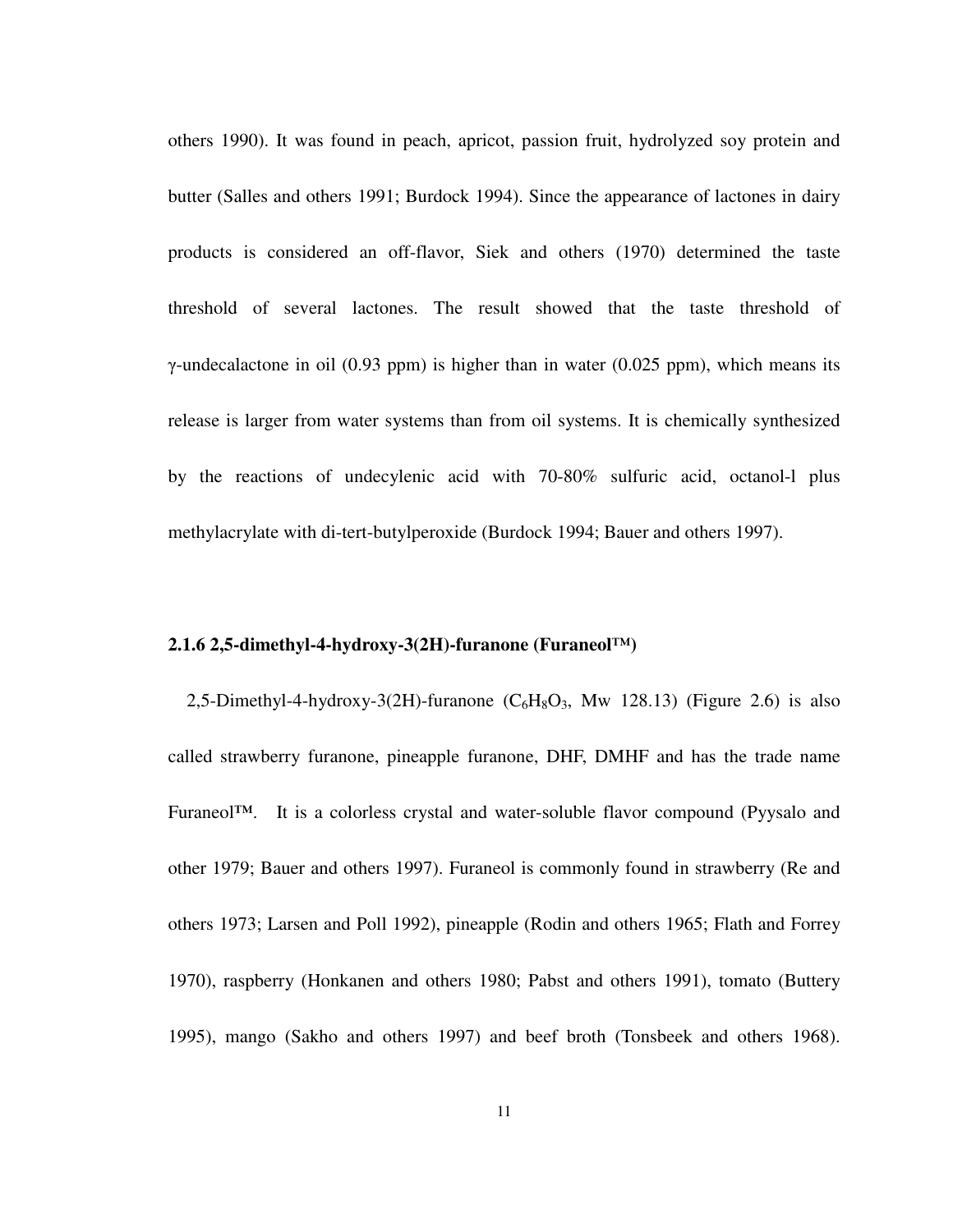others 1990). It was found in peach, apricot, passion fruit, hydrolyzed soy protein and butter (Salles and others 1991; Burdock 1994). Since the appearance of lactones in dairy products is considered an off-flavor, Siek and others (1970) determined the taste threshold of several lactones. The result showed that the taste threshold of γ-undecalactone in oil (0.93 ppm) is higher than in water (0.025 ppm), which means its release is larger from water systems than from oil systems. It is chemically synthesized by the reactions of undecylenic acid with 70-80% sulfuric acid, octanol-l plus methylacrylate with di-tert-butylperoxide (Burdock 1994; Bauer and others 1997).

### 2.1.6 2,5-dimethyl-4-hydroxy-3(2H)-furanone (Furaneol™)

2,5-Dimethyl-4-hydroxy-3(2H)-furanone ($C_6H_8O_3$, Mw 128.13) (Figure 2.6) is also called strawberry furanone, pineapple furanone, DHF, DMHF and has the trade name Furaneol™. It is a colorless crystal and water-soluble flavor compound (Pyysalo and other 1979; Bauer and others 1997). Furaneol is commonly found in strawberry (Re and others 1973; Larsen and Poll 1992), pineapple (Rodin and others 1965; Flath and Forrey 1970), raspberry (Honkanen and others 1980; Pabst and others 1991), tomato (Buttery 1995), mango (Sakho and others 1997) and beef broth (Tonsbeek and others 1968).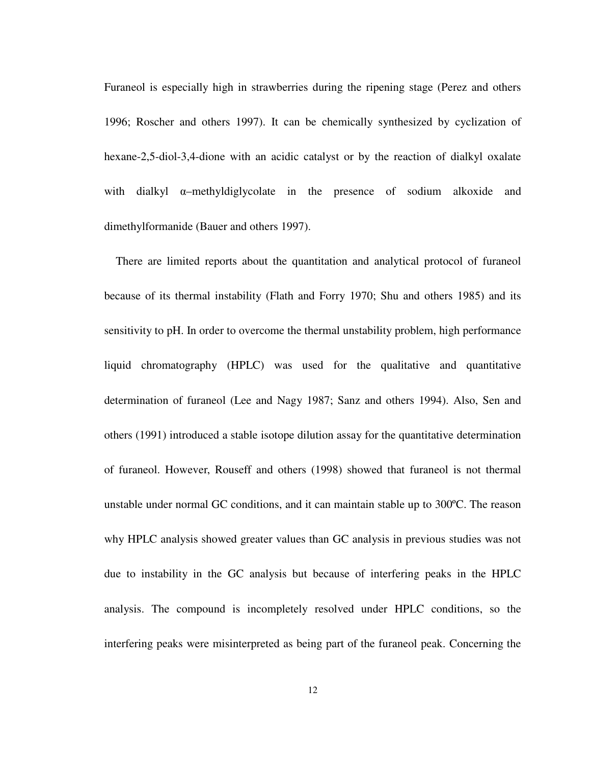Furaneol is especially high in strawberries during the ripening stage (Perez and others 1996; Roscher and others 1997). It can be chemically synthesized by cyclization of hexane-2,5-diol-3,4-dione with an acidic catalyst or by the reaction of dialkyl oxalate with dialkyl α–methyldiglycolate in the presence of sodium alkoxide and dimethylformanide (Bauer and others 1997).

There are limited reports about the quantitation and analytical protocol of furaneol because of its thermal instability (Flath and Forry 1970; Shu and others 1985) and its sensitivity to pH. In order to overcome the thermal unstability problem, high performance liquid chromatography (HPLC) was used for the qualitative and quantitative determination of furaneol (Lee and Nagy 1987; Sanz and others 1994). Also, Sen and others (1991) introduced a stable isotope dilution assay for the quantitative determination of furaneol. However, Rouseff and others (1998) showed that furaneol is not thermal unstable under normal GC conditions, and it can maintain stable up to 300ºC. The reason why HPLC analysis showed greater values than GC analysis in previous studies was not due to instability in the GC analysis but because of interfering peaks in the HPLC analysis. The compound is incompletely resolved under HPLC conditions, so the interfering peaks were misinterpreted as being part of the furaneol peak. Concerning the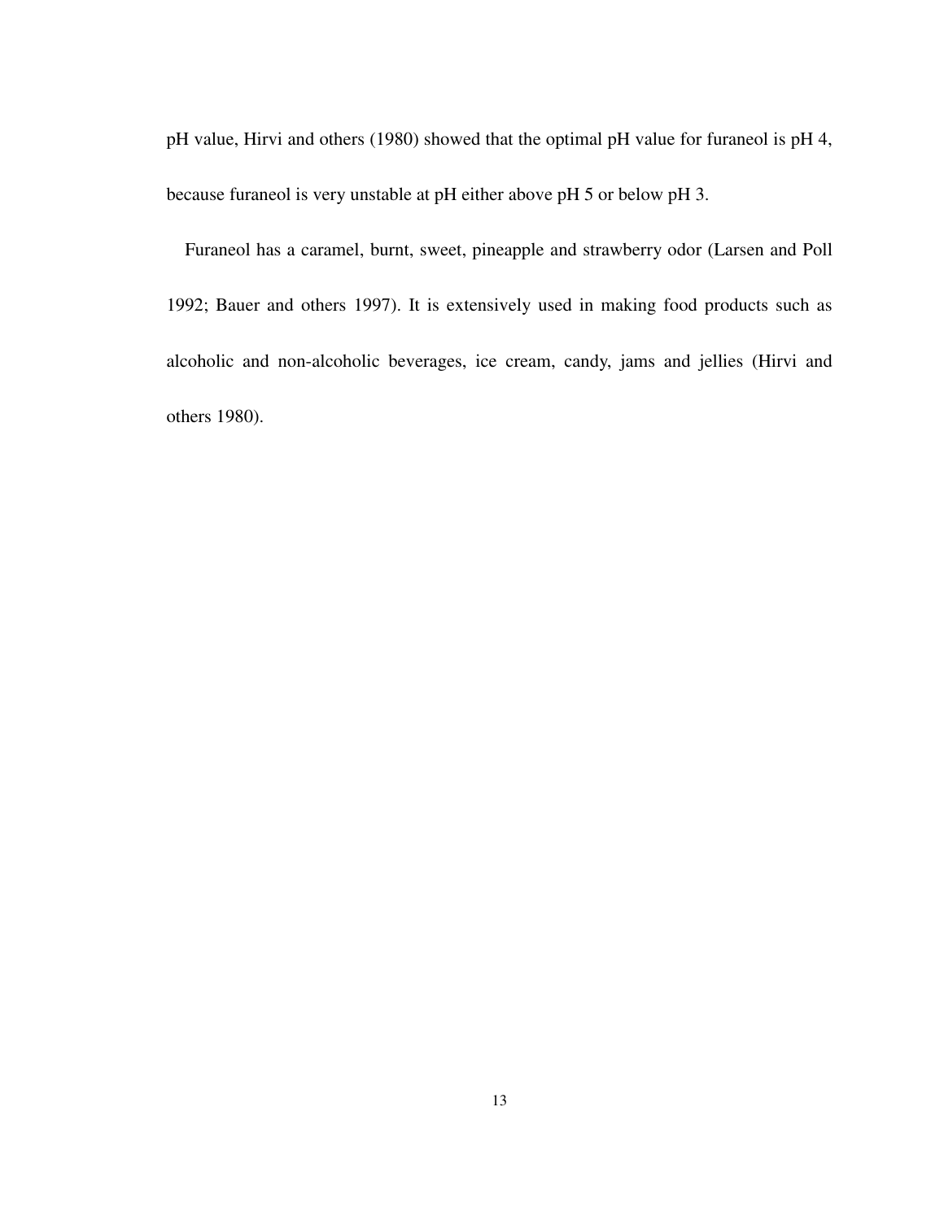pH value, Hirvi and others (1980) showed that the optimal pH value for furaneol is pH 4, because furaneol is very unstable at pH either above pH 5 or below pH 3.

Furaneol has a caramel, burnt, sweet, pineapple and strawberry odor (Larsen and Poll 1992; Bauer and others 1997). It is extensively used in making food products such as alcoholic and non-alcoholic beverages, ice cream, candy, jams and jellies (Hirvi and others 1980).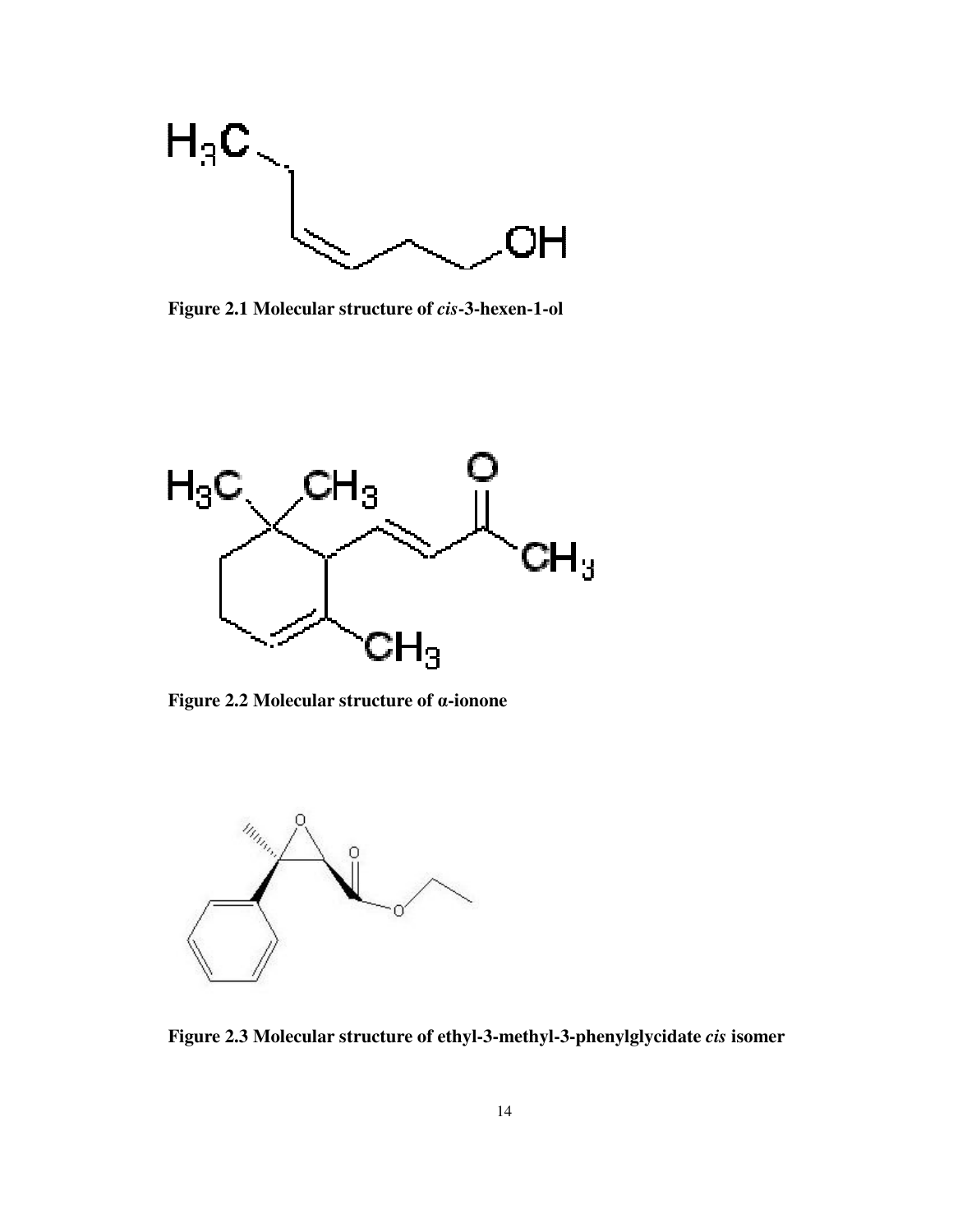**Figure 2.1 Molecular structure of *cis*-3-hexen-1-ol**

**Figure 2.2 Molecular structure of α-ionone**

**Figure 2.3 Molecular structure of ethyl-3-methyl-3-phenylglycidate *cis* isomer**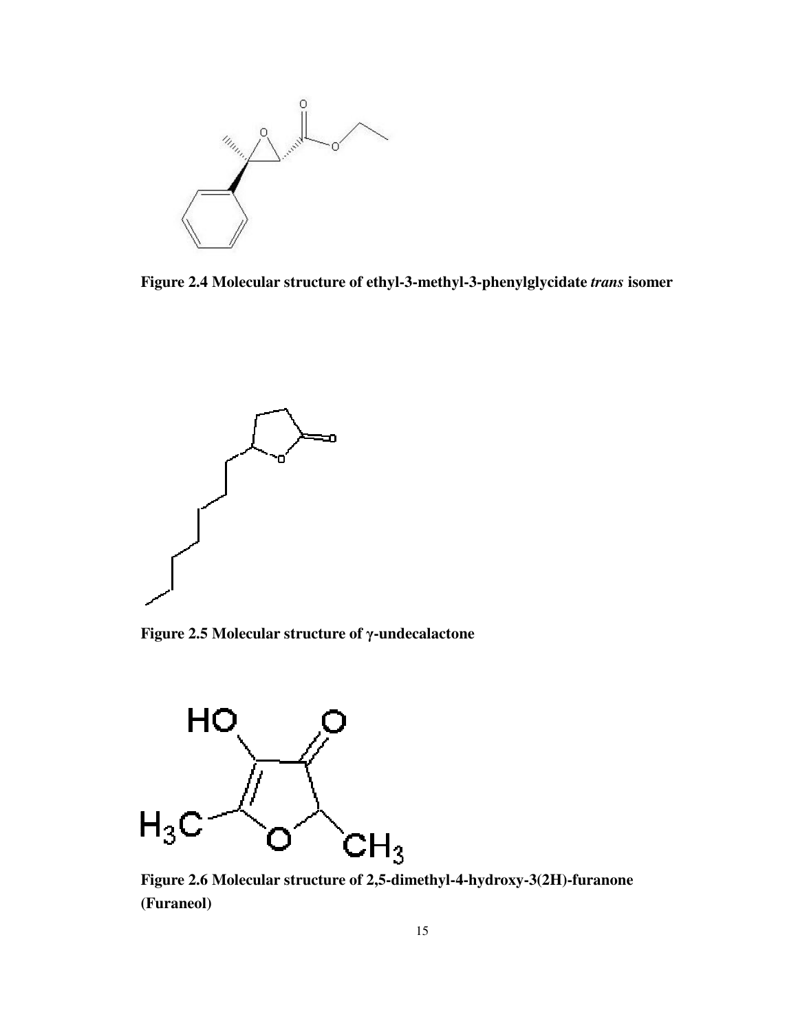**Figure 2.4 Molecular structure of ethyl-3-methyl-3-phenylglycidate *trans* isomer**

**Figure 2.5 Molecular structure of γ-undecalactone**

**Figure 2.6 Molecular structure of 2,5-dimethyl-4-hydroxy-3(2H)-furanone (Furaneol)**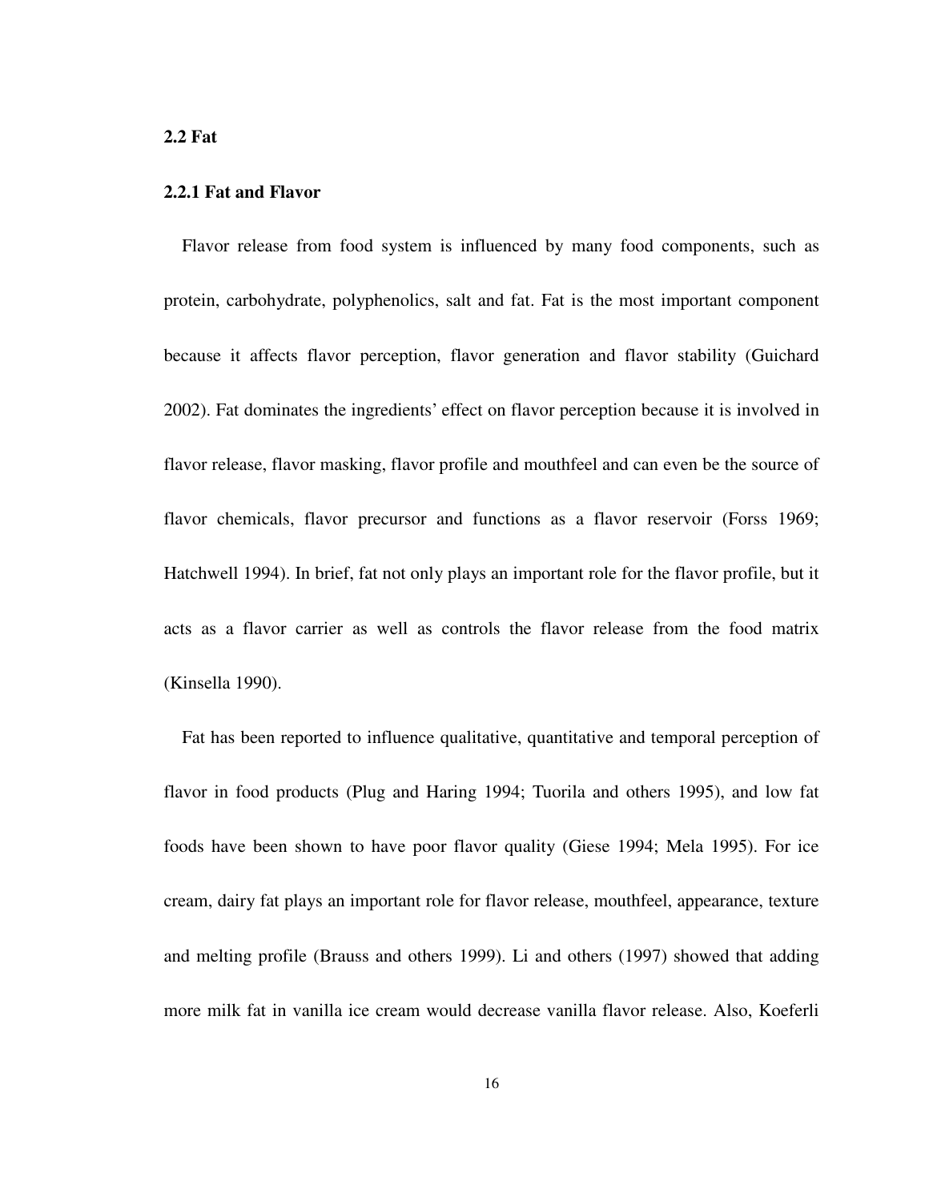## 2.2 Fat

### 2.2.1 Fat and Flavor

Flavor release from food system is influenced by many food components, such as protein, carbohydrate, polyphenolics, salt and fat. Fat is the most important component because it affects flavor perception, flavor generation and flavor stability (Guichard 2002). Fat dominates the ingredients' effect on flavor perception because it is involved in flavor release, flavor masking, flavor profile and mouthfeel and can even be the source of flavor chemicals, flavor precursor and functions as a flavor reservoir (Forss 1969; Hatchwell 1994). In brief, fat not only plays an important role for the flavor profile, but it acts as a flavor carrier as well as controls the flavor release from the food matrix (Kinsella 1990).

Fat has been reported to influence qualitative, quantitative and temporal perception of flavor in food products (Plug and Haring 1994; Tuorila and others 1995), and low fat foods have been shown to have poor flavor quality (Giese 1994; Mela 1995). For ice cream, dairy fat plays an important role for flavor release, mouthfeel, appearance, texture and melting profile (Brauss and others 1999). Li and others (1997) showed that adding more milk fat in vanilla ice cream would decrease vanilla flavor release. Also, Koeferli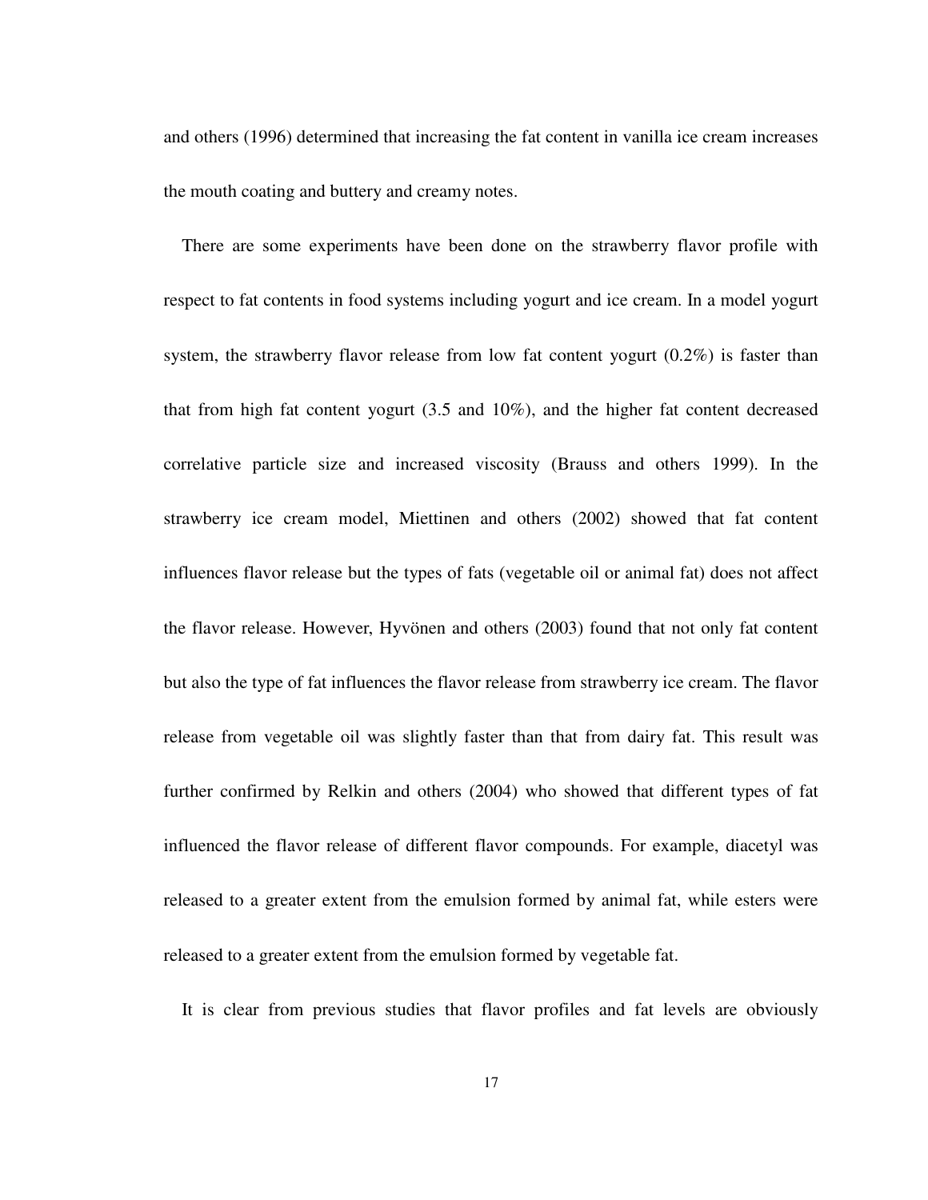and others (1996) determined that increasing the fat content in vanilla ice cream increases the mouth coating and buttery and creamy notes.

There are some experiments have been done on the strawberry flavor profile with respect to fat contents in food systems including yogurt and ice cream. In a model yogurt system, the strawberry flavor release from low fat content yogurt (0.2%) is faster than that from high fat content yogurt (3.5 and 10%), and the higher fat content decreased correlative particle size and increased viscosity (Brauss and others 1999). In the strawberry ice cream model, Miettinen and others (2002) showed that fat content influences flavor release but the types of fats (vegetable oil or animal fat) does not affect the flavor release. However, Hyvönen and others (2003) found that not only fat content but also the type of fat influences the flavor release from strawberry ice cream. The flavor release from vegetable oil was slightly faster than that from dairy fat. This result was further confirmed by Relkin and others (2004) who showed that different types of fat influenced the flavor release of different flavor compounds. For example, diacetyl was released to a greater extent from the emulsion formed by animal fat, while esters were released to a greater extent from the emulsion formed by vegetable fat.

It is clear from previous studies that flavor profiles and fat levels are obviously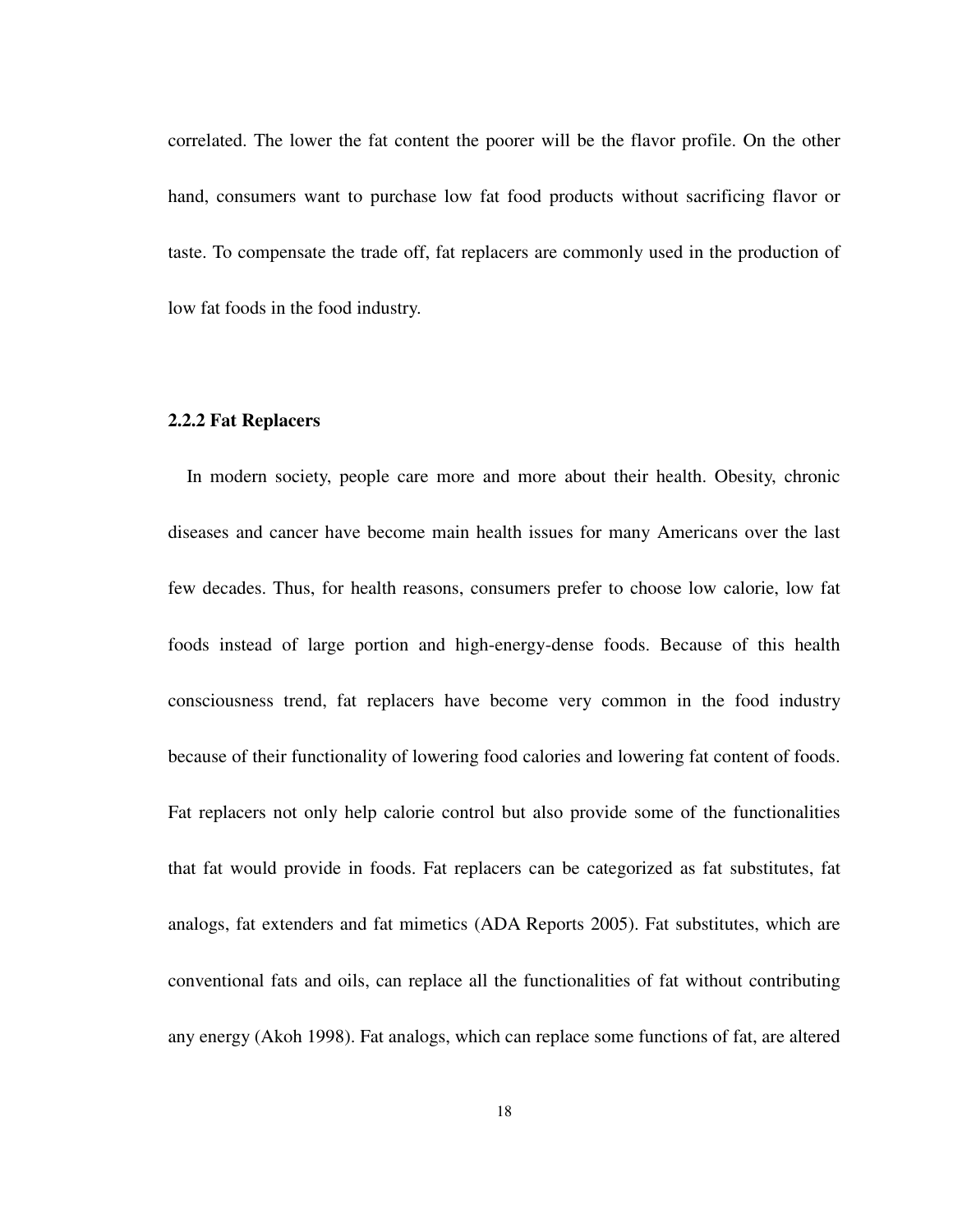correlated. The lower the fat content the poorer will be the flavor profile. On the other hand, consumers want to purchase low fat food products without sacrificing flavor or taste. To compensate the trade off, fat replacers are commonly used in the production of low fat foods in the food industry.

### 2.2.2 Fat Replacers

In modern society, people care more and more about their health. Obesity, chronic diseases and cancer have become main health issues for many Americans over the last few decades. Thus, for health reasons, consumers prefer to choose low calorie, low fat foods instead of large portion and high-energy-dense foods. Because of this health consciousness trend, fat replacers have become very common in the food industry because of their functionality of lowering food calories and lowering fat content of foods. Fat replacers not only help calorie control but also provide some of the functionalities that fat would provide in foods. Fat replacers can be categorized as fat substitutes, fat analogs, fat extenders and fat mimetics (ADA Reports 2005). Fat substitutes, which are conventional fats and oils, can replace all the functionalities of fat without contributing any energy (Akoh 1998). Fat analogs, which can replace some functions of fat, are altered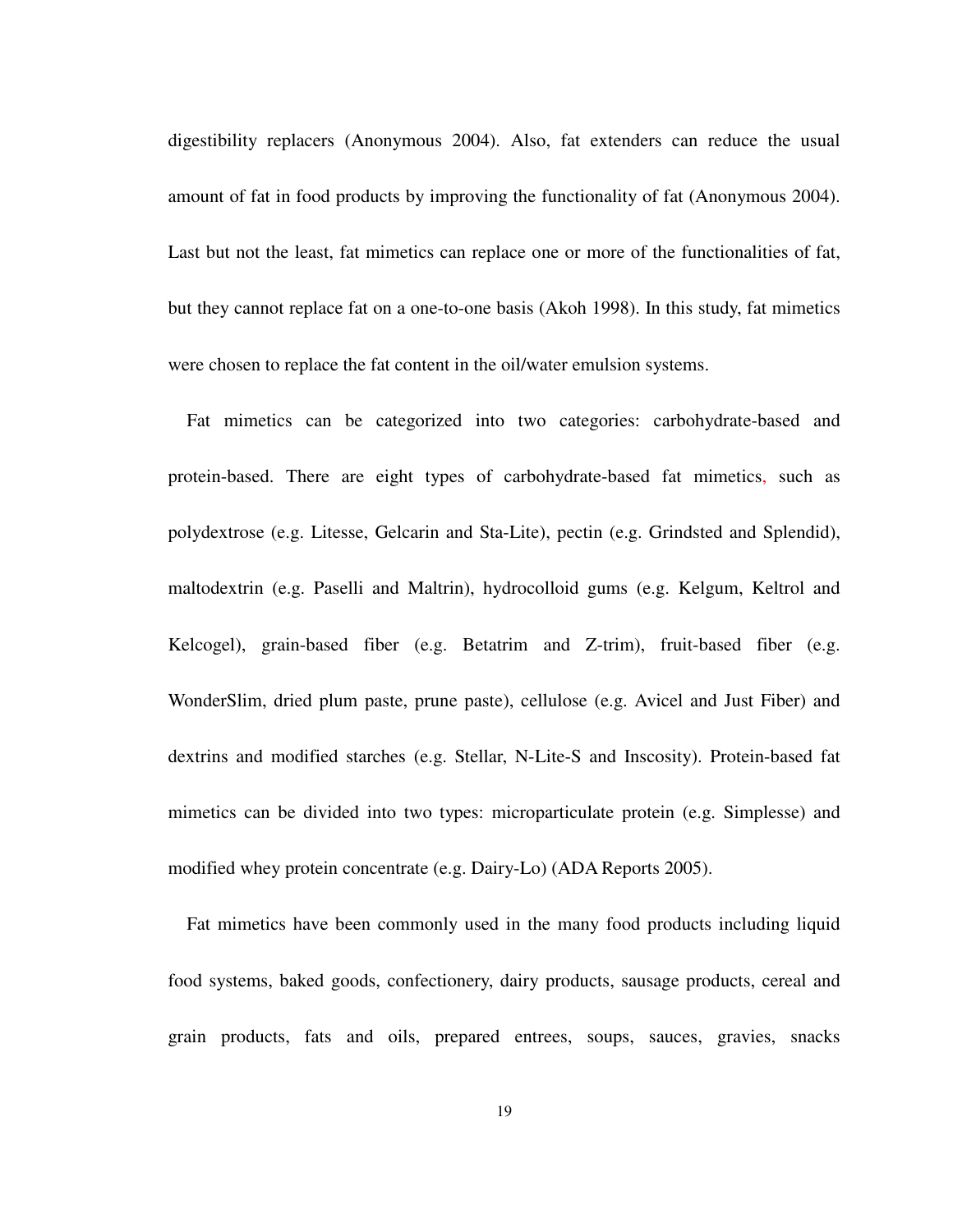digestibility replacers (Anonymous 2004). Also, fat extenders can reduce the usual amount of fat in food products by improving the functionality of fat (Anonymous 2004). Last but not the least, fat mimetics can replace one or more of the functionalities of fat, but they cannot replace fat on a one-to-one basis (Akoh 1998). In this study, fat mimetics were chosen to replace the fat content in the oil/water emulsion systems.

Fat mimetics can be categorized into two categories: carbohydrate-based and protein-based. There are eight types of carbohydrate-based fat mimetics, such as polydextrose (e.g. Litesse, Gelcarin and Sta-Lite), pectin (e.g. Grindsted and Splendid), maltodextrin (e.g. Paselli and Maltrin), hydrocolloid gums (e.g. Kelgum, Keltrol and Kelcogel), grain-based fiber (e.g. Betatrim and Z-trim), fruit-based fiber (e.g. WonderSlim, dried plum paste, prune paste), cellulose (e.g. Avicel and Just Fiber) and dextrins and modified starches (e.g. Stellar, N-Lite-S and Inscosity). Protein-based fat mimetics can be divided into two types: microparticulate protein (e.g. Simplesse) and modified whey protein concentrate (e.g. Dairy-Lo) (ADA Reports 2005).

Fat mimetics have been commonly used in the many food products including liquid food systems, baked goods, confectionery, dairy products, sausage products, cereal and grain products, fats and oils, prepared entrees, soups, sauces, gravies, snacks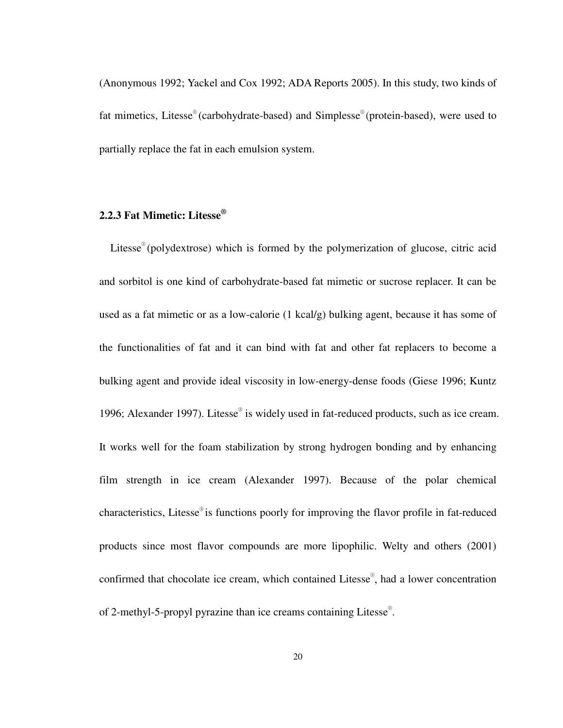(Anonymous 1992; Yackel and Cox 1992; ADA Reports 2005). In this study, two kinds of fat mimetics, Litesse® (carbohydrate-based) and Simplesse® (protein-based), were used to partially replace the fat in each emulsion system.

### 2.2.3 Fat Mimetic: Litesse®

Litesse® (polydextrose) which is formed by the polymerization of glucose, citric acid and sorbitol is one kind of carbohydrate-based fat mimetic or sucrose replacer. It can be used as a fat mimetic or as a low-calorie (1 kcal/g) bulking agent, because it has some of the functionalities of fat and it can bind with fat and other fat replacers to become a bulking agent and provide ideal viscosity in low-energy-dense foods (Giese 1996; Kuntz 1996; Alexander 1997). Litesse® is widely used in fat-reduced products, such as ice cream. It works well for the foam stabilization by strong hydrogen bonding and by enhancing film strength in ice cream (Alexander 1997). Because of the polar chemical characteristics, Litesse® is functions poorly for improving the flavor profile in fat-reduced products since most flavor compounds are more lipophilic. Welty and others (2001) confirmed that chocolate ice cream, which contained Litesse®, had a lower concentration of 2-methyl-5-propyl pyrazine than ice creams containing Litesse®.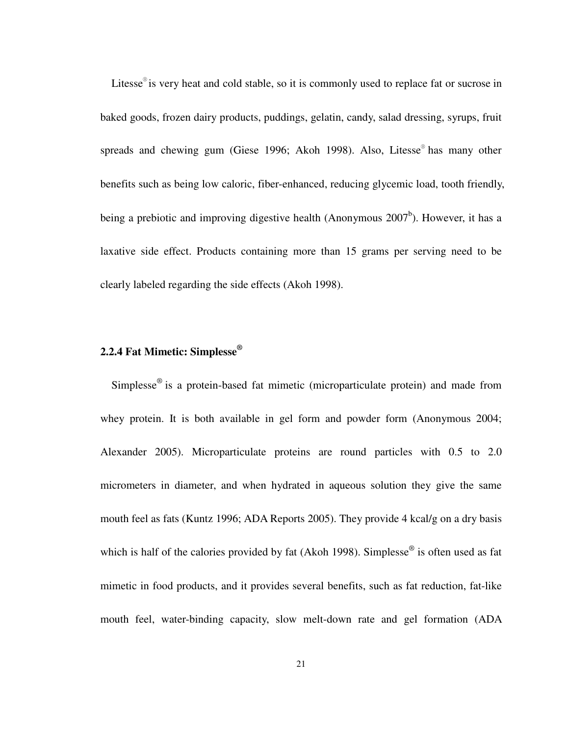Litesse® is very heat and cold stable, so it is commonly used to replace fat or sucrose in baked goods, frozen dairy products, puddings, gelatin, candy, salad dressing, syrups, fruit spreads and chewing gum (Giese 1996; Akoh 1998). Also, Litesse® has many other benefits such as being low caloric, fiber-enhanced, reducing glycemic load, tooth friendly, being a prebiotic and improving digestive health (Anonymous 2007[b]). However, it has a laxative side effect. Products containing more than 15 grams per serving need to be clearly labeled regarding the side effects (Akoh 1998).

### 2.2.4 Fat Mimetic: Simplesse®

Simplesse® is a protein-based fat mimetic (microparticulate protein) and made from whey protein. It is both available in gel form and powder form (Anonymous 2004; Alexander 2005). Microparticulate proteins are round particles with 0.5 to 2.0 micrometers in diameter, and when hydrated in aqueous solution they give the same mouth feel as fats (Kuntz 1996; ADA Reports 2005). They provide 4 kcal/g on a dry basis which is half of the calories provided by fat (Akoh 1998). Simplesse® is often used as fat mimetic in food products, and it provides several benefits, such as fat reduction, fat-like mouth feel, water-binding capacity, slow melt-down rate and gel formation (ADA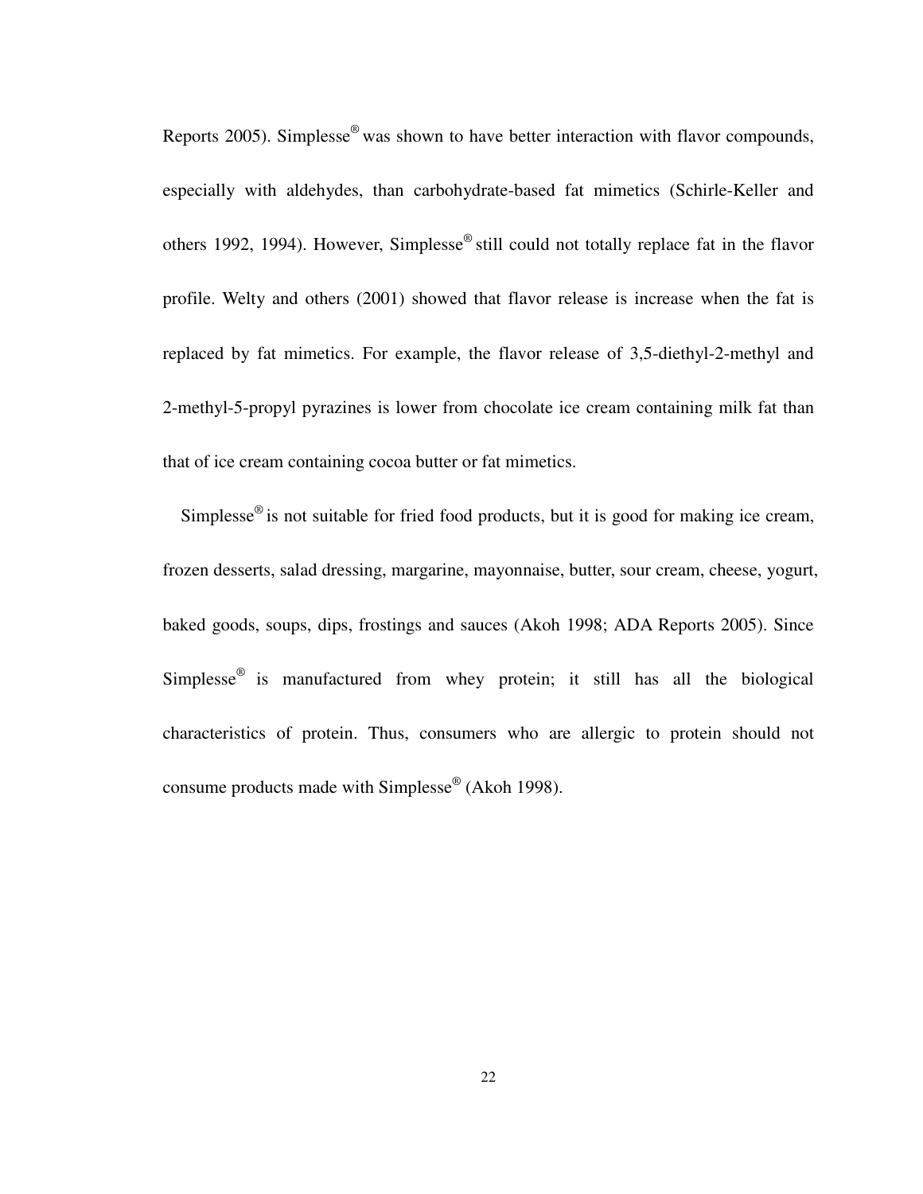Reports 2005). Simplesse® was shown to have better interaction with flavor compounds, especially with aldehydes, than carbohydrate-based fat mimetics (Schirle-Keller and others 1992, 1994). However, Simplesse® still could not totally replace fat in the flavor profile. Welty and others (2001) showed that flavor release is increase when the fat is replaced by fat mimetics. For example, the flavor release of 3,5-diethyl-2-methyl and 2-methyl-5-propyl pyrazines is lower from chocolate ice cream containing milk fat than that of ice cream containing cocoa butter or fat mimetics.

Simplesse® is not suitable for fried food products, but it is good for making ice cream, frozen desserts, salad dressing, margarine, mayonnaise, butter, sour cream, cheese, yogurt, baked goods, soups, dips, frostings and sauces (Akoh 1998; ADA Reports 2005). Since Simplesse® is manufactured from whey protein; it still has all the biological characteristics of protein. Thus, consumers who are allergic to protein should not consume products made with Simplesse® (Akoh 1998).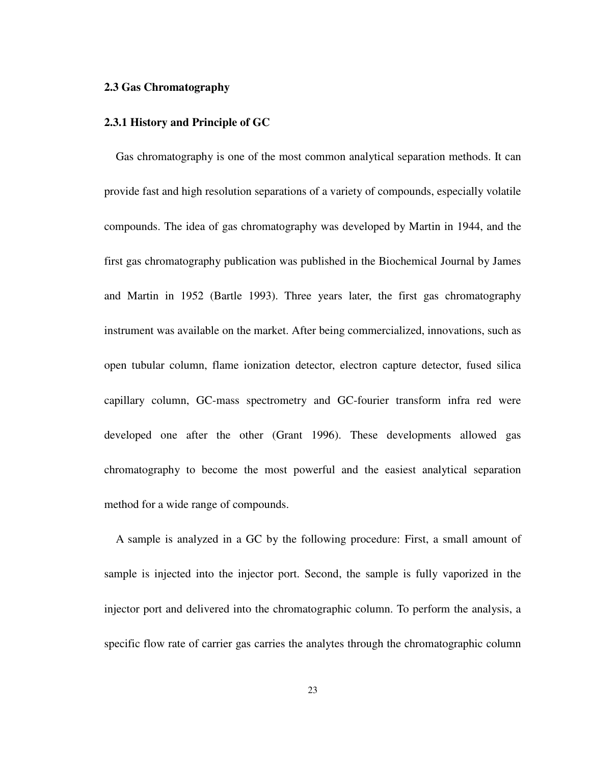## 2.3 Gas Chromatography

### 2.3.1 History and Principle of GC

Gas chromatography is one of the most common analytical separation methods. It can provide fast and high resolution separations of a variety of compounds, especially volatile compounds. The idea of gas chromatography was developed by Martin in 1944, and the first gas chromatography publication was published in the Biochemical Journal by James and Martin in 1952 (Bartle 1993). Three years later, the first gas chromatography instrument was available on the market. After being commercialized, innovations, such as open tubular column, flame ionization detector, electron capture detector, fused silica capillary column, GC-mass spectrometry and GC-fourier transform infra red were developed one after the other (Grant 1996). These developments allowed gas chromatography to become the most powerful and the easiest analytical separation method for a wide range of compounds.

A sample is analyzed in a GC by the following procedure: First, a small amount of sample is injected into the injector port. Second, the sample is fully vaporized in the injector port and delivered into the chromatographic column. To perform the analysis, a specific flow rate of carrier gas carries the analytes through the chromatographic column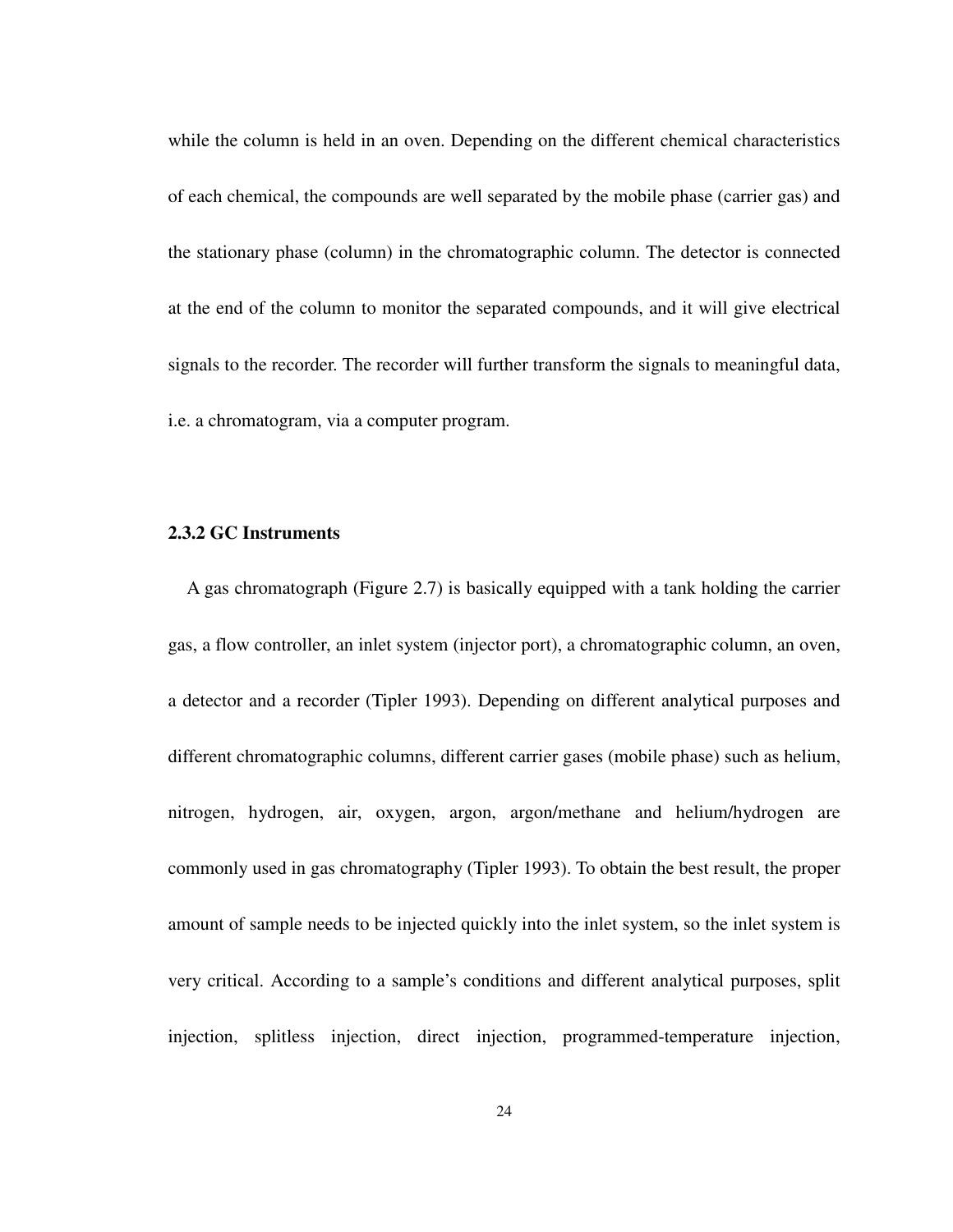while the column is held in an oven. Depending on the different chemical characteristics of each chemical, the compounds are well separated by the mobile phase (carrier gas) and the stationary phase (column) in the chromatographic column. The detector is connected at the end of the column to monitor the separated compounds, and it will give electrical signals to the recorder. The recorder will further transform the signals to meaningful data, i.e. a chromatogram, via a computer program.

### 2.3.2 GC Instruments

A gas chromatograph (Figure 2.7) is basically equipped with a tank holding the carrier gas, a flow controller, an inlet system (injector port), a chromatographic column, an oven, a detector and a recorder (Tipler 1993). Depending on different analytical purposes and different chromatographic columns, different carrier gases (mobile phase) such as helium, nitrogen, hydrogen, air, oxygen, argon, argon/methane and helium/hydrogen are commonly used in gas chromatography (Tipler 1993). To obtain the best result, the proper amount of sample needs to be injected quickly into the inlet system, so the inlet system is very critical. According to a sample's conditions and different analytical purposes, split injection, splitless injection, direct injection, programmed-temperature injection,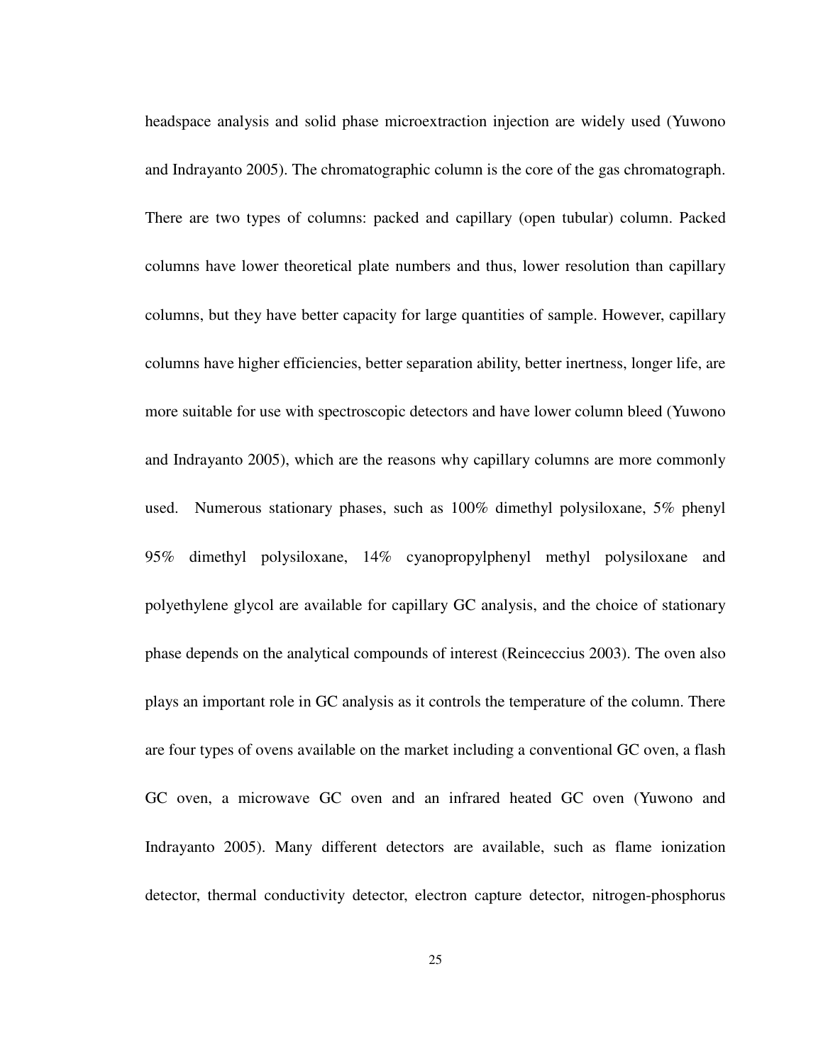headspace analysis and solid phase microextraction injection are widely used (Yuwono and Indrayanto 2005). The chromatographic column is the core of the gas chromatograph. There are two types of columns: packed and capillary (open tubular) column. Packed columns have lower theoretical plate numbers and thus, lower resolution than capillary columns, but they have better capacity for large quantities of sample. However, capillary columns have higher efficiencies, better separation ability, better inertness, longer life, are more suitable for use with spectroscopic detectors and have lower column bleed (Yuwono and Indrayanto 2005), which are the reasons why capillary columns are more commonly used. Numerous stationary phases, such as 100% dimethyl polysiloxane, 5% phenyl 95% dimethyl polysiloxane, 14% cyanopropylphenyl methyl polysiloxane and polyethylene glycol are available for capillary GC analysis, and the choice of stationary phase depends on the analytical compounds of interest (Reinceccius 2003). The oven also plays an important role in GC analysis as it controls the temperature of the column. There are four types of ovens available on the market including a conventional GC oven, a flash GC oven, a microwave GC oven and an infrared heated GC oven (Yuwono and Indrayanto 2005). Many different detectors are available, such as flame ionization detector, thermal conductivity detector, electron capture detector, nitrogen-phosphorus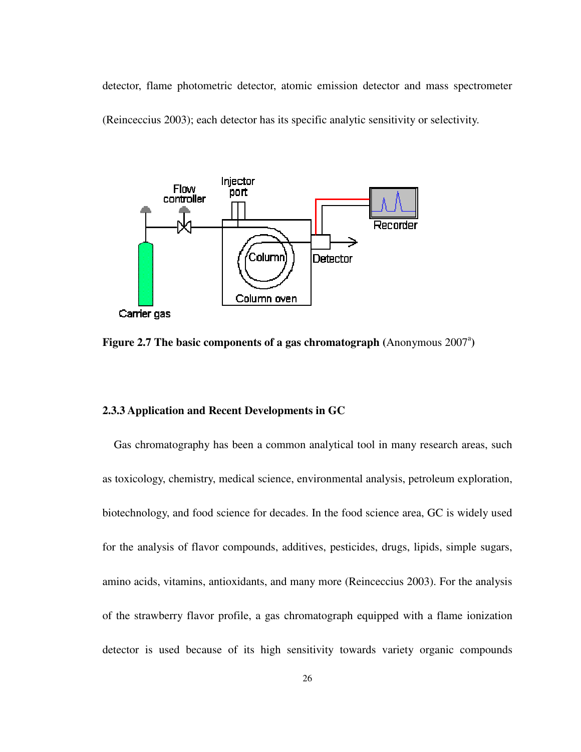detector, flame photometric detector, atomic emission detector and mass spectrometer (Reinceccius 2003); each detector has its specific analytic sensitivity or selectivity.

**Figure 2.7 The basic components of a gas chromatograph** (Anonymous 2007[a])

### 2.3.3 Application and Recent Developments in GC

Gas chromatography has been a common analytical tool in many research areas, such as toxicology, chemistry, medical science, environmental analysis, petroleum exploration, biotechnology, and food science for decades. In the food science area, GC is widely used for the analysis of flavor compounds, additives, pesticides, drugs, lipids, simple sugars, amino acids, vitamins, antioxidants, and many more (Reinceccius 2003). For the analysis of the strawberry flavor profile, a gas chromatograph equipped with a flame ionization detector is used because of its high sensitivity towards variety organic compounds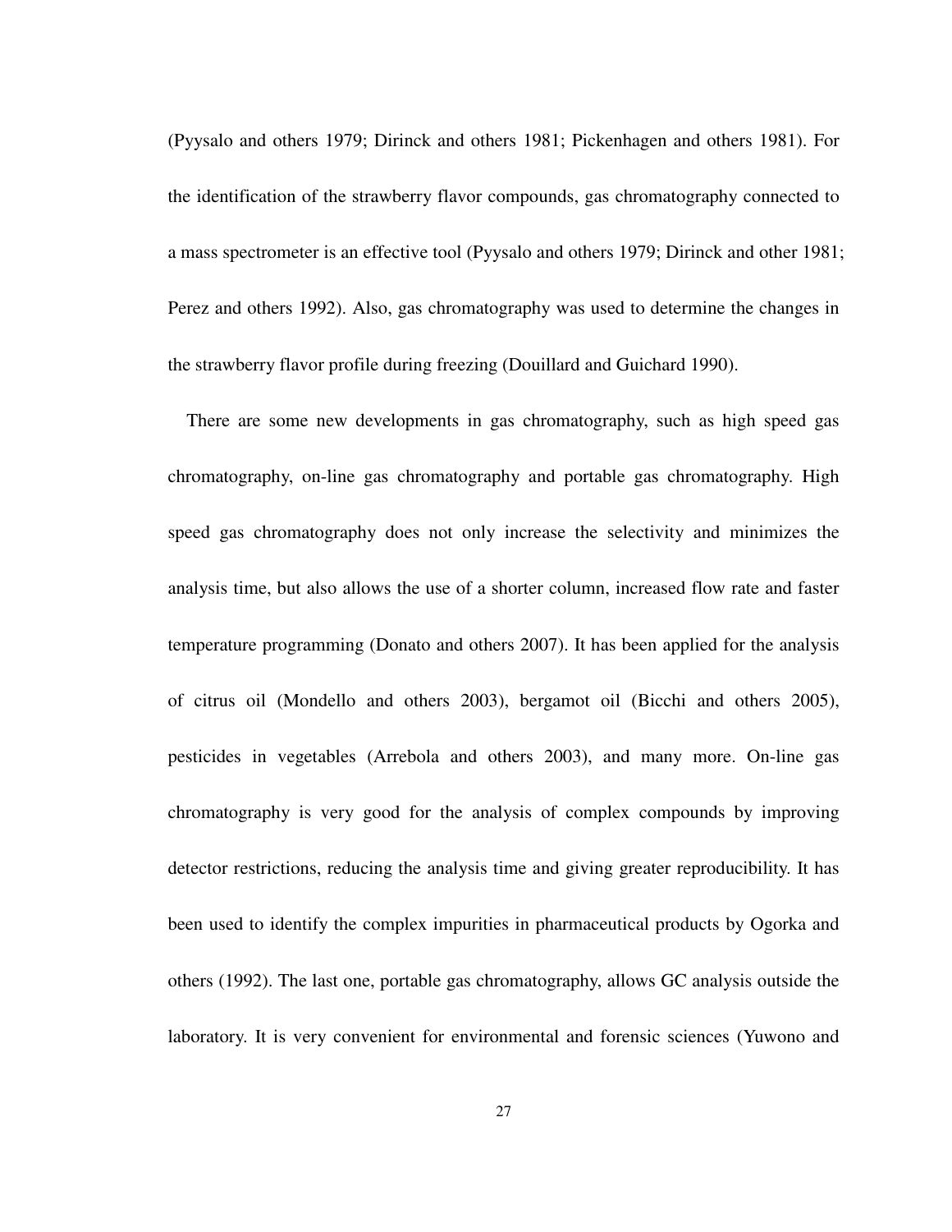(Pyysalo and others 1979; Dirinck and others 1981; Pickenhagen and others 1981). For the identification of the strawberry flavor compounds, gas chromatography connected to a mass spectrometer is an effective tool (Pyysalo and others 1979; Dirinck and other 1981; Perez and others 1992). Also, gas chromatography was used to determine the changes in the strawberry flavor profile during freezing (Douillard and Guichard 1990).

There are some new developments in gas chromatography, such as high speed gas chromatography, on-line gas chromatography and portable gas chromatography. High speed gas chromatography does not only increase the selectivity and minimizes the analysis time, but also allows the use of a shorter column, increased flow rate and faster temperature programming (Donato and others 2007). It has been applied for the analysis of citrus oil (Mondello and others 2003), bergamot oil (Bicchi and others 2005), pesticides in vegetables (Arrebola and others 2003), and many more. On-line gas chromatography is very good for the analysis of complex compounds by improving detector restrictions, reducing the analysis time and giving greater reproducibility. It has been used to identify the complex impurities in pharmaceutical products by Ogorka and others (1992). The last one, portable gas chromatography, allows GC analysis outside the laboratory. It is very convenient for environmental and forensic sciences (Yuwono and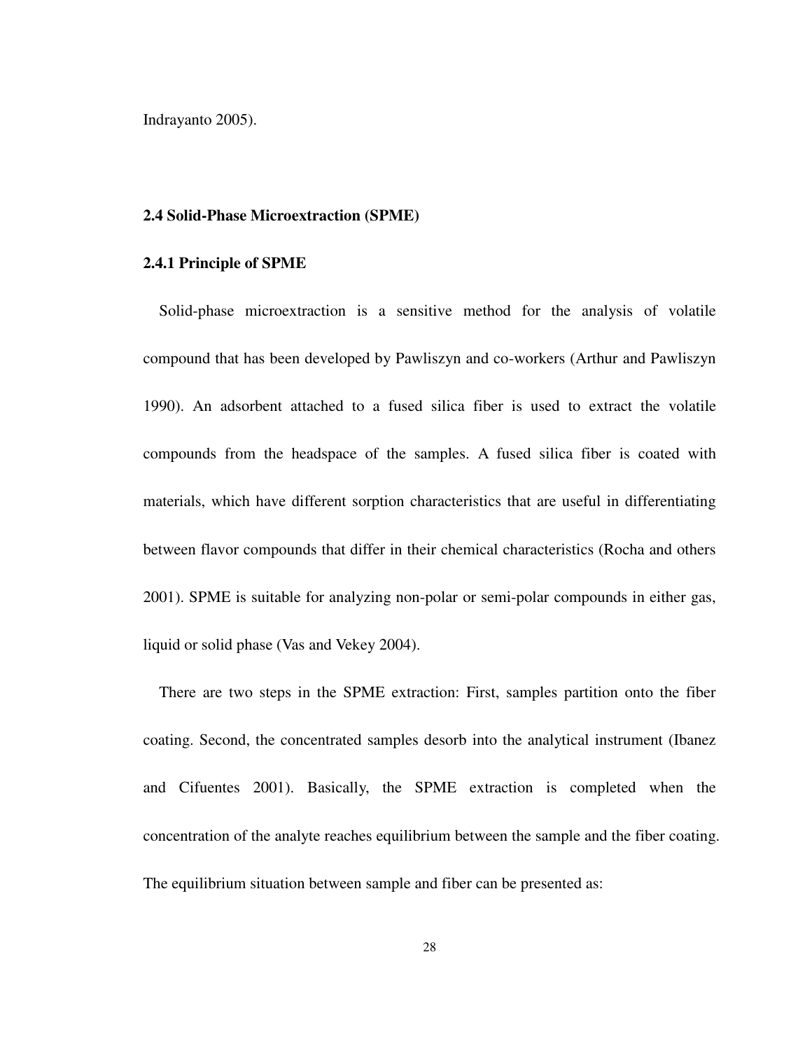Indrayanto 2005).

## 2.4 Solid-Phase Microextraction (SPME)

### 2.4.1 Principle of SPME

Solid-phase microextraction is a sensitive method for the analysis of volatile compound that has been developed by Pawliszyn and co-workers (Arthur and Pawliszyn 1990). An adsorbent attached to a fused silica fiber is used to extract the volatile compounds from the headspace of the samples. A fused silica fiber is coated with materials, which have different sorption characteristics that are useful in differentiating between flavor compounds that differ in their chemical characteristics (Rocha and others 2001). SPME is suitable for analyzing non-polar or semi-polar compounds in either gas, liquid or solid phase (Vas and Vekey 2004).

There are two steps in the SPME extraction: First, samples partition onto the fiber coating. Second, the concentrated samples desorb into the analytical instrument (Ibanez and Cifuentes 2001). Basically, the SPME extraction is completed when the concentration of the analyte reaches equilibrium between the sample and the fiber coating. The equilibrium situation between sample and fiber can be presented as: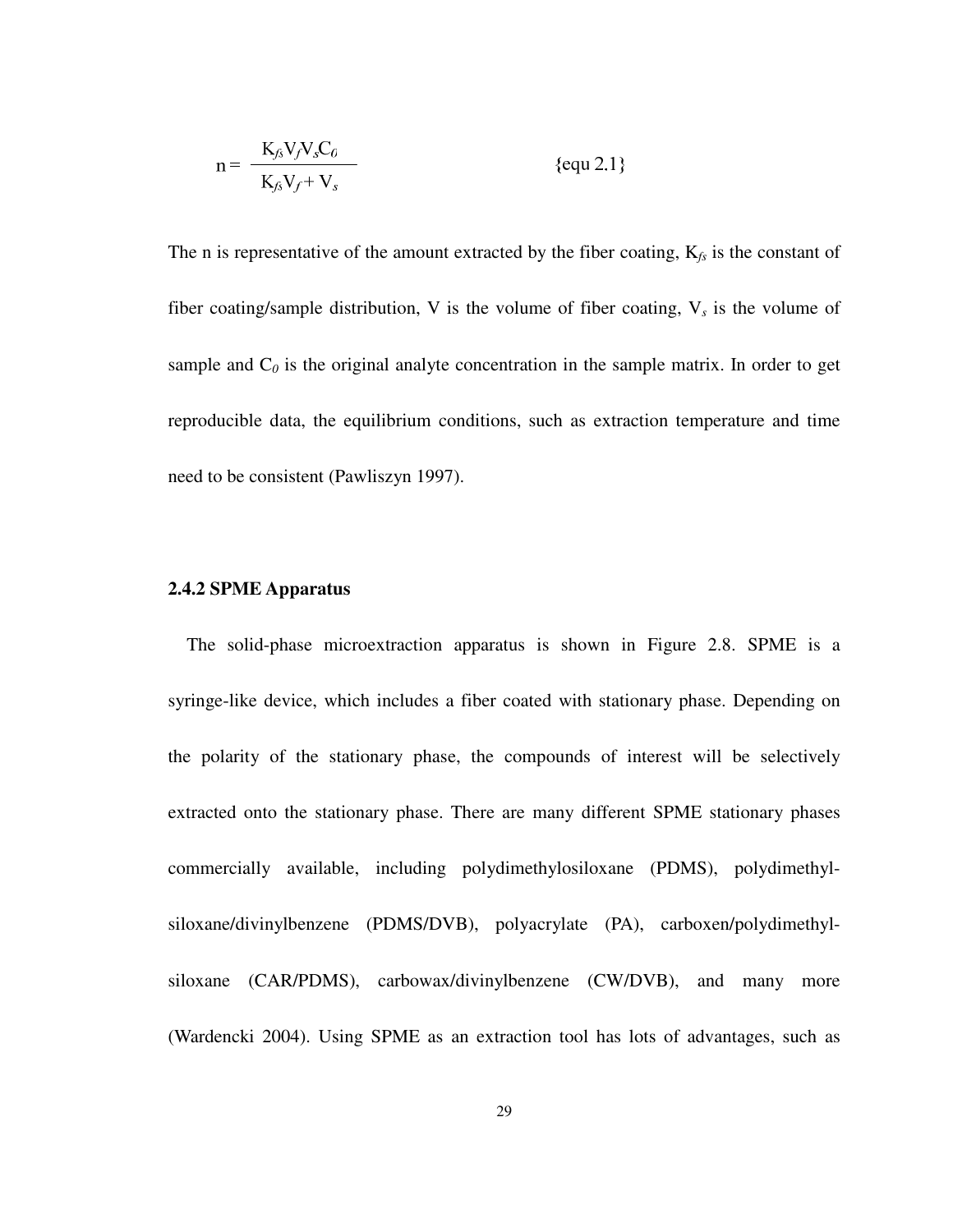$$n = \frac{K_{fs} V_f V_s C_0}{K_{fs} V_f + V_s} \qquad \text{\{equ 2.1\}}$$

The n is representative of the amount extracted by the fiber coating, $K_{fs}$ is the constant of fiber coating/sample distribution, V is the volume of fiber coating, $V_s$ is the volume of sample and $C_0$ is the original analyte concentration in the sample matrix. In order to get reproducible data, the equilibrium conditions, such as extraction temperature and time need to be consistent (Pawliszyn 1997).

### 2.4.2 SPME Apparatus

The solid-phase microextraction apparatus is shown in Figure 2.8. SPME is a syringe-like device, which includes a fiber coated with stationary phase. Depending on the polarity of the stationary phase, the compounds of interest will be selectively extracted onto the stationary phase. There are many different SPME stationary phases commercially available, including polydimethylosiloxane (PDMS), polydimethyl-siloxane/divinylbenzene (PDMS/DVB), polyacrylate (PA), carboxen/polydimethyl-siloxane (CAR/PDMS), carbowax/divinylbenzene (CW/DVB), and many more (Wardencki 2004). Using SPME as an extraction tool has lots of advantages, such as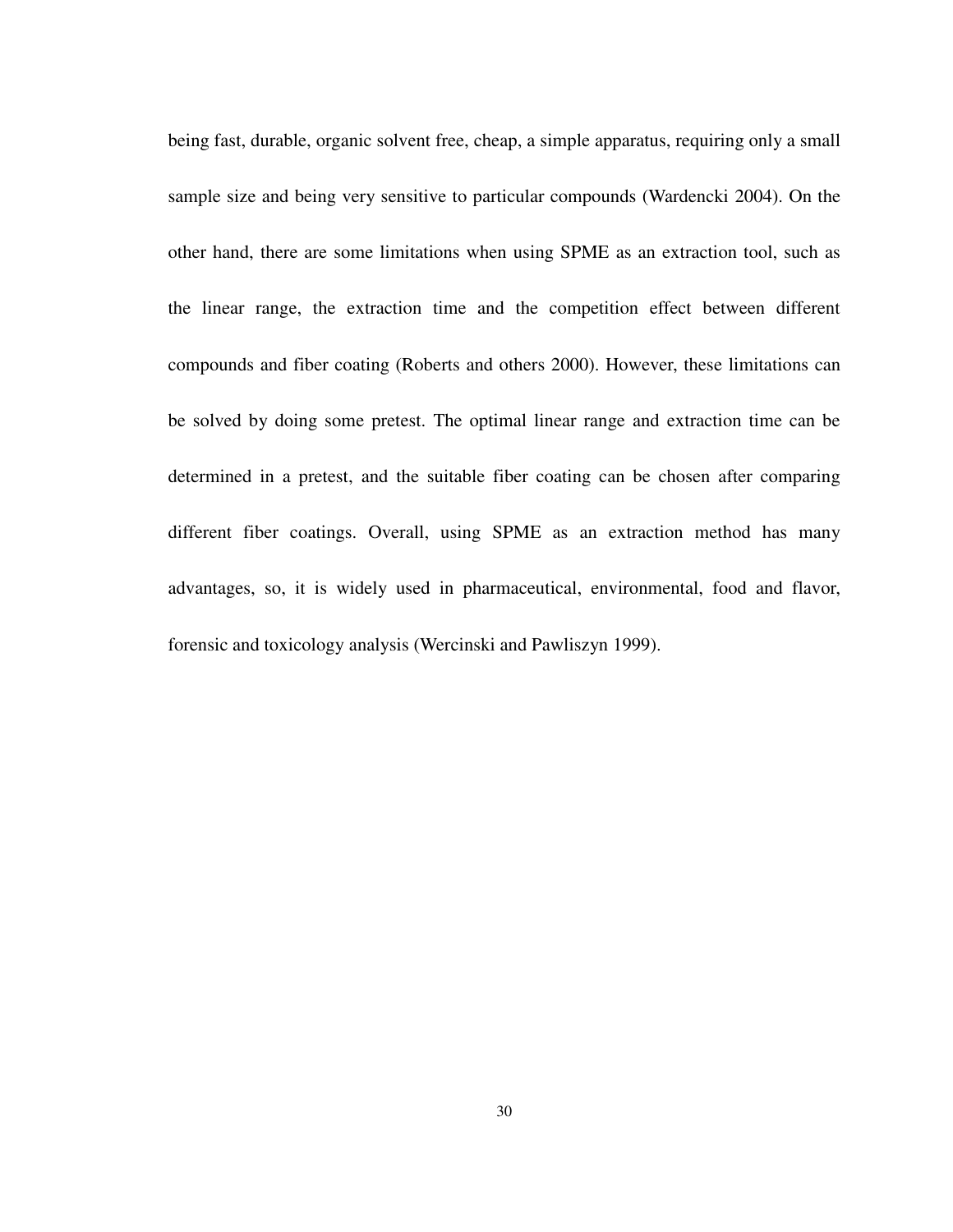being fast, durable, organic solvent free, cheap, a simple apparatus, requiring only a small sample size and being very sensitive to particular compounds (Wardencki 2004). On the other hand, there are some limitations when using SPME as an extraction tool, such as the linear range, the extraction time and the competition effect between different compounds and fiber coating (Roberts and others 2000). However, these limitations can be solved by doing some pretest. The optimal linear range and extraction time can be determined in a pretest, and the suitable fiber coating can be chosen after comparing different fiber coatings. Overall, using SPME as an extraction method has many advantages, so, it is widely used in pharmaceutical, environmental, food and flavor, forensic and toxicology analysis (Wercinski and Pawliszyn 1999).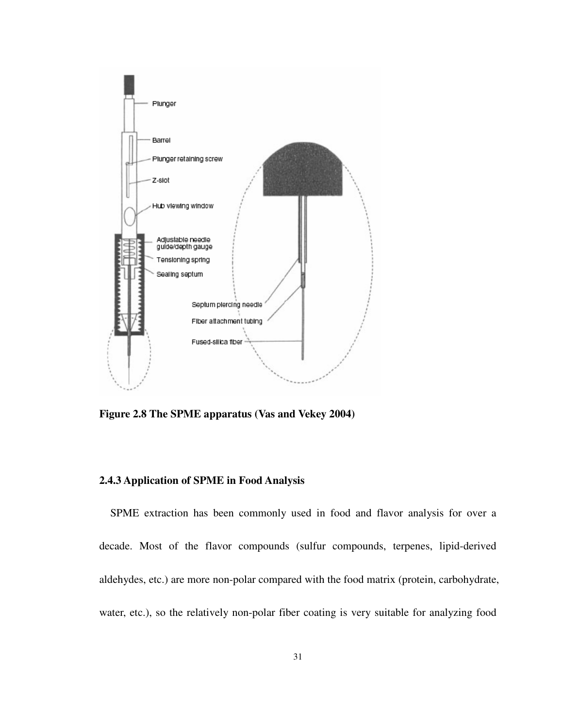Figure 2.8 The SPME apparatus (Vas and Vekey 2004)

### 2.4.3 Application of SPME in Food Analysis

SPME extraction has been commonly used in food and flavor analysis for over a decade. Most of the flavor compounds (sulfur compounds, terpenes, lipid-derived aldehydes, etc.) are more non-polar compared with the food matrix (protein, carbohydrate, water, etc.), so the relatively non-polar fiber coating is very suitable for analyzing food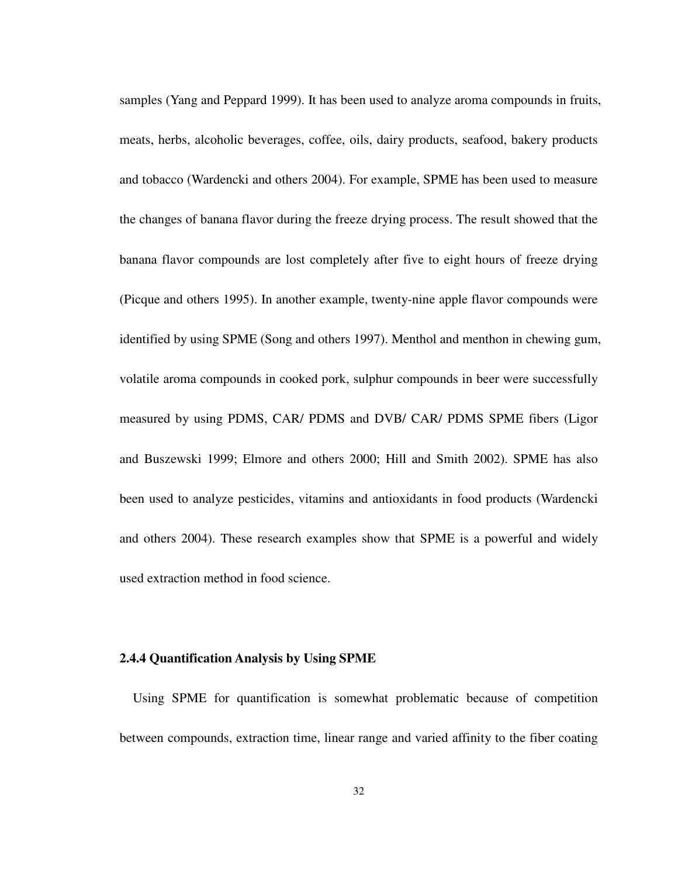samples (Yang and Peppard 1999). It has been used to analyze aroma compounds in fruits, meats, herbs, alcoholic beverages, coffee, oils, dairy products, seafood, bakery products and tobacco (Wardencki and others 2004). For example, SPME has been used to measure the changes of banana flavor during the freeze drying process. The result showed that the banana flavor compounds are lost completely after five to eight hours of freeze drying (Picque and others 1995). In another example, twenty-nine apple flavor compounds were identified by using SPME (Song and others 1997). Menthol and menthon in chewing gum, volatile aroma compounds in cooked pork, sulphur compounds in beer were successfully measured by using PDMS, CAR/ PDMS and DVB/ CAR/ PDMS SPME fibers (Ligor and Buszewski 1999; Elmore and others 2000; Hill and Smith 2002). SPME has also been used to analyze pesticides, vitamins and antioxidants in food products (Wardencki and others 2004). These research examples show that SPME is a powerful and widely used extraction method in food science.

### 2.4.4 Quantification Analysis by Using SPME

Using SPME for quantification is somewhat problematic because of competition between compounds, extraction time, linear range and varied affinity to the fiber coating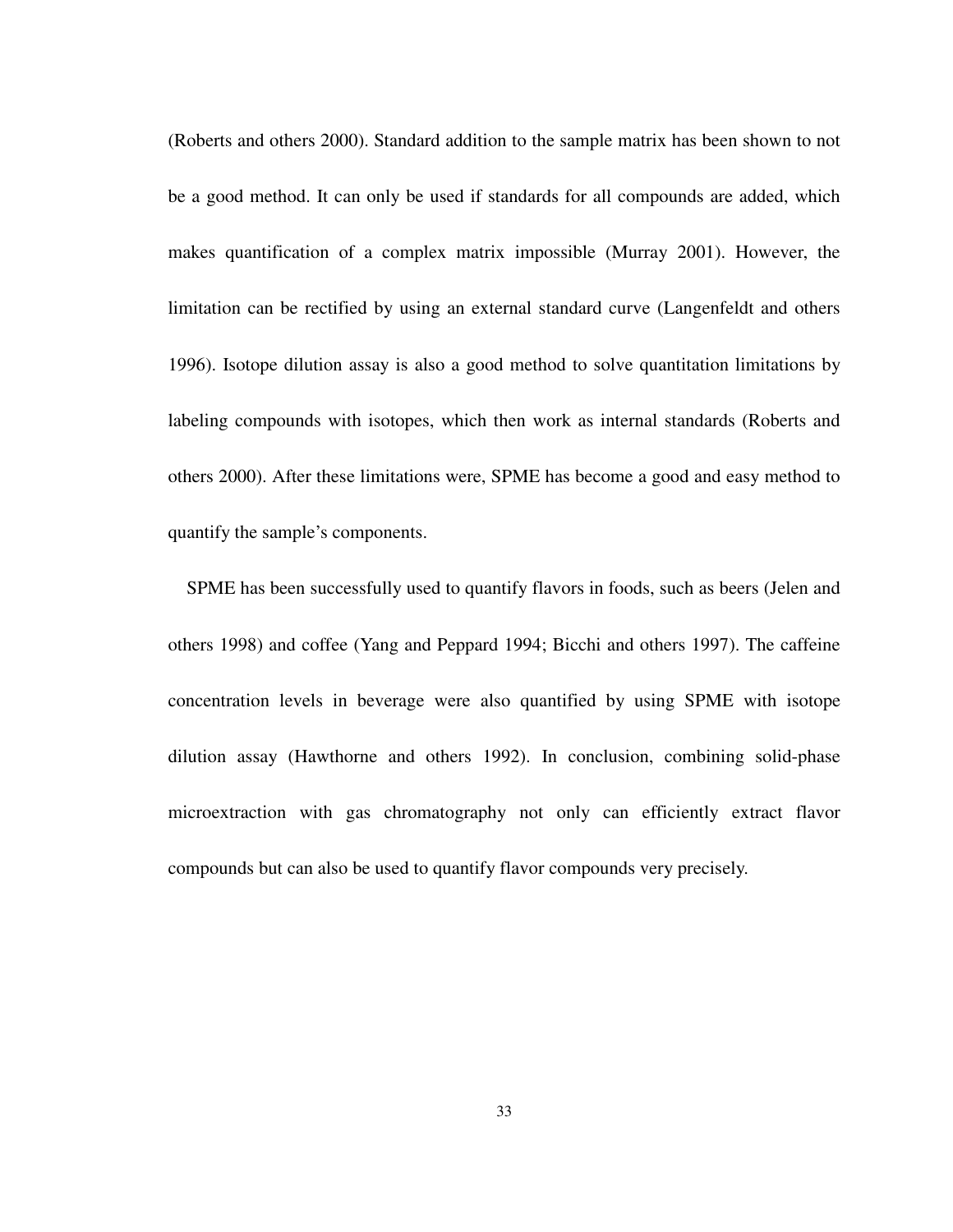(Roberts and others 2000). Standard addition to the sample matrix has been shown to not be a good method. It can only be used if standards for all compounds are added, which makes quantification of a complex matrix impossible (Murray 2001). However, the limitation can be rectified by using an external standard curve (Langenfeldt and others 1996). Isotope dilution assay is also a good method to solve quantitation limitations by labeling compounds with isotopes, which then work as internal standards (Roberts and others 2000). After these limitations were, SPME has become a good and easy method to quantify the sample's components.

SPME has been successfully used to quantify flavors in foods, such as beers (Jelen and others 1998) and coffee (Yang and Peppard 1994; Bicchi and others 1997). The caffeine concentration levels in beverage were also quantified by using SPME with isotope dilution assay (Hawthorne and others 1992). In conclusion, combining solid-phase microextraction with gas chromatography not only can efficiently extract flavor compounds but can also be used to quantify flavor compounds very precisely.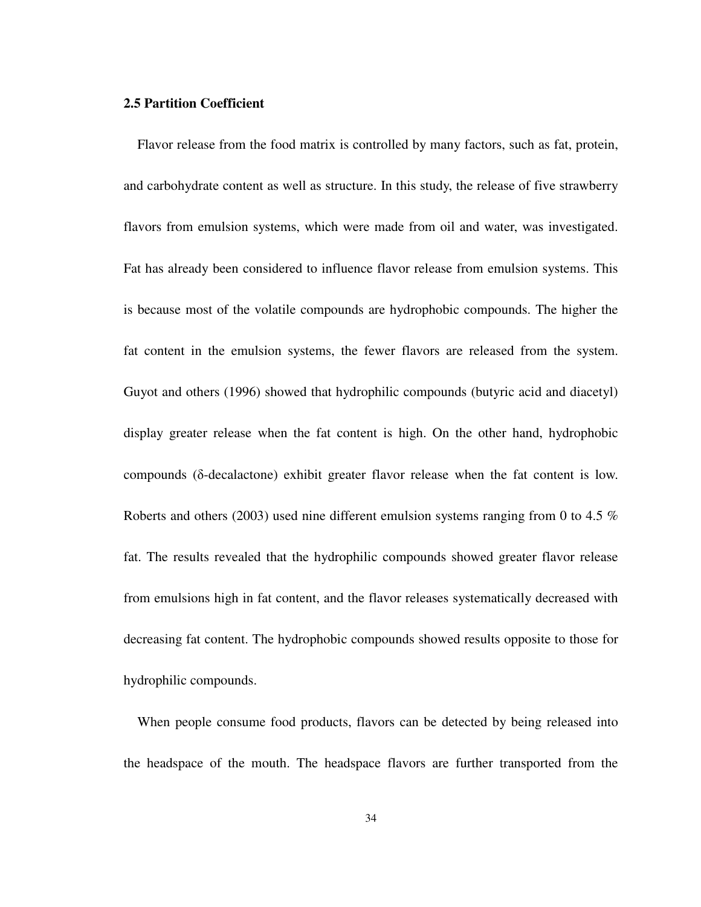## 2.5 Partition Coefficient

Flavor release from the food matrix is controlled by many factors, such as fat, protein, and carbohydrate content as well as structure. In this study, the release of five strawberry flavors from emulsion systems, which were made from oil and water, was investigated. Fat has already been considered to influence flavor release from emulsion systems. This is because most of the volatile compounds are hydrophobic compounds. The higher the fat content in the emulsion systems, the fewer flavors are released from the system. Guyot and others (1996) showed that hydrophilic compounds (butyric acid and diacetyl) display greater release when the fat content is high. On the other hand, hydrophobic compounds (δ-decalactone) exhibit greater flavor release when the fat content is low. Roberts and others (2003) used nine different emulsion systems ranging from 0 to 4.5 % fat. The results revealed that the hydrophilic compounds showed greater flavor release from emulsions high in fat content, and the flavor releases systematically decreased with decreasing fat content. The hydrophobic compounds showed results opposite to those for hydrophilic compounds.

When people consume food products, flavors can be detected by being released into the headspace of the mouth. The headspace flavors are further transported from the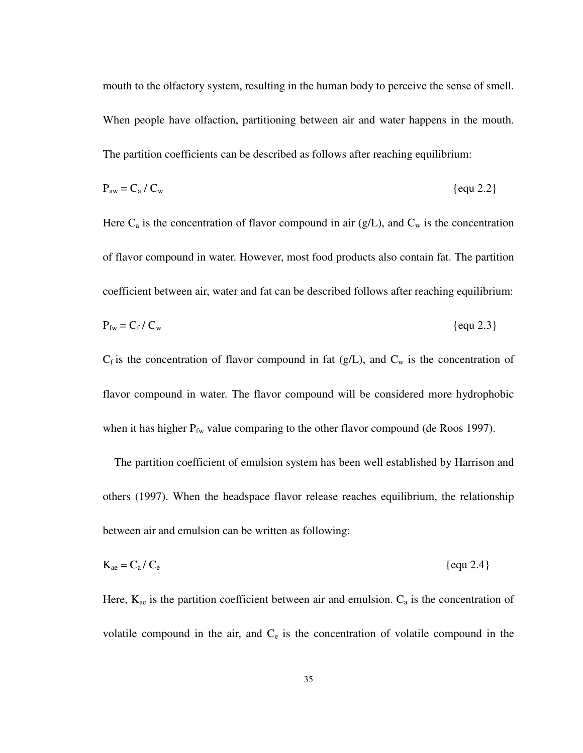mouth to the olfactory system, resulting in the human body to perceive the sense of smell. When people have olfaction, partitioning between air and water happens in the mouth. The partition coefficients can be described as follows after reaching equilibrium:

$$P_{aw} = C_a / C_w \qquad \{equ\ 2.2\}$$

Here $C_a$ is the concentration of flavor compound in air (g/L), and $C_w$ is the concentration of flavor compound in water. However, most food products also contain fat. The partition coefficient between air, water and fat can be described follows after reaching equilibrium:

$$P_{fw} = C_f / C_w \qquad \{equ\ 2.3\}$$

$C_f$ is the concentration of flavor compound in fat (g/L), and $C_w$ is the concentration of flavor compound in water. The flavor compound will be considered more hydrophobic when it has higher $P_{fw}$ value comparing to the other flavor compound (de Roos 1997).

The partition coefficient of emulsion system has been well established by Harrison and others (1997). When the headspace flavor release reaches equilibrium, the relationship between air and emulsion can be written as following:

$$K_{ae} = C_a / C_e \qquad \{equ\ 2.4\}$$

Here, $K_{ae}$ is the partition coefficient between air and emulsion. $C_a$ is the concentration of volatile compound in the air, and $C_e$ is the concentration of volatile compound in the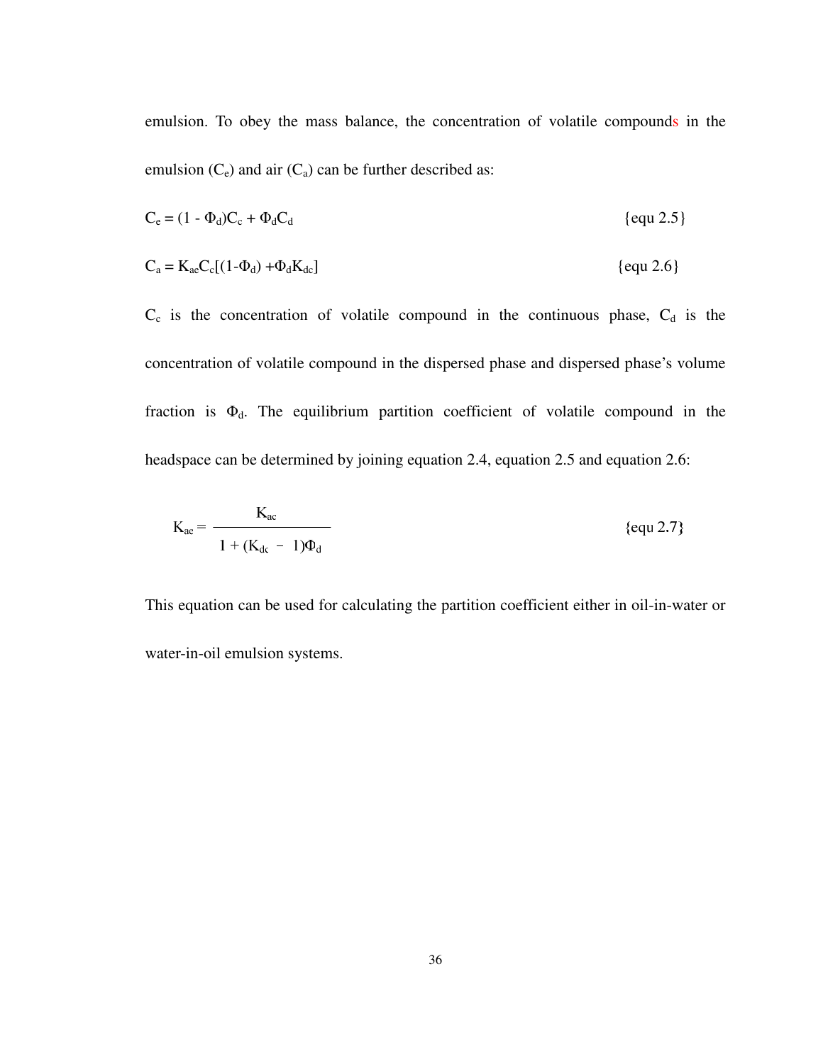emulsion. To obey the mass balance, the concentration of volatile compounds in the emulsion ($C_e$) and air ($C_a$) can be further described as:

$$C_e = (1 - \Phi_d)C_c + \Phi_d C_d \qquad \{\text{equ } 2.5\}$$

$$C_a = K_{ae}C_c[(1-\Phi_d) + \Phi_d K_{dc}] \qquad \{\text{equ } 2.6\}$$

$C_c$ is the concentration of volatile compound in the continuous phase, $C_d$ is the concentration of volatile compound in the dispersed phase and dispersed phase's volume fraction is $\Phi_d$. The equilibrium partition coefficient of volatile compound in the headspace can be determined by joining equation 2.4, equation 2.5 and equation 2.6:

$$K_{ae} = \frac{K_{ac}}{1 + (K_{dc} - 1)\Phi_d} \qquad \{\text{equ } 2.7\}$$

This equation can be used for calculating the partition coefficient either in oil-in-water or water-in-oil emulsion systems.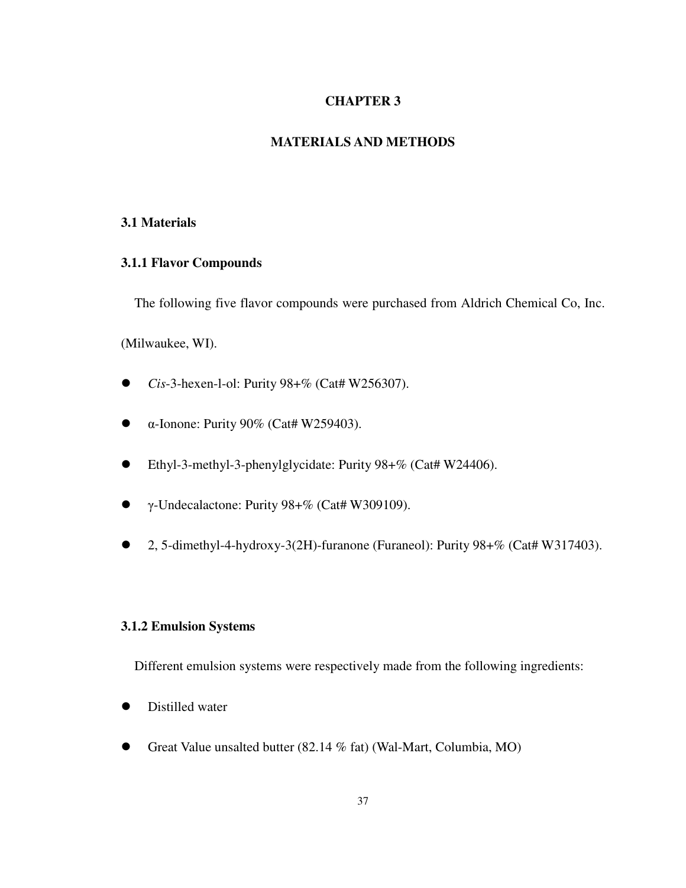# CHAPTER 3

# MATERIALS AND METHODS

## 3.1 Materials

### 3.1.1 Flavor Compounds

The following five flavor compounds were purchased from Aldrich Chemical Co, Inc. (Milwaukee, WI).

- *Cis*-3-hexen-l-ol: Purity 98+% (Cat# W256307).
- α-Ionone: Purity 90% (Cat# W259403).
- Ethyl-3-methyl-3-phenylglycidate: Purity 98+% (Cat# W24406).
- γ-Undecalactone: Purity 98+% (Cat# W309109).
- 2, 5-dimethyl-4-hydroxy-3(2H)-furanone (Furaneol): Purity 98+% (Cat# W317403).

### 3.1.2 Emulsion Systems

Different emulsion systems were respectively made from the following ingredients:

- Distilled water
- Great Value unsalted butter (82.14 % fat) (Wal-Mart, Columbia, MO)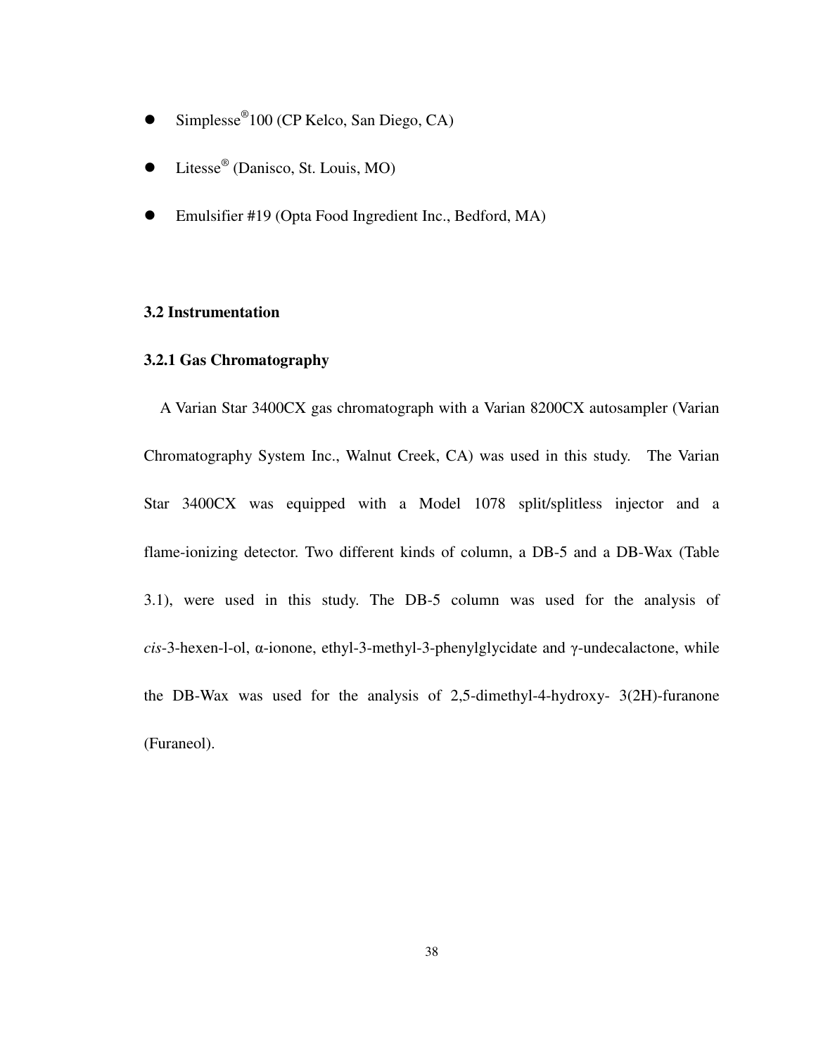- Simplesse®100 (CP Kelco, San Diego, CA)
- Litesse® (Danisco, St. Louis, MO)
- Emulsifier #19 (Opta Food Ingredient Inc., Bedford, MA)

### 3.2 Instrumentation

#### 3.2.1 Gas Chromatography

A Varian Star 3400CX gas chromatograph with a Varian 8200CX autosampler (Varian Chromatography System Inc., Walnut Creek, CA) was used in this study. The Varian Star 3400CX was equipped with a Model 1078 split/splitless injector and a flame-ionizing detector. Two different kinds of column, a DB-5 and a DB-Wax (Table 3.1), were used in this study. The DB-5 column was used for the analysis of *cis*-3-hexen-l-ol, α-ionone, ethyl-3-methyl-3-phenylglycidate and γ-undecalactone, while the DB-Wax was used for the analysis of 2,5-dimethyl-4-hydroxy- 3(2H)-furanone (Furaneol).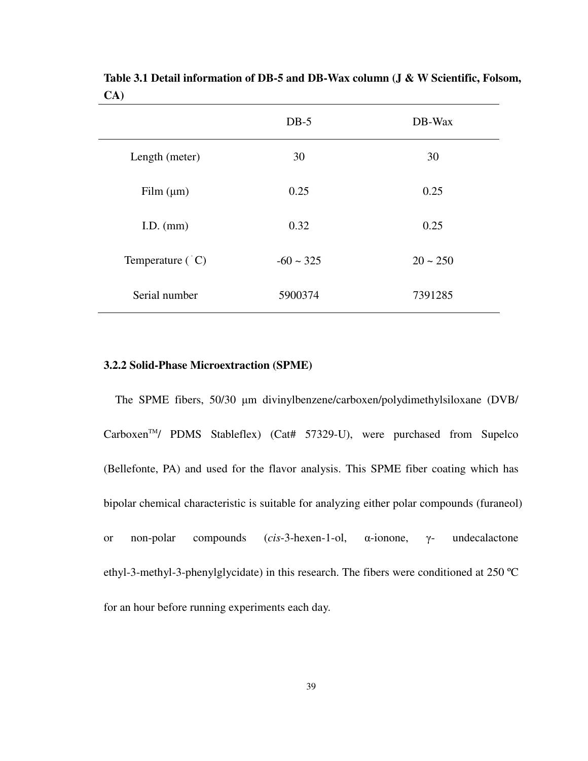**Table 3.1 Detail information of DB-5 and DB-Wax column (J & W Scientific, Folsom, CA)**

| | DB-5 | DB-Wax |
|---|---|---|
| Length (meter) | 30 | 30 |
| Film (μm) | 0.25 | 0.25 |
| I.D. (mm) | 0.32 | 0.25 |
| Temperature (°C) | -60 ~ 325 | 20 ~ 250 |
| Serial number | 5900374 | 7391285 |

### 3.2.2 Solid-Phase Microextraction (SPME)

The SPME fibers, 50/30 μm divinylbenzene/carboxen/polydimethylsiloxane (DVB/ Carboxen™/ PDMS Stableflex) (Cat# 57329-U), were purchased from Supelco (Bellefonte, PA) and used for the flavor analysis. This SPME fiber coating which has bipolar chemical characteristic is suitable for analyzing either polar compounds (furaneol) or non-polar compounds (*cis*-3-hexen-1-ol, α-ionone, γ- undecalactone ethyl-3-methyl-3-phenylglycidate) in this research. The fibers were conditioned at 250 ºC for an hour before running experiments each day.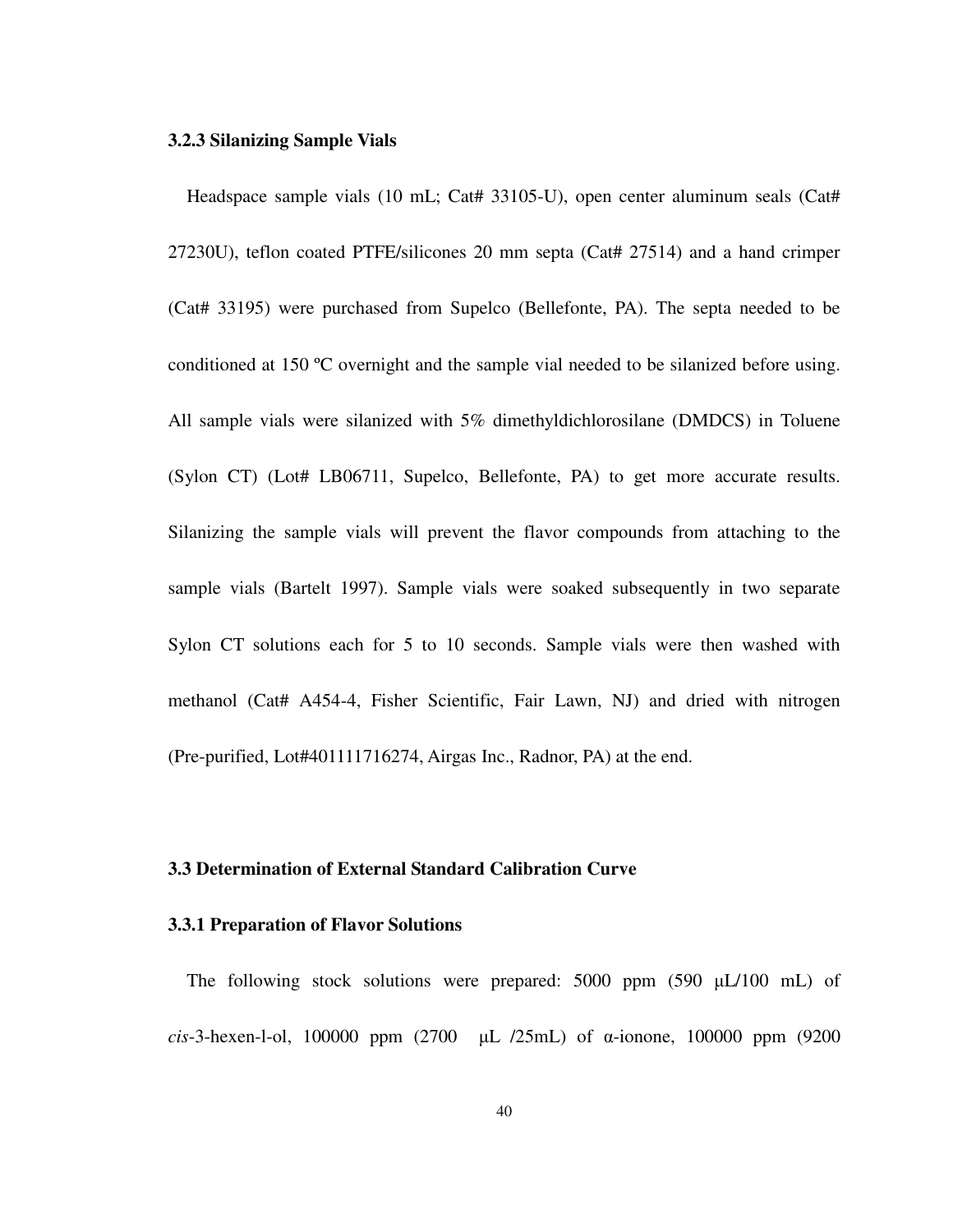### 3.2.3 Silanizing Sample Vials

Headspace sample vials (10 mL; Cat# 33105-U), open center aluminum seals (Cat# 27230U), teflon coated PTFE/silicones 20 mm septa (Cat# 27514) and a hand crimper (Cat# 33195) were purchased from Supelco (Bellefonte, PA). The septa needed to be conditioned at 150 ºC overnight and the sample vial needed to be silanized before using. All sample vials were silanized with 5% dimethyldichlorosilane (DMDCS) in Toluene (Sylon CT) (Lot# LB06711, Supelco, Bellefonte, PA) to get more accurate results. Silanizing the sample vials will prevent the flavor compounds from attaching to the sample vials (Bartelt 1997). Sample vials were soaked subsequently in two separate Sylon CT solutions each for 5 to 10 seconds. Sample vials were then washed with methanol (Cat# A454-4, Fisher Scientific, Fair Lawn, NJ) and dried with nitrogen (Pre-purified, Lot#401111716274, Airgas Inc., Radnor, PA) at the end.

## 3.3 Determination of External Standard Calibration Curve

### 3.3.1 Preparation of Flavor Solutions

The following stock solutions were prepared: 5000 ppm (590 μL/100 mL) of *cis*-3-hexen-l-ol, 100000 ppm (2700 μL /25mL) of α-ionone, 100000 ppm (9200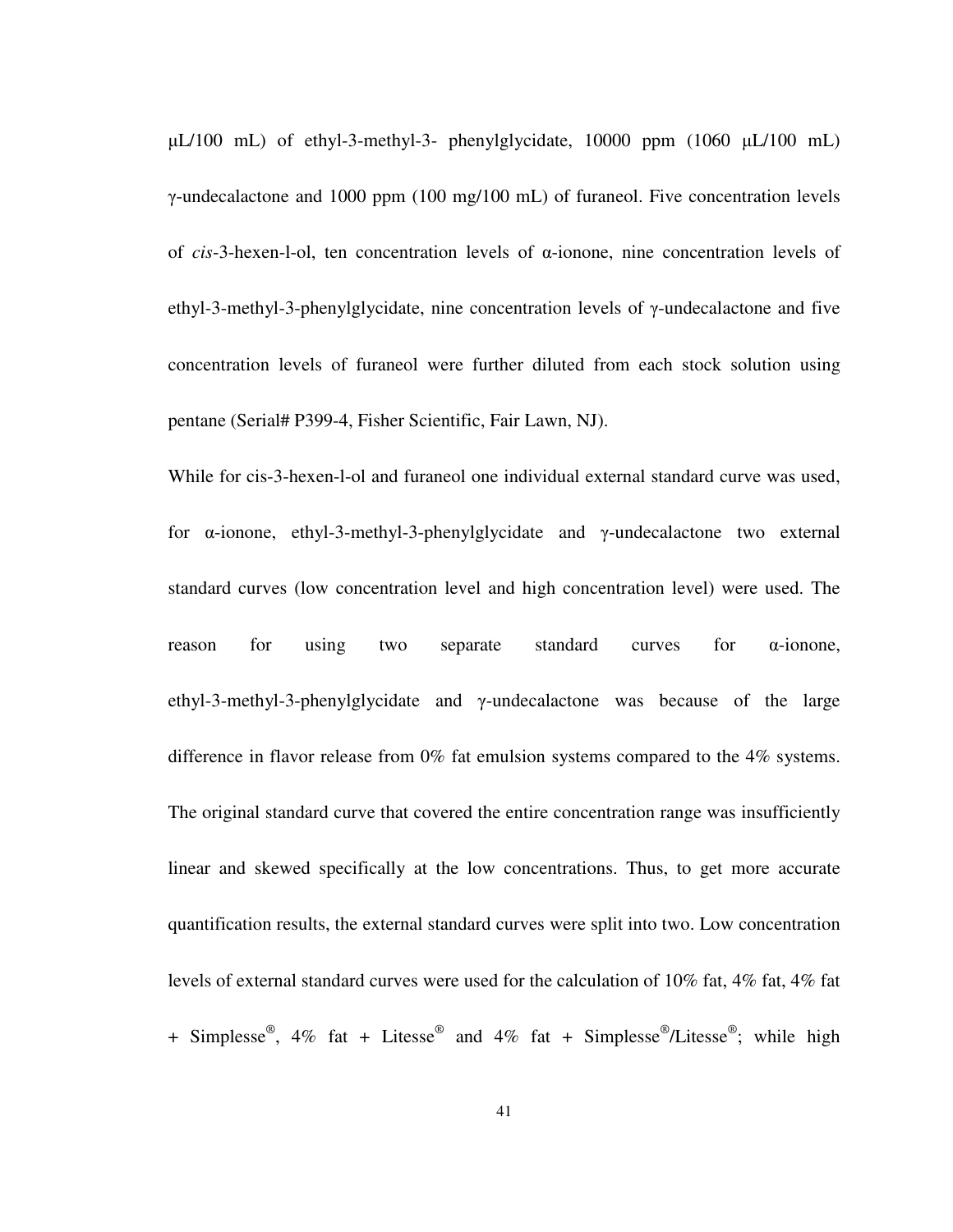μL/100 mL) of ethyl-3-methyl-3- phenylglycidate, 10000 ppm (1060 μL/100 mL) γ-undecalactone and 1000 ppm (100 mg/100 mL) of furaneol. Five concentration levels of *cis*-3-hexen-l-ol, ten concentration levels of α-ionone, nine concentration levels of ethyl-3-methyl-3-phenylglycidate, nine concentration levels of γ-undecalactone and five concentration levels of furaneol were further diluted from each stock solution using pentane (Serial# P399-4, Fisher Scientific, Fair Lawn, NJ).

While for cis-3-hexen-l-ol and furaneol one individual external standard curve was used, for α-ionone, ethyl-3-methyl-3-phenylglycidate and γ-undecalactone two external standard curves (low concentration level and high concentration level) were used. The reason for using two separate standard curves for α-ionone, ethyl-3-methyl-3-phenylglycidate and γ-undecalactone was because of the large difference in flavor release from 0% fat emulsion systems compared to the 4% systems. The original standard curve that covered the entire concentration range was insufficiently linear and skewed specifically at the low concentrations. Thus, to get more accurate quantification results, the external standard curves were split into two. Low concentration levels of external standard curves were used for the calculation of 10% fat, 4% fat, 4% fat + Simplesse®, 4% fat + Litesse® and 4% fat + Simplesse®/Litesse®; while high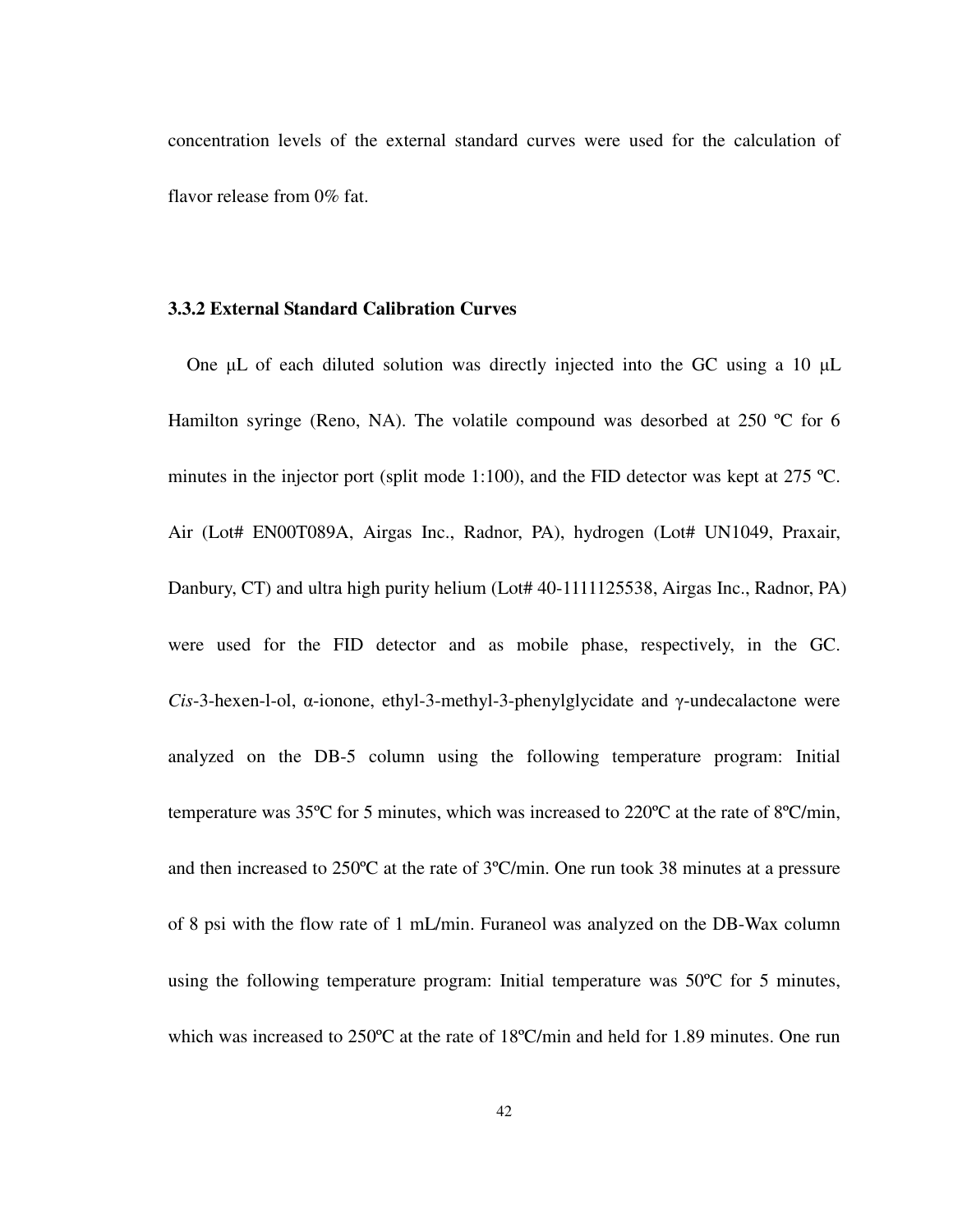concentration levels of the external standard curves were used for the calculation of flavor release from 0% fat.

### 3.3.2 External Standard Calibration Curves

One μL of each diluted solution was directly injected into the GC using a 10 μL Hamilton syringe (Reno, NA). The volatile compound was desorbed at 250 ºC for 6 minutes in the injector port (split mode 1:100), and the FID detector was kept at 275 ºC. Air (Lot# EN00T089A, Airgas Inc., Radnor, PA), hydrogen (Lot# UN1049, Praxair, Danbury, CT) and ultra high purity helium (Lot# 40-1111125538, Airgas Inc., Radnor, PA) were used for the FID detector and as mobile phase, respectively, in the GC. *Cis*-3-hexen-l-ol, α-ionone, ethyl-3-methyl-3-phenylglycidate and γ-undecalactone were analyzed on the DB-5 column using the following temperature program: Initial temperature was 35ºC for 5 minutes, which was increased to 220ºC at the rate of 8ºC/min, and then increased to 250ºC at the rate of 3ºC/min. One run took 38 minutes at a pressure of 8 psi with the flow rate of 1 mL/min. Furaneol was analyzed on the DB-Wax column using the following temperature program: Initial temperature was 50ºC for 5 minutes, which was increased to 250ºC at the rate of 18ºC/min and held for 1.89 minutes. One run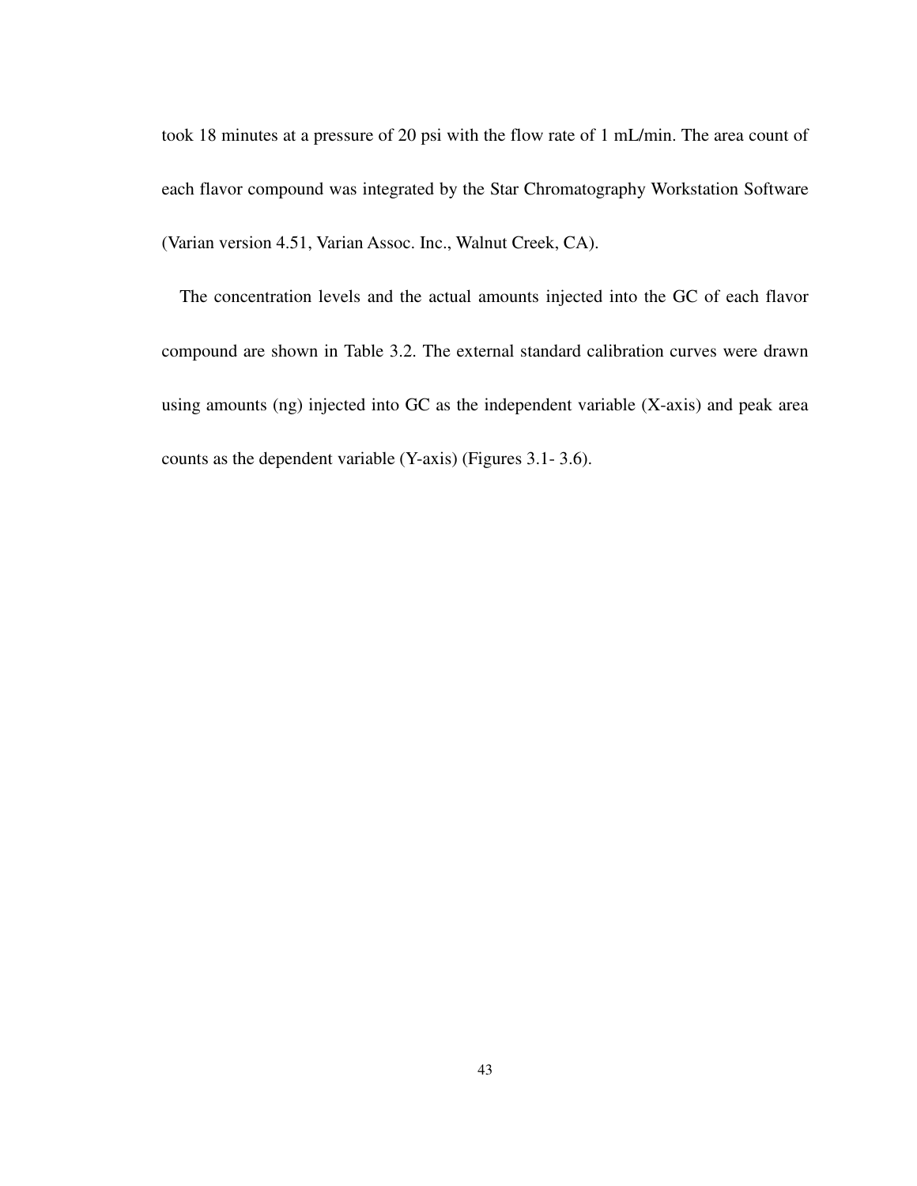took 18 minutes at a pressure of 20 psi with the flow rate of 1 mL/min. The area count of each flavor compound was integrated by the Star Chromatography Workstation Software (Varian version 4.51, Varian Assoc. Inc., Walnut Creek, CA).

The concentration levels and the actual amounts injected into the GC of each flavor compound are shown in Table 3.2. The external standard calibration curves were drawn using amounts (ng) injected into GC as the independent variable (X-axis) and peak area counts as the dependent variable (Y-axis) (Figures 3.1- 3.6).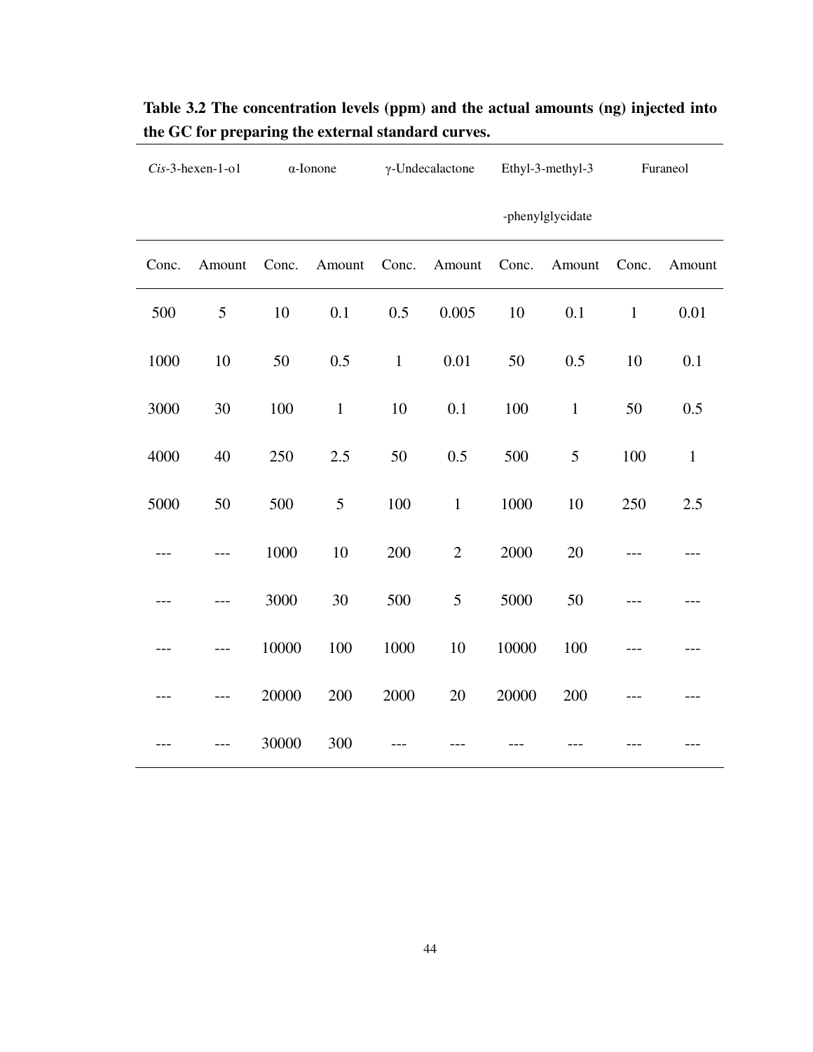**Table 3.2 The concentration levels (ppm) and the actual amounts (ng) injected into the GC for preparing the external standard curves.**

| *Cis*-3-hexen-1-o1 | | α-Ionone | | γ-Undecalactone | | Ethyl-3-methyl-3 -phenylglycidate | | Furaneol | |
|---|---|---|---|---|---|---|---|---|---|
| Conc. | Amount | Conc. | Amount | Conc. | Amount | Conc. | Amount | Conc. | Amount |
| 500 | 5 | 10 | 0.1 | 0.5 | 0.005 | 10 | 0.1 | 1 | 0.01 |
| 1000 | 10 | 50 | 0.5 | 1 | 0.01 | 50 | 0.5 | 10 | 0.1 |
| 3000 | 30 | 100 | 1 | 10 | 0.1 | 100 | 1 | 50 | 0.5 |
| 4000 | 40 | 250 | 2.5 | 50 | 0.5 | 500 | 5 | 100 | 1 |
| 5000 | 50 | 500 | 5 | 100 | 1 | 1000 | 10 | 250 | 2.5 |
| --- | --- | 1000 | 10 | 200 | 2 | 2000 | 20 | --- | --- |
| --- | --- | 3000 | 30 | 500 | 5 | 5000 | 50 | --- | --- |
| --- | --- | 10000 | 100 | 1000 | 10 | 10000 | 100 | --- | --- |
| --- | --- | 20000 | 200 | 2000 | 20 | 20000 | 200 | --- | --- |
| --- | --- | 30000 | 300 | --- | --- | --- | --- | --- | --- |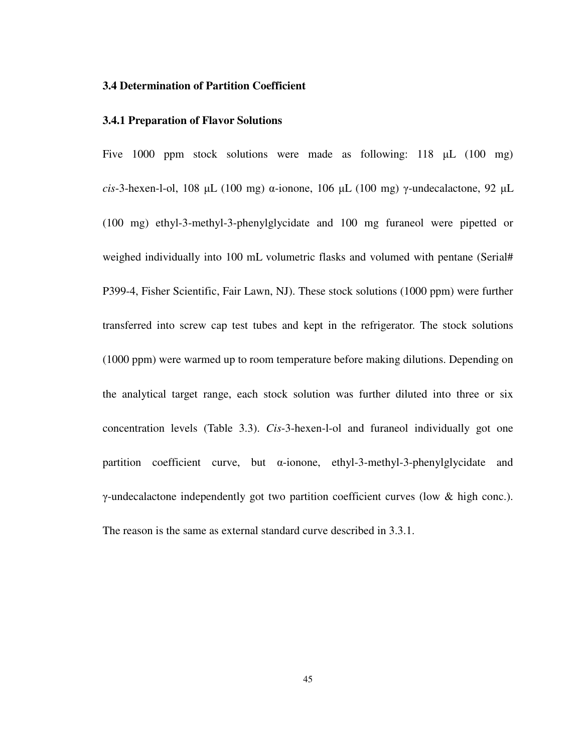### 3.4 Determination of Partition Coefficient

### 3.4.1 Preparation of Flavor Solutions

Five 1000 ppm stock solutions were made as following: 118 μL (100 mg) *cis*-3-hexen-l-ol, 108 μL (100 mg) α-ionone, 106 μL (100 mg) γ-undecalactone, 92 μL (100 mg) ethyl-3-methyl-3-phenylglycidate and 100 mg furaneol were pipetted or weighed individually into 100 mL volumetric flasks and volumed with pentane (Serial# P399-4, Fisher Scientific, Fair Lawn, NJ). These stock solutions (1000 ppm) were further transferred into screw cap test tubes and kept in the refrigerator. The stock solutions (1000 ppm) were warmed up to room temperature before making dilutions. Depending on the analytical target range, each stock solution was further diluted into three or six concentration levels (Table 3.3). *Cis*-3-hexen-l-ol and furaneol individually got one partition coefficient curve, but α-ionone, ethyl-3-methyl-3-phenylglycidate and γ-undecalactone independently got two partition coefficient curves (low & high conc.). The reason is the same as external standard curve described in 3.3.1.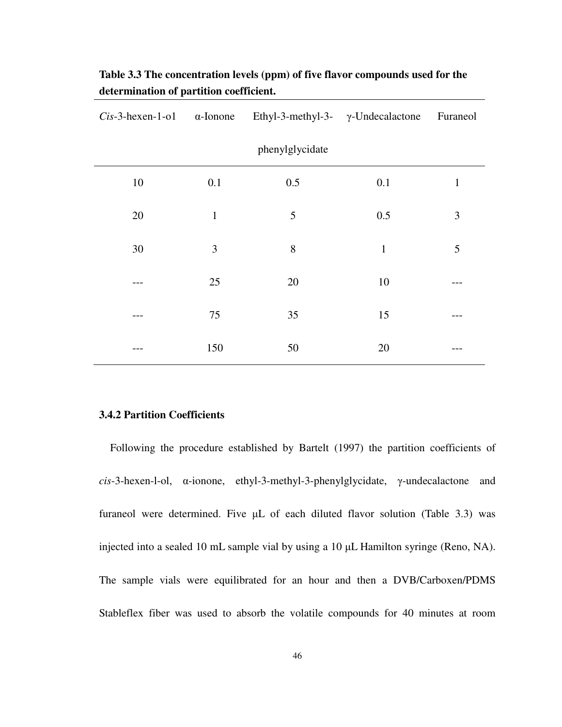**Table 3.3 The concentration levels (ppm) of five flavor compounds used for the determination of partition coefficient.**

| *Cis*-3-hexen-1-o1 | α-Ionone | Ethyl-3-methyl-3-phenylglycidate | γ-Undecalactone | Furaneol |
|---|---|---|---|---|
| 10 | 0.1 | 0.5 | 0.1 | 1 |
| 20 | 1 | 5 | 0.5 | 3 |
| 30 | 3 | 8 | 1 | 5 |
| --- | 25 | 20 | 10 | --- |
| --- | 75 | 35 | 15 | --- |
| --- | 150 | 50 | 20 | --- |

### 3.4.2 Partition Coefficients

Following the procedure established by Bartelt (1997) the partition coefficients of *cis*-3-hexen-l-ol, α-ionone, ethyl-3-methyl-3-phenylglycidate, γ-undecalactone and furaneol were determined. Five μL of each diluted flavor solution (Table 3.3) was injected into a sealed 10 mL sample vial by using a 10 μL Hamilton syringe (Reno, NA). The sample vials were equilibrated for an hour and then a DVB/Carboxen/PDMS Stableflex fiber was used to absorb the volatile compounds for 40 minutes at room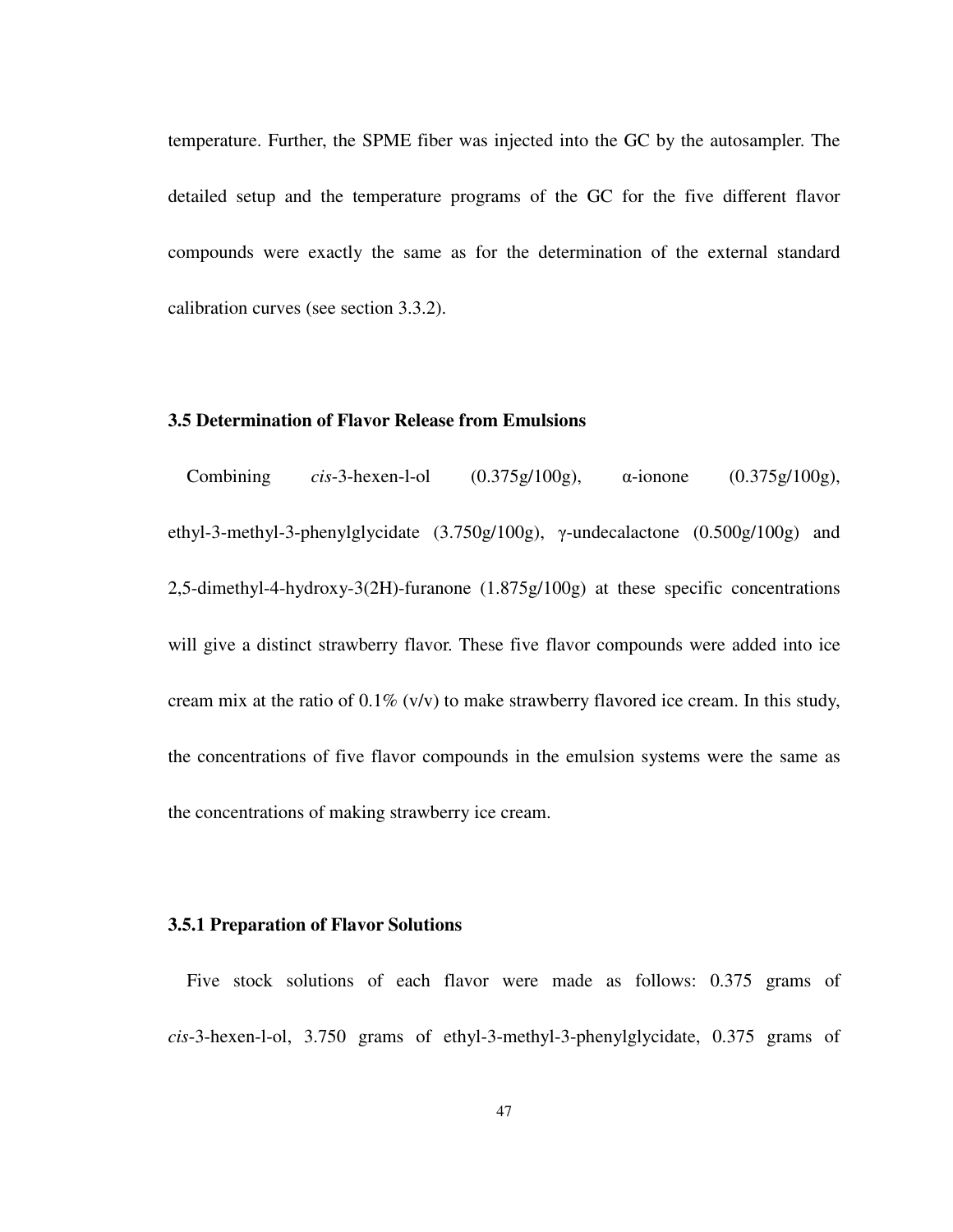temperature. Further, the SPME fiber was injected into the GC by the autosampler. The detailed setup and the temperature programs of the GC for the five different flavor compounds were exactly the same as for the determination of the external standard calibration curves (see section 3.3.2).

### 3.5 Determination of Flavor Release from Emulsions

Combining *cis*-3-hexen-l-ol (0.375g/100g), α-ionone (0.375g/100g), ethyl-3-methyl-3-phenylglycidate (3.750g/100g), γ-undecalactone (0.500g/100g) and 2,5-dimethyl-4-hydroxy-3(2H)-furanone (1.875g/100g) at these specific concentrations will give a distinct strawberry flavor. These five flavor compounds were added into ice cream mix at the ratio of 0.1% (v/v) to make strawberry flavored ice cream. In this study, the concentrations of five flavor compounds in the emulsion systems were the same as the concentrations of making strawberry ice cream.

#### 3.5.1 Preparation of Flavor Solutions

Five stock solutions of each flavor were made as follows: 0.375 grams of *cis*-3-hexen-l-ol, 3.750 grams of ethyl-3-methyl-3-phenylglycidate, 0.375 grams of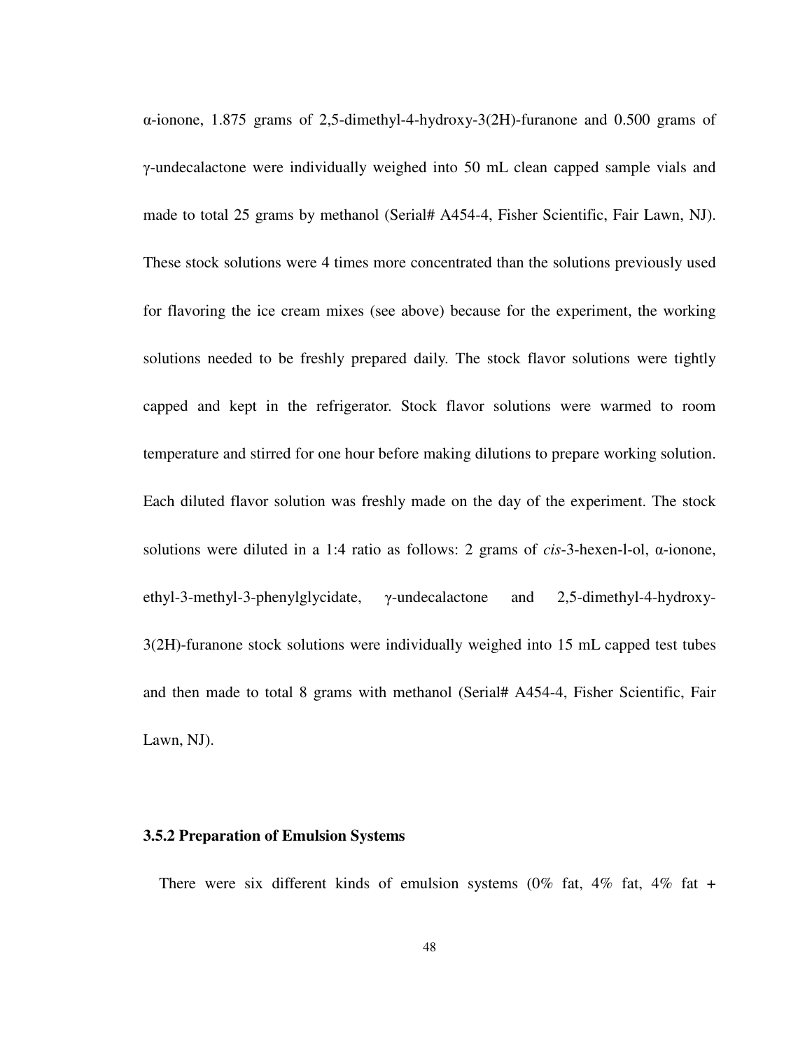α-ionone, 1.875 grams of 2,5-dimethyl-4-hydroxy-3(2H)-furanone and 0.500 grams of γ-undecalactone were individually weighed into 50 mL clean capped sample vials and made to total 25 grams by methanol (Serial# A454-4, Fisher Scientific, Fair Lawn, NJ). These stock solutions were 4 times more concentrated than the solutions previously used for flavoring the ice cream mixes (see above) because for the experiment, the working solutions needed to be freshly prepared daily. The stock flavor solutions were tightly capped and kept in the refrigerator. Stock flavor solutions were warmed to room temperature and stirred for one hour before making dilutions to prepare working solution. Each diluted flavor solution was freshly made on the day of the experiment. The stock solutions were diluted in a 1:4 ratio as follows: 2 grams of *cis*-3-hexen-l-ol, α-ionone, ethyl-3-methyl-3-phenylglycidate, γ-undecalactone and 2,5-dimethyl-4-hydroxy-3(2H)-furanone stock solutions were individually weighed into 15 mL capped test tubes and then made to total 8 grams with methanol (Serial# A454-4, Fisher Scientific, Fair Lawn, NJ).

### 3.5.2 Preparation of Emulsion Systems

There were six different kinds of emulsion systems (0% fat, 4% fat, 4% fat +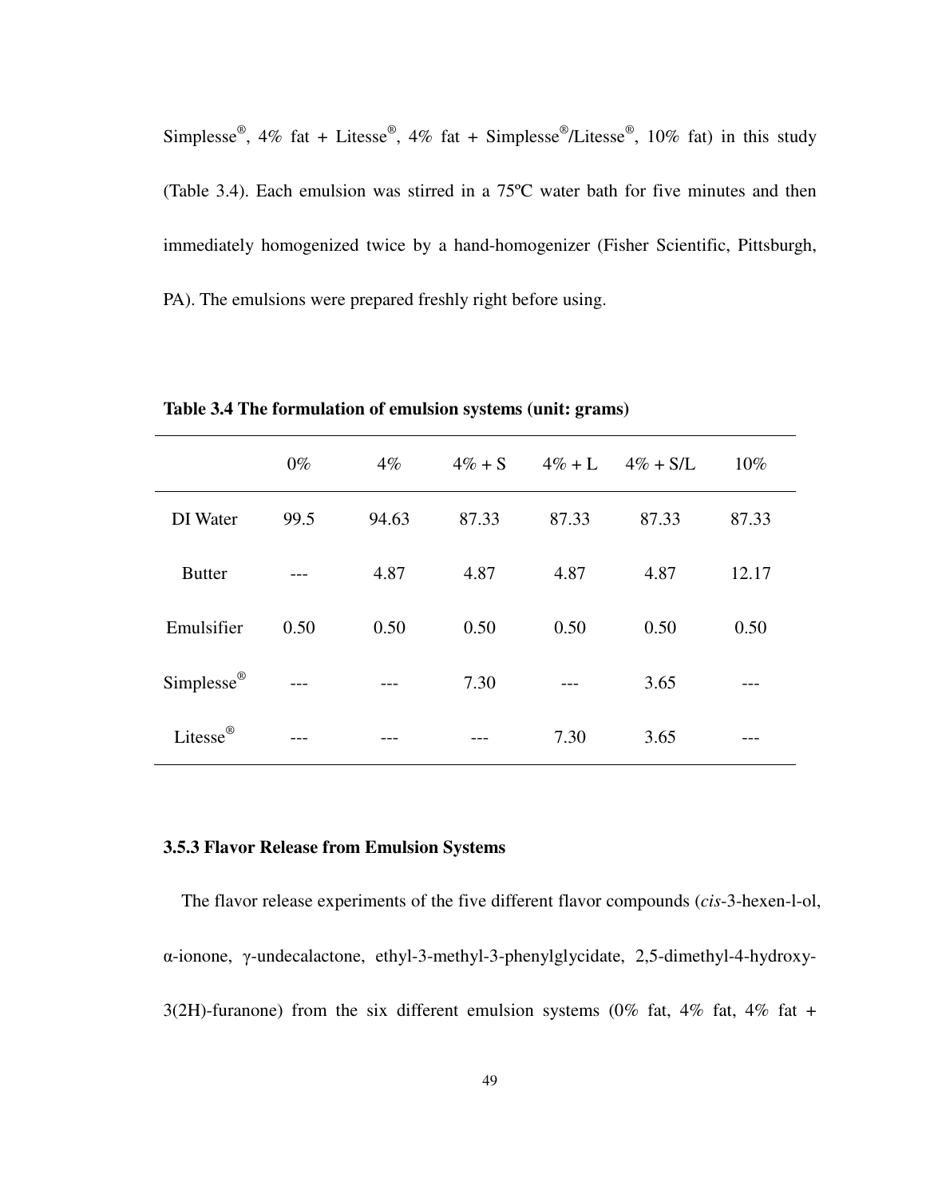Simplesse®, 4% fat + Litesse®, 4% fat + Simplesse®/Litesse®, 10% fat) in this study (Table 3.4). Each emulsion was stirred in a 75ºC water bath for five minutes and then immediately homogenized twice by a hand-homogenizer (Fisher Scientific, Pittsburgh, PA). The emulsions were prepared freshly right before using.

**Table 3.4 The formulation of emulsion systems (unit: grams)**

| | 0% | 4% | 4% + S | 4% + L | 4% + S/L | 10% |
|---|---|---|---|---|---|---|
| DI Water | 99.5 | 94.63 | 87.33 | 87.33 | 87.33 | 87.33 |
| Butter | --- | 4.87 | 4.87 | 4.87 | 4.87 | 12.17 |
| Emulsifier | 0.50 | 0.50 | 0.50 | 0.50 | 0.50 | 0.50 |
| Simplesse® | --- | --- | 7.30 | --- | 3.65 | --- |
| Litesse® | --- | --- | --- | 7.30 | 3.65 | --- |

### 3.5.3 Flavor Release from Emulsion Systems

The flavor release experiments of the five different flavor compounds (*cis*-3-hexen-l-ol, α-ionone, γ-undecalactone, ethyl-3-methyl-3-phenylglycidate, 2,5-dimethyl-4-hydroxy-3(2H)-furanone) from the six different emulsion systems (0% fat, 4% fat, 4% fat +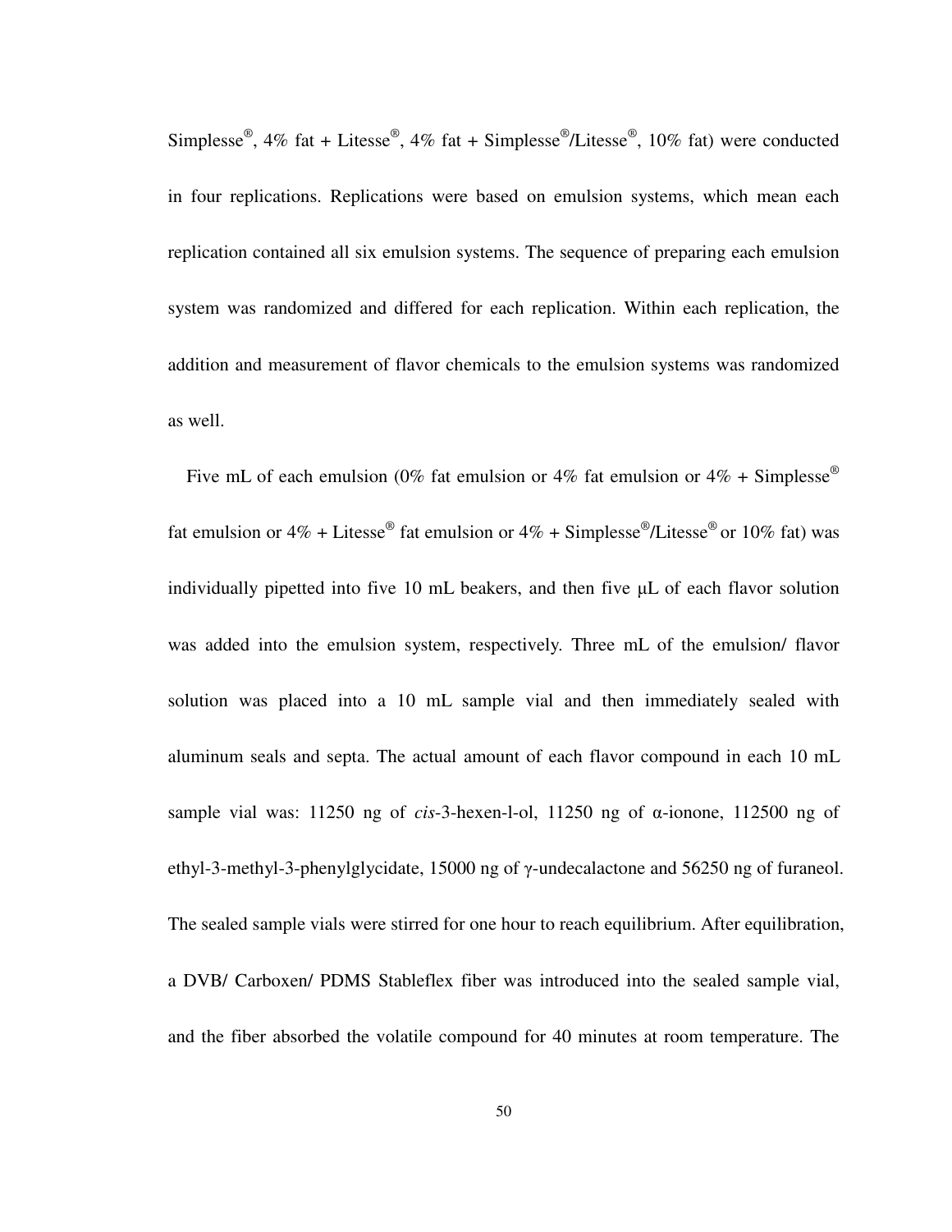Simplesse®, 4% fat + Litesse®, 4% fat + Simplesse®/Litesse®, 10% fat) were conducted in four replications. Replications were based on emulsion systems, which mean each replication contained all six emulsion systems. The sequence of preparing each emulsion system was randomized and differed for each replication. Within each replication, the addition and measurement of flavor chemicals to the emulsion systems was randomized as well.

Five mL of each emulsion (0% fat emulsion or 4% fat emulsion or 4% + Simplesse® fat emulsion or 4% + Litesse® fat emulsion or 4% + Simplesse®/Litesse® or 10% fat) was individually pipetted into five 10 mL beakers, and then five μL of each flavor solution was added into the emulsion system, respectively. Three mL of the emulsion/ flavor solution was placed into a 10 mL sample vial and then immediately sealed with aluminum seals and septa. The actual amount of each flavor compound in each 10 mL sample vial was: 11250 ng of *cis*-3-hexen-l-ol, 11250 ng of α-ionone, 112500 ng of ethyl-3-methyl-3-phenylglycidate, 15000 ng of γ-undecalactone and 56250 ng of furaneol. The sealed sample vials were stirred for one hour to reach equilibrium. After equilibration, a DVB/ Carboxen/ PDMS Stableflex fiber was introduced into the sealed sample vial, and the fiber absorbed the volatile compound for 40 minutes at room temperature. The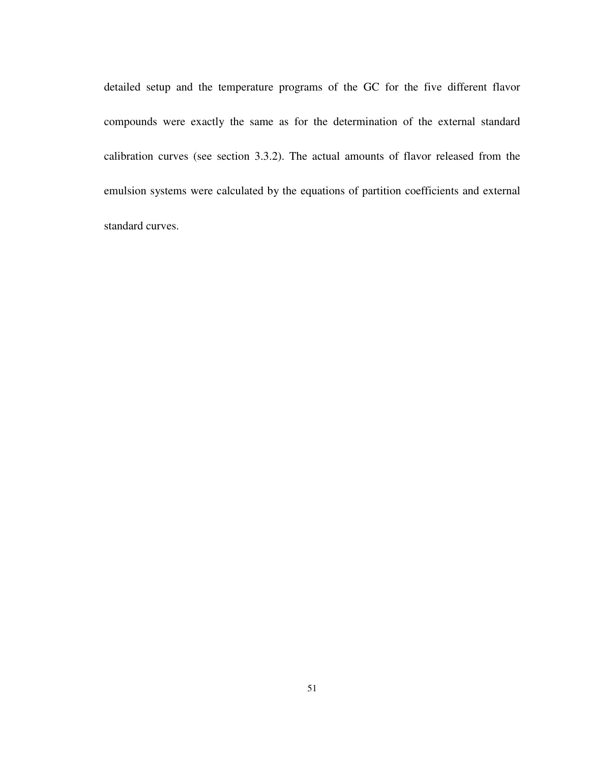detailed setup and the temperature programs of the GC for the five different flavor compounds were exactly the same as for the determination of the external standard calibration curves (see section 3.3.2). The actual amounts of flavor released from the emulsion systems were calculated by the equations of partition coefficients and external standard curves.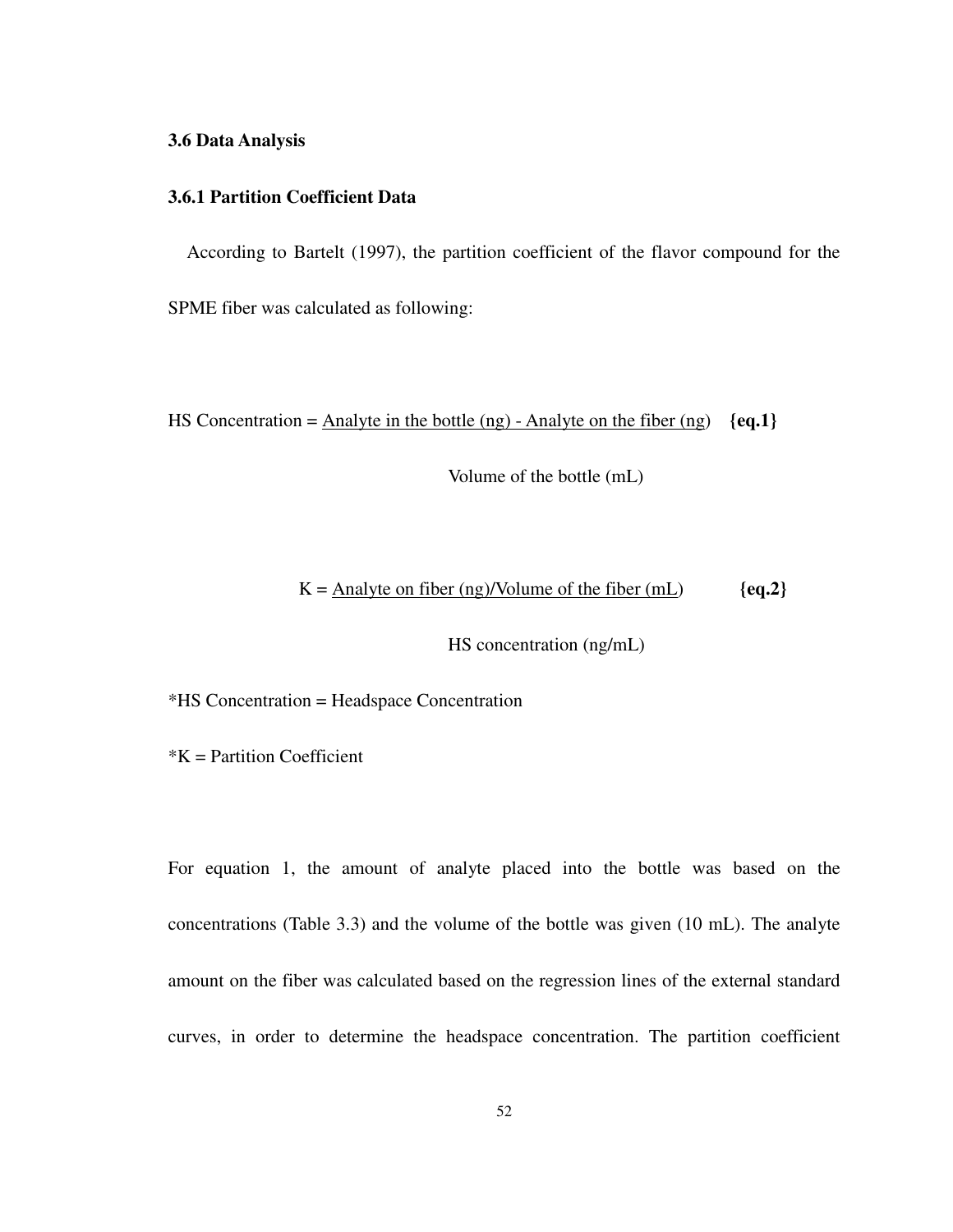### 3.6 Data Analysis

### 3.6.1 Partition Coefficient Data

According to Bartelt (1997), the partition coefficient of the flavor compound for the SPME fiber was calculated as following:

$$\text{HS Concentration} = \frac{\text{Analyte in the bottle (ng)} - \text{Analyte on the fiber (ng)}}{\text{Volume of the bottle (mL)}} \quad \textbf{\{eq.1\}}$$

$$K = \frac{\text{Analyte on fiber (ng)/Volume of the fiber (mL)}}{\text{HS concentration (ng/mL)}} \quad \textbf{\{eq.2\}}$$

*HS Concentration = Headspace Concentration

*K = Partition Coefficient

For equation 1, the amount of analyte placed into the bottle was based on the concentrations (Table 3.3) and the volume of the bottle was given (10 mL). The analyte amount on the fiber was calculated based on the regression lines of the external standard curves, in order to determine the headspace concentration. The partition coefficient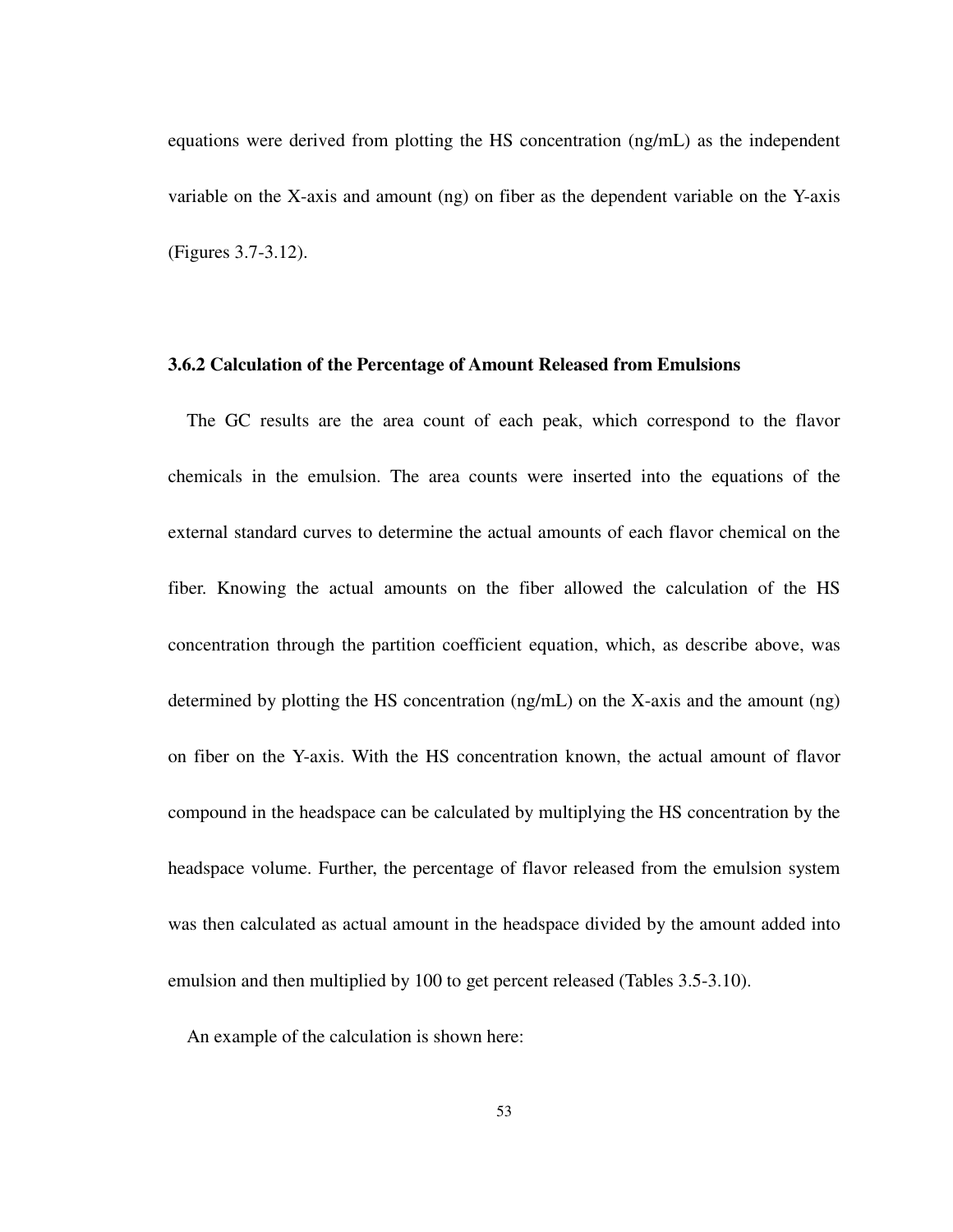equations were derived from plotting the HS concentration (ng/mL) as the independent variable on the X-axis and amount (ng) on fiber as the dependent variable on the Y-axis (Figures 3.7-3.12).

### 3.6.2 Calculation of the Percentage of Amount Released from Emulsions

The GC results are the area count of each peak, which correspond to the flavor chemicals in the emulsion. The area counts were inserted into the equations of the external standard curves to determine the actual amounts of each flavor chemical on the fiber. Knowing the actual amounts on the fiber allowed the calculation of the HS concentration through the partition coefficient equation, which, as describe above, was determined by plotting the HS concentration (ng/mL) on the X-axis and the amount (ng) on fiber on the Y-axis. With the HS concentration known, the actual amount of flavor compound in the headspace can be calculated by multiplying the HS concentration by the headspace volume. Further, the percentage of flavor released from the emulsion system was then calculated as actual amount in the headspace divided by the amount added into emulsion and then multiplied by 100 to get percent released (Tables 3.5-3.10).

An example of the calculation is shown here: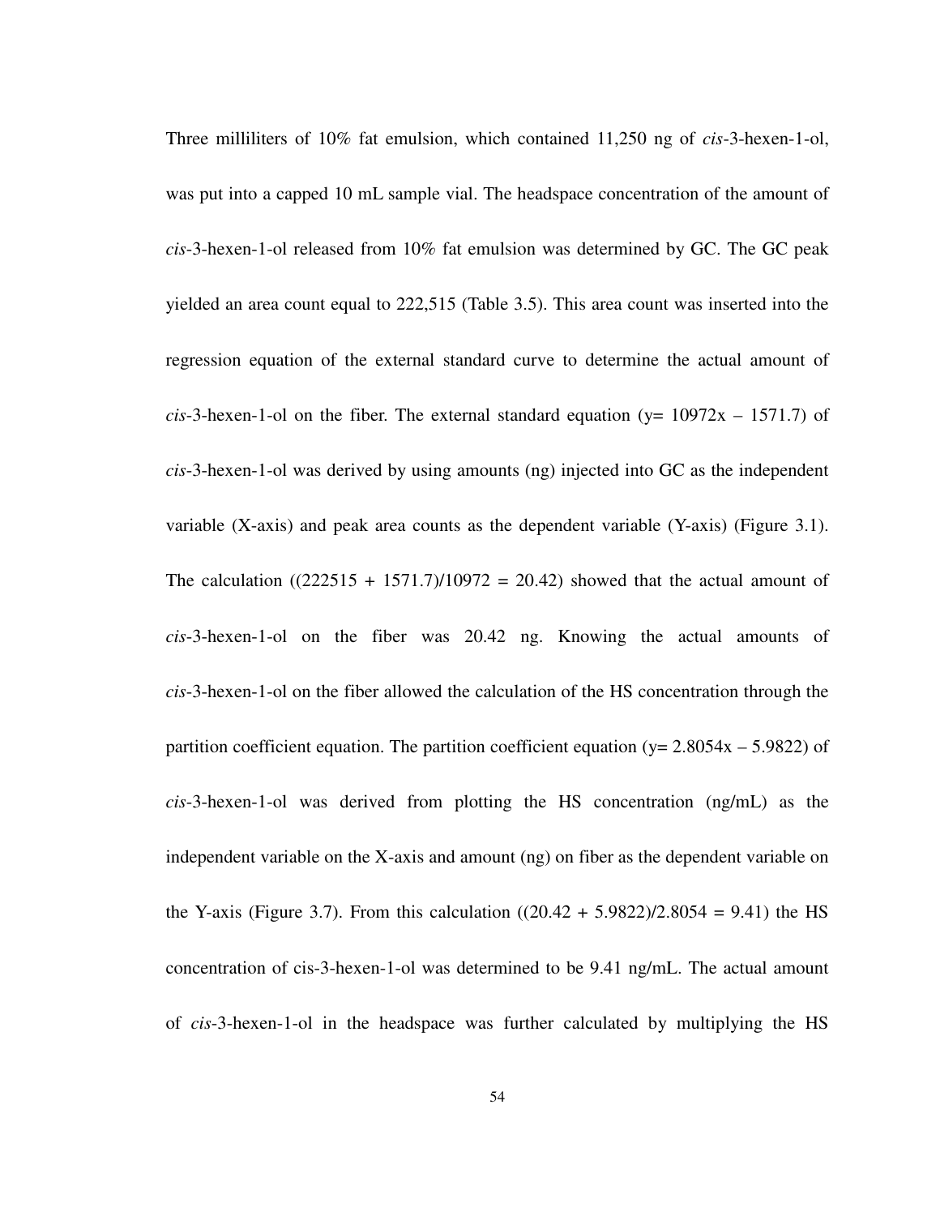Three milliliters of 10% fat emulsion, which contained 11,250 ng of *cis*-3-hexen-1-ol, was put into a capped 10 mL sample vial. The headspace concentration of the amount of *cis*-3-hexen-1-ol released from 10% fat emulsion was determined by GC. The GC peak yielded an area count equal to 222,515 (Table 3.5). This area count was inserted into the regression equation of the external standard curve to determine the actual amount of *cis*-3-hexen-1-ol on the fiber. The external standard equation ($y = 10972x - 1571.7$) of *cis*-3-hexen-1-ol was derived by using amounts (ng) injected into GC as the independent variable (X-axis) and peak area counts as the dependent variable (Y-axis) (Figure 3.1). The calculation ($(222515 + 1571.7)/10972 = 20.42$) showed that the actual amount of *cis*-3-hexen-1-ol on the fiber was 20.42 ng. Knowing the actual amounts of *cis*-3-hexen-1-ol on the fiber allowed the calculation of the HS concentration through the partition coefficient equation. The partition coefficient equation ($y = 2.8054x - 5.9822$) of *cis*-3-hexen-1-ol was derived from plotting the HS concentration (ng/mL) as the independent variable on the X-axis and amount (ng) on fiber as the dependent variable on the Y-axis (Figure 3.7). From this calculation ($(20.42 + 5.9822)/2.8054 = 9.41$) the HS concentration of cis-3-hexen-1-ol was determined to be 9.41 ng/mL. The actual amount of *cis*-3-hexen-1-ol in the headspace was further calculated by multiplying the HS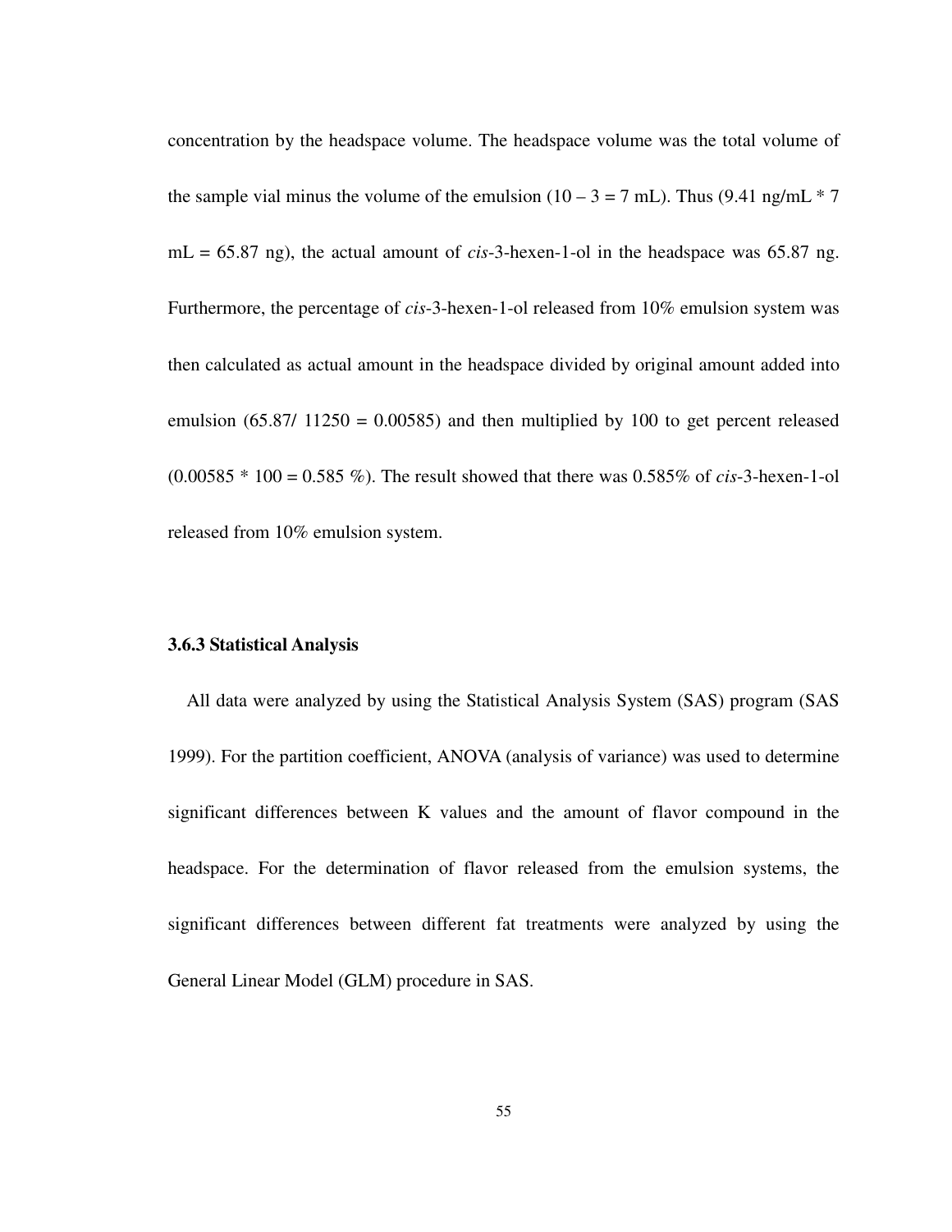concentration by the headspace volume. The headspace volume was the total volume of the sample vial minus the volume of the emulsion (10 – 3 = 7 mL). Thus (9.41 ng/mL * 7 mL = 65.87 ng), the actual amount of *cis*-3-hexen-1-ol in the headspace was 65.87 ng. Furthermore, the percentage of *cis*-3-hexen-1-ol released from 10% emulsion system was then calculated as actual amount in the headspace divided by original amount added into emulsion (65.87/ 11250 = 0.00585) and then multiplied by 100 to get percent released (0.00585 * 100 = 0.585 %). The result showed that there was 0.585% of *cis*-3-hexen-1-ol released from 10% emulsion system.

### 3.6.3 Statistical Analysis

All data were analyzed by using the Statistical Analysis System (SAS) program (SAS 1999). For the partition coefficient, ANOVA (analysis of variance) was used to determine significant differences between K values and the amount of flavor compound in the headspace. For the determination of flavor released from the emulsion systems, the significant differences between different fat treatments were analyzed by using the General Linear Model (GLM) procedure in SAS.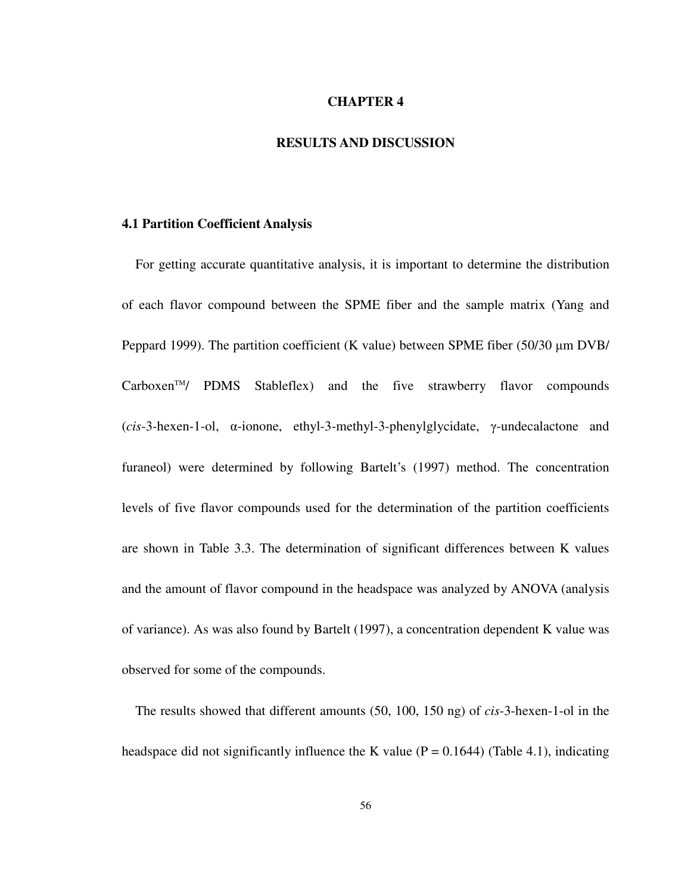# CHAPTER 4

# RESULTS AND DISCUSSION

## 4.1 Partition Coefficient Analysis

For getting accurate quantitative analysis, it is important to determine the distribution of each flavor compound between the SPME fiber and the sample matrix (Yang and Peppard 1999). The partition coefficient (K value) between SPME fiber (50/30 μm DVB/ Carboxen™/ PDMS Stableflex) and the five strawberry flavor compounds (*cis*-3-hexen-1-ol, α-ionone, ethyl-3-methyl-3-phenylglycidate, γ-undecalactone and furaneol) were determined by following Bartelt's (1997) method. The concentration levels of five flavor compounds used for the determination of the partition coefficients are shown in Table 3.3. The determination of significant differences between K values and the amount of flavor compound in the headspace was analyzed by ANOVA (analysis of variance). As was also found by Bartelt (1997), a concentration dependent K value was observed for some of the compounds.

The results showed that different amounts (50, 100, 150 ng) of *cis*-3-hexen-1-ol in the headspace did not significantly influence the K value ($P = 0.1644$) (Table 4.1), indicating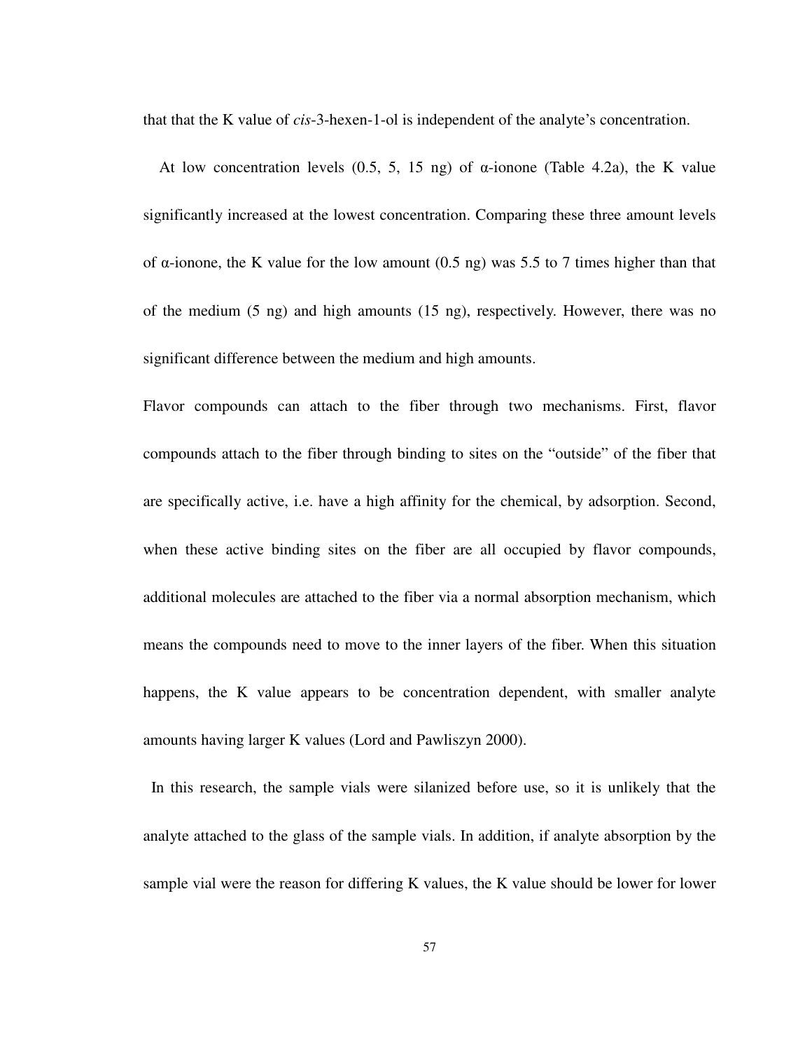that that the K value of *cis*-3-hexen-1-ol is independent of the analyte's concentration.

At low concentration levels (0.5, 5, 15 ng) of α-ionone (Table 4.2a), the K value significantly increased at the lowest concentration. Comparing these three amount levels of α-ionone, the K value for the low amount (0.5 ng) was 5.5 to 7 times higher than that of the medium (5 ng) and high amounts (15 ng), respectively. However, there was no significant difference between the medium and high amounts.

Flavor compounds can attach to the fiber through two mechanisms. First, flavor compounds attach to the fiber through binding to sites on the "outside" of the fiber that are specifically active, i.e. have a high affinity for the chemical, by adsorption. Second, when these active binding sites on the fiber are all occupied by flavor compounds, additional molecules are attached to the fiber via a normal absorption mechanism, which means the compounds need to move to the inner layers of the fiber. When this situation happens, the K value appears to be concentration dependent, with smaller analyte amounts having larger K values (Lord and Pawliszyn 2000).

In this research, the sample vials were silanized before use, so it is unlikely that the analyte attached to the glass of the sample vials. In addition, if analyte absorption by the sample vial were the reason for differing K values, the K value should be lower for lower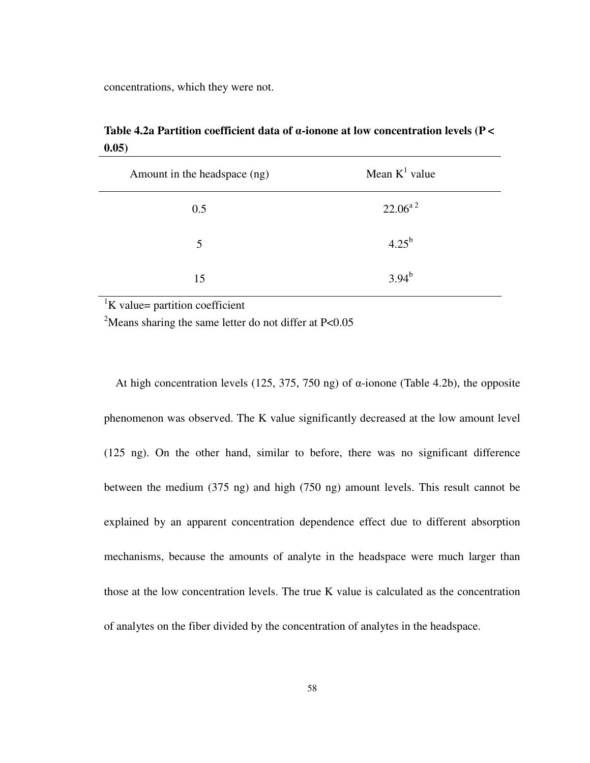concentrations, which they were not.

**Table 4.2a Partition coefficient data of α-ionone at low concentration levels ($P < 0.05$)**

| Amount in the headspace (ng) | Mean K[1] value |
|---|---|
| 0.5 | 22.06[a 2] |
| 5 | 4.25[b] |
| 15 | 3.94[b] |

[1]K value= partition coefficient

[2]Means sharing the same letter do not differ at $P<0.05$

At high concentration levels (125, 375, 750 ng) of α-ionone (Table 4.2b), the opposite phenomenon was observed. The K value significantly decreased at the low amount level (125 ng). On the other hand, similar to before, there was no significant difference between the medium (375 ng) and high (750 ng) amount levels. This result cannot be explained by an apparent concentration dependence effect due to different absorption mechanisms, because the amounts of analyte in the headspace were much larger than those at the low concentration levels. The true K value is calculated as the concentration of analytes on the fiber divided by the concentration of analytes in the headspace.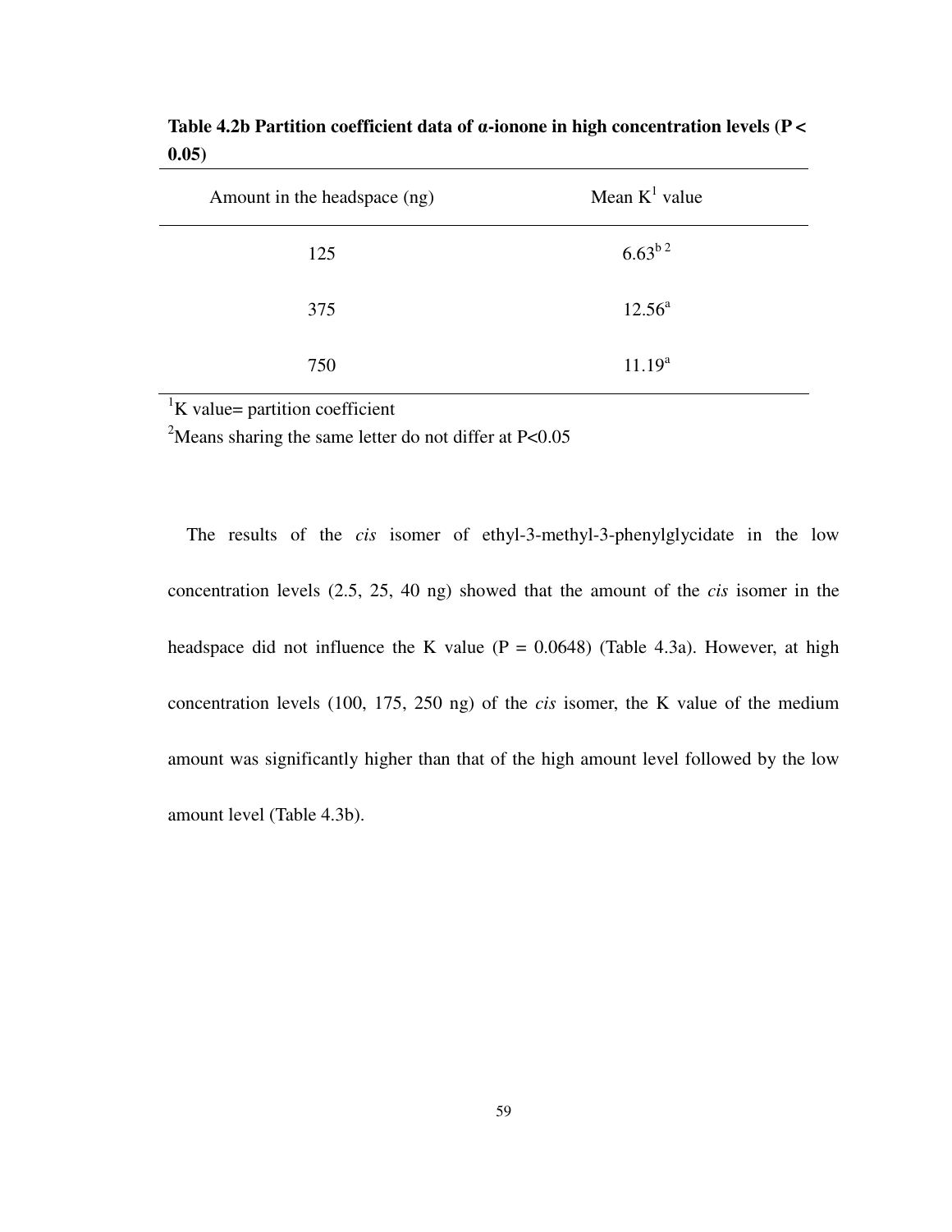**Table 4.2b Partition coefficient data of α-ionone in high concentration levels (P < 0.05)**

| Amount in the headspace (ng) | Mean K[1] value |
|---|---|
| 125 | 6.63[b 2] |
| 375 | 12.56[a] |
| 750 | 11.19[a] |

[1]K value= partition coefficient

[2]Means sharing the same letter do not differ at P<0.05

The results of the *cis* isomer of ethyl-3-methyl-3-phenylglycidate in the low concentration levels (2.5, 25, 40 ng) showed that the amount of the *cis* isomer in the headspace did not influence the K value (P = 0.0648) (Table 4.3a). However, at high concentration levels (100, 175, 250 ng) of the *cis* isomer, the K value of the medium amount was significantly higher than that of the high amount level followed by the low amount level (Table 4.3b).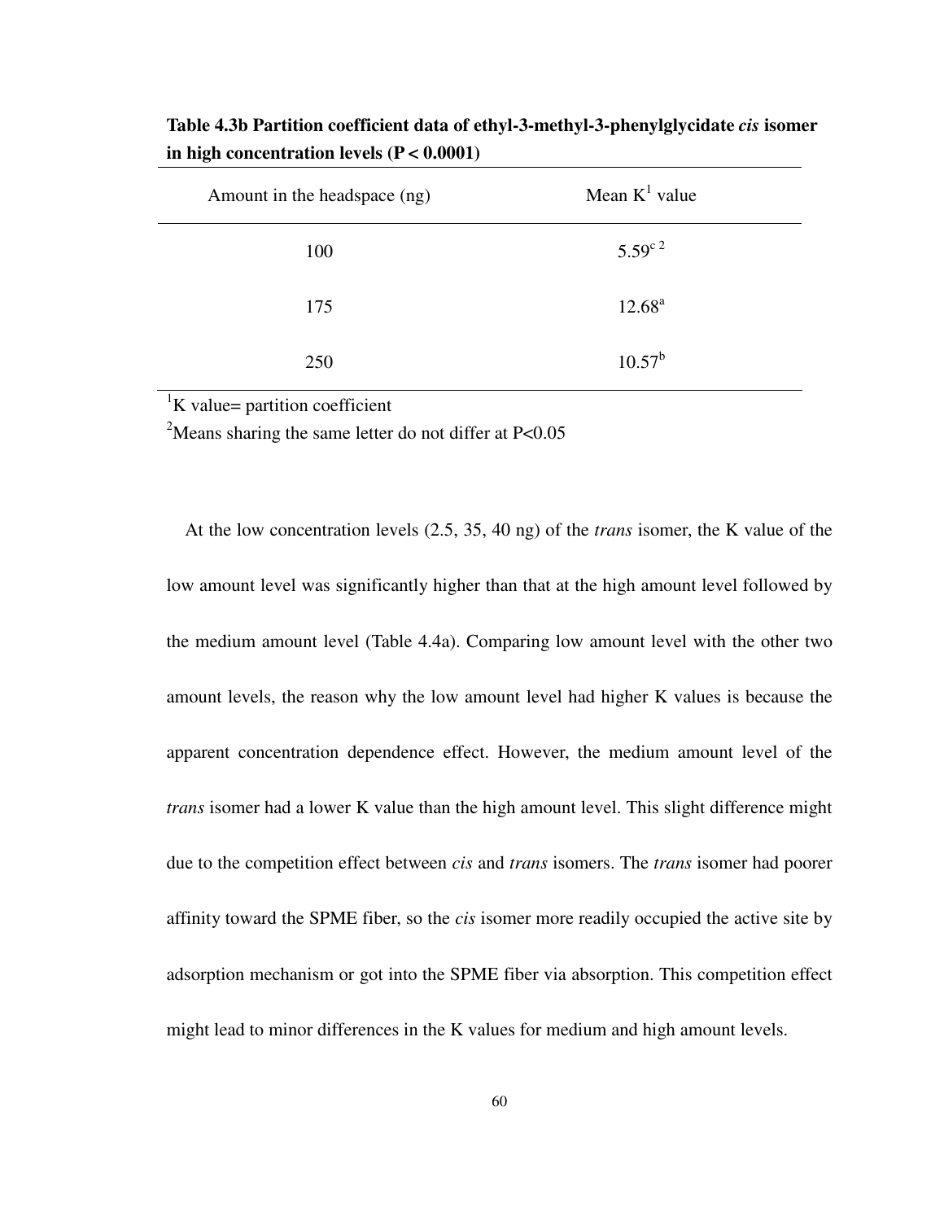**Table 4.3b Partition coefficient data of ethyl-3-methyl-3-phenylglycidate *cis* isomer in high concentration levels (P < 0.0001)**

| Amount in the headspace (ng) | Mean K[1] value |
|---|---|
| 100 | 5.59[c] [2] |
| 175 | 12.68[a] |
| 250 | 10.57[b] |

[1]K value= partition coefficient

[2]Means sharing the same letter do not differ at P<0.05

At the low concentration levels (2.5, 35, 40 ng) of the *trans* isomer, the K value of the low amount level was significantly higher than that at the high amount level followed by the medium amount level (Table 4.4a). Comparing low amount level with the other two amount levels, the reason why the low amount level had higher K values is because the apparent concentration dependence effect. However, the medium amount level of the *trans* isomer had a lower K value than the high amount level. This slight difference might due to the competition effect between *cis* and *trans* isomers. The *trans* isomer had poorer affinity toward the SPME fiber, so the *cis* isomer more readily occupied the active site by adsorption mechanism or got into the SPME fiber via absorption. This competition effect might lead to minor differences in the K values for medium and high amount levels.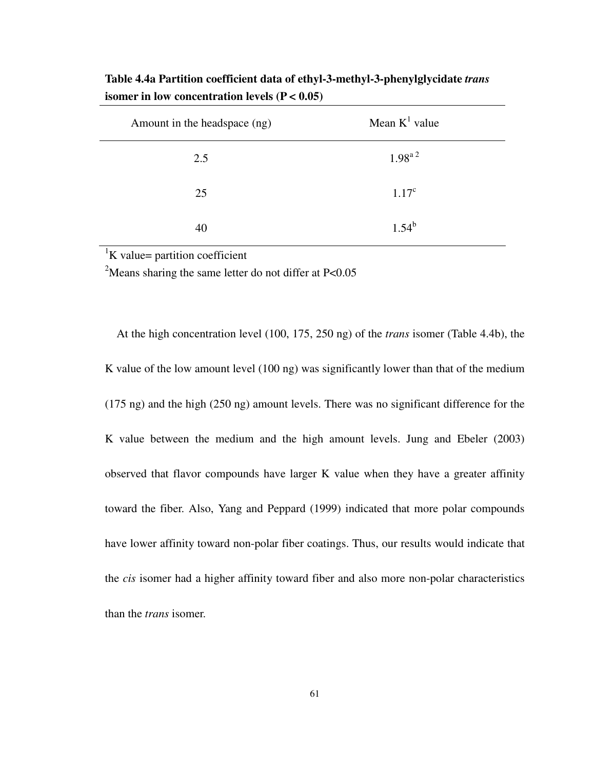**Table 4.4a Partition coefficient data of ethyl-3-methyl-3-phenylglycidate *trans* isomer in low concentration levels (P < 0.05)**

| Amount in the headspace (ng) | Mean K[1] value |
|---|---|
| 2.5 | 1.98[a 2] |
| 25 | 1.17[c] |
| 40 | 1.54[b] |

[1]K value= partition coefficient

[2]Means sharing the same letter do not differ at P<0.05

At the high concentration level (100, 175, 250 ng) of the *trans* isomer (Table 4.4b), the K value of the low amount level (100 ng) was significantly lower than that of the medium (175 ng) and the high (250 ng) amount levels. There was no significant difference for the K value between the medium and the high amount levels. Jung and Ebeler (2003) observed that flavor compounds have larger K value when they have a greater affinity toward the fiber. Also, Yang and Peppard (1999) indicated that more polar compounds have lower affinity toward non-polar fiber coatings. Thus, our results would indicate that the *cis* isomer had a higher affinity toward fiber and also more non-polar characteristics than the *trans* isomer.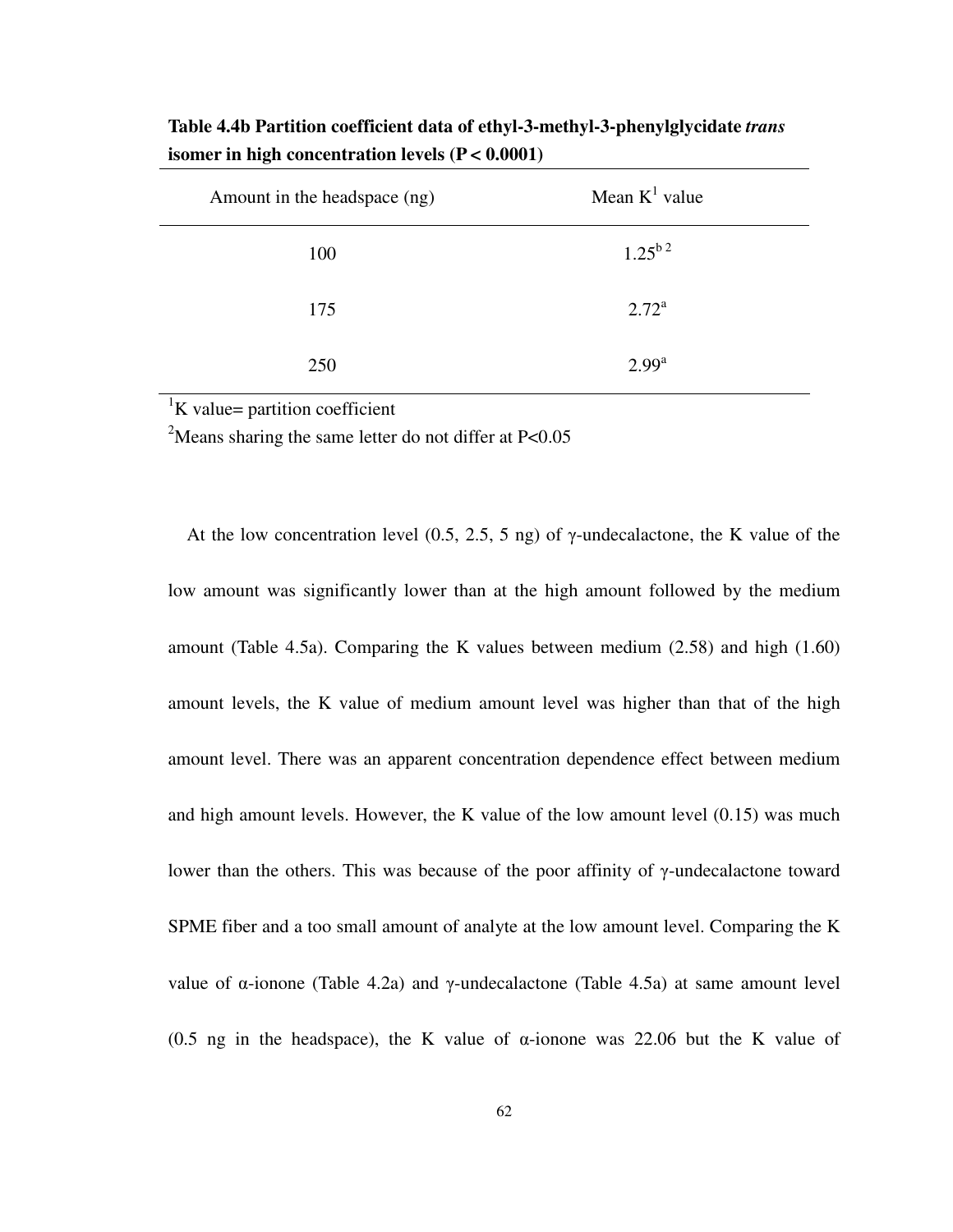**Table 4.4b Partition coefficient data of ethyl-3-methyl-3-phenylglycidate *trans* isomer in high concentration levels (P < 0.0001)**

| Amount in the headspace (ng) | Mean K[1] value |
|---|---|
| 100 | 1.25[b 2] |
| 175 | 2.72[a] |
| 250 | 2.99[a] |

[1]K value= partition coefficient

[2]Means sharing the same letter do not differ at P<0.05

At the low concentration level (0.5, 2.5, 5 ng) of γ-undecalactone, the K value of the low amount was significantly lower than at the high amount followed by the medium amount (Table 4.5a). Comparing the K values between medium (2.58) and high (1.60) amount levels, the K value of medium amount level was higher than that of the high amount level. There was an apparent concentration dependence effect between medium and high amount levels. However, the K value of the low amount level (0.15) was much lower than the others. This was because of the poor affinity of γ-undecalactone toward SPME fiber and a too small amount of analyte at the low amount level. Comparing the K value of α-ionone (Table 4.2a) and γ-undecalactone (Table 4.5a) at same amount level (0.5 ng in the headspace), the K value of α-ionone was 22.06 but the K value of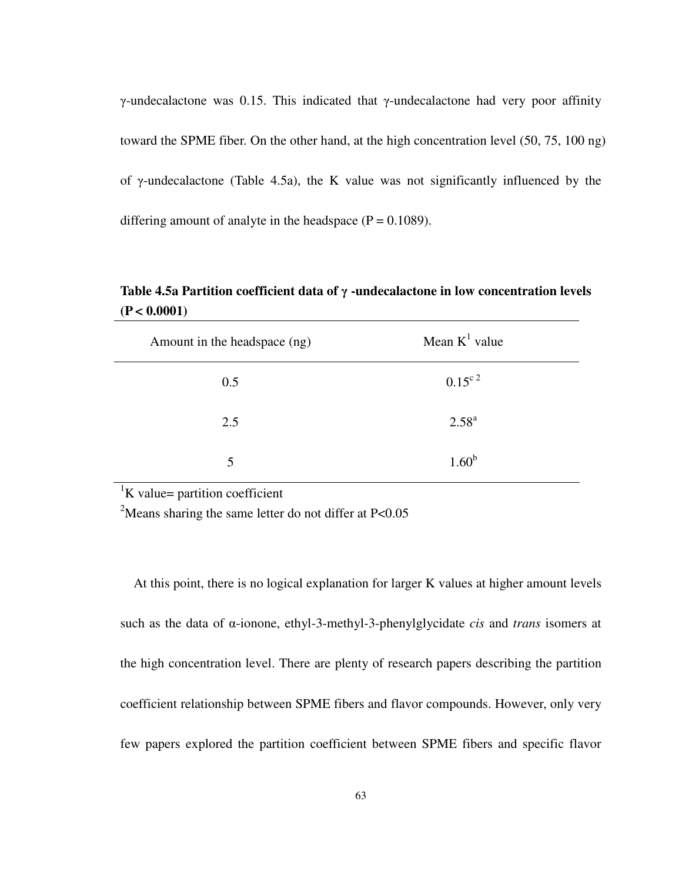γ-undecalactone was 0.15. This indicated that γ-undecalactone had very poor affinity toward the SPME fiber. On the other hand, at the high concentration level (50, 75, 100 ng) of γ-undecalactone (Table 4.5a), the K value was not significantly influenced by the differing amount of analyte in the headspace (P = 0.1089).

**Table 4.5a Partition coefficient data of γ -undecalactone in low concentration levels (P < 0.0001)**

| Amount in the headspace (ng) | Mean K[1] value |
|---|---|
| 0.5 | 0.15[c 2] |
| 2.5 | 2.58[a] |
| 5 | 1.60[b] |

[1]K value= partition coefficient

[2]Means sharing the same letter do not differ at P<0.05

At this point, there is no logical explanation for larger K values at higher amount levels such as the data of α-ionone, ethyl-3-methyl-3-phenylglycidate *cis* and *trans* isomers at the high concentration level. There are plenty of research papers describing the partition coefficient relationship between SPME fibers and flavor compounds. However, only very few papers explored the partition coefficient between SPME fibers and specific flavor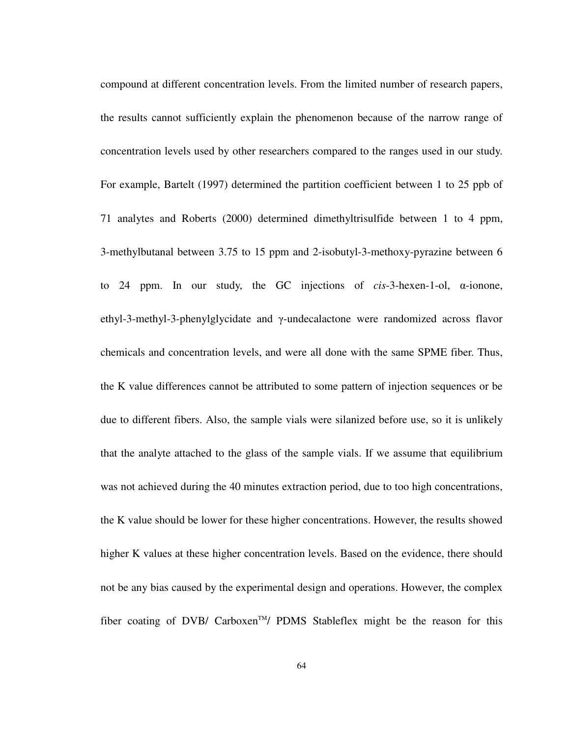compound at different concentration levels. From the limited number of research papers, the results cannot sufficiently explain the phenomenon because of the narrow range of concentration levels used by other researchers compared to the ranges used in our study. For example, Bartelt (1997) determined the partition coefficient between 1 to 25 ppb of 71 analytes and Roberts (2000) determined dimethyltrisulfide between 1 to 4 ppm, 3-methylbutanal between 3.75 to 15 ppm and 2-isobutyl-3-methoxy-pyrazine between 6 to 24 ppm. In our study, the GC injections of *cis*-3-hexen-1-ol, α-ionone, ethyl-3-methyl-3-phenylglycidate and γ-undecalactone were randomized across flavor chemicals and concentration levels, and were all done with the same SPME fiber. Thus, the K value differences cannot be attributed to some pattern of injection sequences or be due to different fibers. Also, the sample vials were silanized before use, so it is unlikely that the analyte attached to the glass of the sample vials. If we assume that equilibrium was not achieved during the 40 minutes extraction period, due to too high concentrations, the K value should be lower for these higher concentrations. However, the results showed higher K values at these higher concentration levels. Based on the evidence, there should not be any bias caused by the experimental design and operations. However, the complex fiber coating of DVB/ Carboxen™/ PDMS Stableflex might be the reason for this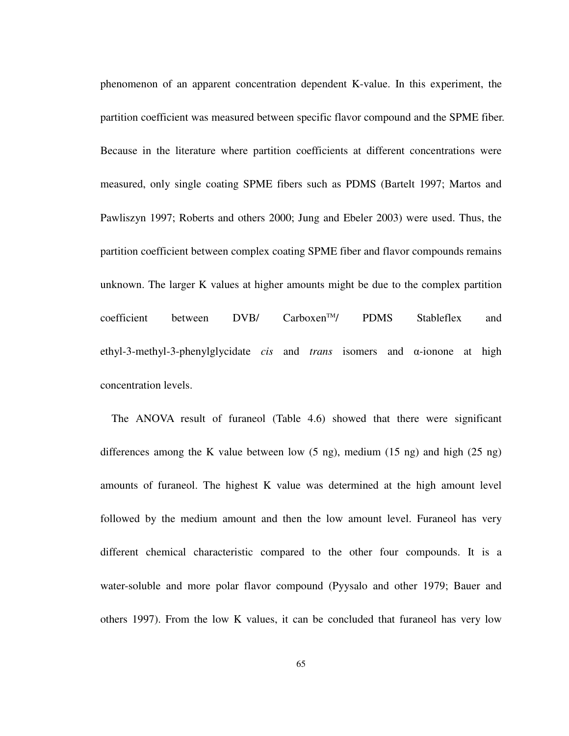phenomenon of an apparent concentration dependent K-value. In this experiment, the partition coefficient was measured between specific flavor compound and the SPME fiber. Because in the literature where partition coefficients at different concentrations were measured, only single coating SPME fibers such as PDMS (Bartelt 1997; Martos and Pawliszyn 1997; Roberts and others 2000; Jung and Ebeler 2003) were used. Thus, the partition coefficient between complex coating SPME fiber and flavor compounds remains unknown. The larger K values at higher amounts might be due to the complex partition coefficient between DVB/ Carboxen™/ PDMS Stableflex and ethyl-3-methyl-3-phenylglycidate *cis* and *trans* isomers and α-ionone at high concentration levels.

The ANOVA result of furaneol (Table 4.6) showed that there were significant differences among the K value between low (5 ng), medium (15 ng) and high (25 ng) amounts of furaneol. The highest K value was determined at the high amount level followed by the medium amount and then the low amount level. Furaneol has very different chemical characteristic compared to the other four compounds. It is a water-soluble and more polar flavor compound (Pyysalo and other 1979; Bauer and others 1997). From the low K values, it can be concluded that furaneol has very low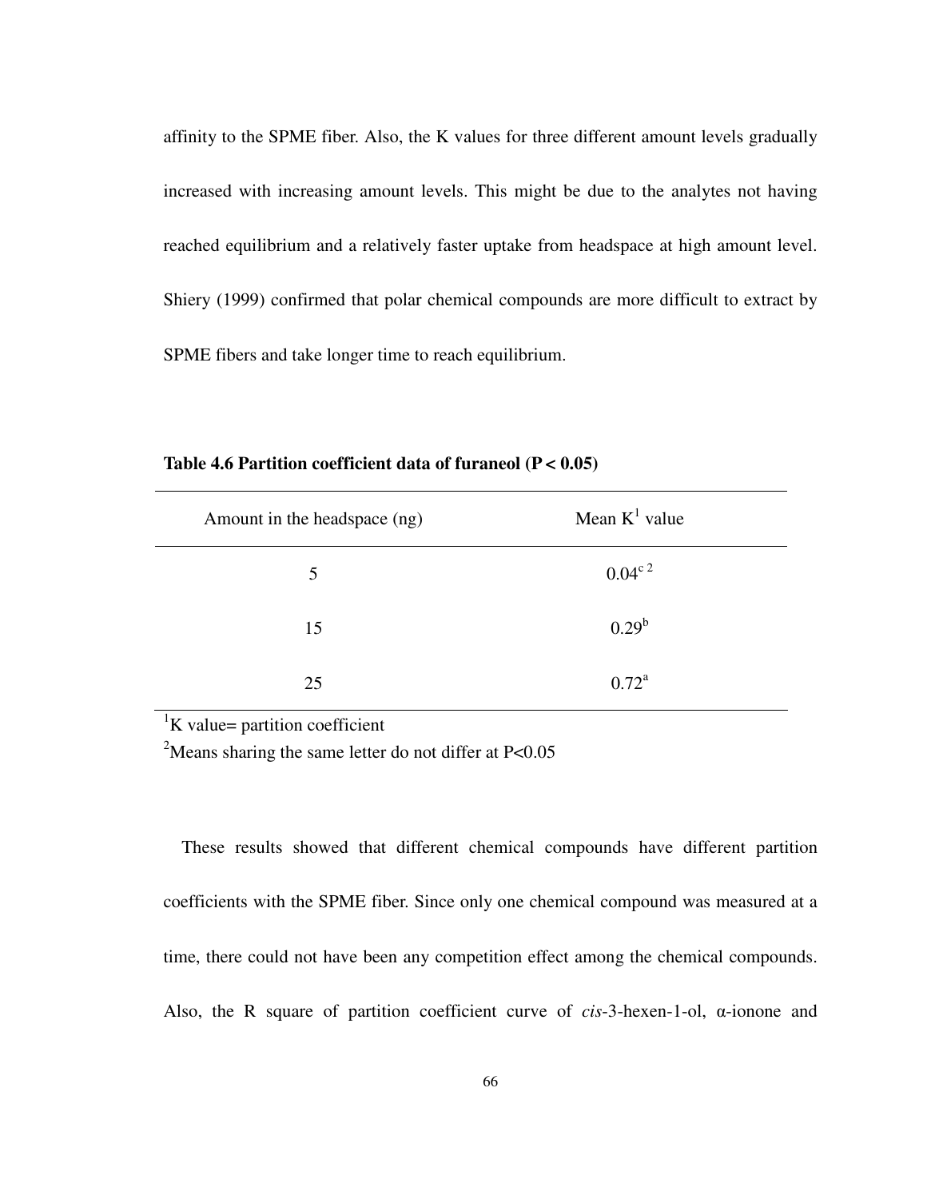affinity to the SPME fiber. Also, the K values for three different amount levels gradually increased with increasing amount levels. This might be due to the analytes not having reached equilibrium and a relatively faster uptake from headspace at high amount level. Shiery (1999) confirmed that polar chemical compounds are more difficult to extract by SPME fibers and take longer time to reach equilibrium.

**Table 4.6 Partition coefficient data of furaneol ($P < 0.05$)**

| Amount in the headspace (ng) | Mean K[1] value |
|---|---|
| 5 | 0.04[c] [2] |
| 15 | 0.29[b] |
| 25 | 0.72[a] |

[1]K value= partition coefficient

[2]Means sharing the same letter do not differ at $P<0.05$

These results showed that different chemical compounds have different partition coefficients with the SPME fiber. Since only one chemical compound was measured at a time, there could not have been any competition effect among the chemical compounds. Also, the R square of partition coefficient curve of *cis*-3-hexen-1-ol, α-ionone and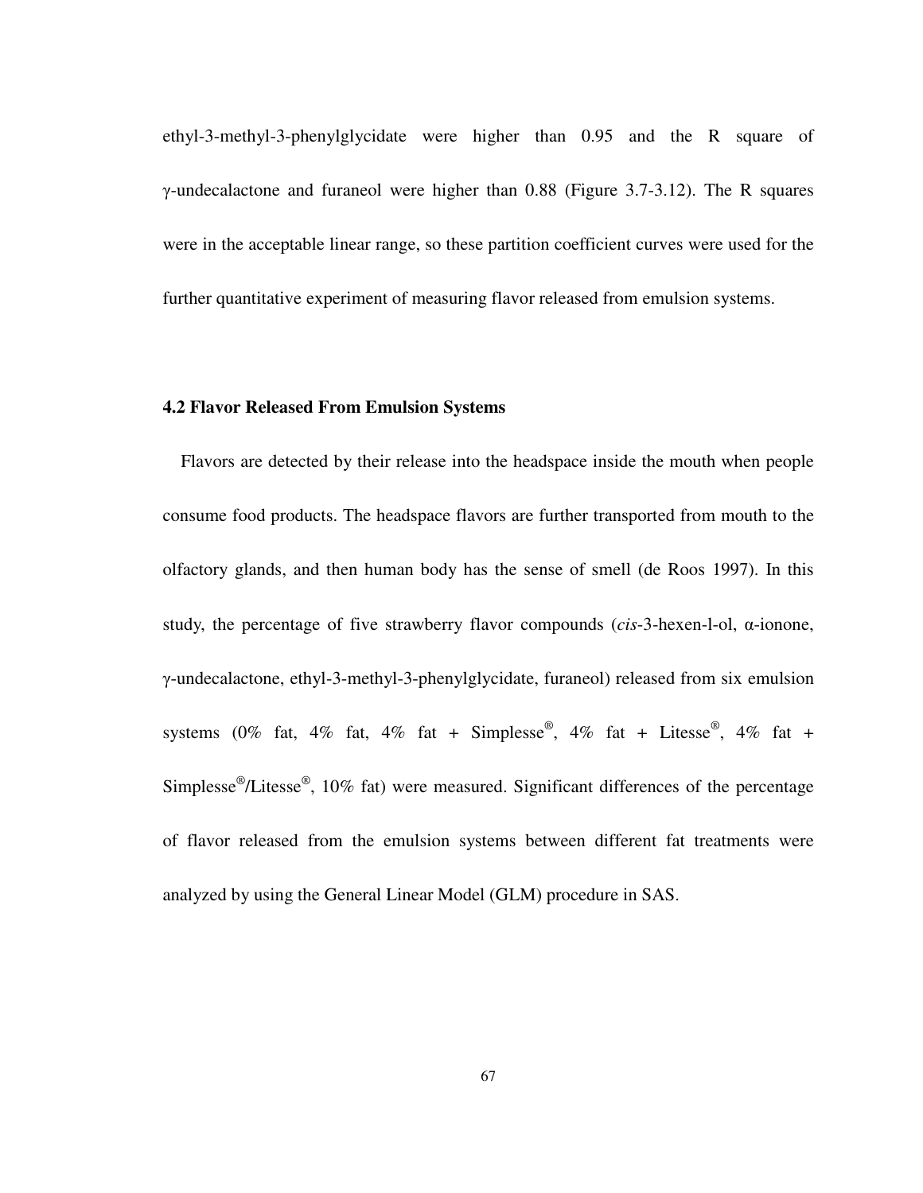ethyl-3-methyl-3-phenylglycidate were higher than 0.95 and the R square of γ-undecalactone and furaneol were higher than 0.88 (Figure 3.7-3.12). The R squares were in the acceptable linear range, so these partition coefficient curves were used for the further quantitative experiment of measuring flavor released from emulsion systems.

### 4.2 Flavor Released From Emulsion Systems

Flavors are detected by their release into the headspace inside the mouth when people consume food products. The headspace flavors are further transported from mouth to the olfactory glands, and then human body has the sense of smell (de Roos 1997). In this study, the percentage of five strawberry flavor compounds (*cis*-3-hexen-l-ol, α-ionone, γ-undecalactone, ethyl-3-methyl-3-phenylglycidate, furaneol) released from six emulsion systems (0% fat, 4% fat, 4% fat + Simplesse®, 4% fat + Litesse®, 4% fat + Simplesse®/Litesse®, 10% fat) were measured. Significant differences of the percentage of flavor released from the emulsion systems between different fat treatments were analyzed by using the General Linear Model (GLM) procedure in SAS.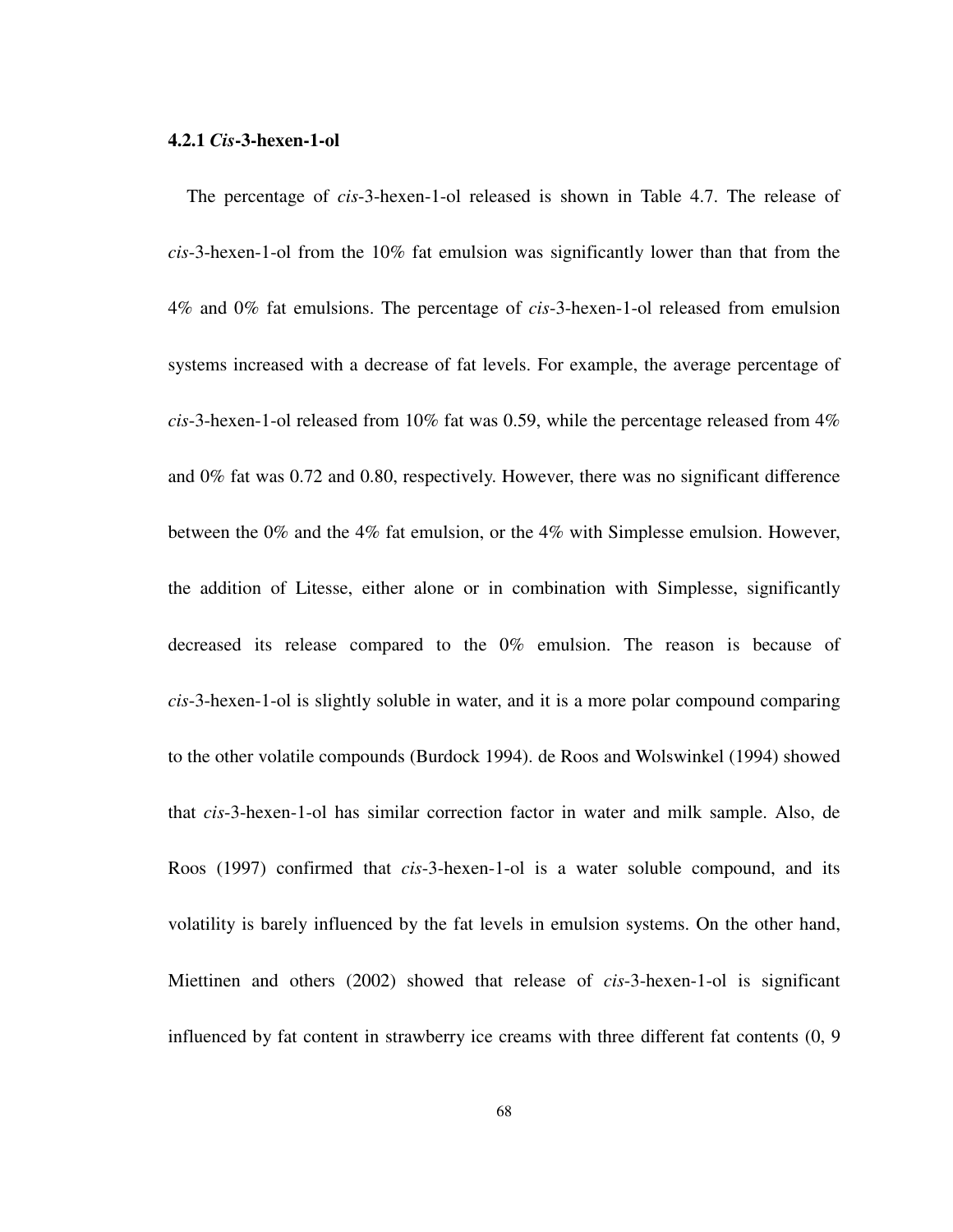### 4.2.1 *Cis*-3-hexen-1-ol

The percentage of *cis*-3-hexen-1-ol released is shown in Table 4.7. The release of *cis*-3-hexen-1-ol from the 10% fat emulsion was significantly lower than that from the 4% and 0% fat emulsions. The percentage of *cis*-3-hexen-1-ol released from emulsion systems increased with a decrease of fat levels. For example, the average percentage of *cis*-3-hexen-1-ol released from 10% fat was 0.59, while the percentage released from 4% and 0% fat was 0.72 and 0.80, respectively. However, there was no significant difference between the 0% and the 4% fat emulsion, or the 4% with Simplesse emulsion. However, the addition of Litesse, either alone or in combination with Simplesse, significantly decreased its release compared to the 0% emulsion. The reason is because of *cis*-3-hexen-1-ol is slightly soluble in water, and it is a more polar compound comparing to the other volatile compounds (Burdock 1994). de Roos and Wolswinkel (1994) showed that *cis*-3-hexen-1-ol has similar correction factor in water and milk sample. Also, de Roos (1997) confirmed that *cis*-3-hexen-1-ol is a water soluble compound, and its volatility is barely influenced by the fat levels in emulsion systems. On the other hand, Miettinen and others (2002) showed that release of *cis*-3-hexen-1-ol is significant influenced by fat content in strawberry ice creams with three different fat contents (0, 9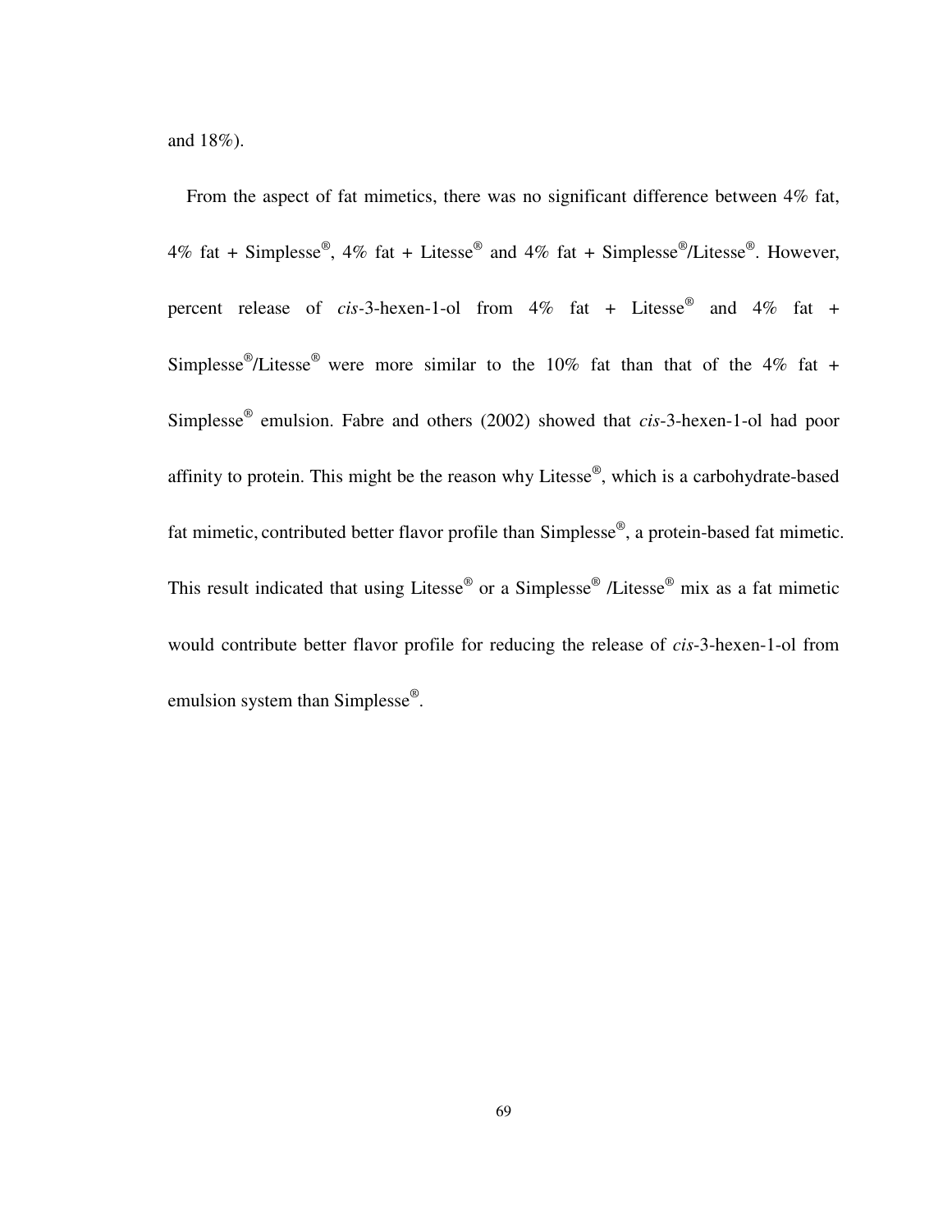and 18%).

From the aspect of fat mimetics, there was no significant difference between 4% fat, 4% fat + Simplesse®, 4% fat + Litesse® and 4% fat + Simplesse®/Litesse®. However, percent release of *cis*-3-hexen-1-ol from 4% fat + Litesse® and 4% fat + Simplesse®/Litesse® were more similar to the 10% fat than that of the 4% fat + Simplesse® emulsion. Fabre and others (2002) showed that *cis*-3-hexen-1-ol had poor affinity to protein. This might be the reason why Litesse®, which is a carbohydrate-based fat mimetic, contributed better flavor profile than Simplesse®, a protein-based fat mimetic. This result indicated that using Litesse® or a Simplesse® /Litesse® mix as a fat mimetic would contribute better flavor profile for reducing the release of *cis*-3-hexen-1-ol from emulsion system than Simplesse®.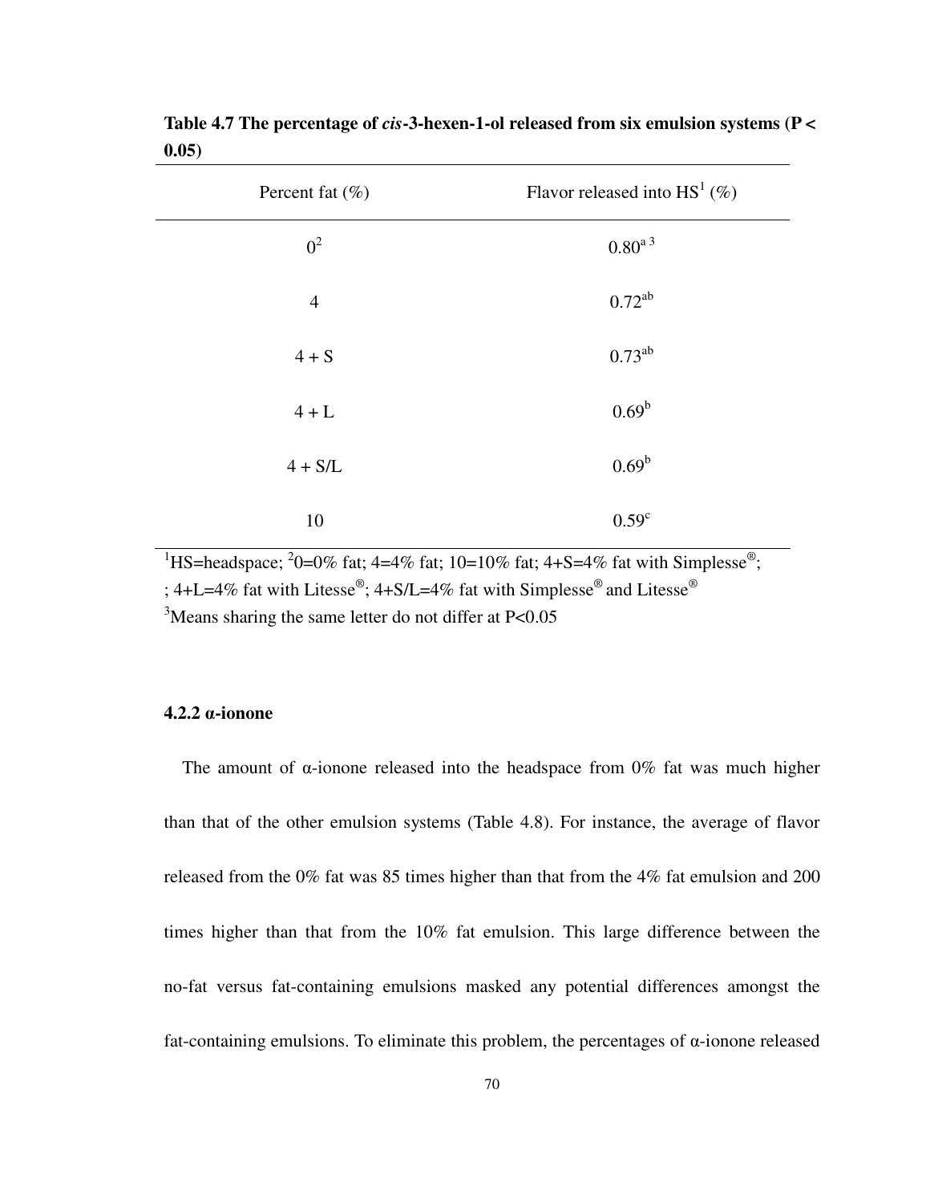**Table 4.7 The percentage of *cis*-3-hexen-1-ol released from six emulsion systems ($P < 0.05$)**

| Percent fat (%) | Flavor released into HS[1] (%) |
|---|---|
| 0[2] | 0.80[a 3] |
| 4 | 0.72[ab] |
| 4 + S | 0.73[ab] |
| 4 + L | 0.69[b] |
| 4 + S/L | 0.69[b] |
| 10 | 0.59[c] |

[1]HS=headspace; [2]0=0% fat; 4=4% fat; 10=10% fat; 4+S=4% fat with Simplesse®; ; 4+L=4% fat with Litesse®; 4+S/L=4% fat with Simplesse® and Litesse®

[3]Means sharing the same letter do not differ at $P<0.05$

#### 4.2.2 α-ionone

The amount of α-ionone released into the headspace from 0% fat was much higher than that of the other emulsion systems (Table 4.8). For instance, the average of flavor released from the 0% fat was 85 times higher than that from the 4% fat emulsion and 200 times higher than that from the 10% fat emulsion. This large difference between the no-fat versus fat-containing emulsions masked any potential differences amongst the fat-containing emulsions. To eliminate this problem, the percentages of α-ionone released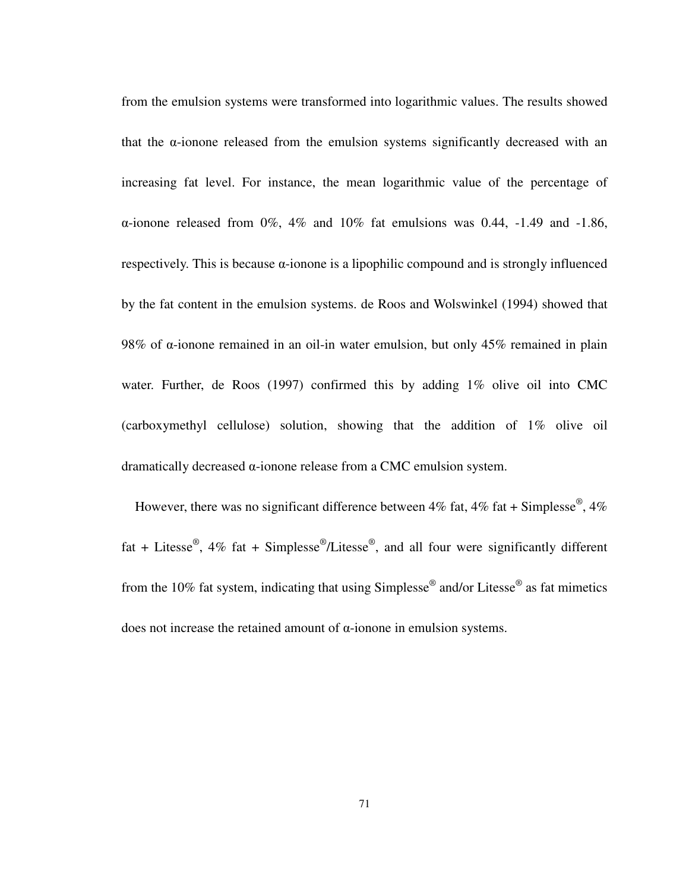from the emulsion systems were transformed into logarithmic values. The results showed that the α-ionone released from the emulsion systems significantly decreased with an increasing fat level. For instance, the mean logarithmic value of the percentage of α-ionone released from 0%, 4% and 10% fat emulsions was 0.44, -1.49 and -1.86, respectively. This is because α-ionone is a lipophilic compound and is strongly influenced by the fat content in the emulsion systems. de Roos and Wolswinkel (1994) showed that 98% of α-ionone remained in an oil-in water emulsion, but only 45% remained in plain water. Further, de Roos (1997) confirmed this by adding 1% olive oil into CMC (carboxymethyl cellulose) solution, showing that the addition of 1% olive oil dramatically decreased α-ionone release from a CMC emulsion system.

However, there was no significant difference between 4% fat, 4% fat + Simplesse®, 4% fat + Litesse®, 4% fat + Simplesse®/Litesse®, and all four were significantly different from the 10% fat system, indicating that using Simplesse® and/or Litesse® as fat mimetics does not increase the retained amount of α-ionone in emulsion systems.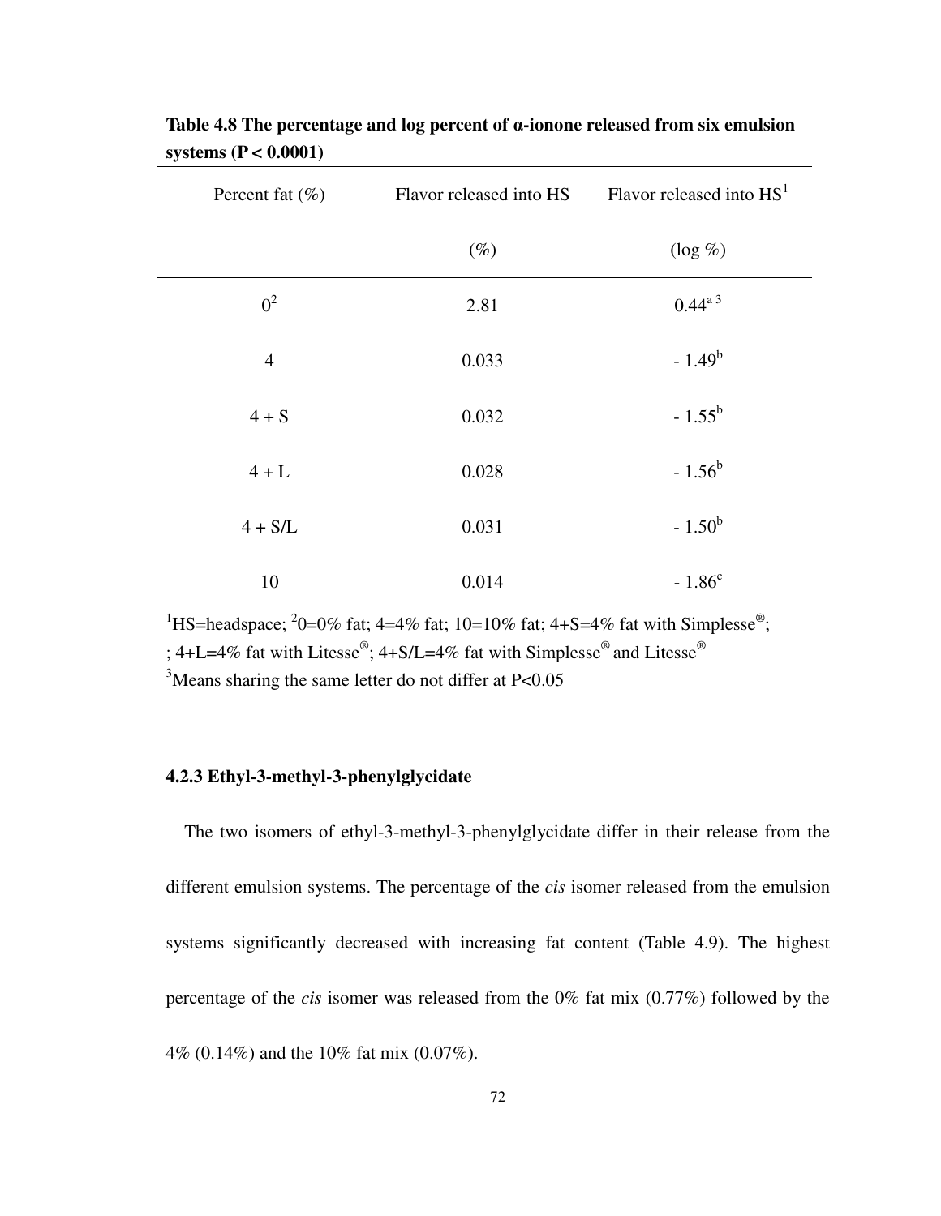**Table 4.8 The percentage and log percent of α-ionone released from six emulsion systems (P < 0.0001)**

| Percent fat (%) | Flavor released into HS (%) | Flavor released into HS[1] (log %) |
|---|---|---|
| 0[2] | 2.81 | 0.44[a 3] |
| 4 | 0.033 | - 1.49[b] |
| 4 + S | 0.032 | - 1.55[b] |
| 4 + L | 0.028 | - 1.56[b] |
| 4 + S/L | 0.031 | - 1.50[b] |
| 10 | 0.014 | - 1.86[c] |

[1]HS=headspace; [2]0=0% fat; 4=4% fat; 10=10% fat; 4+S=4% fat with Simplesse®; ; 4+L=4% fat with Litesse®; 4+S/L=4% fat with Simplesse® and Litesse®

[3]Means sharing the same letter do not differ at P<0.05

### 4.2.3 Ethyl-3-methyl-3-phenylglycidate

The two isomers of ethyl-3-methyl-3-phenylglycidate differ in their release from the different emulsion systems. The percentage of the *cis* isomer released from the emulsion systems significantly decreased with increasing fat content (Table 4.9). The highest percentage of the *cis* isomer was released from the 0% fat mix (0.77%) followed by the 4% (0.14%) and the 10% fat mix (0.07%).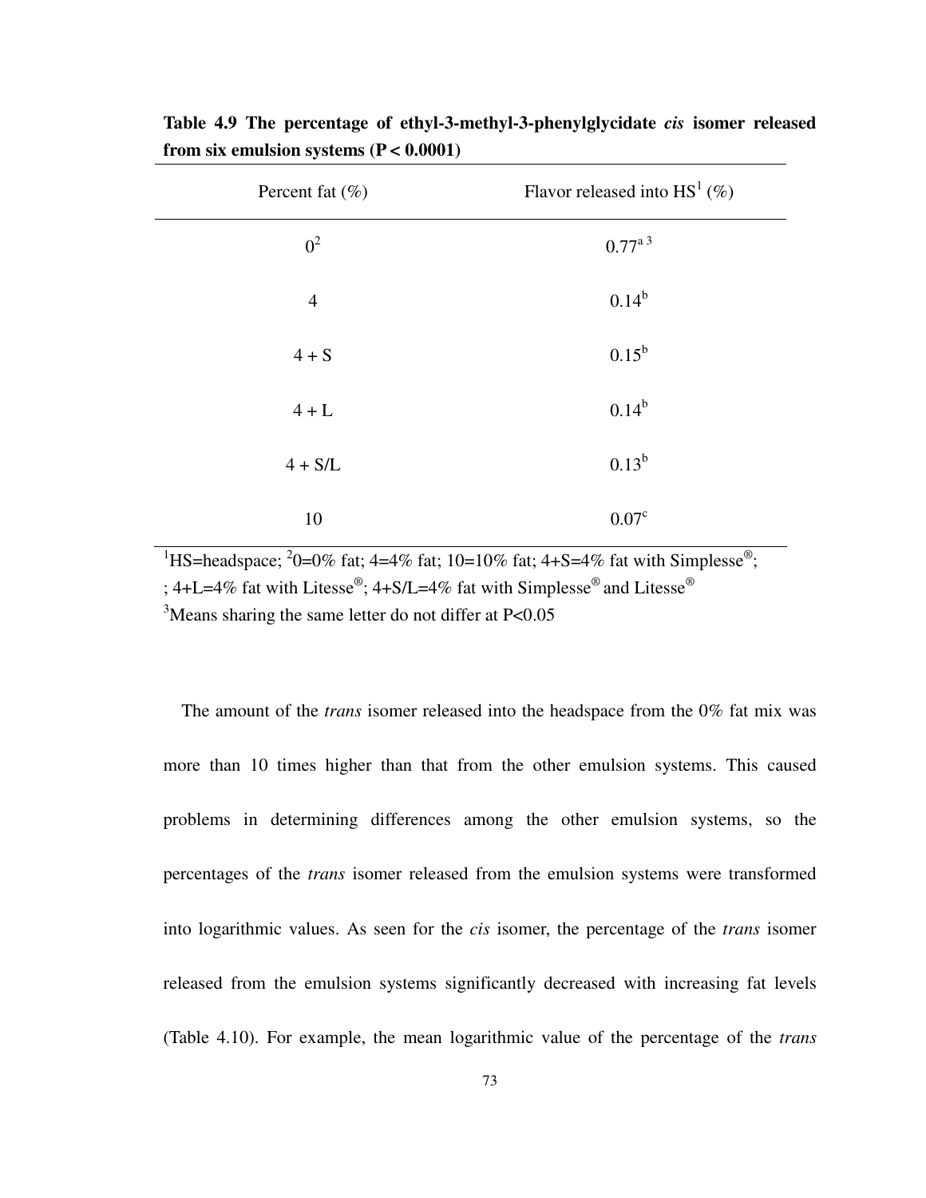**Table 4.9 The percentage of ethyl-3-methyl-3-phenylglycidate *cis* isomer released from six emulsion systems ($P < 0.0001$)**

| Percent fat (%) | Flavor released into HS[1] (%) |
|---|---|
| 0[2] | 0.77[a 3] |
| 4 | 0.14[b] |
| 4 + S | 0.15[b] |
| 4 + L | 0.14[b] |
| 4 + S/L | 0.13[b] |
| 10 | 0.07[c] |

[1]HS=headspace; [2]0=0% fat; 4=4% fat; 10=10% fat; 4+S=4% fat with Simplesse®; ; 4+L=4% fat with Litesse®; 4+S/L=4% fat with Simplesse® and Litesse®
[3]Means sharing the same letter do not differ at $P<0.05$

The amount of the *trans* isomer released into the headspace from the 0% fat mix was more than 10 times higher than that from the other emulsion systems. This caused problems in determining differences among the other emulsion systems, so the percentages of the *trans* isomer released from the emulsion systems were transformed into logarithmic values. As seen for the *cis* isomer, the percentage of the *trans* isomer released from the emulsion systems significantly decreased with increasing fat levels (Table 4.10). For example, the mean logarithmic value of the percentage of the *trans*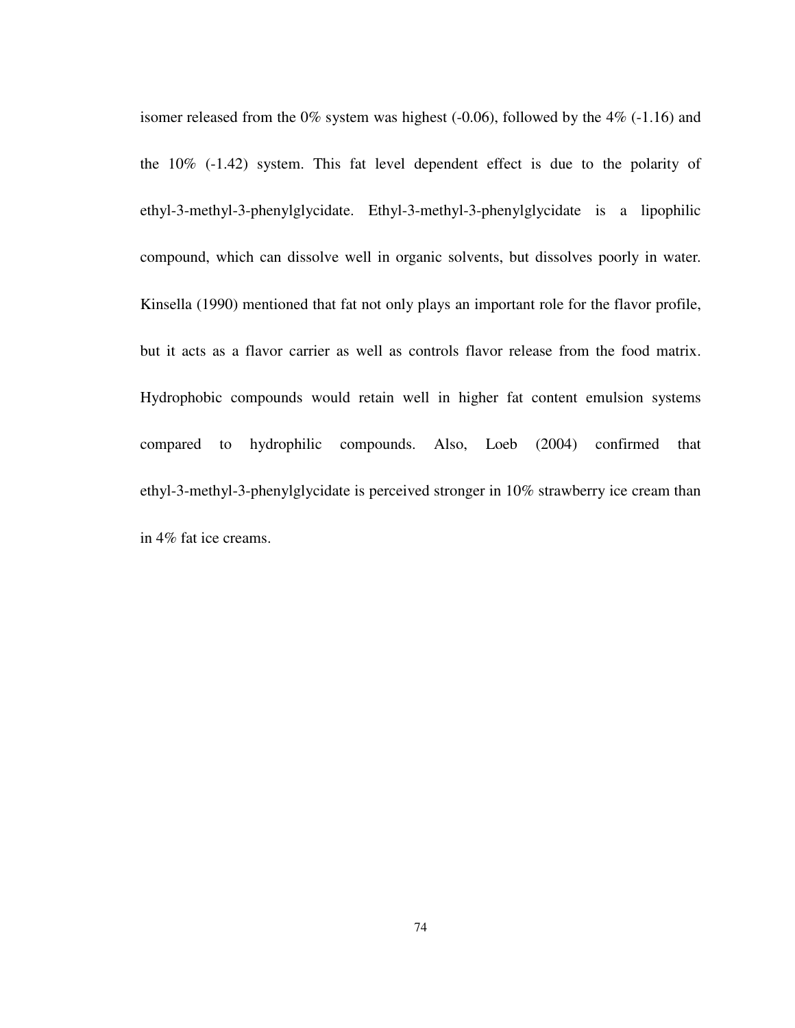isomer released from the 0% system was highest (-0.06), followed by the 4% (-1.16) and the 10% (-1.42) system. This fat level dependent effect is due to the polarity of ethyl-3-methyl-3-phenylglycidate. Ethyl-3-methyl-3-phenylglycidate is a lipophilic compound, which can dissolve well in organic solvents, but dissolves poorly in water. Kinsella (1990) mentioned that fat not only plays an important role for the flavor profile, but it acts as a flavor carrier as well as controls flavor release from the food matrix. Hydrophobic compounds would retain well in higher fat content emulsion systems compared to hydrophilic compounds. Also, Loeb (2004) confirmed that ethyl-3-methyl-3-phenylglycidate is perceived stronger in 10% strawberry ice cream than in 4% fat ice creams.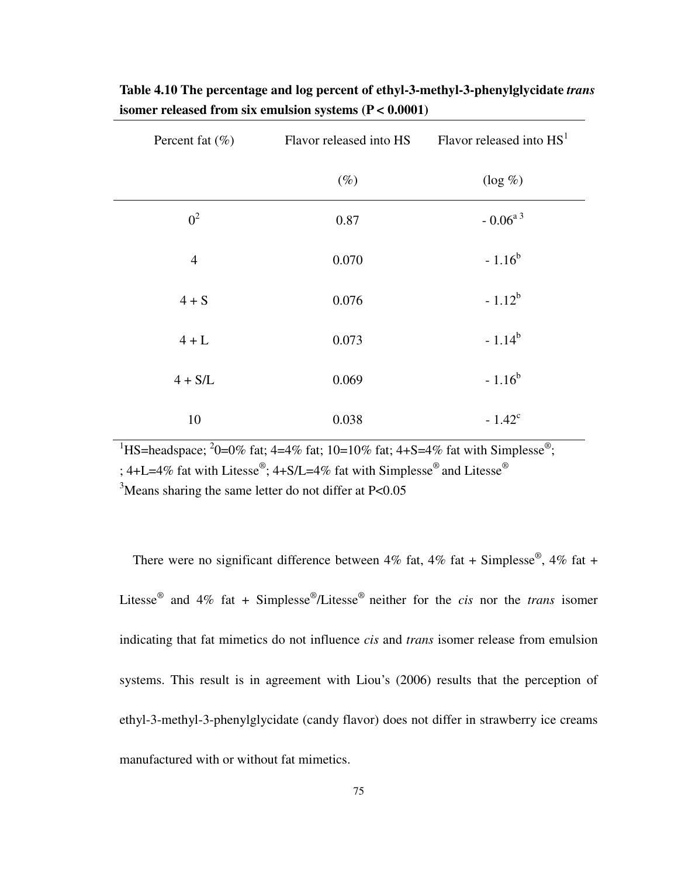**Table 4.10 The percentage and log percent of ethyl-3-methyl-3-phenylglycidate *trans* isomer released from six emulsion systems ($P < 0.0001$)**

| Percent fat (%) | Flavor released into HS (%) | Flavor released into HS[1] (log %) |
|---|---|---|
| 0[2] | 0.87 | - 0.06[a 3] |
| 4 | 0.070 | - 1.16[b] |
| 4 + S | 0.076 | - 1.12[b] |
| 4 + L | 0.073 | - 1.14[b] |
| 4 + S/L | 0.069 | - 1.16[b] |
| 10 | 0.038 | - 1.42[c] |

[1]HS=headspace; [2]0=0% fat; 4=4% fat; 10=10% fat; 4+S=4% fat with Simplesse®; ; 4+L=4% fat with Litesse®; 4+S/L=4% fat with Simplesse® and Litesse®
[3]Means sharing the same letter do not differ at $P<0.05$

There were no significant difference between 4% fat, 4% fat + Simplesse®, 4% fat + Litesse® and 4% fat + Simplesse®/Litesse® neither for the *cis* nor the *trans* isomer indicating that fat mimetics do not influence *cis* and *trans* isomer release from emulsion systems. This result is in agreement with Liou's (2006) results that the perception of ethyl-3-methyl-3-phenylglycidate (candy flavor) does not differ in strawberry ice creams manufactured with or without fat mimetics.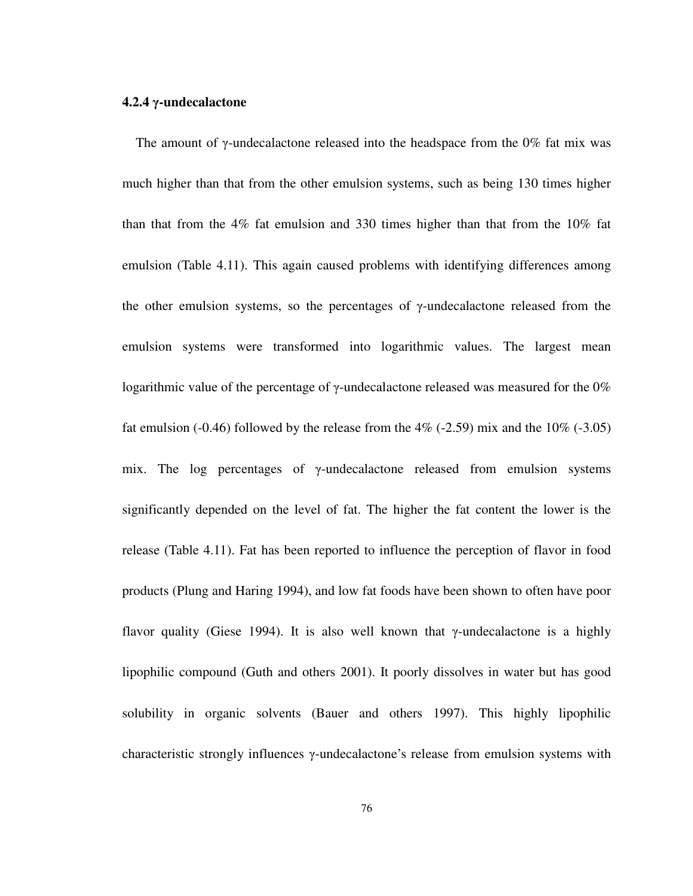### 4.2.4 γ-undecalactone

The amount of γ-undecalactone released into the headspace from the 0% fat mix was much higher than that from the other emulsion systems, such as being 130 times higher than that from the 4% fat emulsion and 330 times higher than that from the 10% fat emulsion (Table 4.11). This again caused problems with identifying differences among the other emulsion systems, so the percentages of γ-undecalactone released from the emulsion systems were transformed into logarithmic values. The largest mean logarithmic value of the percentage of γ-undecalactone released was measured for the 0% fat emulsion (-0.46) followed by the release from the 4% (-2.59) mix and the 10% (-3.05) mix. The log percentages of γ-undecalactone released from emulsion systems significantly depended on the level of fat. The higher the fat content the lower is the release (Table 4.11). Fat has been reported to influence the perception of flavor in food products (Plung and Haring 1994), and low fat foods have been shown to often have poor flavor quality (Giese 1994). It is also well known that γ-undecalactone is a highly lipophilic compound (Guth and others 2001). It poorly dissolves in water but has good solubility in organic solvents (Bauer and others 1997). This highly lipophilic characteristic strongly influences γ-undecalactone's release from emulsion systems with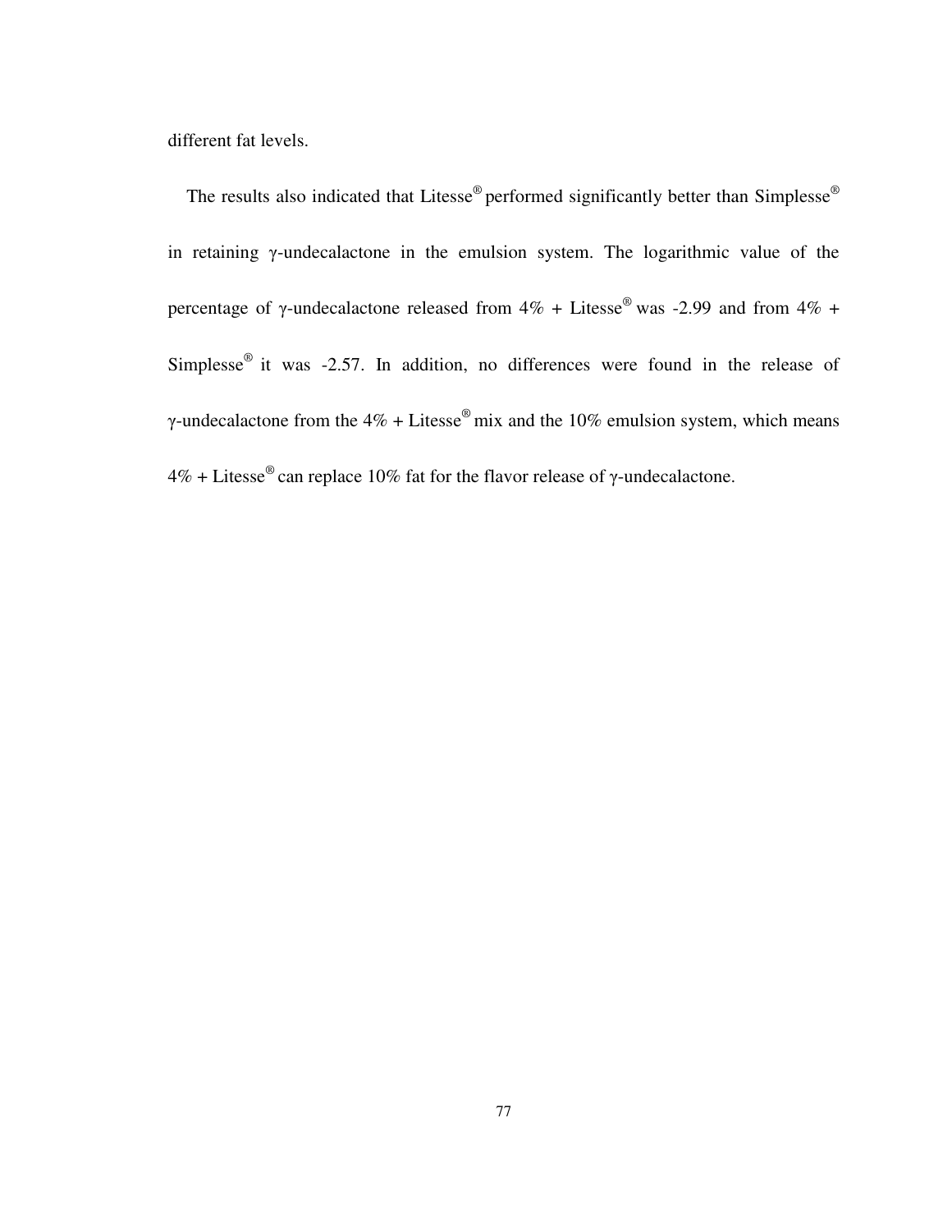different fat levels.

The results also indicated that Litesse® performed significantly better than Simplesse® in retaining γ-undecalactone in the emulsion system. The logarithmic value of the percentage of γ-undecalactone released from 4% + Litesse® was -2.99 and from 4% + Simplesse® it was -2.57. In addition, no differences were found in the release of γ-undecalactone from the 4% + Litesse® mix and the 10% emulsion system, which means 4% + Litesse® can replace 10% fat for the flavor release of γ-undecalactone.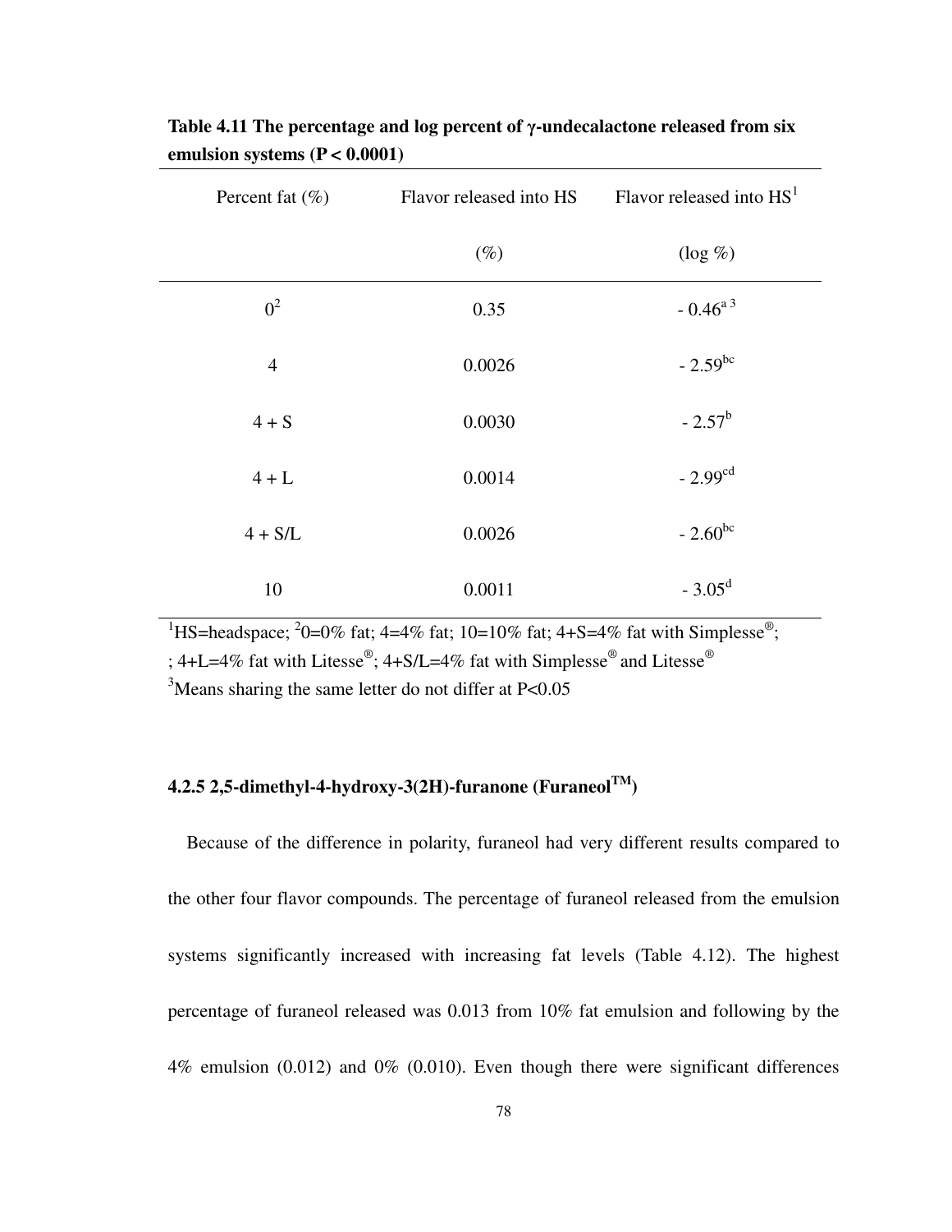**Table 4.11 The percentage and log percent of γ-undecalactone released from six emulsion systems (P < 0.0001)**

| Percent fat (%) | Flavor released into HS (%) | Flavor released into HS[1] (log %) |
|---|---|---|
| 0[2] | 0.35 | - 0.46[a 3] |
| 4 | 0.0026 | - 2.59[bc] |
| 4 + S | 0.0030 | - 2.57[b] |
| 4 + L | 0.0014 | - 2.99[cd] |
| 4 + S/L | 0.0026 | - 2.60[bc] |
| 10 | 0.0011 | - 3.05[d] |

[1]HS=headspace; [2]0=0% fat; 4=4% fat; 10=10% fat; 4+S=4% fat with Simplesse®; ; 4+L=4% fat with Litesse®; 4+S/L=4% fat with Simplesse® and Litesse®
[3]Means sharing the same letter do not differ at P<0.05

### 4.2.5 2,5-dimethyl-4-hydroxy-3(2H)-furanone (Furaneol™)

Because of the difference in polarity, furaneol had very different results compared to the other four flavor compounds. The percentage of furaneol released from the emulsion systems significantly increased with increasing fat levels (Table 4.12). The highest percentage of furaneol released was 0.013 from 10% fat emulsion and following by the 4% emulsion (0.012) and 0% (0.010). Even though there were significant differences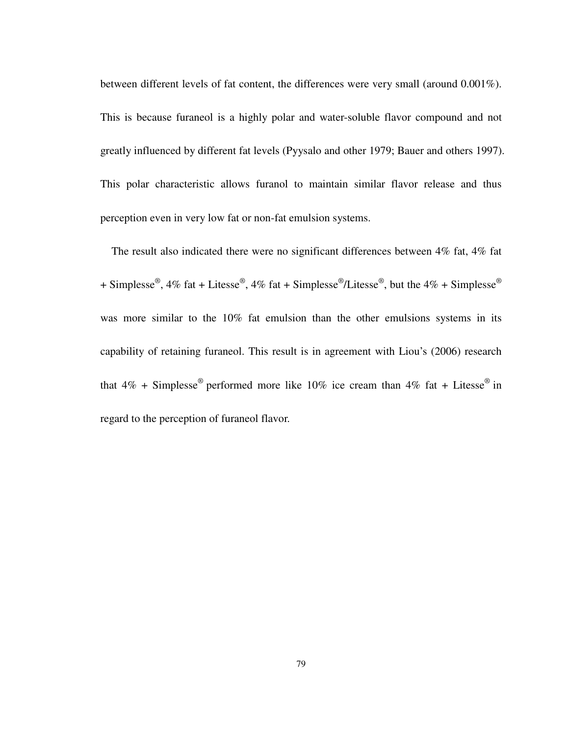between different levels of fat content, the differences were very small (around 0.001%). This is because furaneol is a highly polar and water-soluble flavor compound and not greatly influenced by different fat levels (Pyysalo and other 1979; Bauer and others 1997). This polar characteristic allows furanol to maintain similar flavor release and thus perception even in very low fat or non-fat emulsion systems.

The result also indicated there were no significant differences between 4% fat, 4% fat + Simplesse®, 4% fat + Litesse®, 4% fat + Simplesse®/Litesse®, but the 4% + Simplesse® was more similar to the 10% fat emulsion than the other emulsions systems in its capability of retaining furaneol. This result is in agreement with Liou's (2006) research that 4% + Simplesse® performed more like 10% ice cream than 4% fat + Litesse® in regard to the perception of furaneol flavor.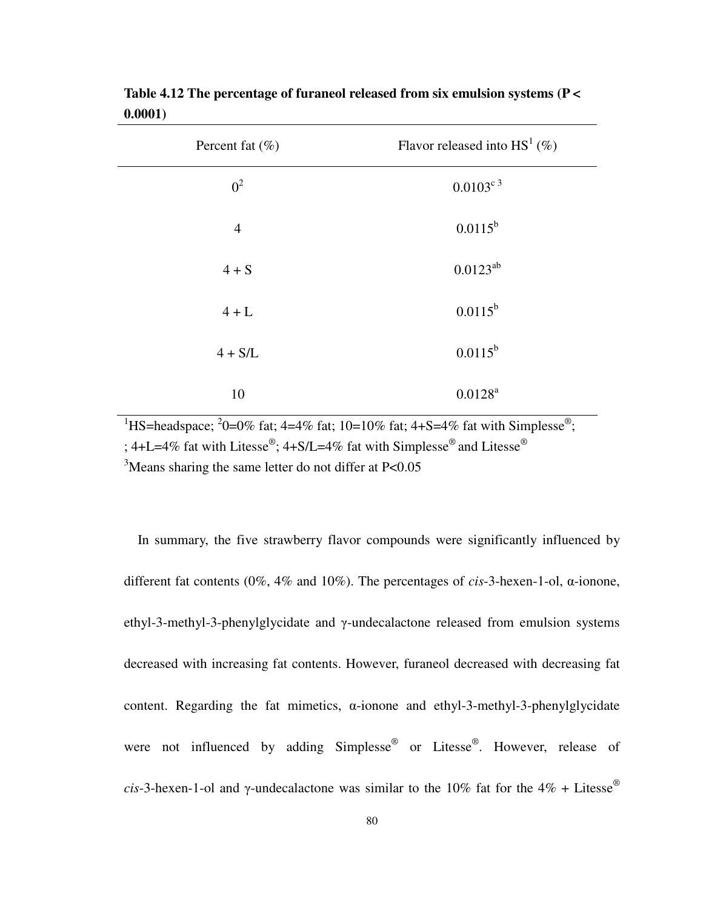**Table 4.12 The percentage of furaneol released from six emulsion systems (P < 0.0001)**

| Percent fat (%) | Flavor released into HS[1] (%) |
|---|---|
| 0[2] | 0.0103[c 3] |
| 4 | 0.0115[b] |
| 4 + S | 0.0123[ab] |
| 4 + L | 0.0115[b] |
| 4 + S/L | 0.0115[b] |
| 10 | 0.0128[a] |

[1]HS=headspace; [2]0=0% fat; 4=4% fat; 10=10% fat; 4+S=4% fat with Simplesse®; ; 4+L=4% fat with Litesse®; 4+S/L=4% fat with Simplesse® and Litesse®

[3]Means sharing the same letter do not differ at P<0.05

In summary, the five strawberry flavor compounds were significantly influenced by different fat contents (0%, 4% and 10%). The percentages of *cis*-3-hexen-1-ol, α-ionone, ethyl-3-methyl-3-phenylglycidate and γ-undecalactone released from emulsion systems decreased with increasing fat contents. However, furaneol decreased with decreasing fat content. Regarding the fat mimetics, α-ionone and ethyl-3-methyl-3-phenylglycidate were not influenced by adding Simplesse® or Litesse®. However, release of *cis*-3-hexen-1-ol and γ-undecalactone was similar to the 10% fat for the 4% + Litesse®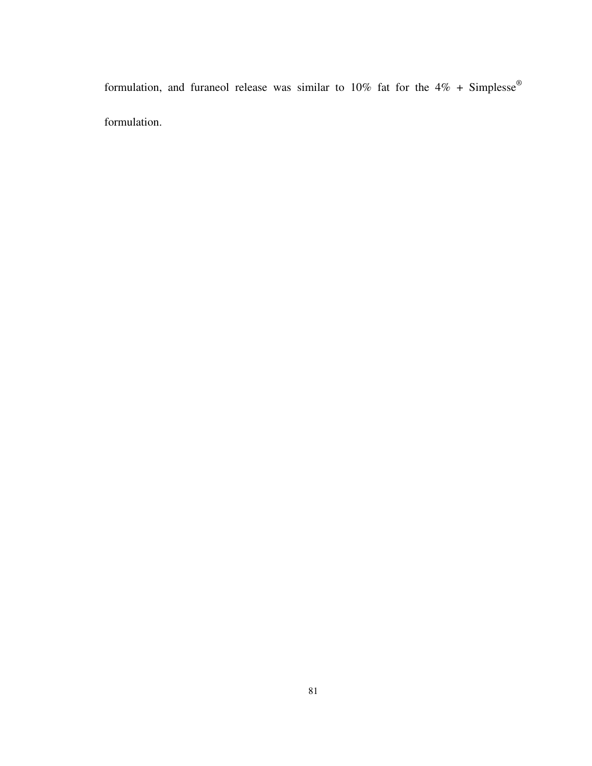formulation, and furaneol release was similar to 10% fat for the 4% + Simplesse® formulation.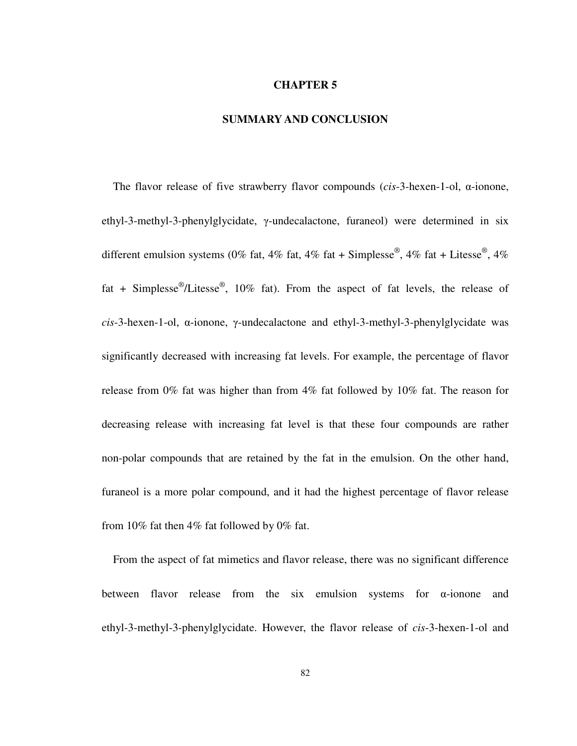# CHAPTER 5

# SUMMARY AND CONCLUSION

The flavor release of five strawberry flavor compounds (*cis*-3-hexen-1-ol, α-ionone, ethyl-3-methyl-3-phenylglycidate, γ-undecalactone, furaneol) were determined in six different emulsion systems (0% fat, 4% fat, 4% fat + Simplesse®, 4% fat + Litesse®, 4% fat + Simplesse®/Litesse®, 10% fat). From the aspect of fat levels, the release of *cis*-3-hexen-1-ol, α-ionone, γ-undecalactone and ethyl-3-methyl-3-phenylglycidate was significantly decreased with increasing fat levels. For example, the percentage of flavor release from 0% fat was higher than from 4% fat followed by 10% fat. The reason for decreasing release with increasing fat level is that these four compounds are rather non-polar compounds that are retained by the fat in the emulsion. On the other hand, furaneol is a more polar compound, and it had the highest percentage of flavor release from 10% fat then 4% fat followed by 0% fat.

From the aspect of fat mimetics and flavor release, there was no significant difference between flavor release from the six emulsion systems for α-ionone and ethyl-3-methyl-3-phenylglycidate. However, the flavor release of *cis*-3-hexen-1-ol and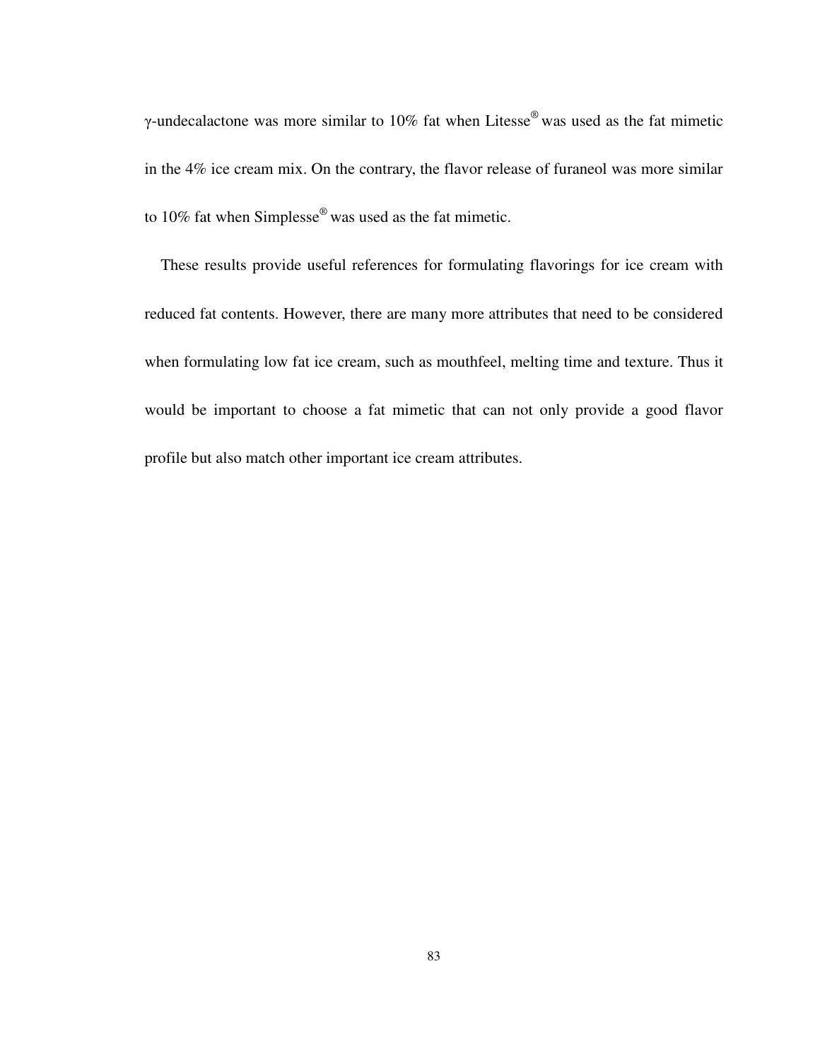γ-undecalactone was more similar to 10% fat when Litesse® was used as the fat mimetic in the 4% ice cream mix. On the contrary, the flavor release of furaneol was more similar to 10% fat when Simplesse® was used as the fat mimetic.

These results provide useful references for formulating flavorings for ice cream with reduced fat contents. However, there are many more attributes that need to be considered when formulating low fat ice cream, such as mouthfeel, melting time and texture. Thus it would be important to choose a fat mimetic that can not only provide a good flavor profile but also match other important ice cream attributes.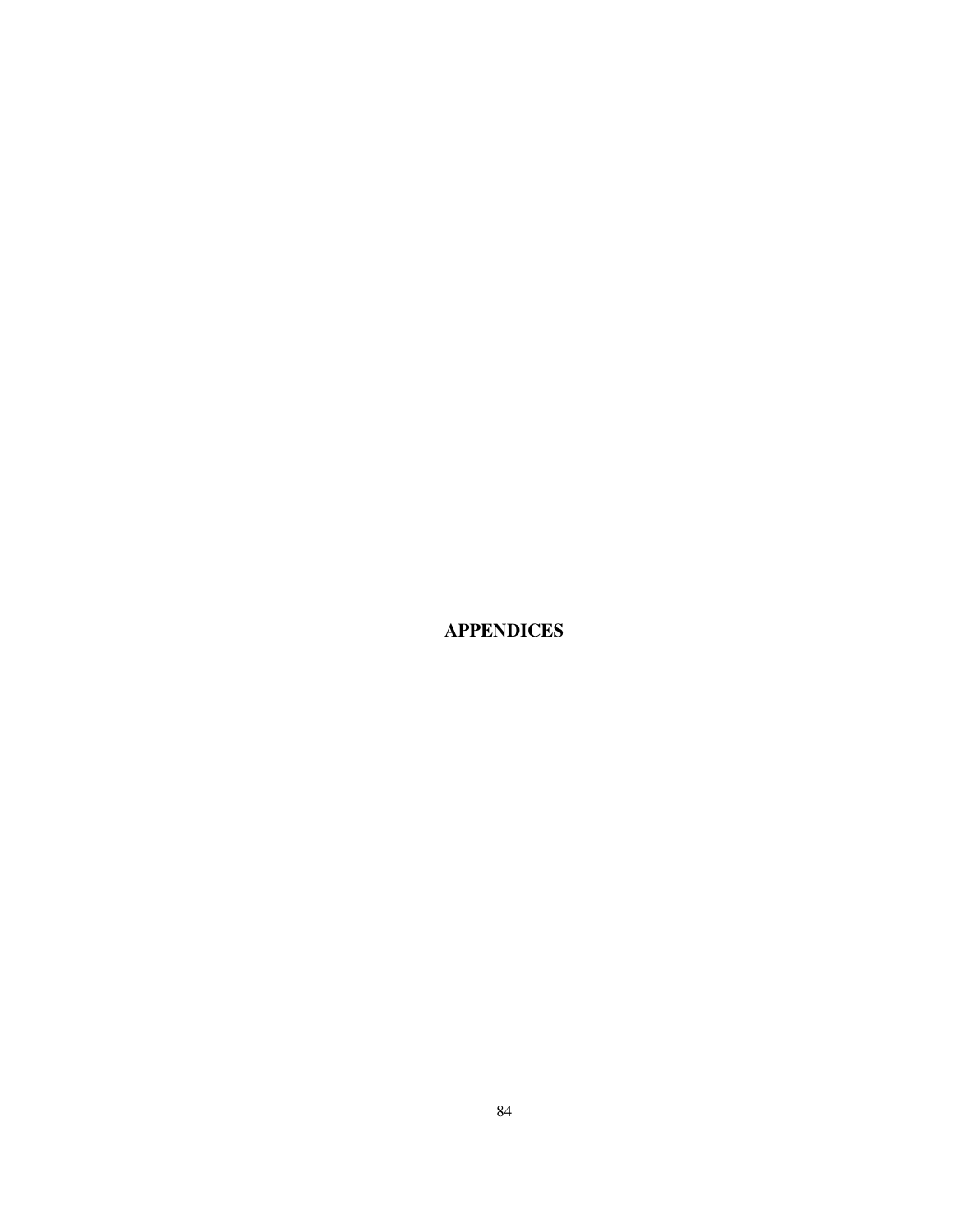# APPENDICES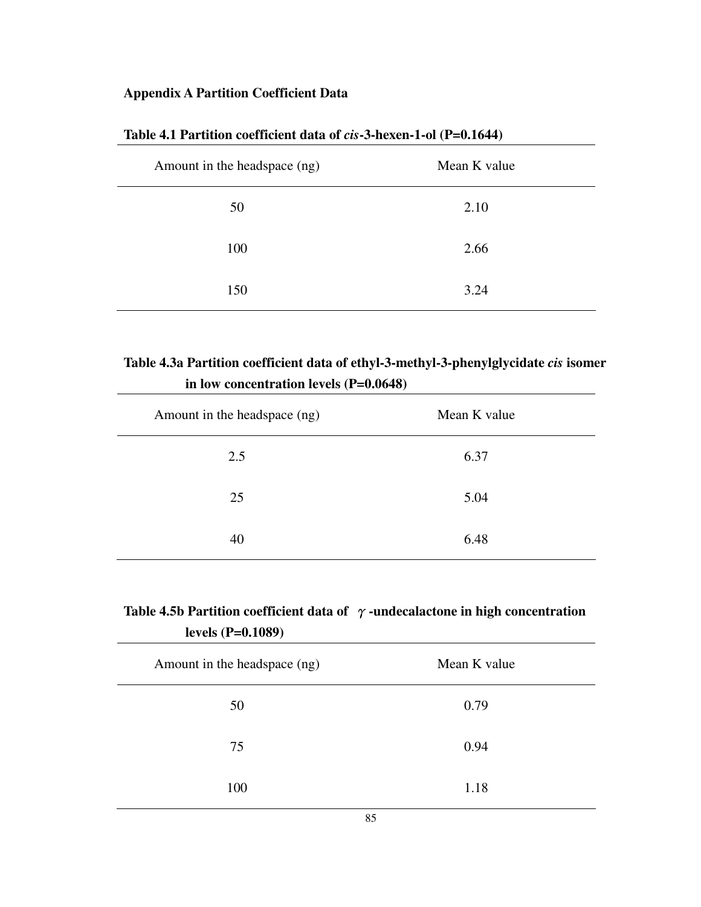## Appendix A Partition Coefficient Data

**Table 4.1 Partition coefficient data of *cis*-3-hexen-1-ol (P=0.1644)**

| Amount in the headspace (ng) | Mean K value |
|---|---|
| 50 | 2.10 |
| 100 | 2.66 |
| 150 | 3.24 |

**Table 4.3a Partition coefficient data of ethyl-3-methyl-3-phenylglycidate *cis* isomer in low concentration levels (P=0.0648)**

| Amount in the headspace (ng) | Mean K value |
|---|---|
| 2.5 | 6.37 |
| 25 | 5.04 |
| 40 | 6.48 |

**Table 4.5b Partition coefficient data of $\gamma$-undecalactone in high concentration levels (P=0.1089)**

| Amount in the headspace (ng) | Mean K value |
|---|---|
| 50 | 0.79 |
| 75 | 0.94 |
| 100 | 1.18 |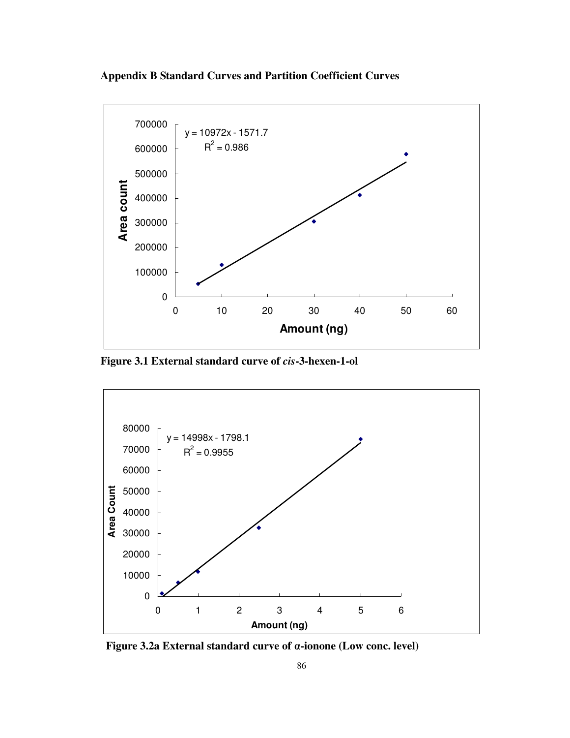## Appendix B Standard Curves and Partition Coefficient Curves

Figure 3.1 External standard curve of *cis*-3-hexen-1-ol

Figure 3.2a External standard curve of α-ionone (Low conc. level)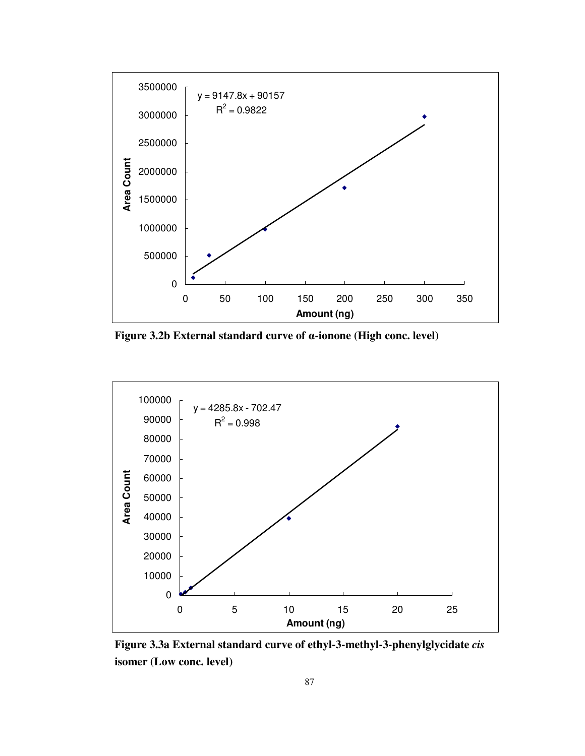**Figure 3.2b External standard curve of α-ionone (High conc. level)**

**Figure 3.3a External standard curve of ethyl-3-methyl-3-phenylglycidate *cis* isomer (Low conc. level)**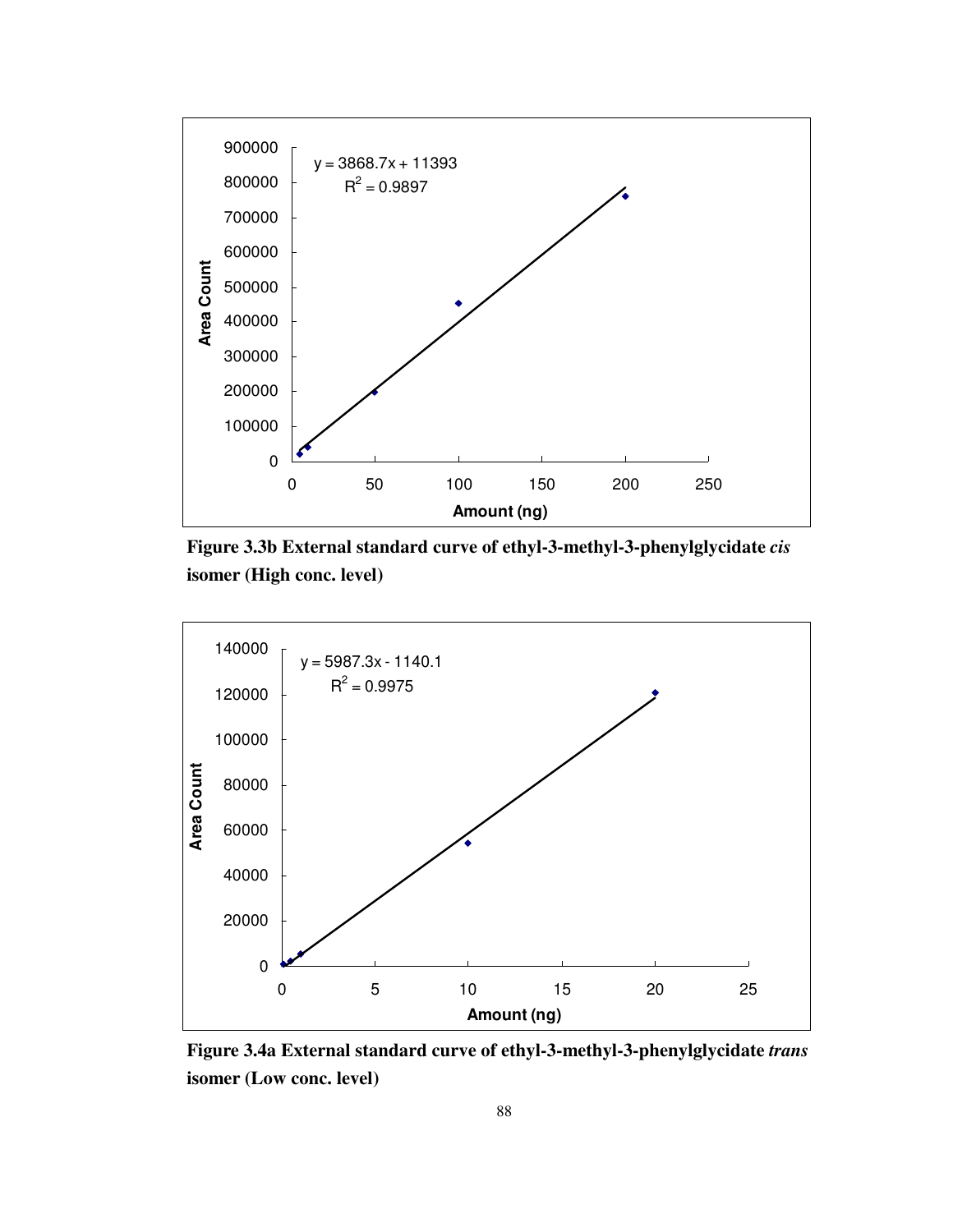**Figure 3.3b External standard curve of ethyl-3-methyl-3-phenylglycidate *cis* isomer (High conc. level)**

**Figure 3.4a External standard curve of ethyl-3-methyl-3-phenylglycidate *trans* isomer (Low conc. level)**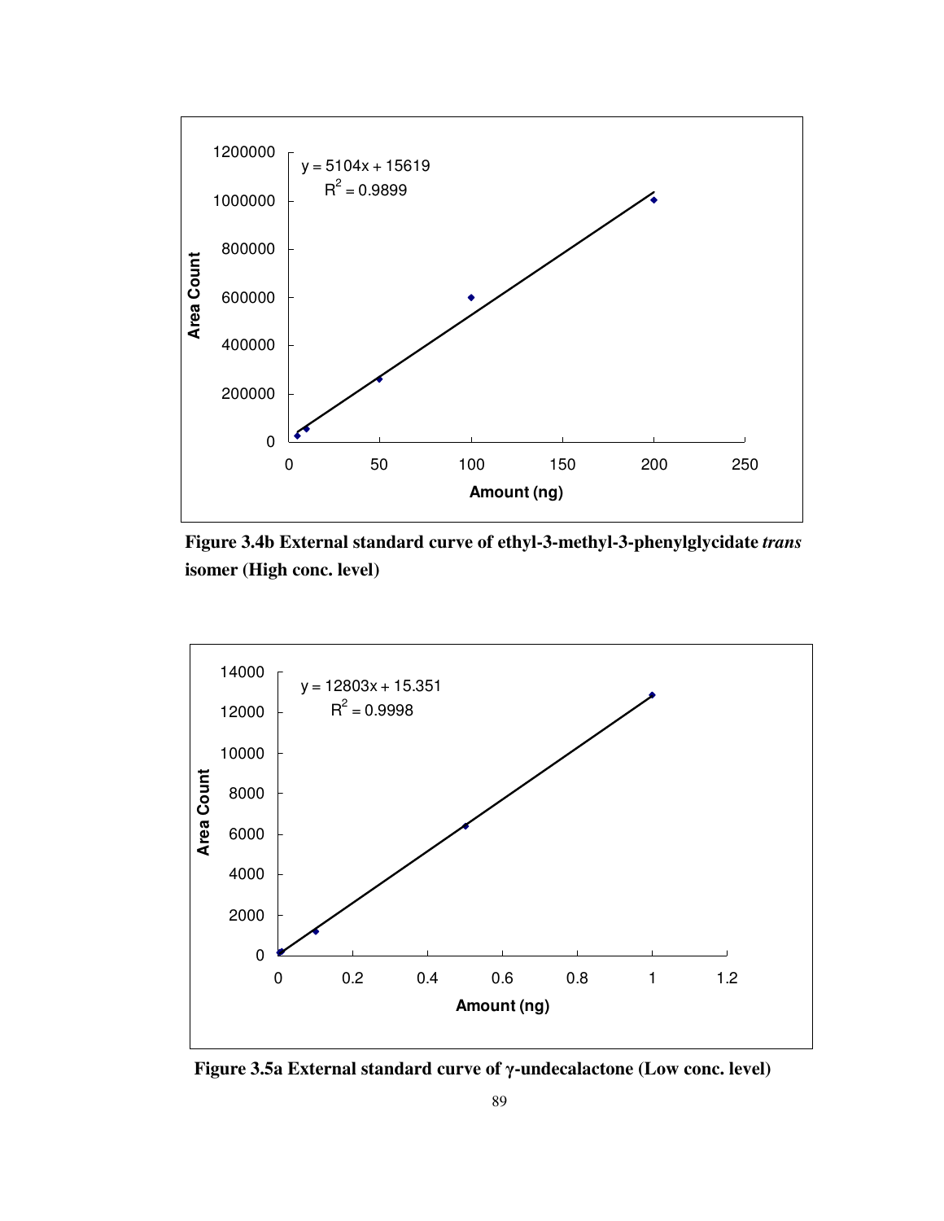**Figure 3.4b External standard curve of ethyl-3-methyl-3-phenylglycidate *trans* isomer (High conc. level)**

**Figure 3.5a External standard curve of γ-undecalactone (Low conc. level)**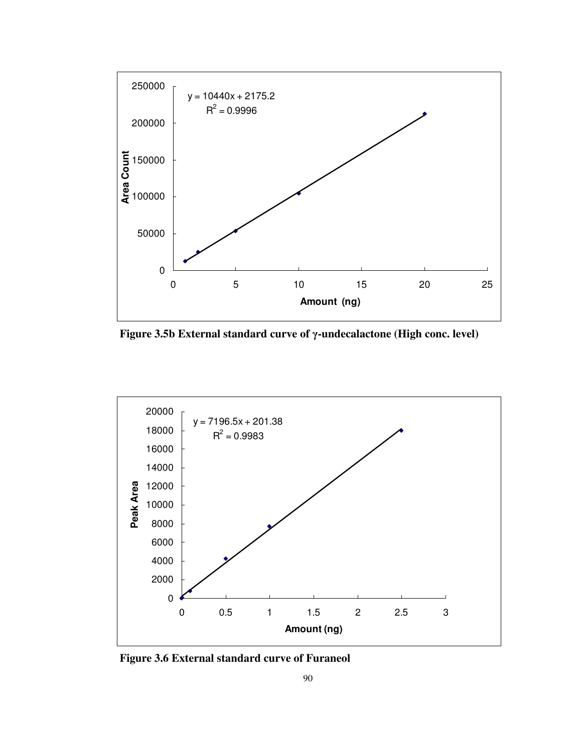y = 10440x + 2175.2
$R^2$ = 0.9996

**Figure 3.5b External standard curve of γ-undecalactone (High conc. level)**

y = 7196.5x + 201.38
$R^2$ = 0.9983

**Figure 3.6 External standard curve of Furaneol**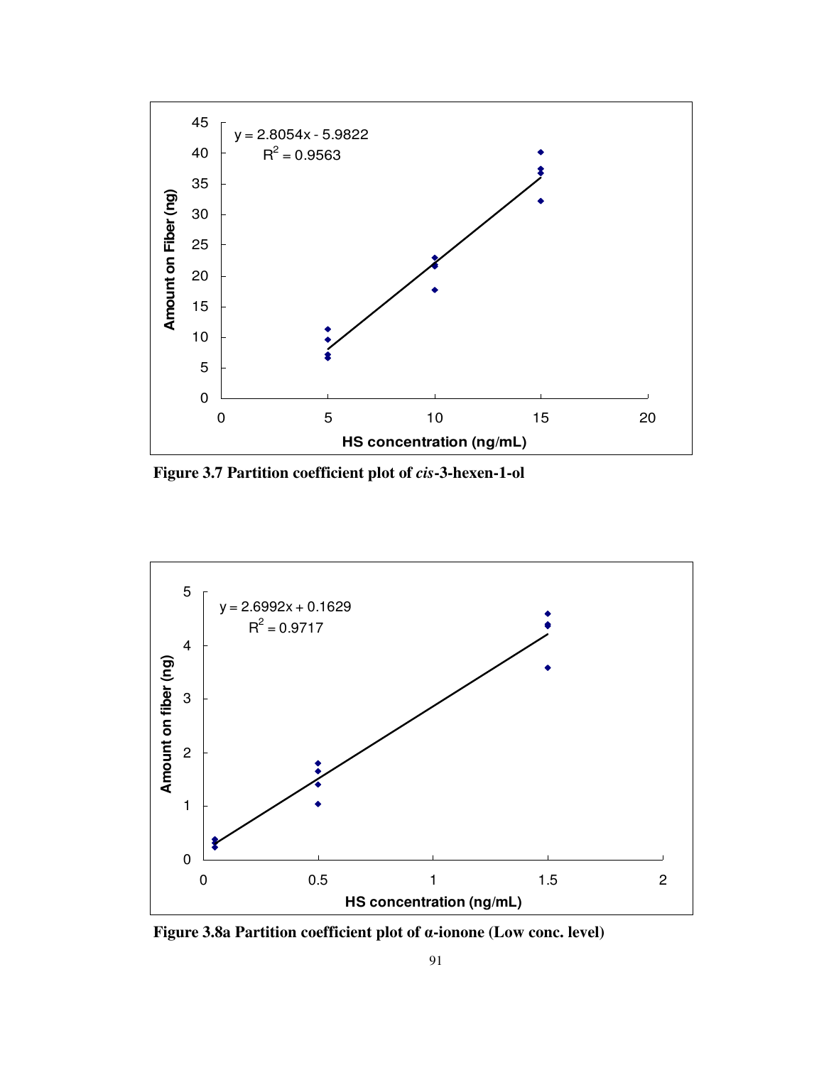Figure 3.7 Partition coefficient plot of *cis*-3-hexen-1-ol

Figure 3.8a Partition coefficient plot of α-ionone (Low conc. level)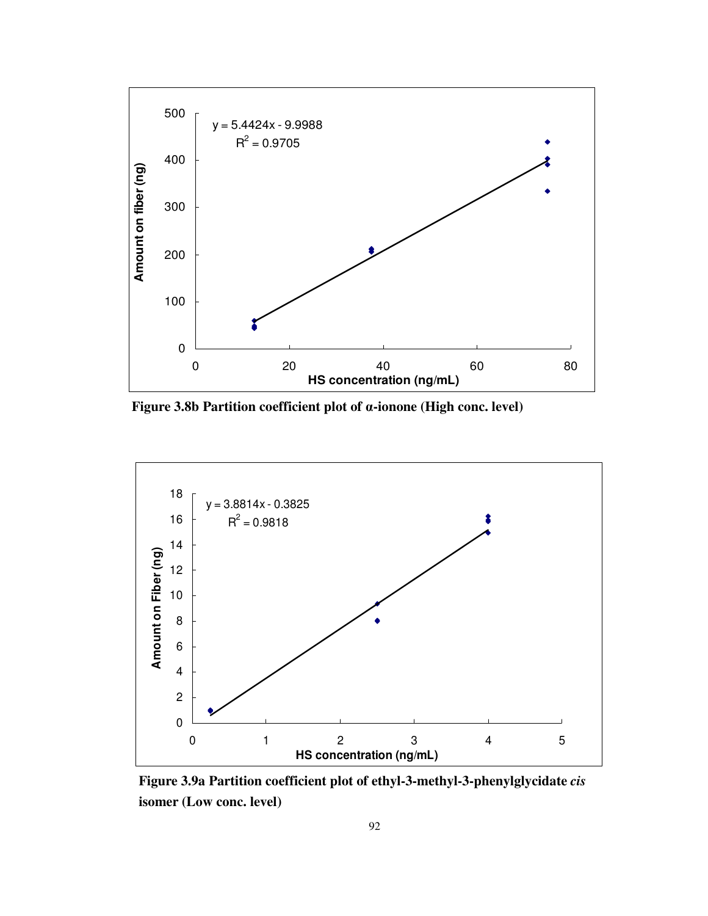y = 5.4424x - 9.9988

$R^2 = 0.9705$

**Figure 3.8b Partition coefficient plot of α-ionone (High conc. level)**

y = 3.8814x - 0.3825

$R^2 = 0.9818$

**Figure 3.9a Partition coefficient plot of ethyl-3-methyl-3-phenylglycidate *cis* isomer (Low conc. level)**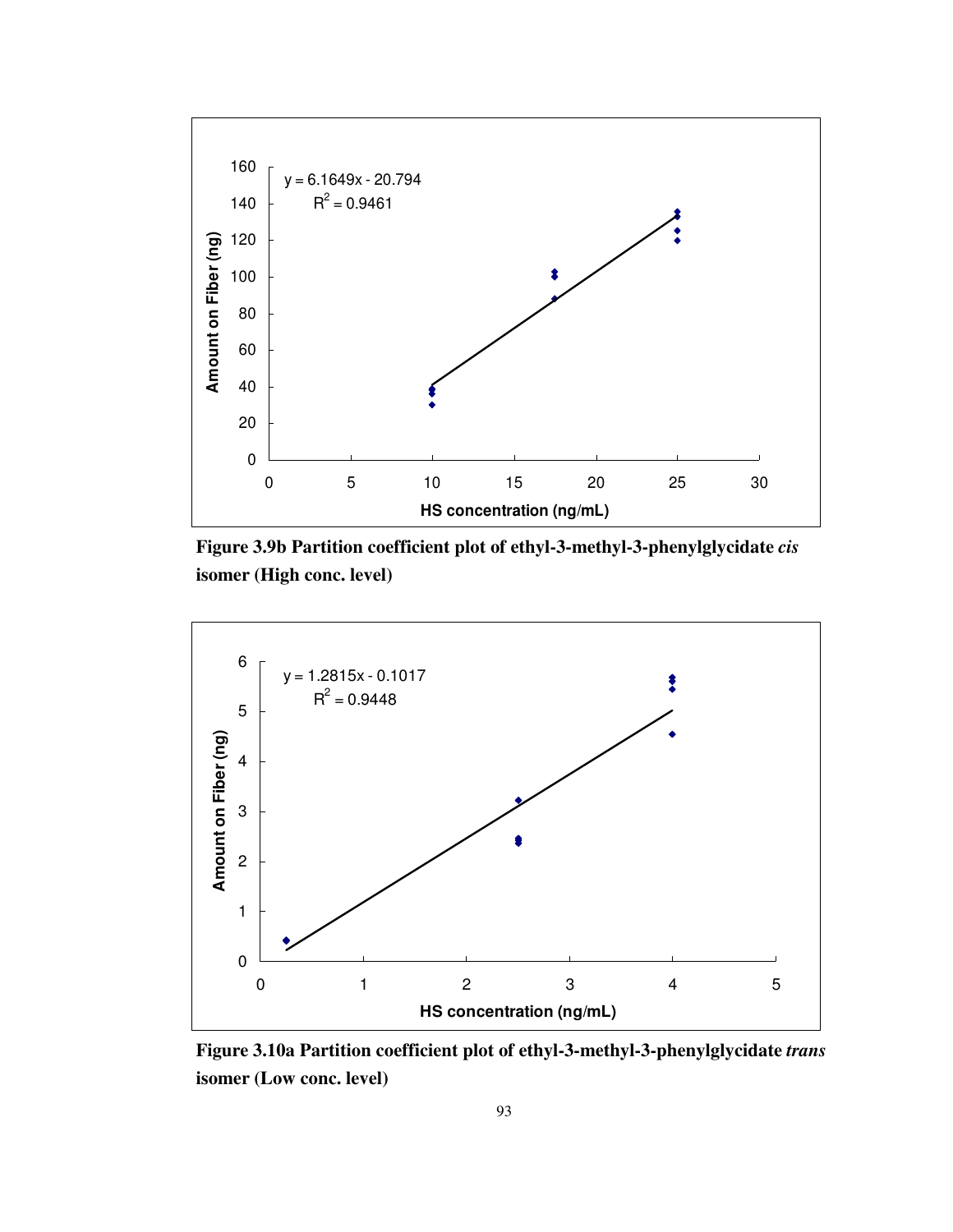y = 6.1649x - 20.794
$R^2$ = 0.9461

**Figure 3.9b Partition coefficient plot of ethyl-3-methyl-3-phenylglycidate *cis* isomer (High conc. level)**

y = 1.2815x - 0.1017
$R^2$ = 0.9448

**Figure 3.10a Partition coefficient plot of ethyl-3-methyl-3-phenylglycidate *trans* isomer (Low conc. level)**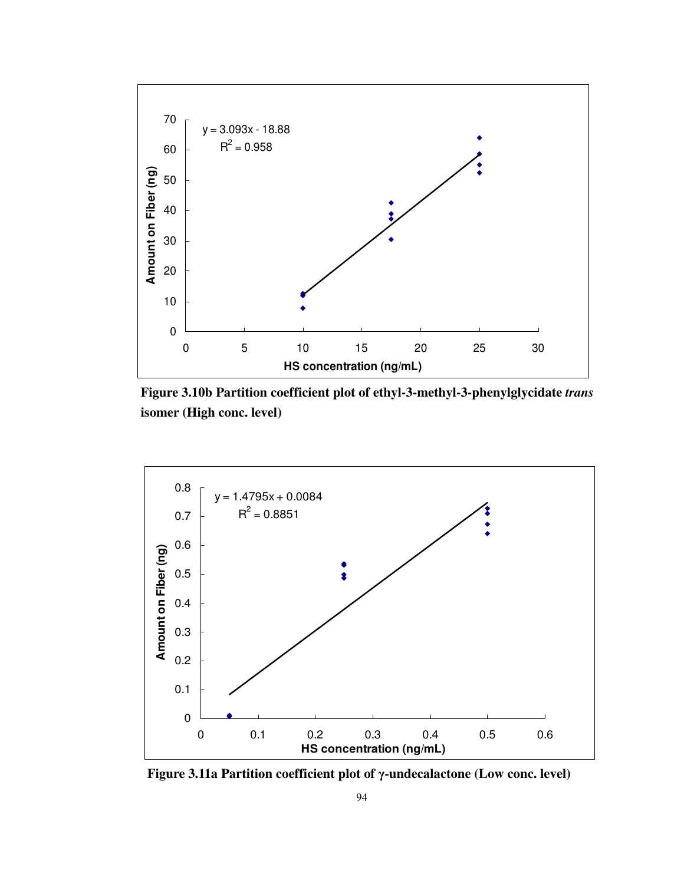Figure 3.10b Partition coefficient plot of ethyl-3-methyl-3-phenylglycidate *trans* isomer (High conc. level)

Figure 3.11a Partition coefficient plot of γ-undecalactone (Low conc. level)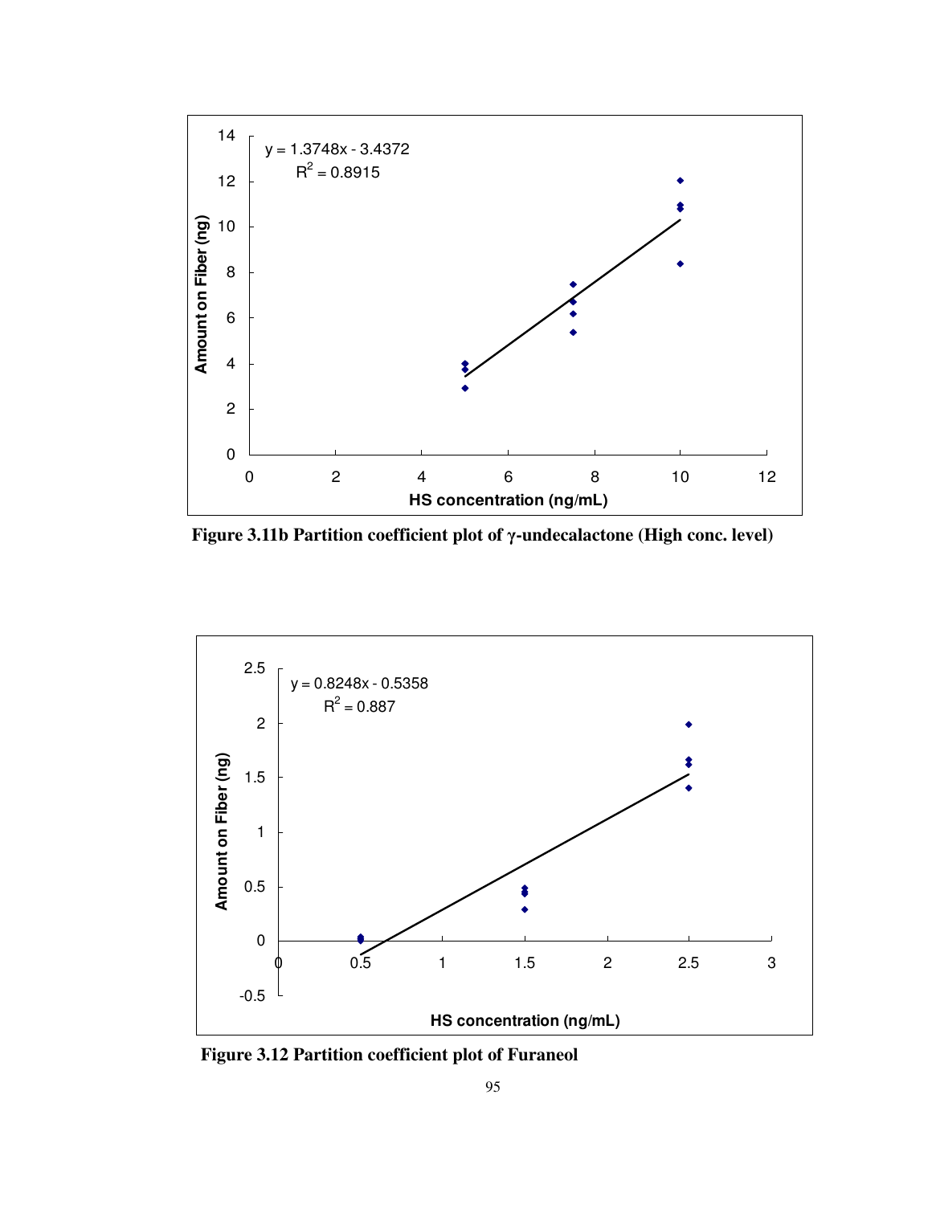y = 1.3748x - 3.4372

$R^2 = 0.8915$

Amount on Fiber (ng)

HS concentration (ng/mL)

**Figure 3.11b Partition coefficient plot of γ-undecalactone (High conc. level)**

y = 0.8248x - 0.5358

$R^2 = 0.887$

Amount on Fiber (ng)

HS concentration (ng/mL)

**Figure 3.12 Partition coefficient plot of Furaneol**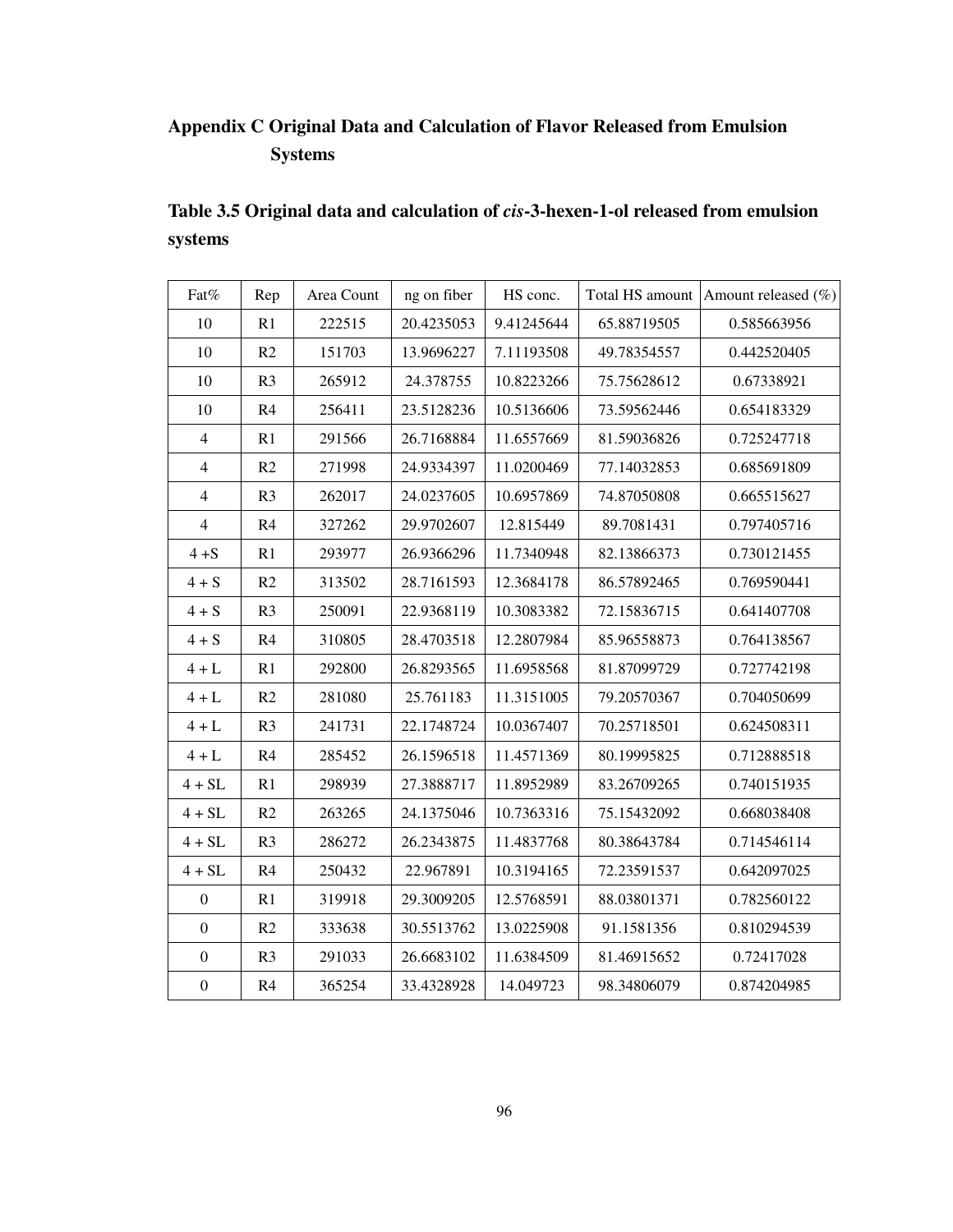# Appendix C Original Data and Calculation of Flavor Released from Emulsion Systems

**Table 3.5 Original data and calculation of *cis*-3-hexen-1-ol released from emulsion systems**

| Fat% | Rep | Area Count | ng on fiber | HS conc. | Total HS amount | Amount released (%) |
|---|---|---|---|---|---|---|
| 10 | R1 | 222515 | 20.4235053 | 9.41245644 | 65.88719505 | 0.585663956 |
| 10 | R2 | 151703 | 13.9696227 | 7.11193508 | 49.78354557 | 0.442520405 |
| 10 | R3 | 265912 | 24.378755 | 10.8223266 | 75.75628612 | 0.67338921 |
| 10 | R4 | 256411 | 23.5128236 | 10.5136606 | 73.59562446 | 0.654183329 |
| 4 | R1 | 291566 | 26.7168884 | 11.6557669 | 81.59036826 | 0.725247718 |
| 4 | R2 | 271998 | 24.9334397 | 11.0200469 | 77.14032853 | 0.685691809 |
| 4 | R3 | 262017 | 24.0237605 | 10.6957869 | 74.87050808 | 0.665515627 |
| 4 | R4 | 327262 | 29.9702607 | 12.815449 | 89.7081431 | 0.797405716 |
| 4 +S | R1 | 293977 | 26.9366296 | 11.7340948 | 82.13866373 | 0.730121455 |
| 4 + S | R2 | 313502 | 28.7161593 | 12.3684178 | 86.57892465 | 0.769590441 |
| 4 + S | R3 | 250091 | 22.9368119 | 10.3083382 | 72.15836715 | 0.641407708 |
| 4 + S | R4 | 310805 | 28.4703518 | 12.2807984 | 85.96558873 | 0.764138567 |
| 4 + L | R1 | 292800 | 26.8293565 | 11.6958568 | 81.87099729 | 0.727742198 |
| 4 + L | R2 | 281080 | 25.761183 | 11.3151005 | 79.20570367 | 0.704050699 |
| 4 + L | R3 | 241731 | 22.1748724 | 10.0367407 | 70.25718501 | 0.624508311 |
| 4 + L | R4 | 285452 | 26.1596518 | 11.4571369 | 80.19995825 | 0.712888518 |
| 4 + SL | R1 | 298939 | 27.3888717 | 11.8952989 | 83.26709265 | 0.740151935 |
| 4 + SL | R2 | 263265 | 24.1375046 | 10.7363316 | 75.15432092 | 0.668038408 |
| 4 + SL | R3 | 286272 | 26.2343875 | 11.4837768 | 80.38643784 | 0.714546114 |
| 4 + SL | R4 | 250432 | 22.967891 | 10.3194165 | 72.23591537 | 0.642097025 |
| 0 | R1 | 319918 | 29.3009205 | 12.5768591 | 88.03801371 | 0.782560122 |
| 0 | R2 | 333638 | 30.5513762 | 13.0225908 | 91.1581356 | 0.810294539 |
| 0 | R3 | 291033 | 26.6683102 | 11.6384509 | 81.46915652 | 0.72417028 |
| 0 | R4 | 365254 | 33.4328928 | 14.049723 | 98.34806079 | 0.874204985 |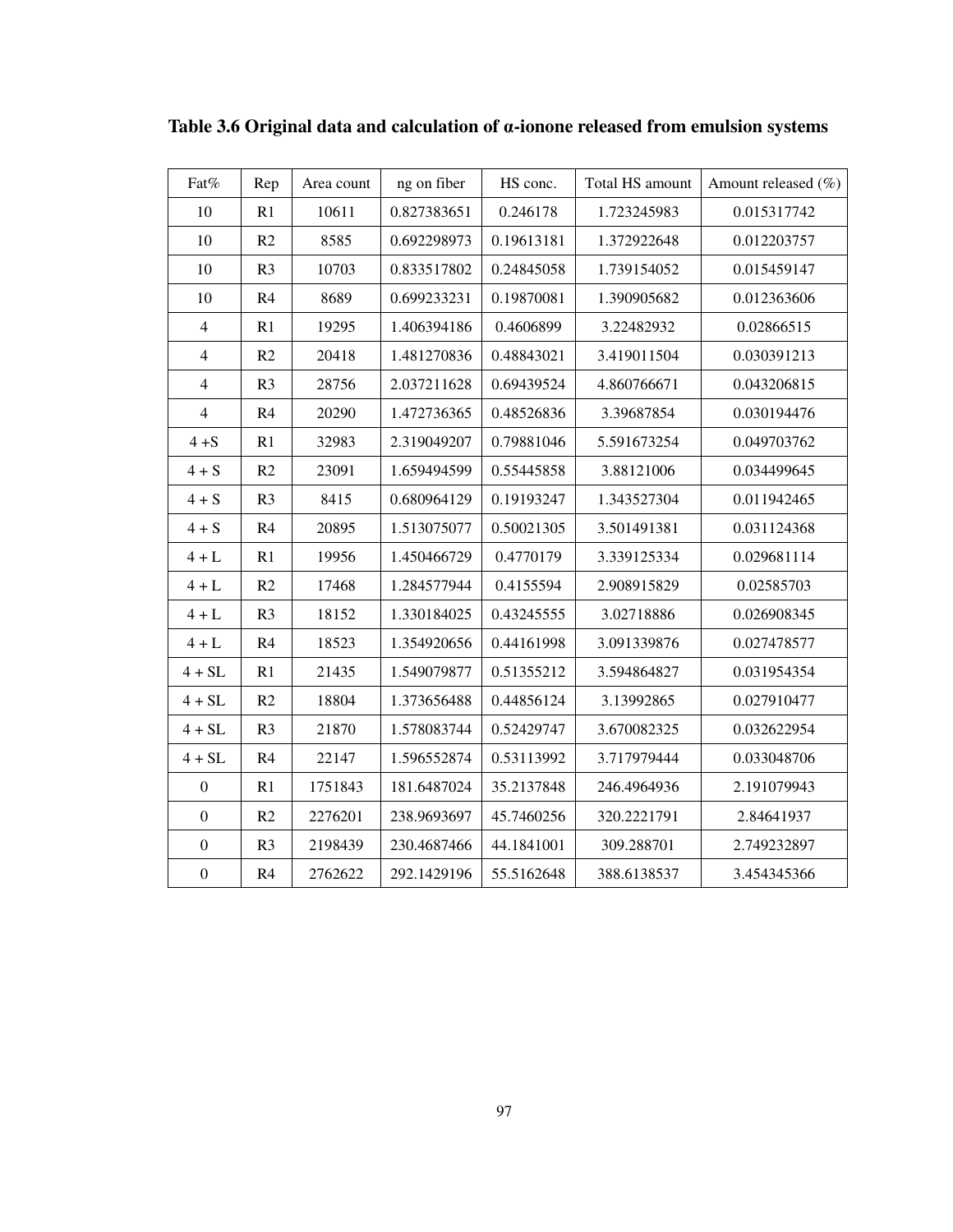**Table 3.6 Original data and calculation of α-ionone released from emulsion systems**

| Fat% | Rep | Area count | ng on fiber | HS conc. | Total HS amount | Amount released (%) |
|---|---|---|---|---|---|---|
| 10 | R1 | 10611 | 0.827383651 | 0.246178 | 1.723245983 | 0.015317742 |
| 10 | R2 | 8585 | 0.692298973 | 0.19613181 | 1.372922648 | 0.012203757 |
| 10 | R3 | 10703 | 0.833517802 | 0.24845058 | 1.739154052 | 0.015459147 |
| 10 | R4 | 8689 | 0.699233231 | 0.19870081 | 1.390905682 | 0.012363606 |
| 4 | R1 | 19295 | 1.406394186 | 0.4606899 | 3.22482932 | 0.02866515 |
| 4 | R2 | 20418 | 1.481270836 | 0.48843021 | 3.419011504 | 0.030391213 |
| 4 | R3 | 28756 | 2.037211628 | 0.69439524 | 4.860766671 | 0.043206815 |
| 4 | R4 | 20290 | 1.472736365 | 0.48526836 | 3.39687854 | 0.030194476 |
| 4 +S | R1 | 32983 | 2.319049207 | 0.79881046 | 5.591673254 | 0.049703762 |
| 4 + S | R2 | 23091 | 1.659494599 | 0.55445858 | 3.88121006 | 0.034499645 |
| 4 + S | R3 | 8415 | 0.680964129 | 0.19193247 | 1.343527304 | 0.011942465 |
| 4 + S | R4 | 20895 | 1.513075077 | 0.50021305 | 3.501491381 | 0.031124368 |
| 4 + L | R1 | 19956 | 1.450466729 | 0.4770179 | 3.339125334 | 0.029681114 |
| 4 + L | R2 | 17468 | 1.284577944 | 0.4155594 | 2.908915829 | 0.02585703 |
| 4 + L | R3 | 18152 | 1.330184025 | 0.43245555 | 3.02718886 | 0.026908345 |
| 4 + L | R4 | 18523 | 1.354920656 | 0.44161998 | 3.091339876 | 0.027478577 |
| 4 + SL | R1 | 21435 | 1.549079877 | 0.51355212 | 3.594864827 | 0.031954354 |
| 4 + SL | R2 | 18804 | 1.373656488 | 0.44856124 | 3.13992865 | 0.027910477 |
| 4 + SL | R3 | 21870 | 1.578083744 | 0.52429747 | 3.670082325 | 0.032622954 |
| 4 + SL | R4 | 22147 | 1.596552874 | 0.53113992 | 3.717979444 | 0.033048706 |
| 0 | R1 | 1751843 | 181.6487024 | 35.2137848 | 246.4964936 | 2.191079943 |
| 0 | R2 | 2276201 | 238.9693697 | 45.7460256 | 320.2221791 | 2.84641937 |
| 0 | R3 | 2198439 | 230.4687466 | 44.1841001 | 309.288701 | 2.749232897 |
| 0 | R4 | 2762622 | 292.1429196 | 55.5162648 | 388.6138537 | 3.454345366 |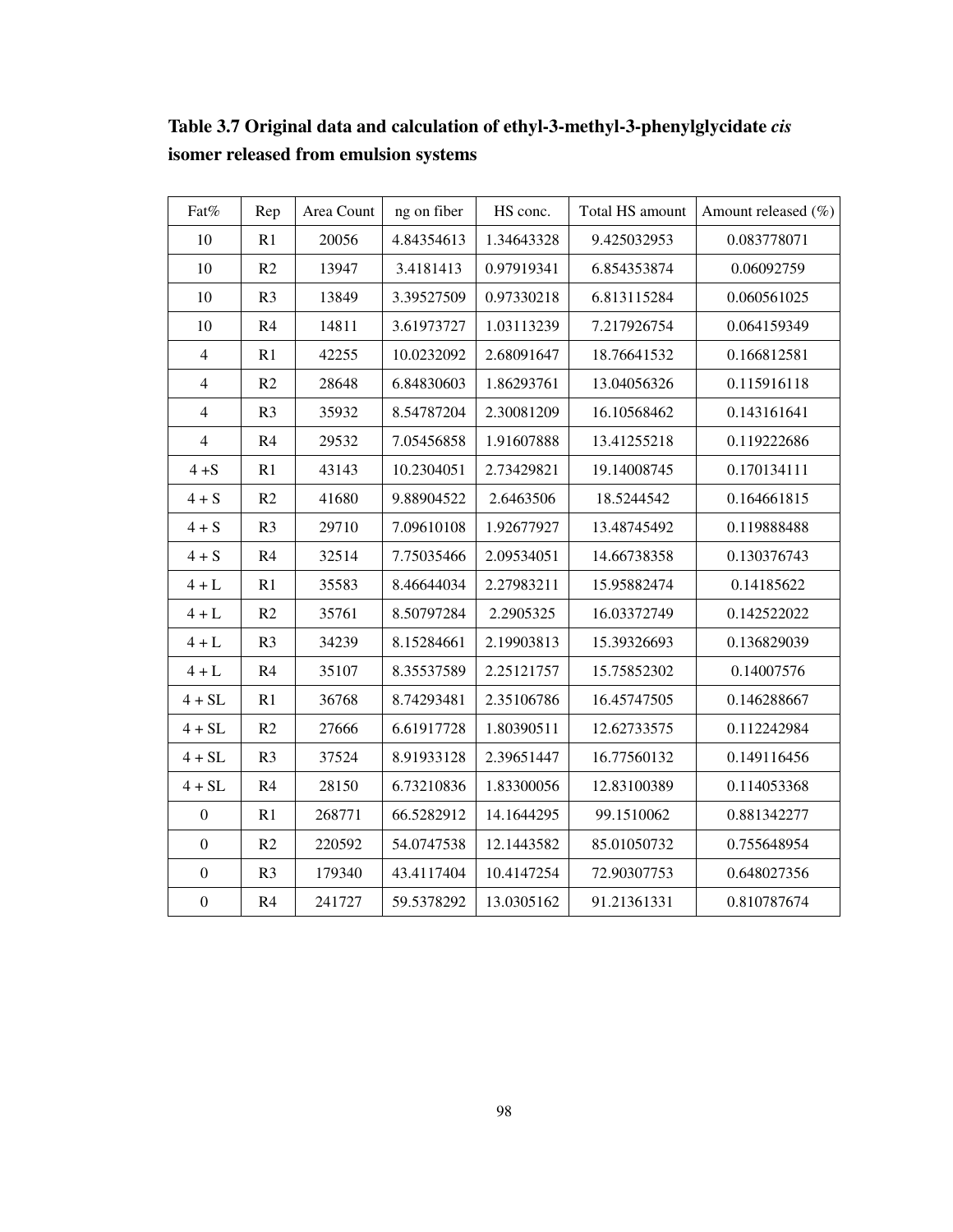**Table 3.7 Original data and calculation of ethyl-3-methyl-3-phenylglycidate *cis* isomer released from emulsion systems**

| Fat% | Rep | Area Count | ng on fiber | HS conc. | Total HS amount | Amount released (%) |
|---|---|---|---|---|---|---|
| 10 | R1 | 20056 | 4.84354613 | 1.34643328 | 9.425032953 | 0.083778071 |
| 10 | R2 | 13947 | 3.4181413 | 0.97919341 | 6.854353874 | 0.06092759 |
| 10 | R3 | 13849 | 3.39527509 | 0.97330218 | 6.813115284 | 0.060561025 |
| 10 | R4 | 14811 | 3.61973727 | 1.03113239 | 7.217926754 | 0.064159349 |
| 4 | R1 | 42255 | 10.0232092 | 2.68091647 | 18.76641532 | 0.166812581 |
| 4 | R2 | 28648 | 6.84830603 | 1.86293761 | 13.04056326 | 0.115916118 |
| 4 | R3 | 35932 | 8.54787204 | 2.30081209 | 16.10568462 | 0.143161641 |
| 4 | R4 | 29532 | 7.05456858 | 1.91607888 | 13.41255218 | 0.119222686 |
| 4 +S | R1 | 43143 | 10.2304051 | 2.73429821 | 19.14008745 | 0.170134111 |
| 4 + S | R2 | 41680 | 9.88904522 | 2.6463506 | 18.5244542 | 0.164661815 |
| 4 + S | R3 | 29710 | 7.09610108 | 1.92677927 | 13.48745492 | 0.119888488 |
| 4 + S | R4 | 32514 | 7.75035466 | 2.09534051 | 14.66738358 | 0.130376743 |
| 4 + L | R1 | 35583 | 8.46644034 | 2.27983211 | 15.95882474 | 0.14185622 |
| 4 + L | R2 | 35761 | 8.50797284 | 2.2905325 | 16.03372749 | 0.142522022 |
| 4 + L | R3 | 34239 | 8.15284661 | 2.19903813 | 15.39326693 | 0.136829039 |
| 4 + L | R4 | 35107 | 8.35537589 | 2.25121757 | 15.75852302 | 0.14007576 |
| 4 + SL | R1 | 36768 | 8.74293481 | 2.35106786 | 16.45747505 | 0.146288667 |
| 4 + SL | R2 | 27666 | 6.61917728 | 1.80390511 | 12.62733575 | 0.112242984 |
| 4 + SL | R3 | 37524 | 8.91933128 | 2.39651447 | 16.77560132 | 0.149116456 |
| 4 + SL | R4 | 28150 | 6.73210836 | 1.83300056 | 12.83100389 | 0.114053368 |
| 0 | R1 | 268771 | 66.5282912 | 14.1644295 | 99.1510062 | 0.881342277 |
| 0 | R2 | 220592 | 54.0747538 | 12.1443582 | 85.01050732 | 0.755648954 |
| 0 | R3 | 179340 | 43.4117404 | 10.4147254 | 72.90307753 | 0.648027356 |
| 0 | R4 | 241727 | 59.5378292 | 13.0305162 | 91.21361331 | 0.810787674 |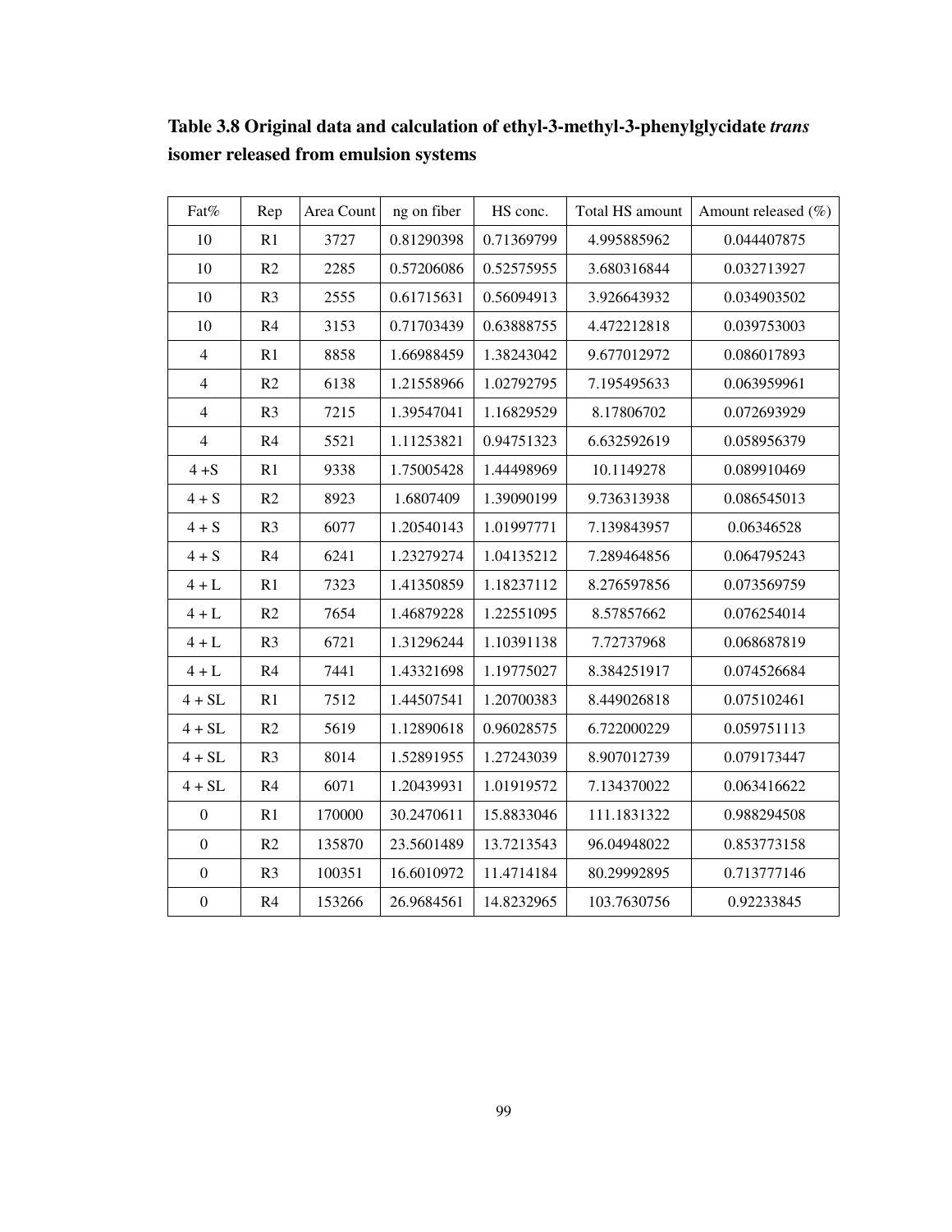**Table 3.8 Original data and calculation of ethyl-3-methyl-3-phenylglycidate *trans* isomer released from emulsion systems**

| Fat% | Rep | Area Count | ng on fiber | HS conc. | Total HS amount | Amount released (%) |
|---|---|---|---|---|---|---|
| 10 | R1 | 3727 | 0.81290398 | 0.71369799 | 4.995885962 | 0.044407875 |
| 10 | R2 | 2285 | 0.57206086 | 0.52575955 | 3.680316844 | 0.032713927 |
| 10 | R3 | 2555 | 0.61715631 | 0.56094913 | 3.926643932 | 0.034903502 |
| 10 | R4 | 3153 | 0.71703439 | 0.63888755 | 4.472212818 | 0.039753003 |
| 4 | R1 | 8858 | 1.66988459 | 1.38243042 | 9.677012972 | 0.086017893 |
| 4 | R2 | 6138 | 1.21558966 | 1.02792795 | 7.195495633 | 0.063959961 |
| 4 | R3 | 7215 | 1.39547041 | 1.16829529 | 8.17806702 | 0.072693929 |
| 4 | R4 | 5521 | 1.11253821 | 0.94751323 | 6.632592619 | 0.058956379 |
| 4 +S | R1 | 9338 | 1.75005428 | 1.44498969 | 10.1149278 | 0.089910469 |
| 4 + S | R2 | 8923 | 1.6807409 | 1.39090199 | 9.736313938 | 0.086545013 |
| 4 + S | R3 | 6077 | 1.20540143 | 1.01997771 | 7.139843957 | 0.06346528 |
| 4 + S | R4 | 6241 | 1.23279274 | 1.04135212 | 7.289464856 | 0.064795243 |
| 4 + L | R1 | 7323 | 1.41350859 | 1.18237112 | 8.276597856 | 0.073569759 |
| 4 + L | R2 | 7654 | 1.46879228 | 1.22551095 | 8.57857662 | 0.076254014 |
| 4 + L | R3 | 6721 | 1.31296244 | 1.10391138 | 7.72737968 | 0.068687819 |
| 4 + L | R4 | 7441 | 1.43321698 | 1.19775027 | 8.384251917 | 0.074526684 |
| 4 + SL | R1 | 7512 | 1.44507541 | 1.20700383 | 8.449026818 | 0.075102461 |
| 4 + SL | R2 | 5619 | 1.12890618 | 0.96028575 | 6.722000229 | 0.059751113 |
| 4 + SL | R3 | 8014 | 1.52891955 | 1.27243039 | 8.907012739 | 0.079173447 |
| 4 + SL | R4 | 6071 | 1.20439931 | 1.01919572 | 7.134370022 | 0.063416622 |
| 0 | R1 | 170000 | 30.2470611 | 15.8833046 | 111.1831322 | 0.988294508 |
| 0 | R2 | 135870 | 23.5601489 | 13.7213543 | 96.04948022 | 0.853773158 |
| 0 | R3 | 100351 | 16.6010972 | 11.4714184 | 80.29992895 | 0.713777146 |
| 0 | R4 | 153266 | 26.9684561 | 14.8232965 | 103.7630756 | 0.92233845 |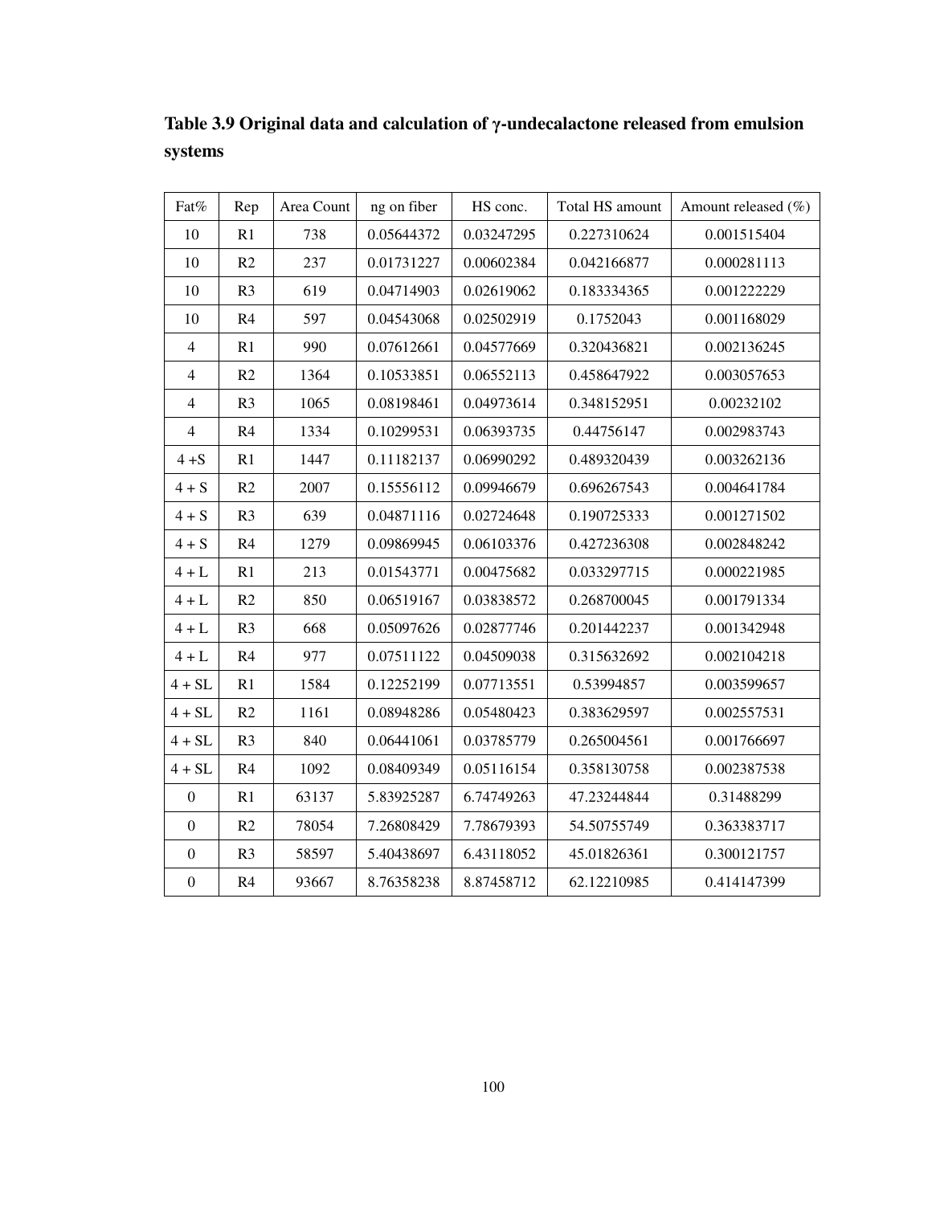**Table 3.9 Original data and calculation of γ-undecalactone released from emulsion systems**

| Fat% | Rep | Area Count | ng on fiber | HS conc. | Total HS amount | Amount released (%) |
|---|---|---|---|---|---|---|
| 10 | R1 | 738 | 0.05644372 | 0.03247295 | 0.227310624 | 0.001515404 |
| 10 | R2 | 237 | 0.01731227 | 0.00602384 | 0.042166877 | 0.000281113 |
| 10 | R3 | 619 | 0.04714903 | 0.02619062 | 0.183334365 | 0.001222229 |
| 10 | R4 | 597 | 0.04543068 | 0.02502919 | 0.1752043 | 0.001168029 |
| 4 | R1 | 990 | 0.07612661 | 0.04577669 | 0.320436821 | 0.002136245 |
| 4 | R2 | 1364 | 0.10533851 | 0.06552113 | 0.458647922 | 0.003057653 |
| 4 | R3 | 1065 | 0.08198461 | 0.04973614 | 0.348152951 | 0.00232102 |
| 4 | R4 | 1334 | 0.10299531 | 0.06393735 | 0.44756147 | 0.002983743 |
| 4 +S | R1 | 1447 | 0.11182137 | 0.06990292 | 0.489320439 | 0.003262136 |
| 4 + S | R2 | 2007 | 0.15556112 | 0.09946679 | 0.696267543 | 0.004641784 |
| 4 + S | R3 | 639 | 0.04871116 | 0.02724648 | 0.190725333 | 0.001271502 |
| 4 + S | R4 | 1279 | 0.09869945 | 0.06103376 | 0.427236308 | 0.002848242 |
| 4 + L | R1 | 213 | 0.01543771 | 0.00475682 | 0.033297715 | 0.000221985 |
| 4 + L | R2 | 850 | 0.06519167 | 0.03838572 | 0.268700045 | 0.001791334 |
| 4 + L | R3 | 668 | 0.05097626 | 0.02877746 | 0.201442237 | 0.001342948 |
| 4 + L | R4 | 977 | 0.07511122 | 0.04509038 | 0.315632692 | 0.002104218 |
| 4 + SL | R1 | 1584 | 0.12252199 | 0.07713551 | 0.53994857 | 0.003599657 |
| 4 + SL | R2 | 1161 | 0.08948286 | 0.05480423 | 0.383629597 | 0.002557531 |
| 4 + SL | R3 | 840 | 0.06441061 | 0.03785779 | 0.265004561 | 0.001766697 |
| 4 + SL | R4 | 1092 | 0.08409349 | 0.05116154 | 0.358130758 | 0.002387538 |
| 0 | R1 | 63137 | 5.83925287 | 6.74749263 | 47.23244844 | 0.31488299 |
| 0 | R2 | 78054 | 7.26808429 | 7.78679393 | 54.50755749 | 0.363383717 |
| 0 | R3 | 58597 | 5.40438697 | 6.43118052 | 45.01826361 | 0.300121757 |
| 0 | R4 | 93667 | 8.76358238 | 8.87458712 | 62.12210985 | 0.414147399 |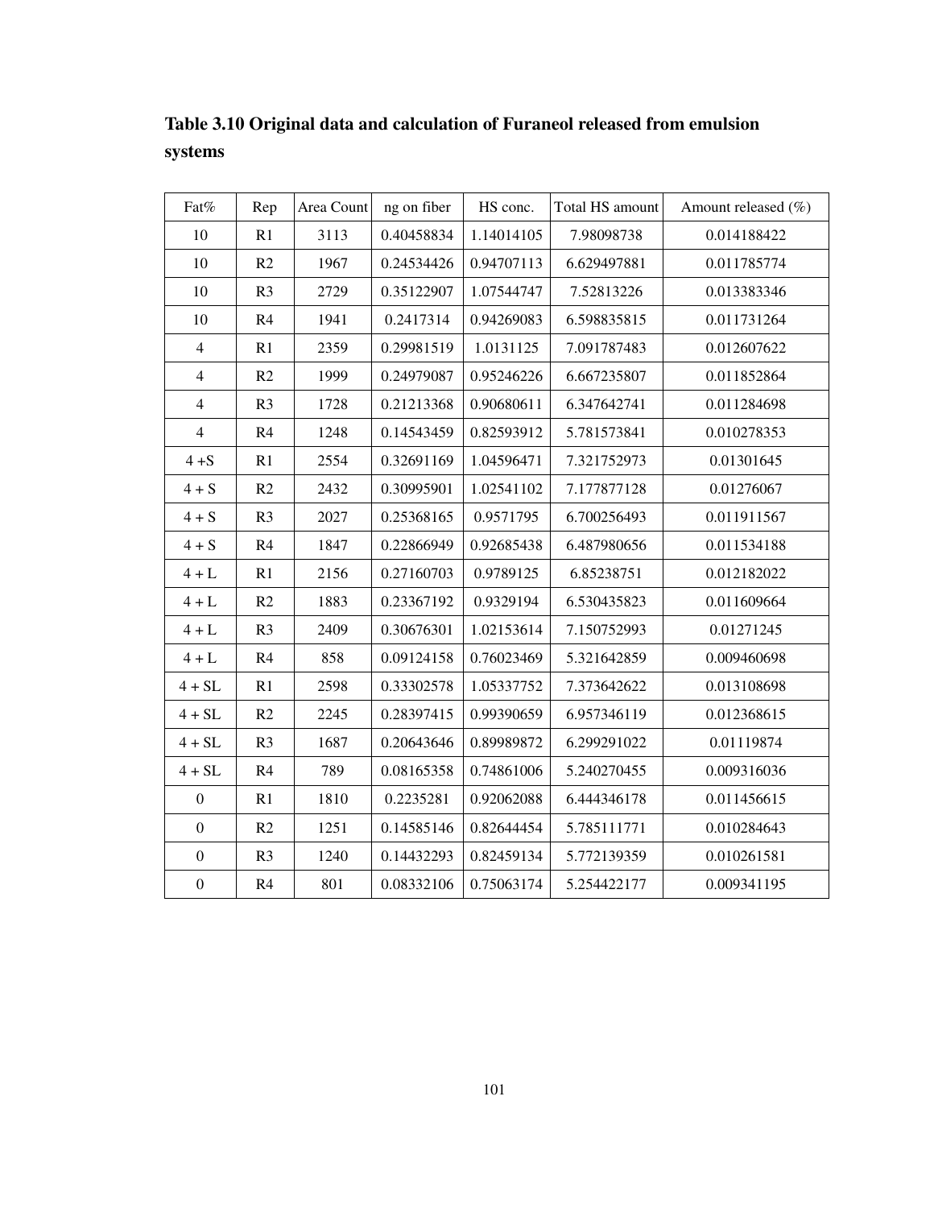**Table 3.10 Original data and calculation of Furaneol released from emulsion systems**

| Fat% | Rep | Area Count | ng on fiber | HS conc. | Total HS amount | Amount released (%) |
|---|---|---|---|---|---|---|
| 10 | R1 | 3113 | 0.40458834 | 1.14014105 | 7.98098738 | 0.014188422 |
| 10 | R2 | 1967 | 0.24534426 | 0.94707113 | 6.629497881 | 0.011785774 |
| 10 | R3 | 2729 | 0.35122907 | 1.07544747 | 7.52813226 | 0.013383346 |
| 10 | R4 | 1941 | 0.2417314 | 0.94269083 | 6.598835815 | 0.011731264 |
| 4 | R1 | 2359 | 0.29981519 | 1.0131125 | 7.091787483 | 0.012607622 |
| 4 | R2 | 1999 | 0.24979087 | 0.95246226 | 6.667235807 | 0.011852864 |
| 4 | R3 | 1728 | 0.21213368 | 0.90680611 | 6.347642741 | 0.011284698 |
| 4 | R4 | 1248 | 0.14543459 | 0.82593912 | 5.781573841 | 0.010278353 |
| 4 +S | R1 | 2554 | 0.32691169 | 1.04596471 | 7.321752973 | 0.01301645 |
| 4 + S | R2 | 2432 | 0.30995901 | 1.02541102 | 7.177877128 | 0.01276067 |
| 4 + S | R3 | 2027 | 0.25368165 | 0.9571795 | 6.700256493 | 0.011911567 |
| 4 + S | R4 | 1847 | 0.22866949 | 0.92685438 | 6.487980656 | 0.011534188 |
| 4 + L | R1 | 2156 | 0.27160703 | 0.9789125 | 6.85238751 | 0.012182022 |
| 4 + L | R2 | 1883 | 0.23367192 | 0.9329194 | 6.530435823 | 0.011609664 |
| 4 + L | R3 | 2409 | 0.30676301 | 1.02153614 | 7.150752993 | 0.01271245 |
| 4 + L | R4 | 858 | 0.09124158 | 0.76023469 | 5.321642859 | 0.009460698 |
| 4 + SL | R1 | 2598 | 0.33302578 | 1.05337752 | 7.373642622 | 0.013108698 |
| 4 + SL | R2 | 2245 | 0.28397415 | 0.99390659 | 6.957346119 | 0.012368615 |
| 4 + SL | R3 | 1687 | 0.20643646 | 0.89989872 | 6.299291022 | 0.01119874 |
| 4 + SL | R4 | 789 | 0.08165358 | 0.74861006 | 5.240270455 | 0.009316036 |
| 0 | R1 | 1810 | 0.2235281 | 0.92062088 | 6.444346178 | 0.011456615 |
| 0 | R2 | 1251 | 0.14585146 | 0.82644454 | 5.785111771 | 0.010284643 |
| 0 | R3 | 1240 | 0.14432293 | 0.82459134 | 5.772139359 | 0.010261581 |
| 0 | R4 | 801 | 0.08332106 | 0.75063174 | 5.254422177 | 0.009341195 |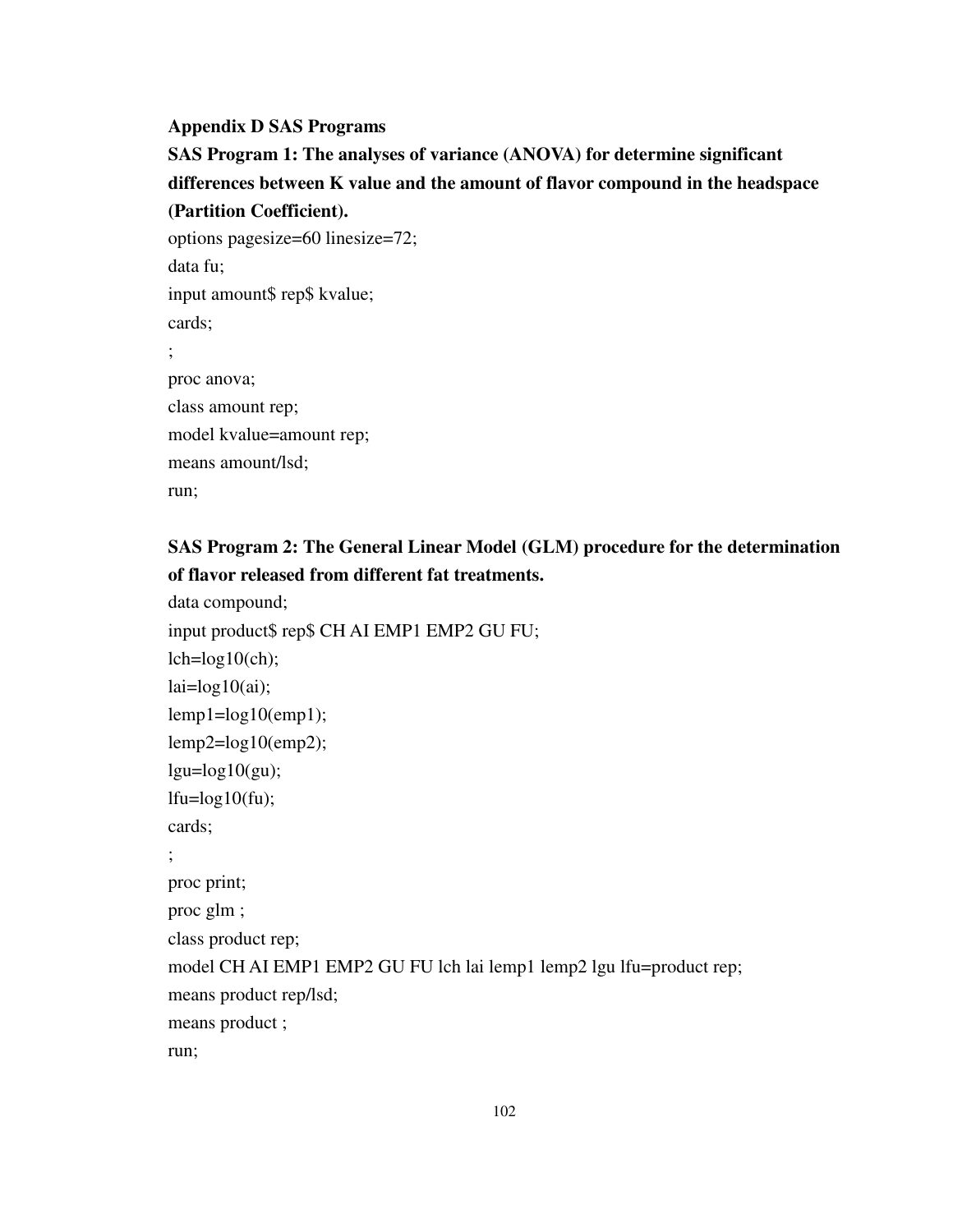## Appendix D SAS Programs

### SAS Program 1: The analyses of variance (ANOVA) for determine significant differences between K value and the amount of flavor compound in the headspace (Partition Coefficient).

```
options pagesize=60 linesize=72;
data fu;
input amount$ rep$ kvalue;
cards;
;
proc anova;
class amount rep;
model kvalue=amount rep;
means amount/lsd;
run;
```

### SAS Program 2: The General Linear Model (GLM) procedure for the determination of flavor released from different fat treatments.

```
data compound;
input product$ rep$ CH AI EMP1 EMP2 GU FU;
lch=log10(ch);
lai=log10(ai);
lemp1=log10(emp1);
lemp2=log10(emp2);
lgu=log10(gu);
lfu=log10(fu);
cards;
;
proc print;
proc glm ;
class product rep;
model CH AI EMP1 EMP2 GU FU lch lai lemp1 lemp2 lgu lfu=product rep;
means product rep/lsd;
means product ;
run;
```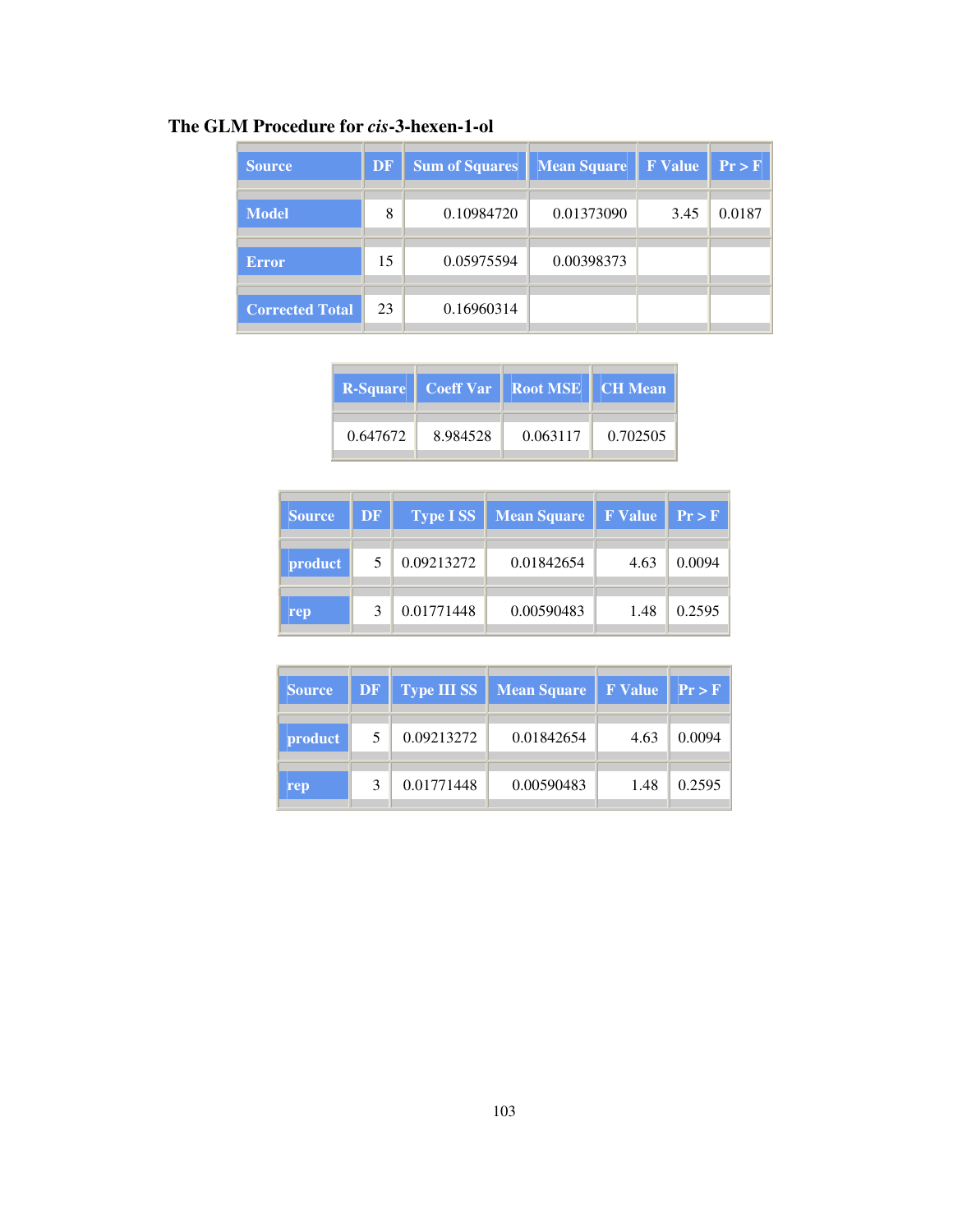**The GLM Procedure for *cis*-3-hexen-1-ol**

| Source | DF | Sum of Squares | Mean Square | F Value | Pr > F |
|---|---|---|---|---|---|
| Model | 8 | 0.10984720 | 0.01373090 | 3.45 | 0.0187 |
| Error | 15 | 0.05975594 | 0.00398373 | | |
| Corrected Total | 23 | 0.16960314 | | | |

| R-Square | Coeff Var | Root MSE | CH Mean |
|---|---|---|---|
| 0.647672 | 8.984528 | 0.063117 | 0.702505 |

| Source | DF | Type I SS | Mean Square | F Value | Pr > F |
|---|---|---|---|---|---|
| product | 5 | 0.09213272 | 0.01842654 | 4.63 | 0.0094 |
| rep | 3 | 0.01771448 | 0.00590483 | 1.48 | 0.2595 |

| Source | DF | Type III SS | Mean Square | F Value | Pr > F |
|---|---|---|---|---|---|
| product | 5 | 0.09213272 | 0.01842654 | 4.63 | 0.0094 |
| rep | 3 | 0.01771448 | 0.00590483 | 1.48 | 0.2595 |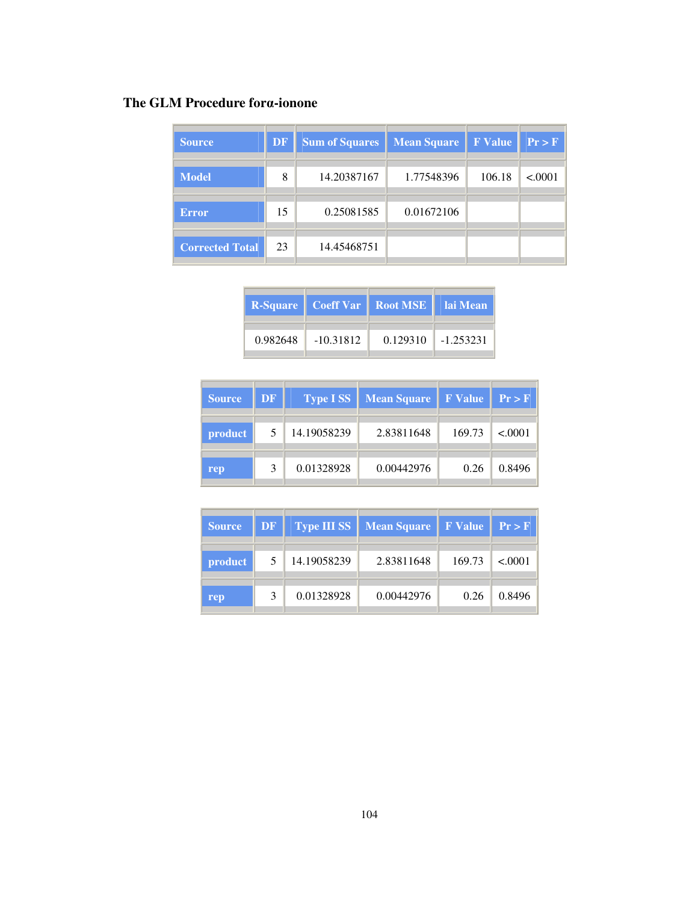## The GLM Procedure forα-ionone

| Source | DF | Sum of Squares | Mean Square | F Value | Pr > F |
|---|---|---|---|---|---|
| Model | 8 | 14.20387167 | 1.77548396 | 106.18 | <.0001 |
| Error | 15 | 0.25081585 | 0.01672106 | | |
| Corrected Total | 23 | 14.45468751 | | | |

| R-Square | Coeff Var | Root MSE | lai Mean |
|---|---|---|---|
| 0.982648 | -10.31812 | 0.129310 | -1.253231 |

| Source | DF | Type I SS | Mean Square | F Value | Pr > F |
|---|---|---|---|---|---|
| product | 5 | 14.19058239 | 2.83811648 | 169.73 | <.0001 |
| rep | 3 | 0.01328928 | 0.00442976 | 0.26 | 0.8496 |

| Source | DF | Type III SS | Mean Square | F Value | Pr > F |
|---|---|---|---|---|---|
| product | 5 | 14.19058239 | 2.83811648 | 169.73 | <.0001 |
| rep | 3 | 0.01328928 | 0.00442976 | 0.26 | 0.8496 |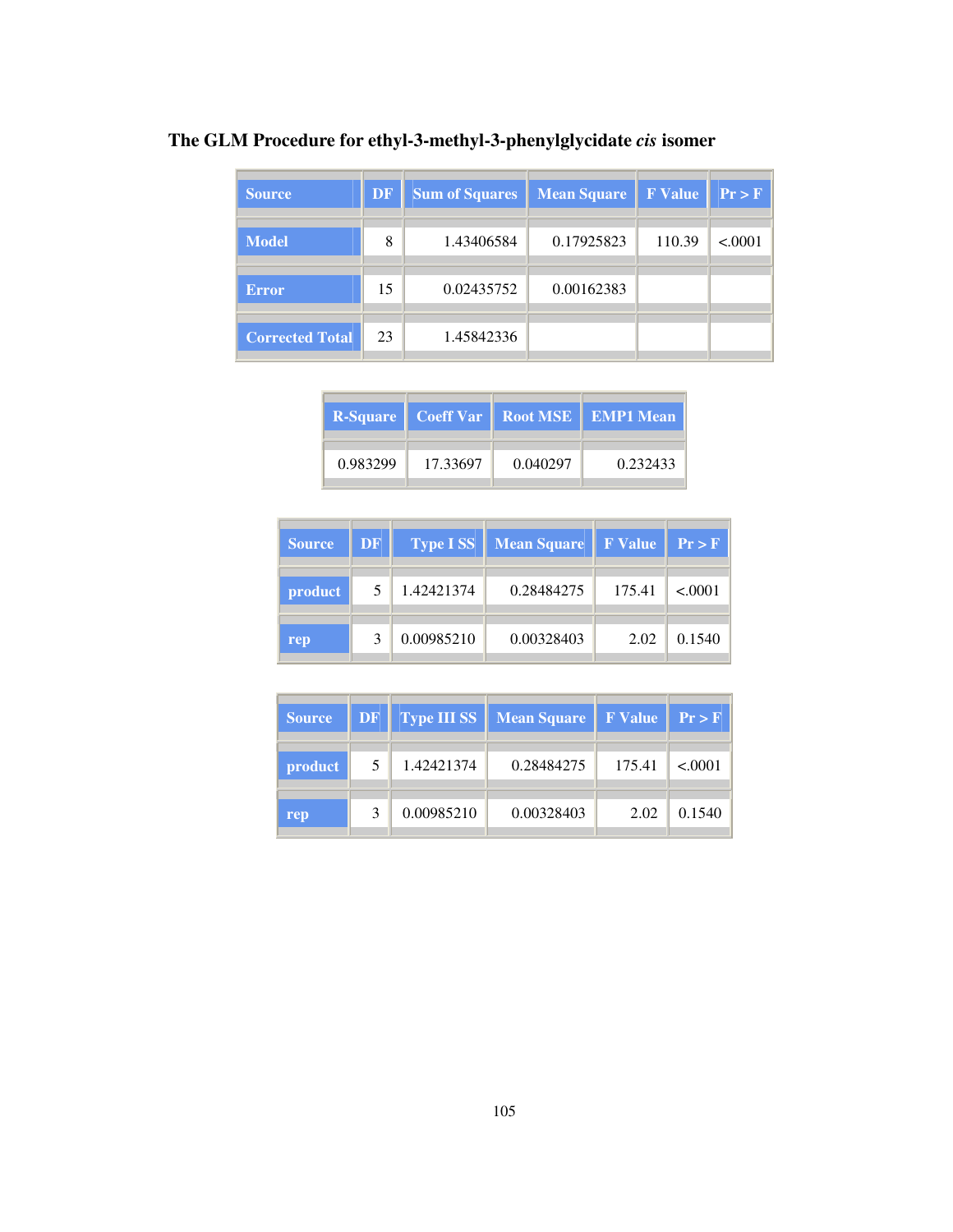**The GLM Procedure for ethyl-3-methyl-3-phenylglycidate *cis* isomer**

| Source | DF | Sum of Squares | Mean Square | F Value | Pr > F |
|---|---|---|---|---|---|
| Model | 8 | 1.43406584 | 0.17925823 | 110.39 | <.0001 |
| Error | 15 | 0.02435752 | 0.00162383 | | |
| Corrected Total | 23 | 1.45842336 | | | |

| R-Square | Coeff Var | Root MSE | EMP1 Mean |
|---|---|---|---|
| 0.983299 | 17.33697 | 0.040297 | 0.232433 |

| Source | DF | Type I SS | Mean Square | F Value | Pr > F |
|---|---|---|---|---|---|
| product | 5 | 1.42421374 | 0.28484275 | 175.41 | <.0001 |
| rep | 3 | 0.00985210 | 0.00328403 | 2.02 | 0.1540 |

| Source | DF | Type III SS | Mean Square | F Value | Pr > F |
|---|---|---|---|---|---|
| product | 5 | 1.42421374 | 0.28484275 | 175.41 | <.0001 |
| rep | 3 | 0.00985210 | 0.00328403 | 2.02 | 0.1540 |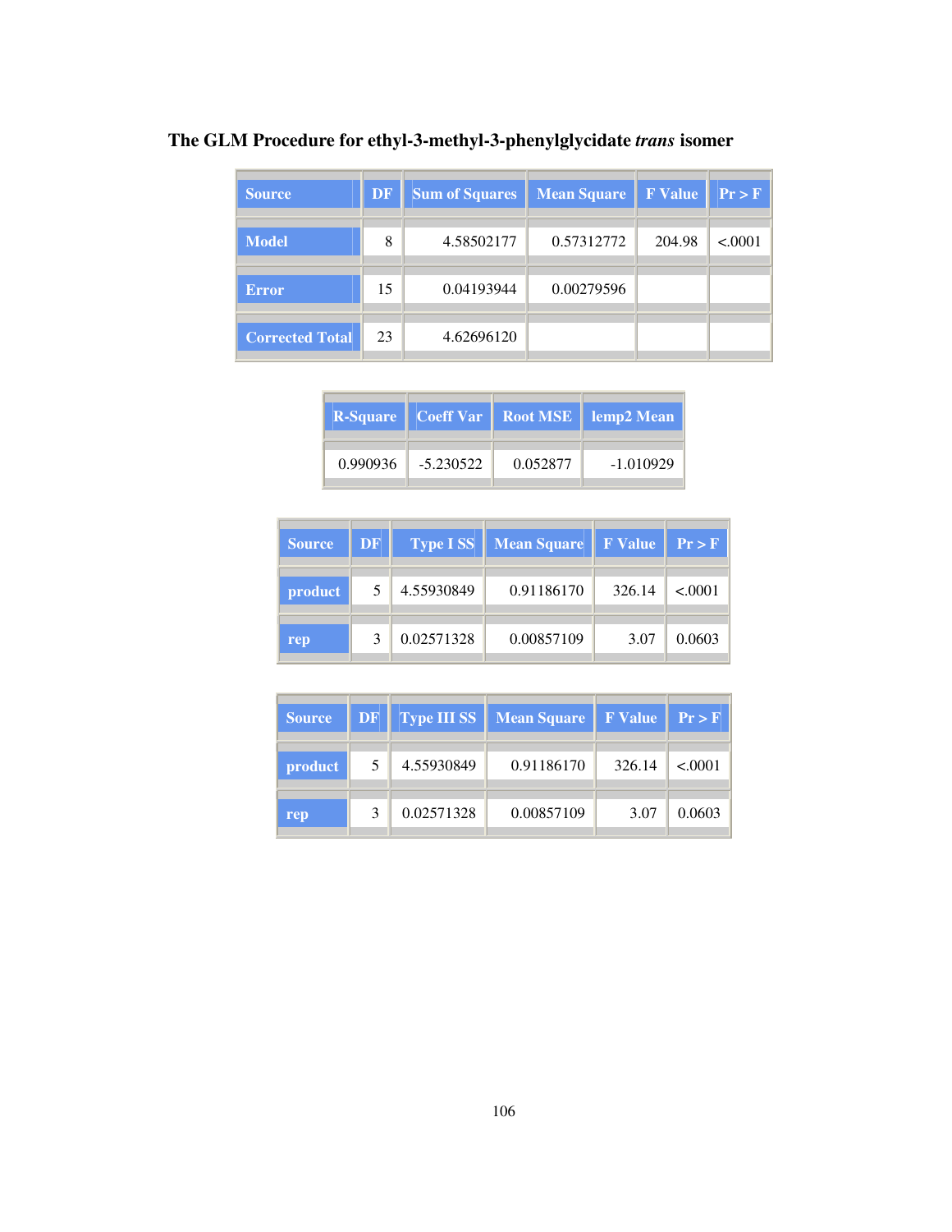**The GLM Procedure for ethyl-3-methyl-3-phenylglycidate *trans* isomer**

| Source | DF | Sum of Squares | Mean Square | F Value | Pr > F |
|---|---|---|---|---|---|
| Model | 8 | 4.58502177 | 0.57312772 | 204.98 | <.0001 |
| Error | 15 | 0.04193944 | 0.00279596 | | |
| Corrected Total | 23 | 4.62696120 | | | |

| R-Square | Coeff Var | Root MSE | lemp2 Mean |
|---|---|---|---|
| 0.990936 | -5.230522 | 0.052877 | -1.010929 |

| Source | DF | Type I SS | Mean Square | F Value | Pr > F |
|---|---|---|---|---|---|
| product | 5 | 4.55930849 | 0.91186170 | 326.14 | <.0001 |
| rep | 3 | 0.02571328 | 0.00857109 | 3.07 | 0.0603 |

| Source | DF | Type III SS | Mean Square | F Value | Pr > F |
|---|---|---|---|---|---|
| product | 5 | 4.55930849 | 0.91186170 | 326.14 | <.0001 |
| rep | 3 | 0.02571328 | 0.00857109 | 3.07 | 0.0603 |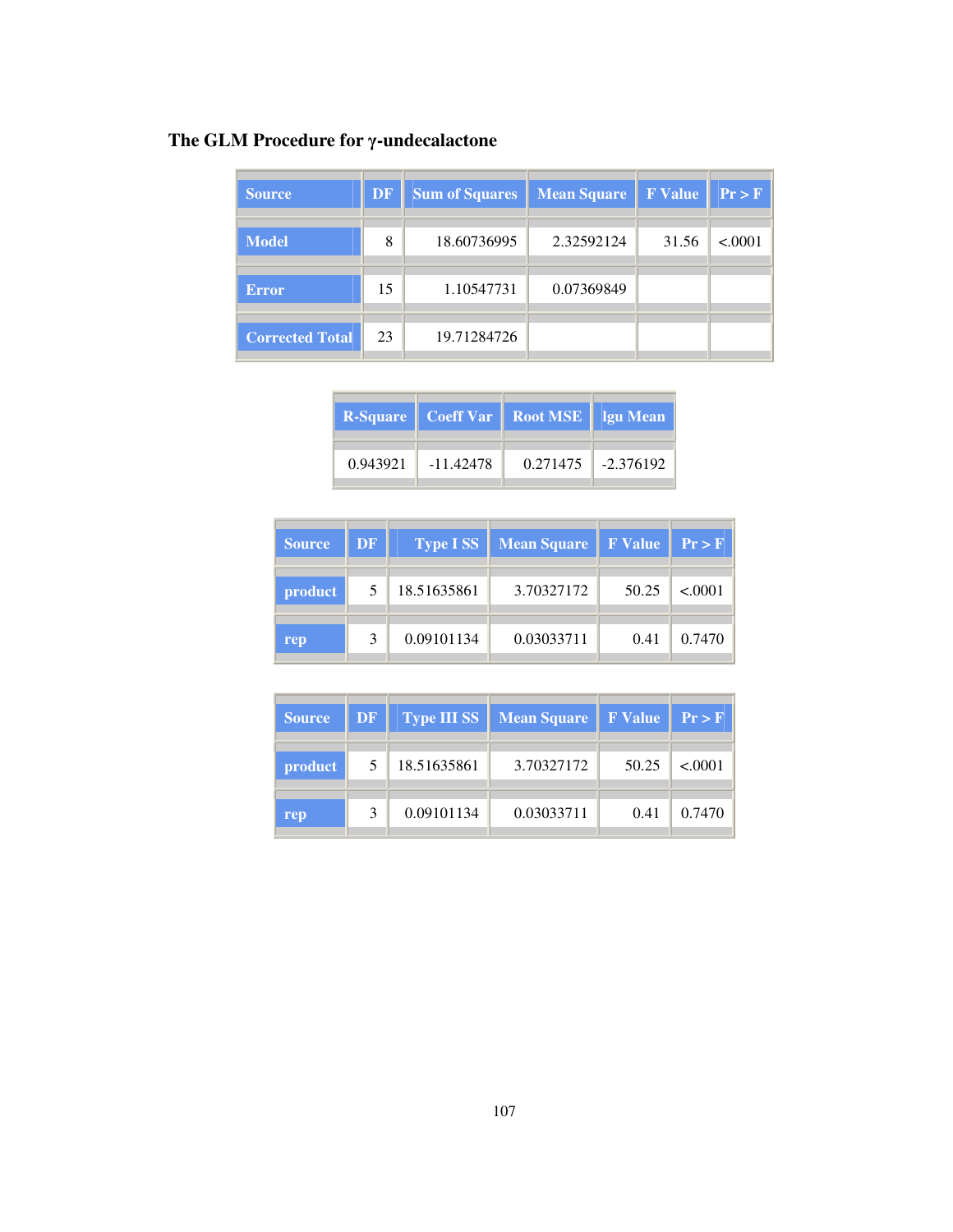**The GLM Procedure for γ-undecalactone**

| Source | DF | Sum of Squares | Mean Square | F Value | Pr > F |
|---|---|---|---|---|---|
| Model | 8 | 18.60736995 | 2.32592124 | 31.56 | <.0001 |
| Error | 15 | 1.10547731 | 0.07369849 | | |
| Corrected Total | 23 | 19.71284726 | | | |

| R-Square | Coeff Var | Root MSE | lgu Mean |
|---|---|---|---|
| 0.943921 | -11.42478 | 0.271475 | -2.376192 |

| Source | DF | Type I SS | Mean Square | F Value | Pr > F |
|---|---|---|---|---|---|
| product | 5 | 18.51635861 | 3.70327172 | 50.25 | <.0001 |
| rep | 3 | 0.09101134 | 0.03033711 | 0.41 | 0.7470 |

| Source | DF | Type III SS | Mean Square | F Value | Pr > F |
|---|---|---|---|---|---|
| product | 5 | 18.51635861 | 3.70327172 | 50.25 | <.0001 |
| rep | 3 | 0.09101134 | 0.03033711 | 0.41 | 0.7470 |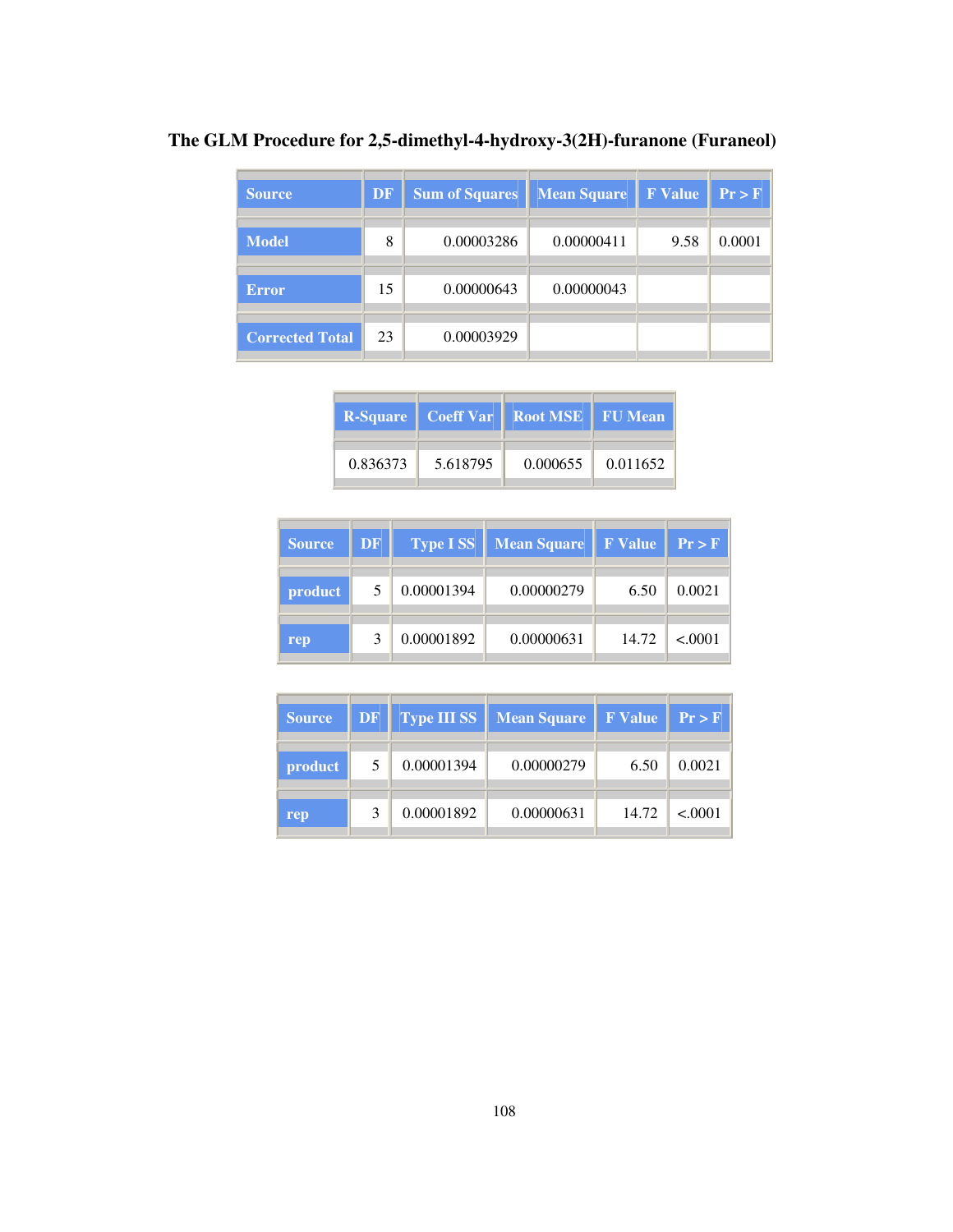## The GLM Procedure for 2,5-dimethyl-4-hydroxy-3(2H)-furanone (Furaneol)

| Source | DF | Sum of Squares | Mean Square | F Value | Pr > F |
|---|---|---|---|---|---|
| Model | 8 | 0.00003286 | 0.00000411 | 9.58 | 0.0001 |
| Error | 15 | 0.00000643 | 0.00000043 | | |
| Corrected Total | 23 | 0.00003929 | | | |

| R-Square | Coeff Var | Root MSE | FU Mean |
|---|---|---|---|
| 0.836373 | 5.618795 | 0.000655 | 0.011652 |

| Source | DF | Type I SS | Mean Square | F Value | Pr > F |
|---|---|---|---|---|---|
| product | 5 | 0.00001394 | 0.00000279 | 6.50 | 0.0021 |
| rep | 3 | 0.00001892 | 0.00000631 | 14.72 | <.0001 |

| Source | DF | Type III SS | Mean Square | F Value | Pr > F |
|---|---|---|---|---|---|
| product | 5 | 0.00001394 | 0.00000279 | 6.50 | 0.0021 |
| rep | 3 | 0.00001892 | 0.00000631 | 14.72 | <.0001 |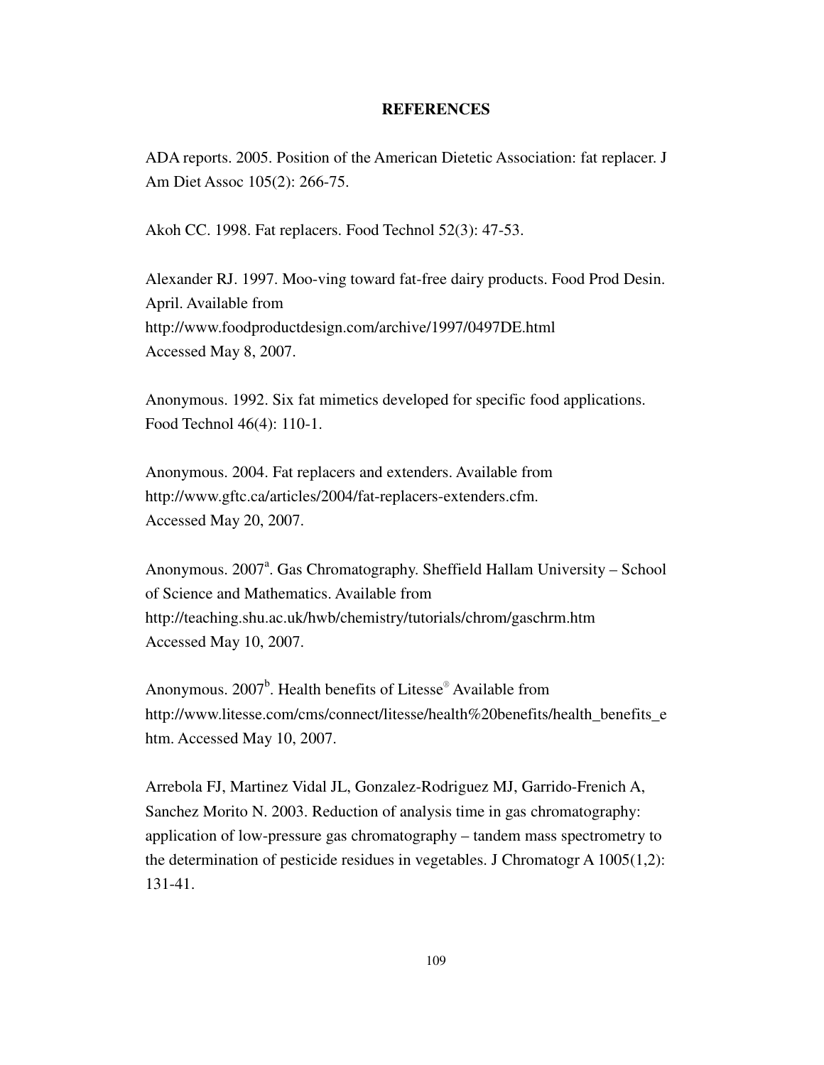# REFERENCES

ADA reports. 2005. Position of the American Dietetic Association: fat replacer. J Am Diet Assoc 105(2): 266-75.

Akoh CC. 1998. Fat replacers. Food Technol 52(3): 47-53.

Alexander RJ. 1997. Moo-ving toward fat-free dairy products. Food Prod Desin. April. Available from http://www.foodproductdesign.com/archive/1997/0497DE.html Accessed May 8, 2007.

Anonymous. 1992. Six fat mimetics developed for specific food applications. Food Technol 46(4): 110-1.

Anonymous. 2004. Fat replacers and extenders. Available from http://www.gftc.ca/articles/2004/fat-replacers-extenders.cfm. Accessed May 20, 2007.

Anonymous. 2007[a]. Gas Chromatography. Sheffield Hallam University – School of Science and Mathematics. Available from http://teaching.shu.ac.uk/hwb/chemistry/tutorials/chrom/gaschrm.htm Accessed May 10, 2007.

Anonymous. 2007[b]. Health benefits of Litesse® Available from http://www.litesse.com/cms/connect/litesse/health%20benefits/health_benefits_e htm. Accessed May 10, 2007.

Arrebola FJ, Martinez Vidal JL, Gonzalez-Rodriguez MJ, Garrido-Frenich A, Sanchez Morito N. 2003. Reduction of analysis time in gas chromatography: application of low-pressure gas chromatography – tandem mass spectrometry to the determination of pesticide residues in vegetables. J Chromatogr A 1005(1,2): 131-41.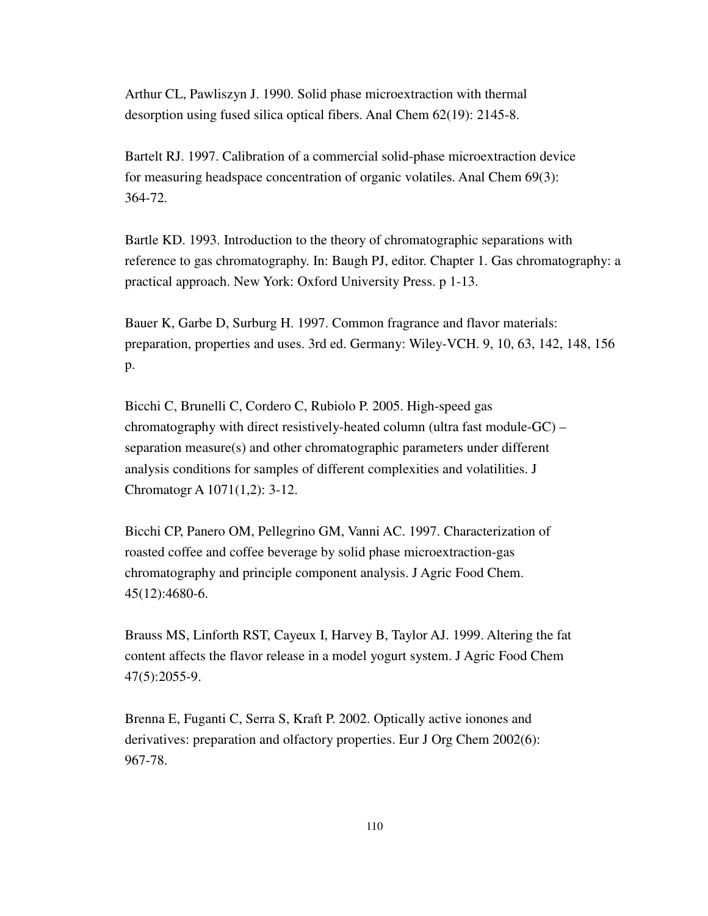Arthur CL, Pawliszyn J. 1990. Solid phase microextraction with thermal desorption using fused silica optical fibers. Anal Chem 62(19): 2145-8.

Bartelt RJ. 1997. Calibration of a commercial solid-phase microextraction device for measuring headspace concentration of organic volatiles. Anal Chem 69(3): 364-72.

Bartle KD. 1993. Introduction to the theory of chromatographic separations with reference to gas chromatography. In: Baugh PJ, editor. Chapter 1. Gas chromatography: a practical approach. New York: Oxford University Press. p 1-13.

Bauer K, Garbe D, Surburg H. 1997. Common fragrance and flavor materials: preparation, properties and uses. 3rd ed. Germany: Wiley-VCH. 9, 10, 63, 142, 148, 156 p.

Bicchi C, Brunelli C, Cordero C, Rubiolo P. 2005. High-speed gas chromatography with direct resistively-heated column (ultra fast module-GC) – separation measure(s) and other chromatographic parameters under different analysis conditions for samples of different complexities and volatilities. J Chromatogr A 1071(1,2): 3-12.

Bicchi CP, Panero OM, Pellegrino GM, Vanni AC. 1997. Characterization of roasted coffee and coffee beverage by solid phase microextraction-gas chromatography and principle component analysis. J Agric Food Chem. 45(12):4680-6.

Brauss MS, Linforth RST, Cayeux I, Harvey B, Taylor AJ. 1999. Altering the fat content affects the flavor release in a model yogurt system. J Agric Food Chem 47(5):2055-9.

Brenna E, Fuganti C, Serra S, Kraft P. 2002. Optically active ionones and derivatives: preparation and olfactory properties. Eur J Org Chem 2002(6): 967-78.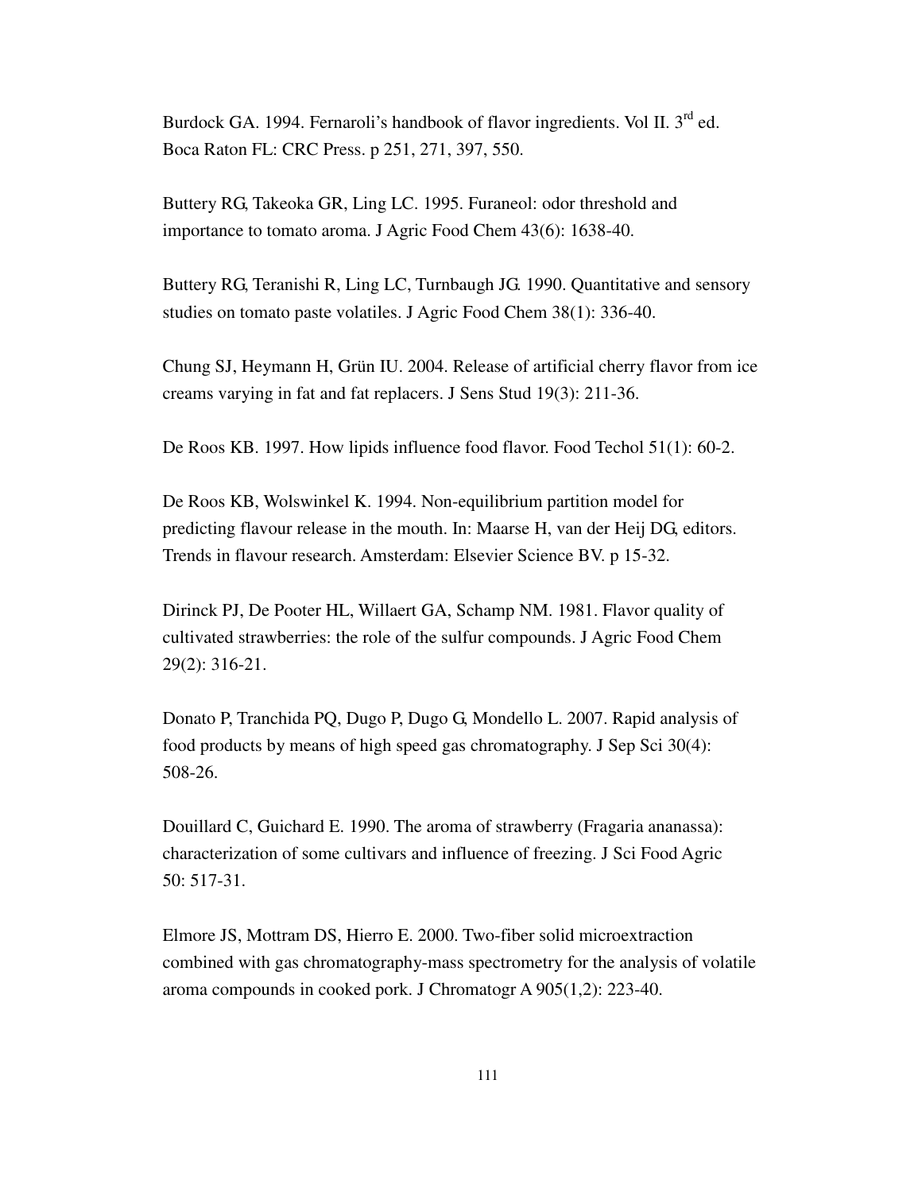Burdock GA. 1994. Fernaroli's handbook of flavor ingredients. Vol II. 3rd ed. Boca Raton FL: CRC Press. p 251, 271, 397, 550.

Buttery RG, Takeoka GR, Ling LC. 1995. Furaneol: odor threshold and importance to tomato aroma. J Agric Food Chem 43(6): 1638-40.

Buttery RG, Teranishi R, Ling LC, Turnbaugh JG. 1990. Quantitative and sensory studies on tomato paste volatiles. J Agric Food Chem 38(1): 336-40.

Chung SJ, Heymann H, Grün IU. 2004. Release of artificial cherry flavor from ice creams varying in fat and fat replacers. J Sens Stud 19(3): 211-36.

De Roos KB. 1997. How lipids influence food flavor. Food Techol 51(1): 60-2.

De Roos KB, Wolswinkel K. 1994. Non-equilibrium partition model for predicting flavour release in the mouth. In: Maarse H, van der Heij DG, editors. Trends in flavour research. Amsterdam: Elsevier Science BV. p 15-32.

Dirinck PJ, De Pooter HL, Willaert GA, Schamp NM. 1981. Flavor quality of cultivated strawberries: the role of the sulfur compounds. J Agric Food Chem 29(2): 316-21.

Donato P, Tranchida PQ, Dugo P, Dugo G, Mondello L. 2007. Rapid analysis of food products by means of high speed gas chromatography. J Sep Sci 30(4): 508-26.

Douillard C, Guichard E. 1990. The aroma of strawberry (Fragaria ananassa): characterization of some cultivars and influence of freezing. J Sci Food Agric 50: 517-31.

Elmore JS, Mottram DS, Hierro E. 2000. Two-fiber solid microextraction combined with gas chromatography-mass spectrometry for the analysis of volatile aroma compounds in cooked pork. J Chromatogr A 905(1,2): 223-40.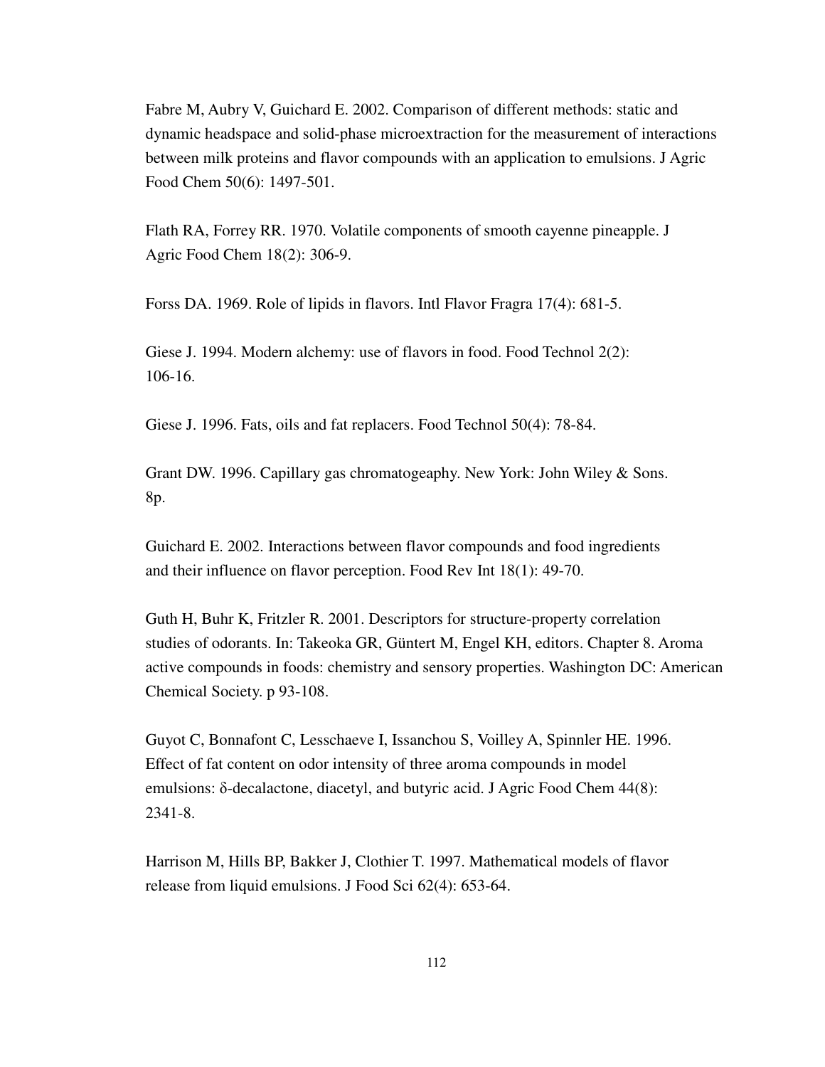Fabre M, Aubry V, Guichard E. 2002. Comparison of different methods: static and dynamic headspace and solid-phase microextraction for the measurement of interactions between milk proteins and flavor compounds with an application to emulsions. J Agric Food Chem 50(6): 1497-501.

Flath RA, Forrey RR. 1970. Volatile components of smooth cayenne pineapple. J Agric Food Chem 18(2): 306-9.

Forss DA. 1969. Role of lipids in flavors. Intl Flavor Fragra 17(4): 681-5.

Giese J. 1994. Modern alchemy: use of flavors in food. Food Technol 2(2): 106-16.

Giese J. 1996. Fats, oils and fat replacers. Food Technol 50(4): 78-84.

Grant DW. 1996. Capillary gas chromatogeaphy. New York: John Wiley & Sons. 8p.

Guichard E. 2002. Interactions between flavor compounds and food ingredients and their influence on flavor perception. Food Rev Int 18(1): 49-70.

Guth H, Buhr K, Fritzler R. 2001. Descriptors for structure-property correlation studies of odorants. In: Takeoka GR, Güntert M, Engel KH, editors. Chapter 8. Aroma active compounds in foods: chemistry and sensory properties. Washington DC: American Chemical Society. p 93-108.

Guyot C, Bonnafont C, Lesschaeve I, Issanchou S, Voilley A, Spinnler HE. 1996. Effect of fat content on odor intensity of three aroma compounds in model emulsions: δ-decalactone, diacetyl, and butyric acid. J Agric Food Chem 44(8): 2341-8.

Harrison M, Hills BP, Bakker J, Clothier T. 1997. Mathematical models of flavor release from liquid emulsions. J Food Sci 62(4): 653-64.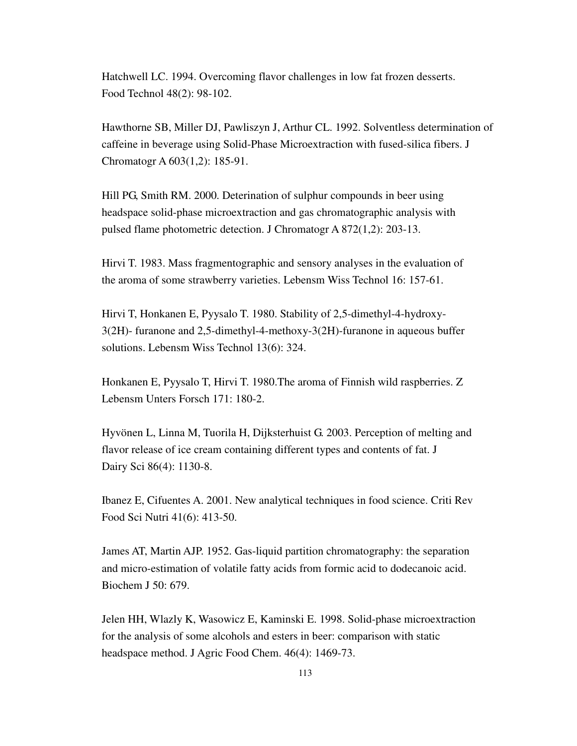Hatchwell LC. 1994. Overcoming flavor challenges in low fat frozen desserts. Food Technol 48(2): 98-102.

Hawthorne SB, Miller DJ, Pawliszyn J, Arthur CL. 1992. Solventless determination of caffeine in beverage using Solid-Phase Microextraction with fused-silica fibers. J Chromatogr A 603(1,2): 185-91.

Hill PG, Smith RM. 2000. Deterination of sulphur compounds in beer using headspace solid-phase microextraction and gas chromatographic analysis with pulsed flame photometric detection. J Chromatogr A 872(1,2): 203-13.

Hirvi T. 1983. Mass fragmentographic and sensory analyses in the evaluation of the aroma of some strawberry varieties. Lebensm Wiss Technol 16: 157-61.

Hirvi T, Honkanen E, Pyysalo T. 1980. Stability of 2,5-dimethyl-4-hydroxy-3(2H)- furanone and 2,5-dimethyl-4-methoxy-3(2H)-furanone in aqueous buffer solutions. Lebensm Wiss Technol 13(6): 324.

Honkanen E, Pyysalo T, Hirvi T. 1980.The aroma of Finnish wild raspberries. Z Lebensm Unters Forsch 171: 180-2.

Hyvönen L, Linna M, Tuorila H, Dijksterhuist G. 2003. Perception of melting and flavor release of ice cream containing different types and contents of fat. J Dairy Sci 86(4): 1130-8.

Ibanez E, Cifuentes A. 2001. New analytical techniques in food science. Criti Rev Food Sci Nutri 41(6): 413-50.

James AT, Martin AJP. 1952. Gas-liquid partition chromatography: the separation and micro-estimation of volatile fatty acids from formic acid to dodecanoic acid. Biochem J 50: 679.

Jelen HH, Wlazly K, Wasowicz E, Kaminski E. 1998. Solid-phase microextraction for the analysis of some alcohols and esters in beer: comparison with static headspace method. J Agric Food Chem. 46(4): 1469-73.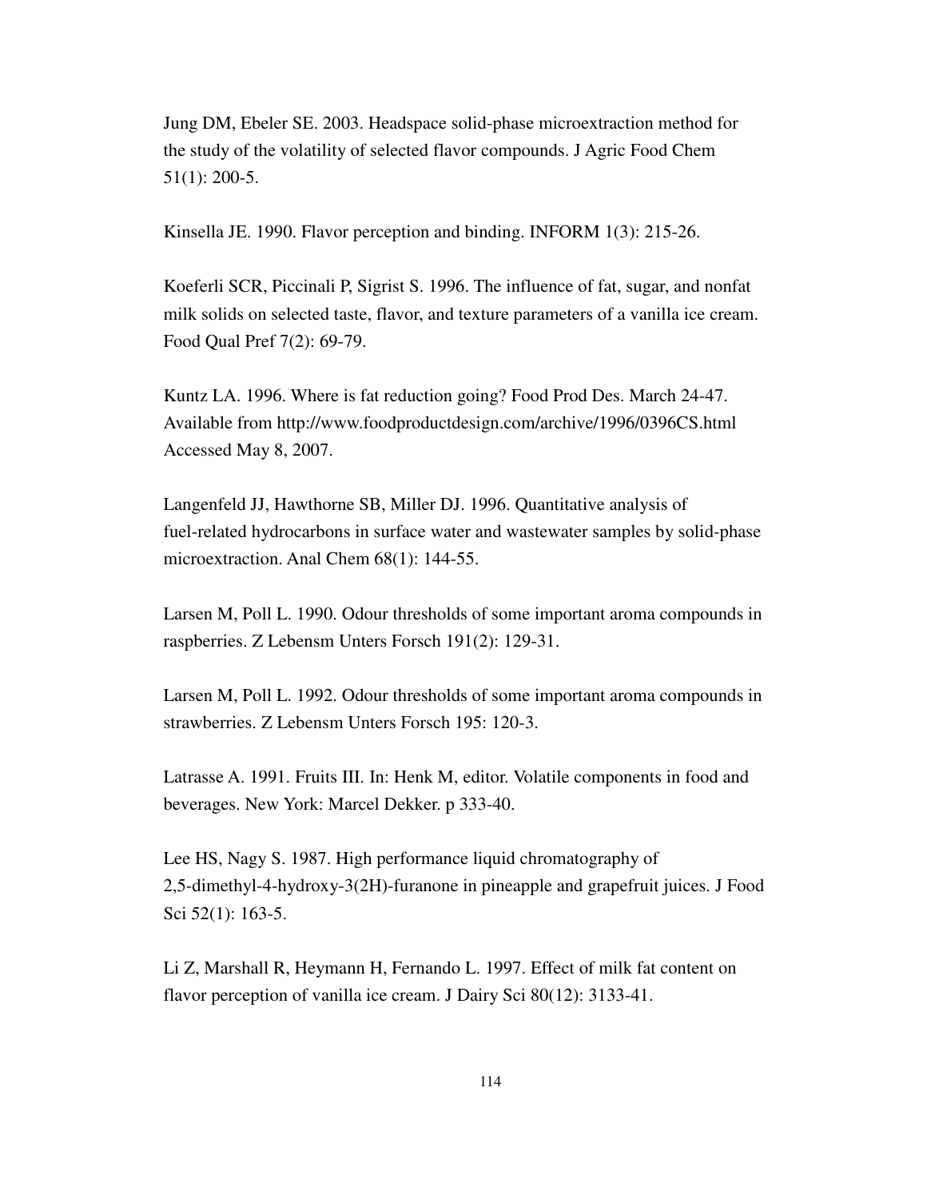Jung DM, Ebeler SE. 2003. Headspace solid-phase microextraction method for the study of the volatility of selected flavor compounds. J Agric Food Chem 51(1): 200-5.

Kinsella JE. 1990. Flavor perception and binding. INFORM 1(3): 215-26.

Koeferli SCR, Piccinali P, Sigrist S. 1996. The influence of fat, sugar, and nonfat milk solids on selected taste, flavor, and texture parameters of a vanilla ice cream. Food Qual Pref 7(2): 69-79.

Kuntz LA. 1996. Where is fat reduction going? Food Prod Des. March 24-47. Available from http://www.foodproductdesign.com/archive/1996/0396CS.html Accessed May 8, 2007.

Langenfeld JJ, Hawthorne SB, Miller DJ. 1996. Quantitative analysis of fuel-related hydrocarbons in surface water and wastewater samples by solid-phase microextraction. Anal Chem 68(1): 144-55.

Larsen M, Poll L. 1990. Odour thresholds of some important aroma compounds in raspberries. Z Lebensm Unters Forsch 191(2): 129-31.

Larsen M, Poll L. 1992. Odour thresholds of some important aroma compounds in strawberries. Z Lebensm Unters Forsch 195: 120-3.

Latrasse A. 1991. Fruits III. In: Henk M, editor. Volatile components in food and beverages. New York: Marcel Dekker. p 333-40.

Lee HS, Nagy S. 1987. High performance liquid chromatography of 2,5-dimethyl-4-hydroxy-3(2H)-furanone in pineapple and grapefruit juices. J Food Sci 52(1): 163-5.

Li Z, Marshall R, Heymann H, Fernando L. 1997. Effect of milk fat content on flavor perception of vanilla ice cream. J Dairy Sci 80(12): 3133-41.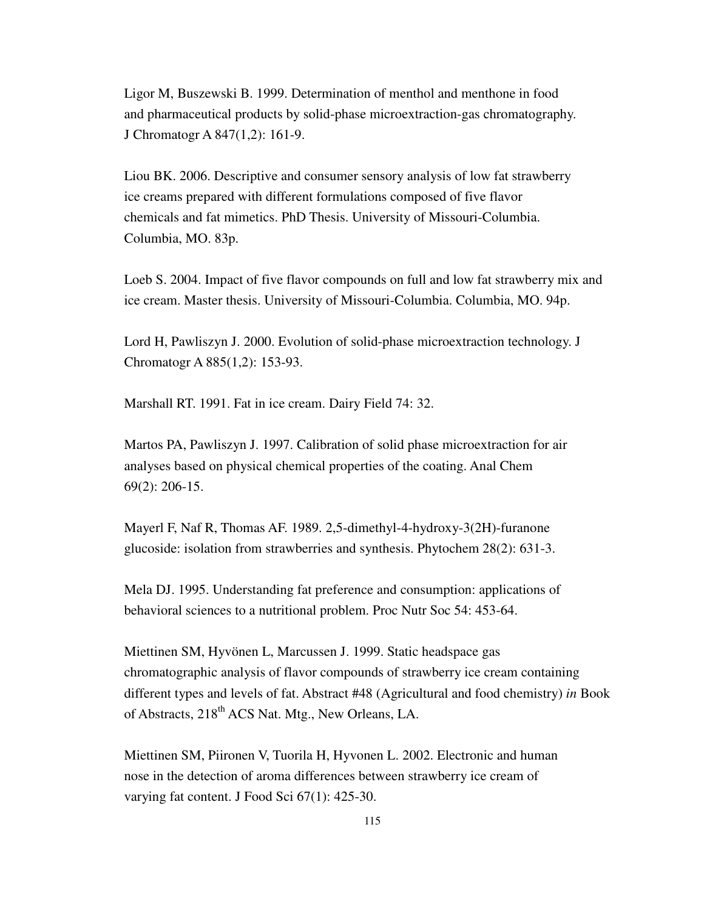Ligor M, Buszewski B. 1999. Determination of menthol and menthone in food and pharmaceutical products by solid-phase microextraction-gas chromatography. J Chromatogr A 847(1,2): 161-9.

Liou BK. 2006. Descriptive and consumer sensory analysis of low fat strawberry ice creams prepared with different formulations composed of five flavor chemicals and fat mimetics. PhD Thesis. University of Missouri-Columbia. Columbia, MO. 83p.

Loeb S. 2004. Impact of five flavor compounds on full and low fat strawberry mix and ice cream. Master thesis. University of Missouri-Columbia. Columbia, MO. 94p.

Lord H, Pawliszyn J. 2000. Evolution of solid-phase microextraction technology. J Chromatogr A 885(1,2): 153-93.

Marshall RT. 1991. Fat in ice cream. Dairy Field 74: 32.

Martos PA, Pawliszyn J. 1997. Calibration of solid phase microextraction for air analyses based on physical chemical properties of the coating. Anal Chem 69(2): 206-15.

Mayerl F, Naf R, Thomas AF. 1989. 2,5-dimethyl-4-hydroxy-3(2H)-furanone glucoside: isolation from strawberries and synthesis. Phytochem 28(2): 631-3.

Mela DJ. 1995. Understanding fat preference and consumption: applications of behavioral sciences to a nutritional problem. Proc Nutr Soc 54: 453-64.

Miettinen SM, Hyvönen L, Marcussen J. 1999. Static headspace gas chromatographic analysis of flavor compounds of strawberry ice cream containing different types and levels of fat. Abstract #48 (Agricultural and food chemistry) *in* Book of Abstracts, 218th ACS Nat. Mtg., New Orleans, LA.

Miettinen SM, Piironen V, Tuorila H, Hyvonen L. 2002. Electronic and human nose in the detection of aroma differences between strawberry ice cream of varying fat content. J Food Sci 67(1): 425-30.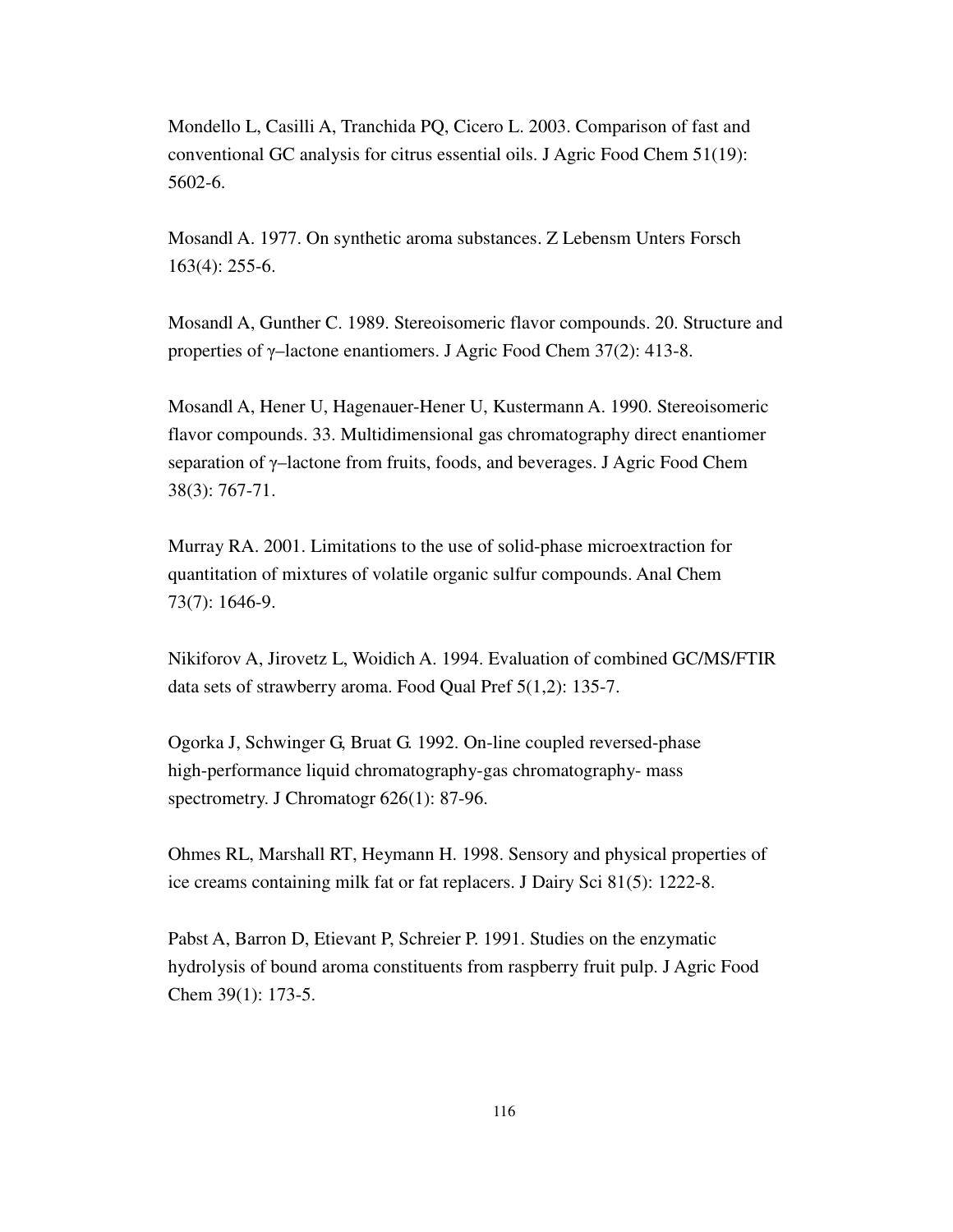Mondello L, Casilli A, Tranchida PQ, Cicero L. 2003. Comparison of fast and conventional GC analysis for citrus essential oils. J Agric Food Chem 51(19): 5602-6.

Mosandl A. 1977. On synthetic aroma substances. Z Lebensm Unters Forsch 163(4): 255-6.

Mosandl A, Gunther C. 1989. Stereoisomeric flavor compounds. 20. Structure and properties of γ–lactone enantiomers. J Agric Food Chem 37(2): 413-8.

Mosandl A, Hener U, Hagenauer-Hener U, Kustermann A. 1990. Stereoisomeric flavor compounds. 33. Multidimensional gas chromatography direct enantiomer separation of γ–lactone from fruits, foods, and beverages. J Agric Food Chem 38(3): 767-71.

Murray RA. 2001. Limitations to the use of solid-phase microextraction for quantitation of mixtures of volatile organic sulfur compounds. Anal Chem 73(7): 1646-9.

Nikiforov A, Jirovetz L, Woidich A. 1994. Evaluation of combined GC/MS/FTIR data sets of strawberry aroma. Food Qual Pref 5(1,2): 135-7.

Ogorka J, Schwinger G, Bruat G. 1992. On-line coupled reversed-phase high-performance liquid chromatography-gas chromatography- mass spectrometry. J Chromatogr 626(1): 87-96.

Ohmes RL, Marshall RT, Heymann H. 1998. Sensory and physical properties of ice creams containing milk fat or fat replacers. J Dairy Sci 81(5): 1222-8.

Pabst A, Barron D, Etievant P, Schreier P. 1991. Studies on the enzymatic hydrolysis of bound aroma constituents from raspberry fruit pulp. J Agric Food Chem 39(1): 173-5.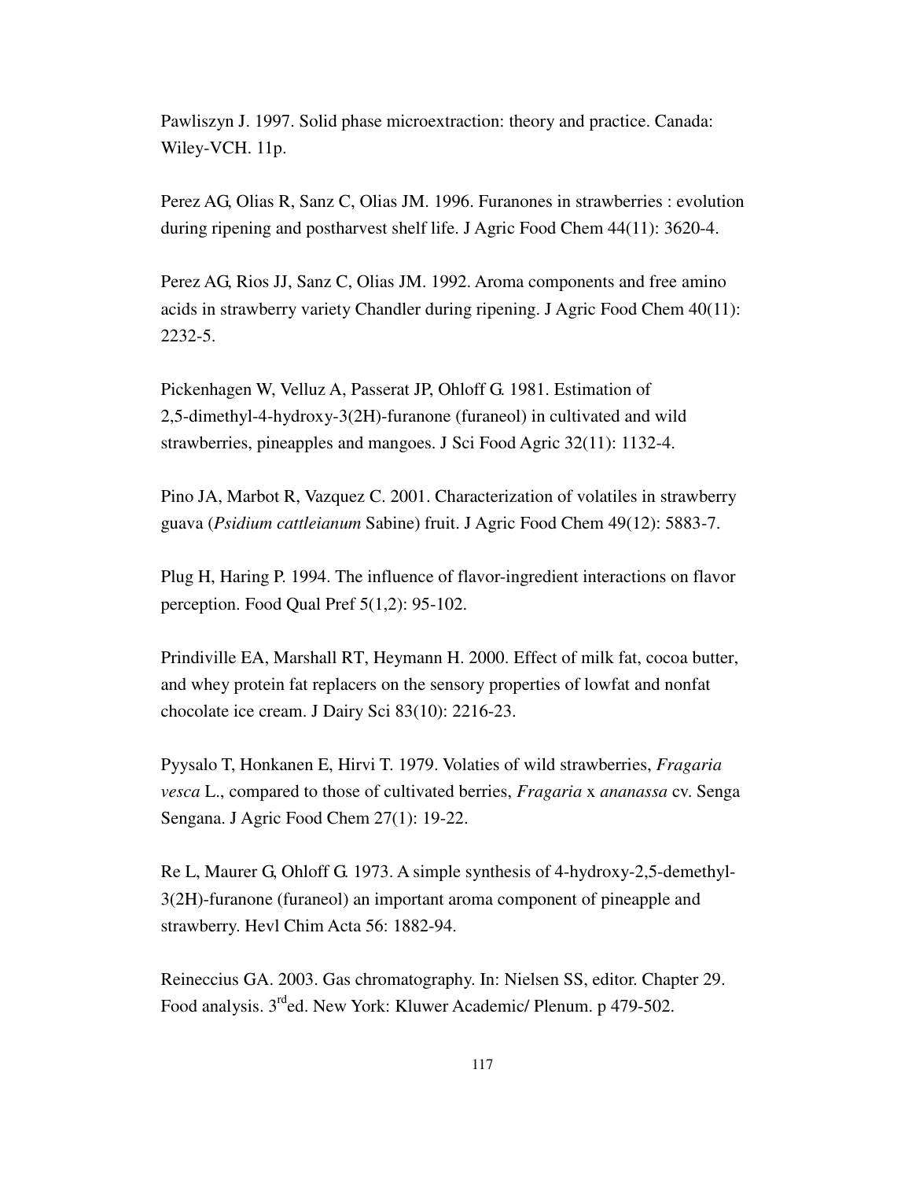Pawliszyn J. 1997. Solid phase microextraction: theory and practice. Canada: Wiley-VCH. 11p.

Perez AG, Olias R, Sanz C, Olias JM. 1996. Furanones in strawberries : evolution during ripening and postharvest shelf life. J Agric Food Chem 44(11): 3620-4.

Perez AG, Rios JJ, Sanz C, Olias JM. 1992. Aroma components and free amino acids in strawberry variety Chandler during ripening. J Agric Food Chem 40(11): 2232-5.

Pickenhagen W, Velluz A, Passerat JP, Ohloff G. 1981. Estimation of 2,5-dimethyl-4-hydroxy-3(2H)-furanone (furaneol) in cultivated and wild strawberries, pineapples and mangoes. J Sci Food Agric 32(11): 1132-4.

Pino JA, Marbot R, Vazquez C. 2001. Characterization of volatiles in strawberry guava (*Psidium cattleianum* Sabine) fruit. J Agric Food Chem 49(12): 5883-7.

Plug H, Haring P. 1994. The influence of flavor-ingredient interactions on flavor perception. Food Qual Pref 5(1,2): 95-102.

Prindiville EA, Marshall RT, Heymann H. 2000. Effect of milk fat, cocoa butter, and whey protein fat replacers on the sensory properties of lowfat and nonfat chocolate ice cream. J Dairy Sci 83(10): 2216-23.

Pyysalo T, Honkanen E, Hirvi T. 1979. Volaties of wild strawberries, *Fragaria vesca* L., compared to those of cultivated berries, *Fragaria* x *ananassa* cv. Senga Sengana. J Agric Food Chem 27(1): 19-22.

Re L, Maurer G, Ohloff G. 1973. A simple synthesis of 4-hydroxy-2,5-demethyl-3(2H)-furanone (furaneol) an important aroma component of pineapple and strawberry. Hevl Chim Acta 56: 1882-94.

Reineccius GA. 2003. Gas chromatography. In: Nielsen SS, editor. Chapter 29. Food analysis. 3rd ed. New York: Kluwer Academic/ Plenum. p 479-502.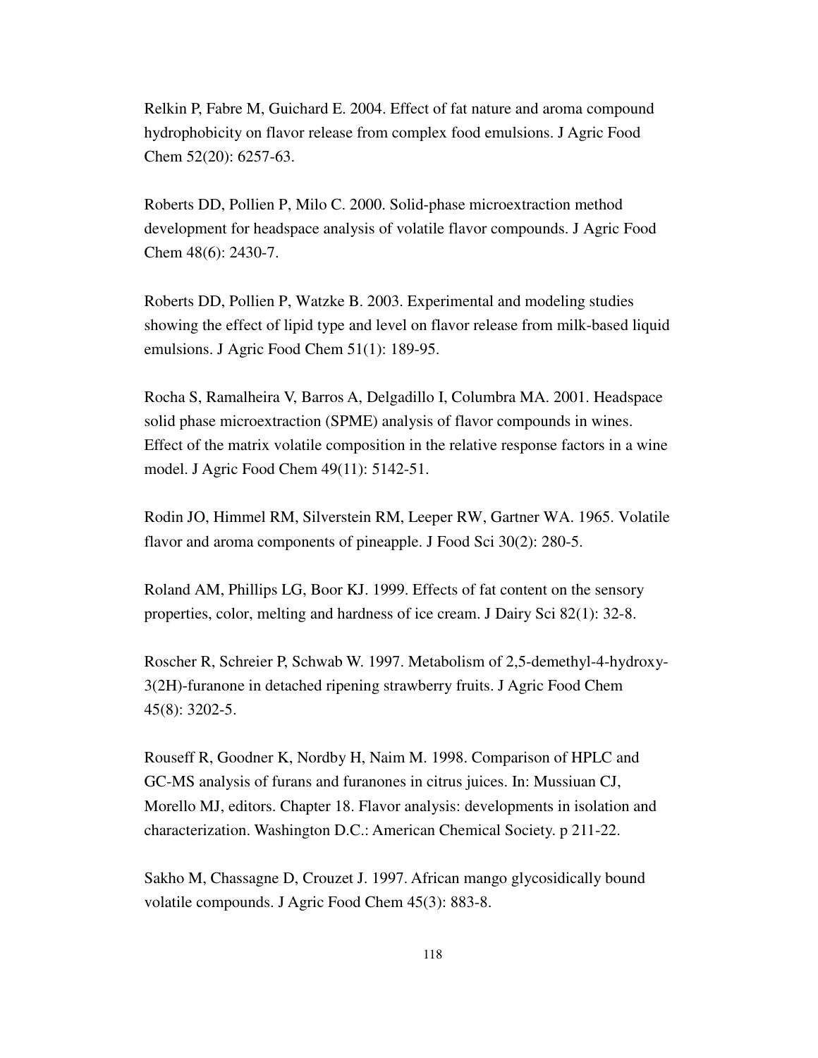Relkin P, Fabre M, Guichard E. 2004. Effect of fat nature and aroma compound hydrophobicity on flavor release from complex food emulsions. J Agric Food Chem 52(20): 6257-63.

Roberts DD, Pollien P, Milo C. 2000. Solid-phase microextraction method development for headspace analysis of volatile flavor compounds. J Agric Food Chem 48(6): 2430-7.

Roberts DD, Pollien P, Watzke B. 2003. Experimental and modeling studies showing the effect of lipid type and level on flavor release from milk-based liquid emulsions. J Agric Food Chem 51(1): 189-95.

Rocha S, Ramalheira V, Barros A, Delgadillo I, Columbra MA. 2001. Headspace solid phase microextraction (SPME) analysis of flavor compounds in wines. Effect of the matrix volatile composition in the relative response factors in a wine model. J Agric Food Chem 49(11): 5142-51.

Rodin JO, Himmel RM, Silverstein RM, Leeper RW, Gartner WA. 1965. Volatile flavor and aroma components of pineapple. J Food Sci 30(2): 280-5.

Roland AM, Phillips LG, Boor KJ. 1999. Effects of fat content on the sensory properties, color, melting and hardness of ice cream. J Dairy Sci 82(1): 32-8.

Roscher R, Schreier P, Schwab W. 1997. Metabolism of 2,5-demethyl-4-hydroxy-3(2H)-furanone in detached ripening strawberry fruits. J Agric Food Chem 45(8): 3202-5.

Rouseff R, Goodner K, Nordby H, Naim M. 1998. Comparison of HPLC and GC-MS analysis of furans and furanones in citrus juices. In: Mussiuan CJ, Morello MJ, editors. Chapter 18. Flavor analysis: developments in isolation and characterization. Washington D.C.: American Chemical Society. p 211-22.

Sakho M, Chassagne D, Crouzet J. 1997. African mango glycosidically bound volatile compounds. J Agric Food Chem 45(3): 883-8.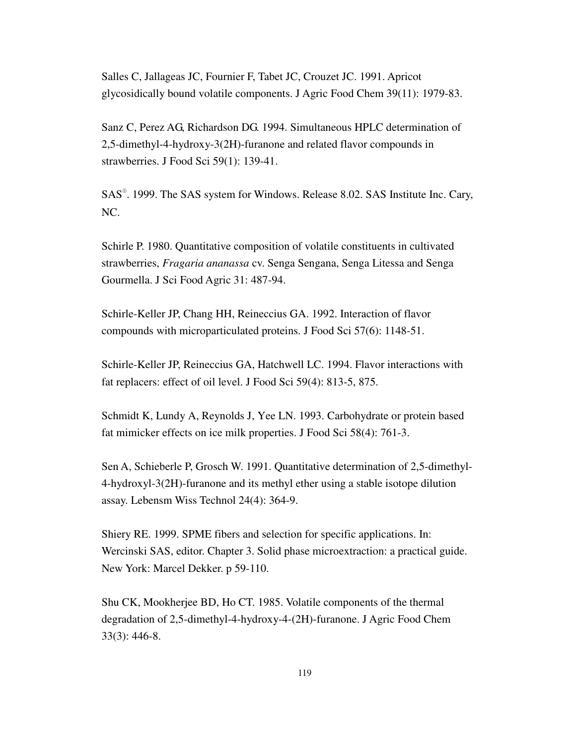Salles C, Jallageas JC, Fournier F, Tabet JC, Crouzet JC. 1991. Apricot glycosidically bound volatile components. J Agric Food Chem 39(11): 1979-83.

Sanz C, Perez AG, Richardson DG. 1994. Simultaneous HPLC determination of 2,5-dimethyl-4-hydroxy-3(2H)-furanone and related flavor compounds in strawberries. J Food Sci 59(1): 139-41.

SAS®. 1999. The SAS system for Windows. Release 8.02. SAS Institute Inc. Cary, NC.

Schirle P. 1980. Quantitative composition of volatile constituents in cultivated strawberries, *Fragaria ananassa* cv. Senga Sengana, Senga Litessa and Senga Gourmella. J Sci Food Agric 31: 487-94.

Schirle-Keller JP, Chang HH, Reineccius GA. 1992. Interaction of flavor compounds with microparticulated proteins. J Food Sci 57(6): 1148-51.

Schirle-Keller JP, Reineccius GA, Hatchwell LC. 1994. Flavor interactions with fat replacers: effect of oil level. J Food Sci 59(4): 813-5, 875.

Schmidt K, Lundy A, Reynolds J, Yee LN. 1993. Carbohydrate or protein based fat mimicker effects on ice milk properties. J Food Sci 58(4): 761-3.

Sen A, Schieberle P, Grosch W. 1991. Quantitative determination of 2,5-dimethyl-4-hydroxyl-3(2H)-furanone and its methyl ether using a stable isotope dilution assay. Lebensm Wiss Technol 24(4): 364-9.

Shiery RE. 1999. SPME fibers and selection for specific applications. In: Wercinski SAS, editor. Chapter 3. Solid phase microextraction: a practical guide. New York: Marcel Dekker. p 59-110.

Shu CK, Mookherjee BD, Ho CT. 1985. Volatile components of the thermal degradation of 2,5-dimethyl-4-hydroxy-4-(2H)-furanone. J Agric Food Chem 33(3): 446-8.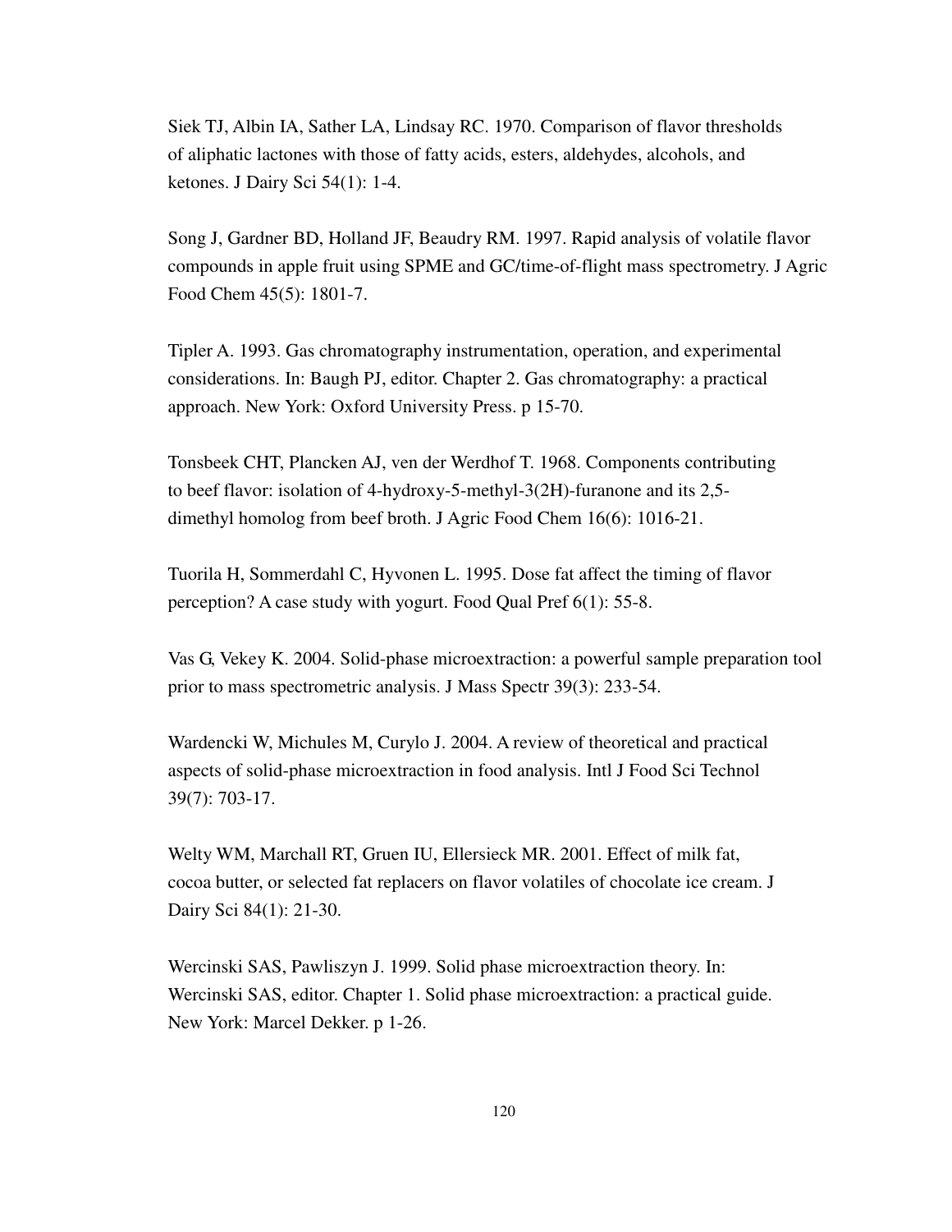Siek TJ, Albin IA, Sather LA, Lindsay RC. 1970. Comparison of flavor thresholds of aliphatic lactones with those of fatty acids, esters, aldehydes, alcohols, and ketones. J Dairy Sci 54(1): 1-4.

Song J, Gardner BD, Holland JF, Beaudry RM. 1997. Rapid analysis of volatile flavor compounds in apple fruit using SPME and GC/time-of-flight mass spectrometry. J Agric Food Chem 45(5): 1801-7.

Tipler A. 1993. Gas chromatography instrumentation, operation, and experimental considerations. In: Baugh PJ, editor. Chapter 2. Gas chromatography: a practical approach. New York: Oxford University Press. p 15-70.

Tonsbeek CHT, Plancken AJ, ven der Werdhof T. 1968. Components contributing to beef flavor: isolation of 4-hydroxy-5-methyl-3(2H)-furanone and its 2,5-dimethyl homolog from beef broth. J Agric Food Chem 16(6): 1016-21.

Tuorila H, Sommerdahl C, Hyvonen L. 1995. Dose fat affect the timing of flavor perception? A case study with yogurt. Food Qual Pref 6(1): 55-8.

Vas G, Vekey K. 2004. Solid-phase microextraction: a powerful sample preparation tool prior to mass spectrometric analysis. J Mass Spectr 39(3): 233-54.

Wardencki W, Michules M, Curylo J. 2004. A review of theoretical and practical aspects of solid-phase microextraction in food analysis. Intl J Food Sci Technol 39(7): 703-17.

Welty WM, Marchall RT, Gruen IU, Ellersieck MR. 2001. Effect of milk fat, cocoa butter, or selected fat replacers on flavor volatiles of chocolate ice cream. J Dairy Sci 84(1): 21-30.

Wercinski SAS, Pawliszyn J. 1999. Solid phase microextraction theory. In: Wercinski SAS, editor. Chapter 1. Solid phase microextraction: a practical guide. New York: Marcel Dekker. p 1-26.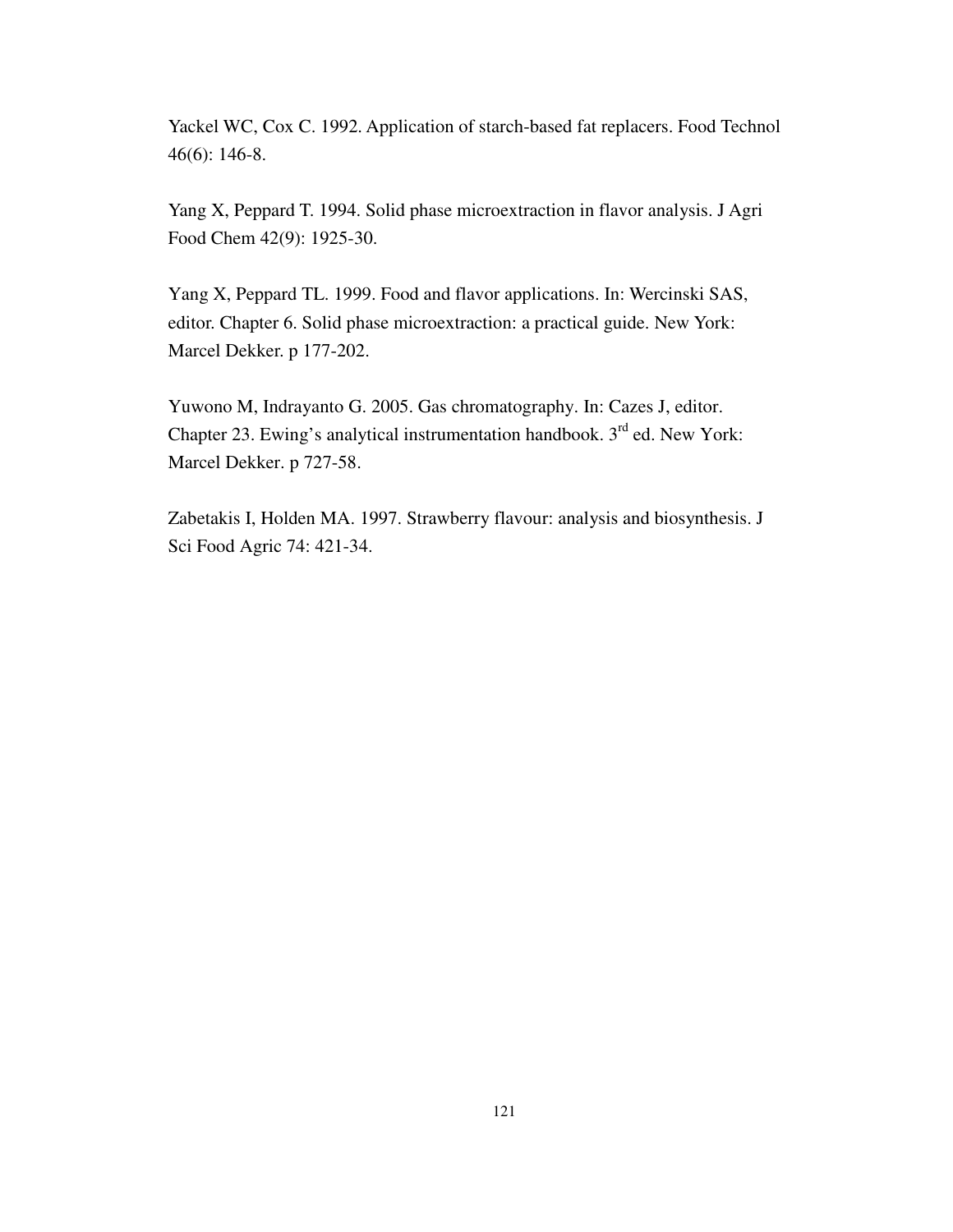Yackel WC, Cox C. 1992. Application of starch-based fat replacers. Food Technol 46(6): 146-8.

Yang X, Peppard T. 1994. Solid phase microextraction in flavor analysis. J Agri Food Chem 42(9): 1925-30.

Yang X, Peppard TL. 1999. Food and flavor applications. In: Wercinski SAS, editor. Chapter 6. Solid phase microextraction: a practical guide. New York: Marcel Dekker. p 177-202.

Yuwono M, Indrayanto G. 2005. Gas chromatography. In: Cazes J, editor. Chapter 23. Ewing's analytical instrumentation handbook. 3rd ed. New York: Marcel Dekker. p 727-58.

Zabetakis I, Holden MA. 1997. Strawberry flavour: analysis and biosynthesis. J Sci Food Agric 74: 421-34.